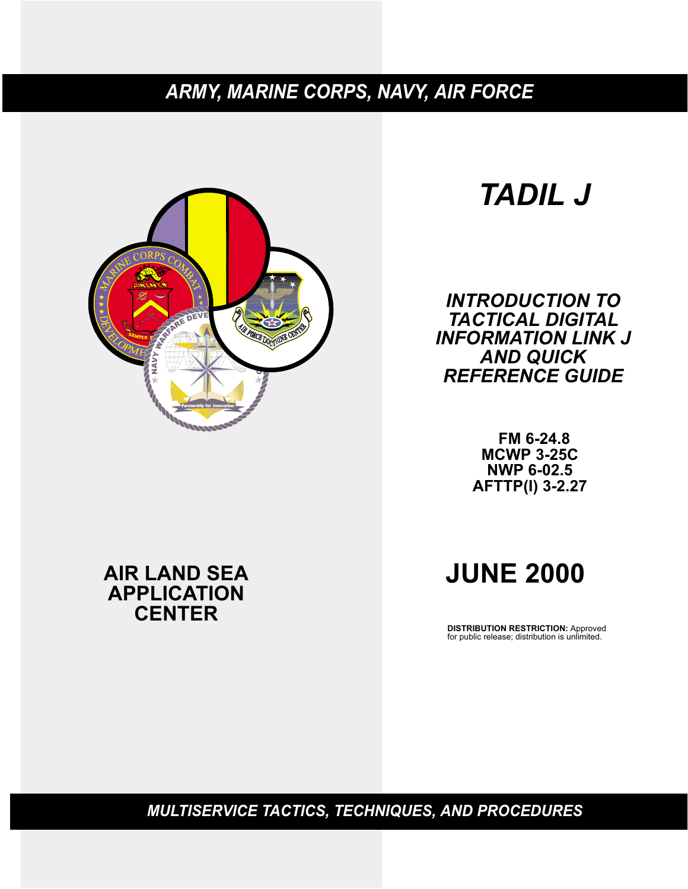*ARMY, MARINE CORPS, NAVY, AIR FORCE*

# *TADIL J*

## *INTRODUCTION TO TACTICAL DIGITAL INFORMATION LINK J AND QUICK REFERENCE GUIDE*

**FM 6-24.8**
**MCWP 3-25C**
**NWP 6-02.5**
**AFTTP(I) 3-2.27**

**AIR LAND SEA APPLICATION CENTER**

**JUNE 2000**

**DISTRIBUTION RESTRICTION:** Approved for public release; distribution is unlimited.

*MULTISERVICE TACTICS, TECHNIQUES, AND PROCEDURES*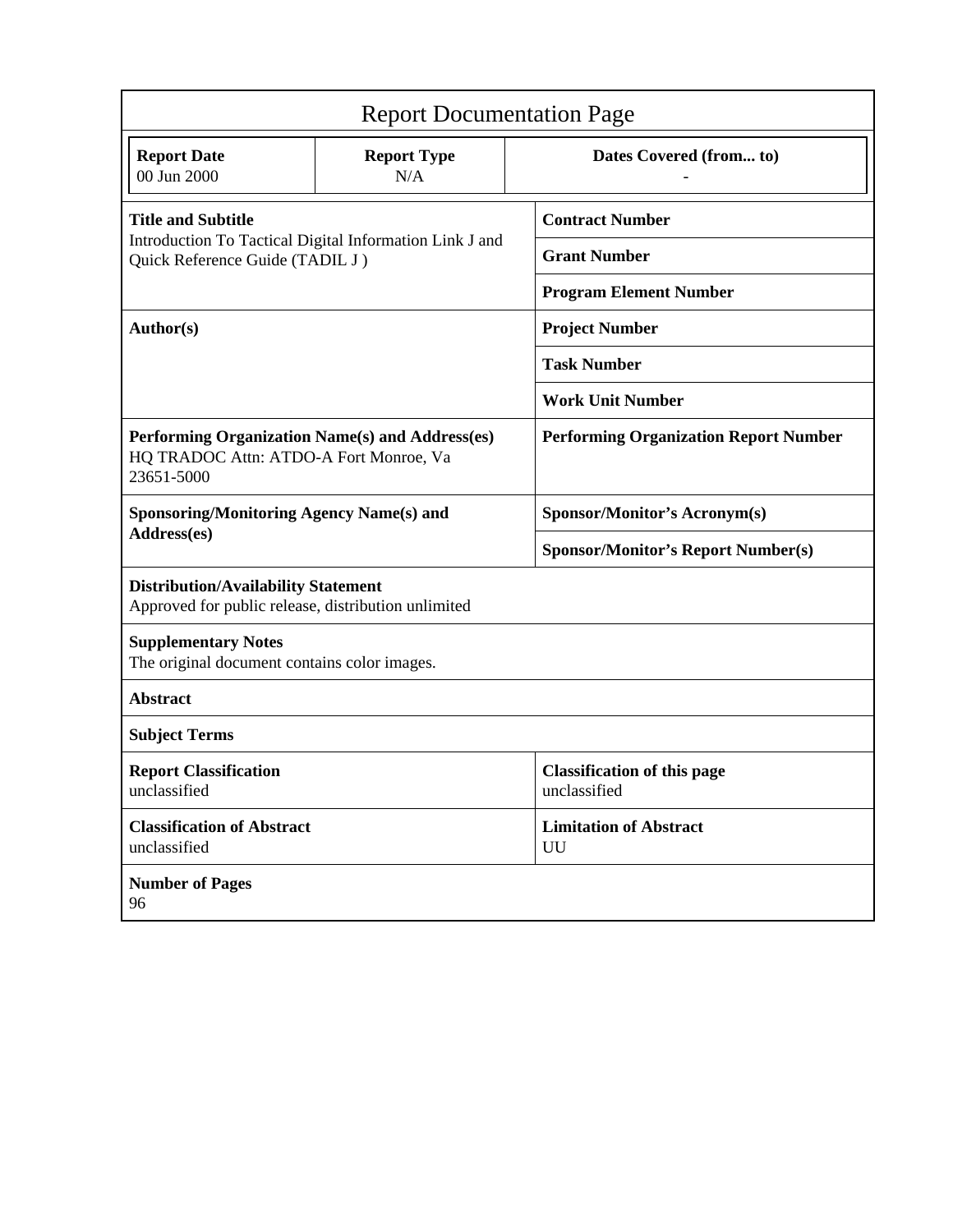# Report Documentation Page

| Report Date | Report Type | Dates Covered (from... to) |
|---|---|---|
| 00 Jun 2000 | N/A | - |

| | |
|---|---|
| **Title and Subtitle**<br>Introduction To Tactical Digital Information Link J and Quick Reference Guide (TADIL J ) | **Contract Number** |
| | **Grant Number** |
| | **Program Element Number** |
| **Author(s)** | **Project Number** |
| | **Task Number** |
| | **Work Unit Number** |
| **Performing Organization Name(s) and Address(es)**<br>HQ TRADOC Attn: ATDO-A Fort Monroe, Va 23651-5000 | **Performing Organization Report Number** |
| **Sponsoring/Monitoring Agency Name(s) and Address(es)** | **Sponsor/Monitor's Acronym(s)** |
| | **Sponsor/Monitor's Report Number(s)** |
| **Distribution/Availability Statement**<br>Approved for public release, distribution unlimited | |
| **Supplementary Notes**<br>The original document contains color images. | |
| **Abstract** | |
| **Subject Terms** | |
| **Report Classification**<br>unclassified | **Classification of this page**<br>unclassified |
| **Classification of Abstract**<br>unclassified | **Limitation of Abstract**<br>UU |
| **Number of Pages**<br>96 | |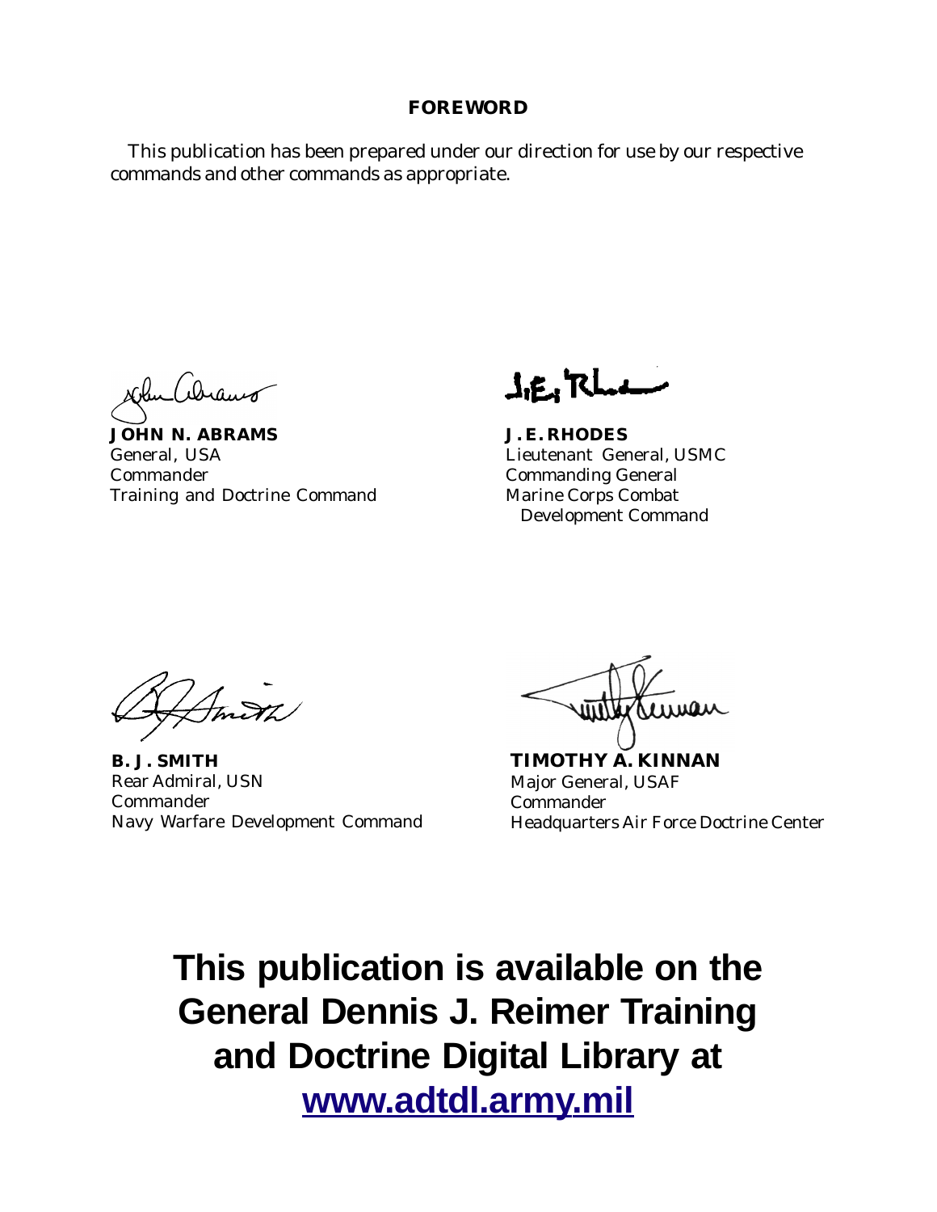## FOREWORD

This publication has been prepared under our direction for use by our respective commands and other commands as appropriate.

**JOHN N. ABRAMS**
General, USA
Commander
Training and Doctrine Command

**J. E. RHODES**
Lieutenant General, USMC
Commanding General
Marine Corps Combat Development Command

**B. J. SMITH**
Rear Admiral, USN
Commander
Navy Warfare Development Command

**TIMOTHY A. KINNAN**
Major General, USAF
Commander
Headquarters Air Force Doctrine Center

**This publication is available on the General Dennis J. Reimer Training and Doctrine Digital Library at www.adtdl.army.mil**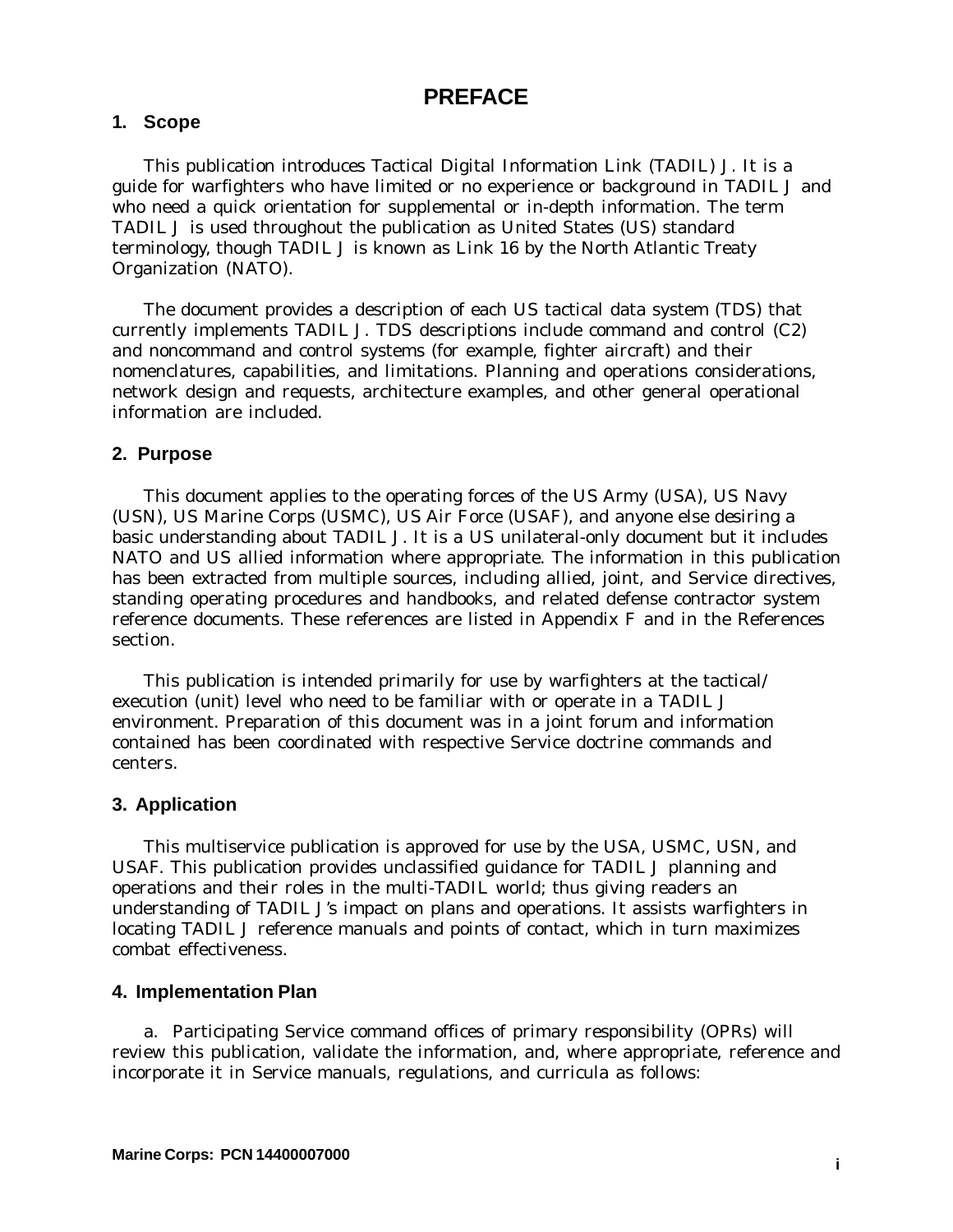# PREFACE

## 1. Scope

This publication introduces Tactical Digital Information Link (TADIL) J. It is a guide for warfighters who have limited or no experience or background in TADIL J and who need a quick orientation for supplemental or in-depth information. The term TADIL J is used throughout the publication as United States (US) standard terminology, though TADIL J is known as Link 16 by the North Atlantic Treaty Organization (NATO).

The document provides a description of each US tactical data system (TDS) that currently implements TADIL J. TDS descriptions include command and control (C2) and noncommand and control systems (for example, fighter aircraft) and their nomenclatures, capabilities, and limitations. Planning and operations considerations, network design and requests, architecture examples, and other general operational information are included.

## 2. Purpose

This document applies to the operating forces of the US Army (USA), US Navy (USN), US Marine Corps (USMC), US Air Force (USAF), and anyone else desiring a basic understanding about TADIL J. It is a US unilateral-only document but it includes NATO and US allied information where appropriate. The information in this publication has been extracted from multiple sources, including allied, joint, and Service directives, standing operating procedures and handbooks, and related defense contractor system reference documents. These references are listed in Appendix F and in the References section.

This publication is intended primarily for use by warfighters at the tactical/ execution (unit) level who need to be familiar with or operate in a TADIL J environment. Preparation of this document was in a joint forum and information contained has been coordinated with respective Service doctrine commands and centers.

## 3. Application

This multiservice publication is approved for use by the USA, USMC, USN, and USAF. This publication provides unclassified guidance for TADIL J planning and operations and their roles in the multi-TADIL world; thus giving readers an understanding of TADIL J's impact on plans and operations. It assists warfighters in locating TADIL J reference manuals and points of contact, which in turn maximizes combat effectiveness.

## 4. Implementation Plan

a. Participating Service command offices of primary responsibility (OPRs) will review this publication, validate the information, and, where appropriate, reference and incorporate it in Service manuals, regulations, and curricula as follows:

Marine Corps: PCN 14400007000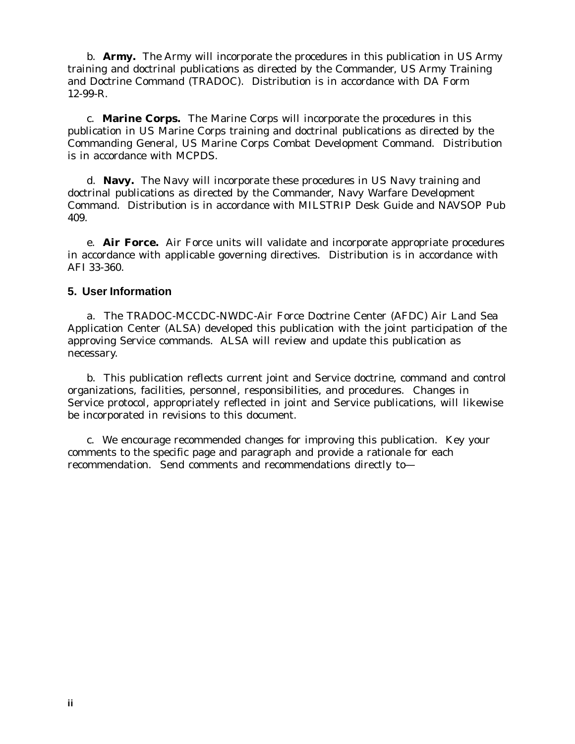b. **Army.** The Army will incorporate the procedures in this publication in US Army training and doctrinal publications as directed by the Commander, US Army Training and Doctrine Command (TRADOC). Distribution is in accordance with DA Form 12-99-R.

c. **Marine Corps.** The Marine Corps will incorporate the procedures in this publication in US Marine Corps training and doctrinal publications as directed by the Commanding General, US Marine Corps Combat Development Command. Distribution is in accordance with MCPDS.

d. **Navy.** The Navy will incorporate these procedures in US Navy training and doctrinal publications as directed by the Commander, Navy Warfare Development Command. Distribution is in accordance with MILSTRIP Desk Guide and NAVSOP Pub 409.

e. **Air Force.** Air Force units will validate and incorporate appropriate procedures in accordance with applicable governing directives. Distribution is in accordance with AFI 33-360.

## 5. User Information

a. The TRADOC-MCCDC-NWDC-Air Force Doctrine Center (AFDC) Air Land Sea Application Center (ALSA) developed this publication with the joint participation of the approving Service commands. ALSA will review and update this publication as necessary.

b. This publication reflects current joint and Service doctrine, command and control organizations, facilities, personnel, responsibilities, and procedures. Changes in Service protocol, appropriately reflected in joint and Service publications, will likewise be incorporated in revisions to this document.

c. We encourage recommended changes for improving this publication. Key your comments to the specific page and paragraph and provide a rationale for each recommendation. Send comments and recommendations directly to—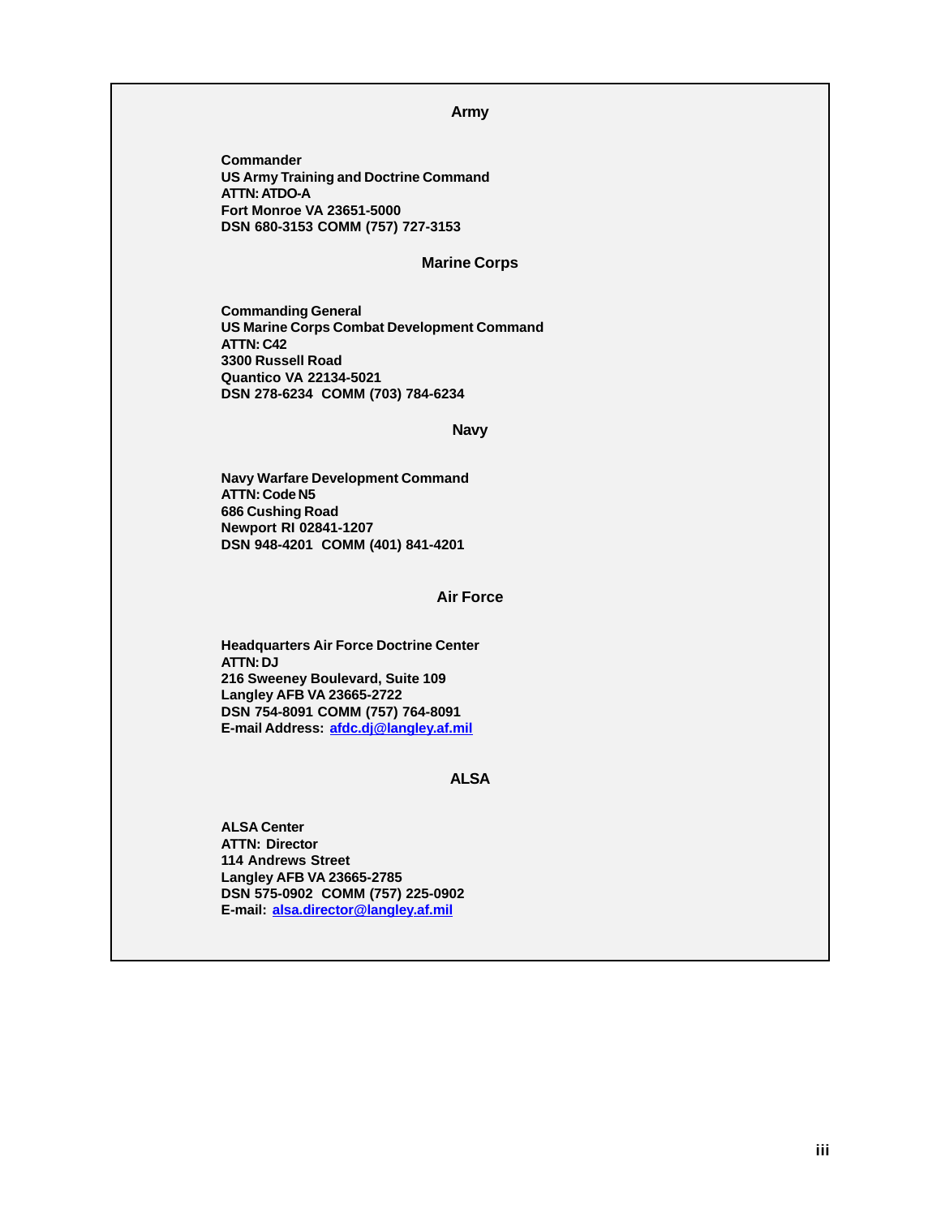## Army

**Commander**
**US Army Training and Doctrine Command**
**ATTN: ATDO-A**
**Fort Monroe VA 23651-5000**
**DSN 680-3153 COMM (757) 727-3153**

## Marine Corps

**Commanding General**
**US Marine Corps Combat Development Command**
**ATTN: C42**
**3300 Russell Road**
**Quantico VA 22134-5021**
**DSN 278-6234 COMM (703) 784-6234**

## Navy

**Navy Warfare Development Command**
**ATTN: Code N5**
**686 Cushing Road**
**Newport RI 02841-1207**
**DSN 948-4201 COMM (401) 841-4201**

## Air Force

**Headquarters Air Force Doctrine Center**
**ATTN: DJ**
**216 Sweeney Boulevard, Suite 109**
**Langley AFB VA 23665-2722**
**DSN 754-8091 COMM (757) 764-8091**
**E-mail Address: afdc.dj@langley.af.mil**

## ALSA

**ALSA Center**
**ATTN: Director**
**114 Andrews Street**
**Langley AFB VA 23665-2785**
**DSN 575-0902 COMM (757) 225-0902**
**E-mail: alsa.director@langley.af.mil**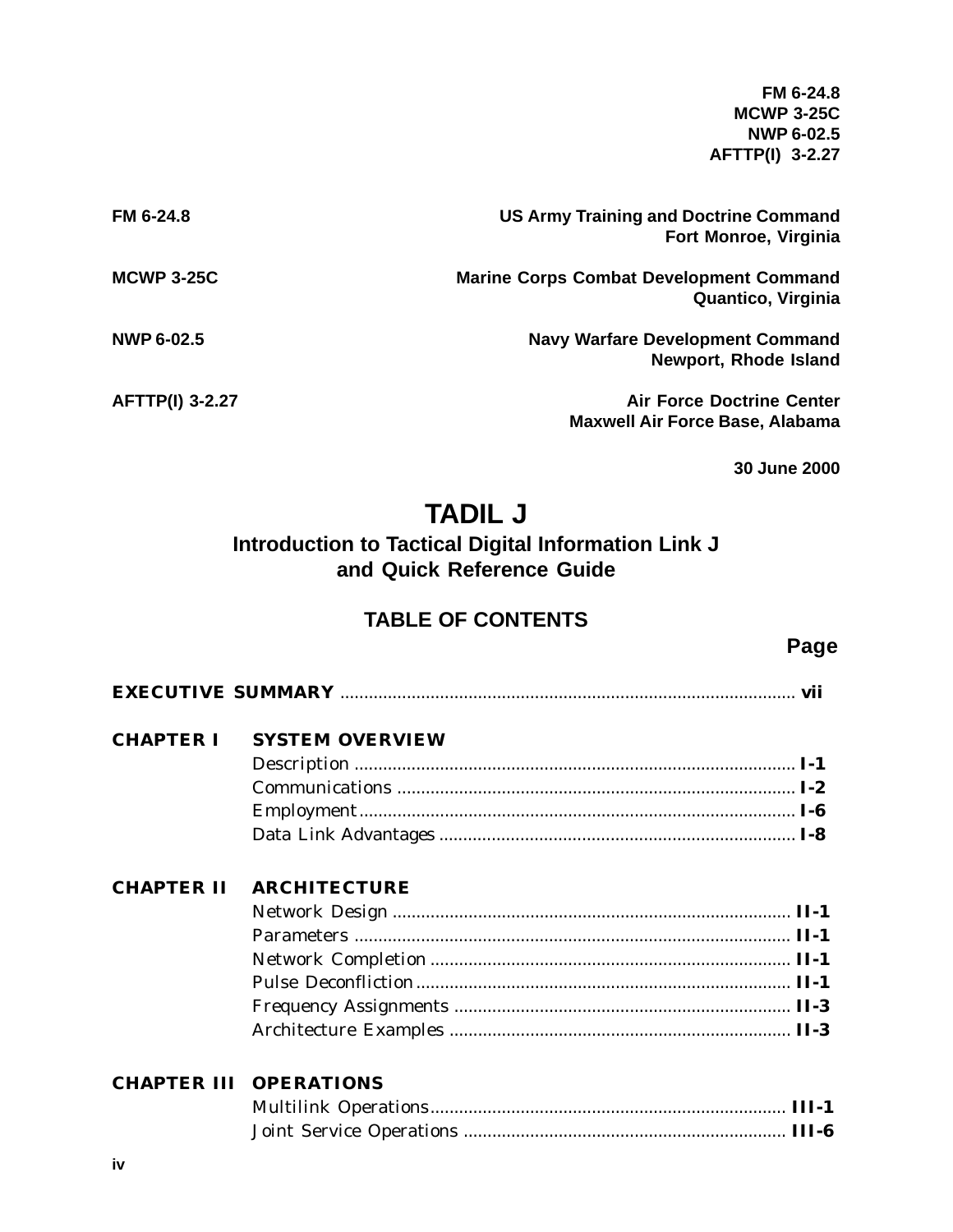FM 6-24.8
MCWP 3-25C
NWP 6-02.5
AFTTP(I) 3-2.27

| | |
|---|---|
| **FM 6-24.8** | **US Army Training and Doctrine Command**<br>**Fort Monroe, Virginia** |
| **MCWP 3-25C** | **Marine Corps Combat Development Command**<br>**Quantico, Virginia** |
| **NWP 6-02.5** | **Navy Warfare Development Command**<br>**Newport, Rhode Island** |
| **AFTTP(I) 3-2.27** | **Air Force Doctrine Center**<br>**Maxwell Air Force Base, Alabama** |

**30 June 2000**

# TADIL J

## Introduction to Tactical Digital Information Link J and Quick Reference Guide

## TABLE OF CONTENTS

| | | Page |
|---|---|---|
| **EXECUTIVE SUMMARY** | | **vii** |
| **CHAPTER I** | **SYSTEM OVERVIEW** | |
| | Description | **I-1** |
| | Communications | **I-2** |
| | Employment | **I-6** |
| | Data Link Advantages | **I-8** |
| **CHAPTER II** | **ARCHITECTURE** | |
| | Network Design | **II-1** |
| | Parameters | **II-1** |
| | Network Completion | **II-1** |
| | Pulse Deconfliction | **II-1** |
| | Frequency Assignments | **II-3** |
| | Architecture Examples | **II-3** |
| **CHAPTER III** | **OPERATIONS** | |
| | Multilink Operations | **III-1** |
| | Joint Service Operations | **III-6** |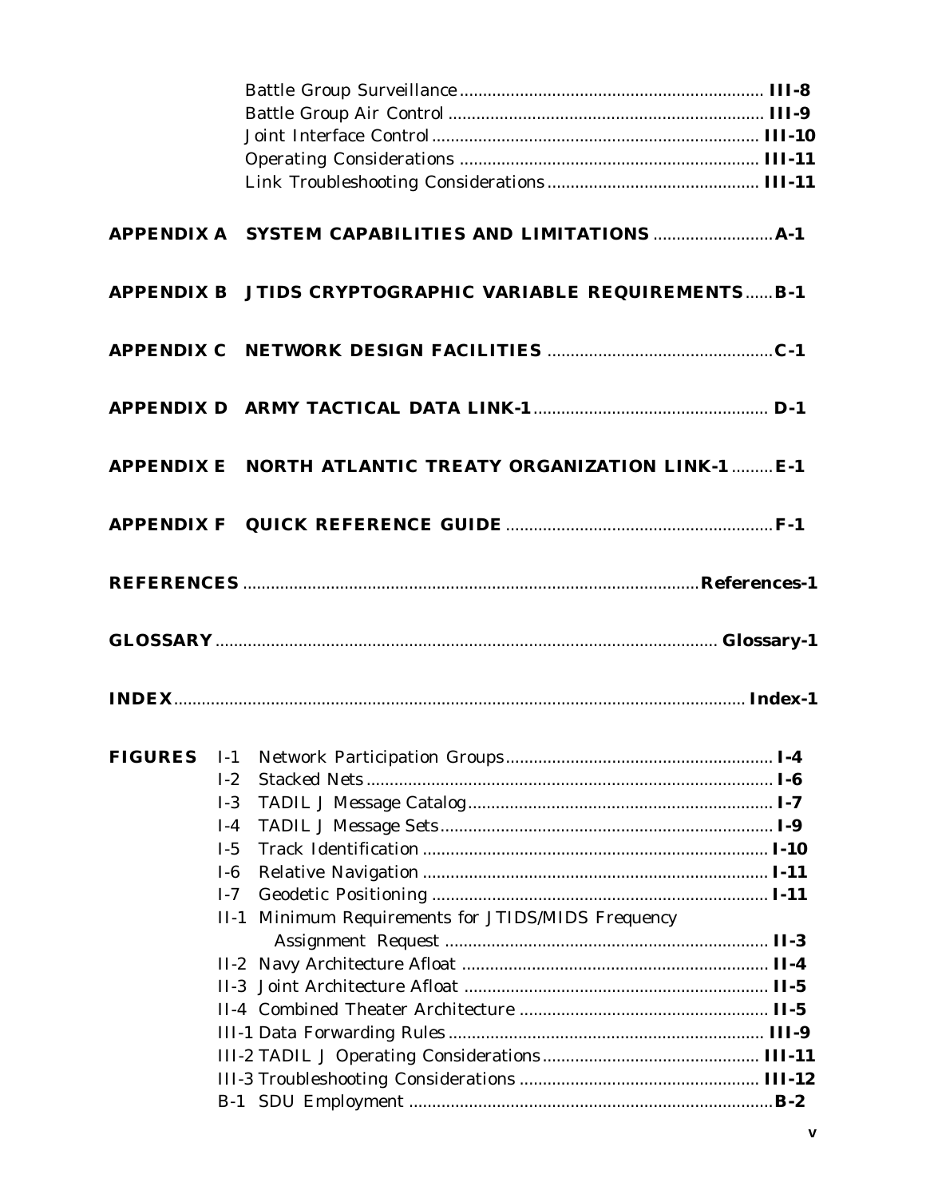Battle Group Surveillance ................................................................. **III-8**
Battle Group Air Control ................................................................... **III-9**
Joint Interface Control ...................................................................... **III-10**
Operating Considerations ................................................................ **III-11**
Link Troubleshooting Considerations ............................................. **III-11**

**APPENDIX A SYSTEM CAPABILITIES AND LIMITATIONS .......................... A-1**

**APPENDIX B JTIDS CRYPTOGRAPHIC VARIABLE REQUIREMENTS ...... B-1**

**APPENDIX C NETWORK DESIGN FACILITIES ................................................ C-1**

**APPENDIX D ARMY TACTICAL DATA LINK-1 .................................................. D-1**

**APPENDIX E NORTH ATLANTIC TREATY ORGANIZATION LINK-1 ......... E-1**

**APPENDIX F QUICK REFERENCE GUIDE ......................................................... F-1**

**REFERENCES ................................................................................................ References-1**

**GLOSSARY ........................................................................................................ Glossary-1**

**INDEX ..................................................................................................................... Index-1**

**FIGURES**

I-1 Network Participation Groups ......................................................... **I-4**
I-2 Stacked Nets ....................................................................................... **I-6**
I-3 TADIL J Message Catalog ................................................................. **I-7**
I-4 TADIL J Message Sets ....................................................................... **I-9**
I-5 Track Identification .......................................................................... **I-10**
I-6 Relative Navigation .......................................................................... **I-11**
I-7 Geodetic Positioning ........................................................................ **I-11**
II-1 Minimum Requirements for JTIDS/MIDS Frequency Assignment Request ..................................................................... **II-3**
II-2 Navy Architecture Afloat ................................................................. **II-4**
II-3 Joint Architecture Afloat ................................................................. **II-5**
II-4 Combined Theater Architecture ..................................................... **II-5**
III-1 Data Forwarding Rules ................................................................... **III-9**
III-2 TADIL J Operating Considerations .............................................. **III-11**
III-3 Troubleshooting Considerations ................................................... **III-12**
B-1 SDU Employment .............................................................................. **B-2**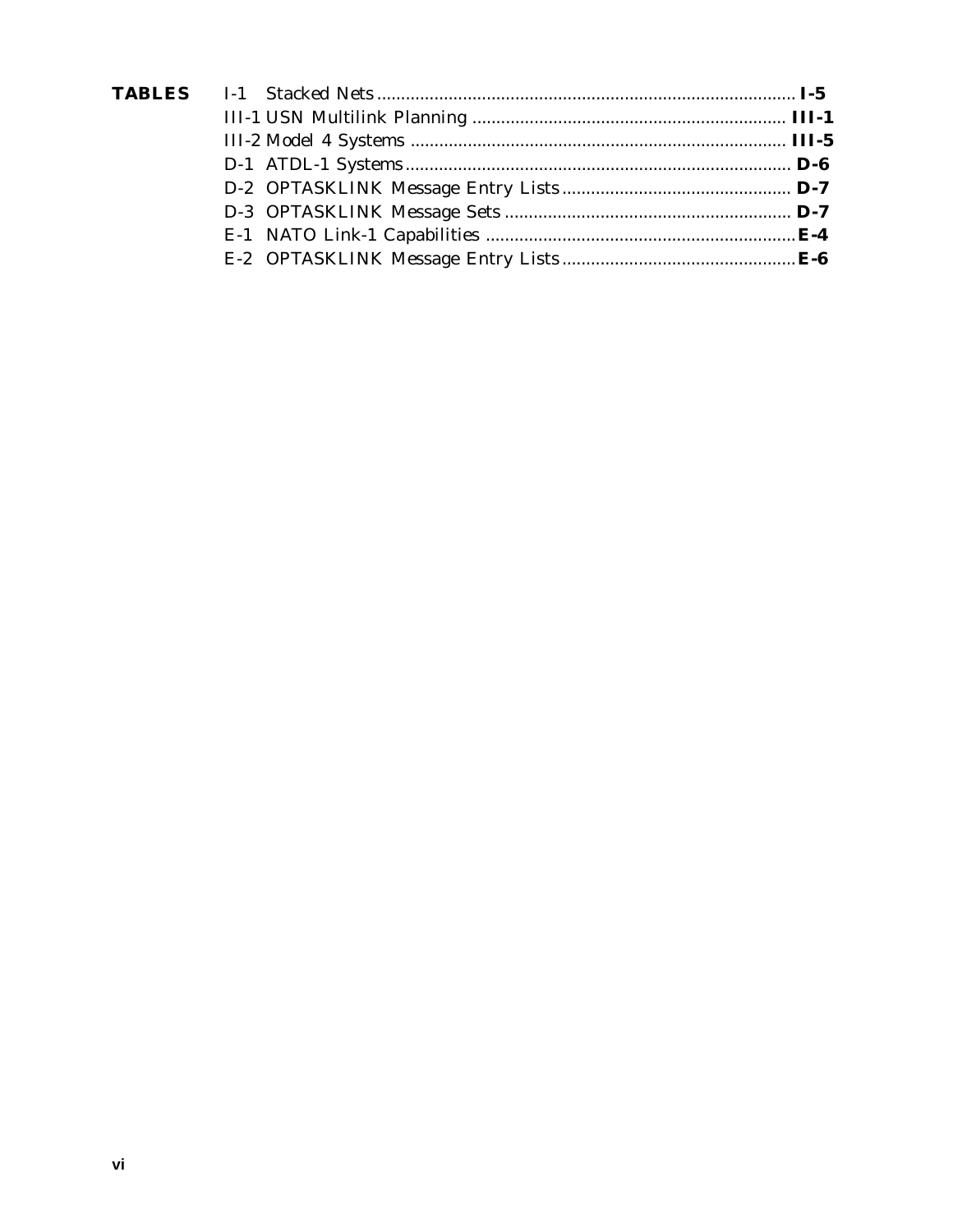**TABLES**

I-1 Stacked Nets .......... **I-5**
III-1 USN Multilink Planning .......... **III-1**
III-2 Model 4 Systems .......... **III-5**
D-1 ATDL-1 Systems .......... **D-6**
D-2 OPTASKLINK Message Entry Lists .......... **D-7**
D-3 OPTASKLINK Message Sets .......... **D-7**
E-1 NATO Link-1 Capabilities .......... **E-4**
E-2 OPTASKLINK Message Entry Lists .......... **E-6**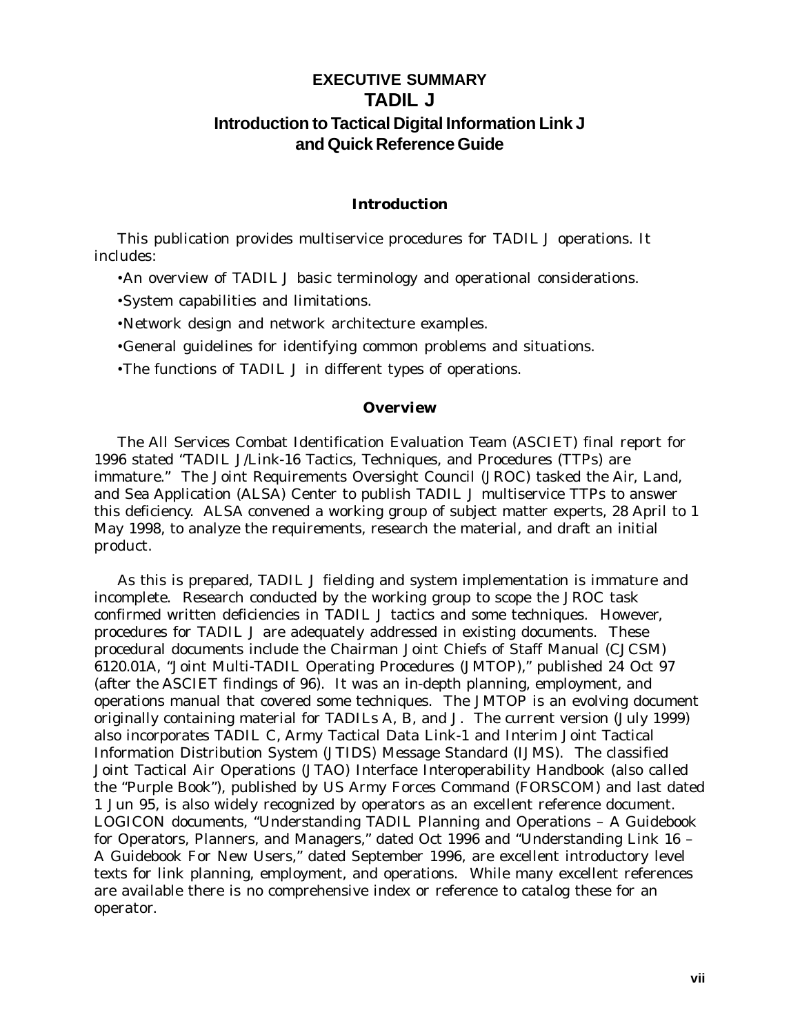# EXECUTIVE SUMMARY
# TADIL J
## Introduction to Tactical Digital Information Link J and Quick Reference Guide

### Introduction

This publication provides multiservice procedures for TADIL J operations. It includes:

- An overview of TADIL J basic terminology and operational considerations.
- System capabilities and limitations.
- Network design and network architecture examples.
- General guidelines for identifying common problems and situations.
- The functions of TADIL J in different types of operations.

### Overview

The All Services Combat Identification Evaluation Team (ASCIET) final report for 1996 stated "TADIL J/Link-16 Tactics, Techniques, and Procedures (TTPs) are immature." The Joint Requirements Oversight Council (JROC) tasked the Air, Land, and Sea Application (ALSA) Center to publish TADIL J multiservice TTPs to answer this deficiency. ALSA convened a working group of subject matter experts, 28 April to 1 May 1998, to analyze the requirements, research the material, and draft an initial product.

As this is prepared, TADIL J fielding and system implementation is immature and incomplete. Research conducted by the working group to scope the JROC task confirmed written deficiencies in TADIL J tactics and some techniques. However, procedures for TADIL J are adequately addressed in existing documents. These procedural documents include the Chairman Joint Chiefs of Staff Manual (CJCSM) 6120.01A, "Joint Multi-TADIL Operating Procedures (JMTOP)," published 24 Oct 97 (after the ASCIET findings of 96). It was an in-depth planning, employment, and operations manual that covered some techniques. The JMTOP is an evolving document originally containing material for TADILs A, B, and J. The current version (July 1999) also incorporates TADIL C, Army Tactical Data Link-1 and Interim Joint Tactical Information Distribution System (JTIDS) Message Standard (IJMS). The classified Joint Tactical Air Operations (JTAO) Interface Interoperability Handbook (also called the "Purple Book"), published by US Army Forces Command (FORSCOM) and last dated 1 Jun 95, is also widely recognized by operators as an excellent reference document. LOGICON documents, "Understanding TADIL Planning and Operations – A Guidebook for Operators, Planners, and Managers," dated Oct 1996 and "Understanding Link 16 – A Guidebook For New Users," dated September 1996, are excellent introductory level texts for link planning, employment, and operations. While many excellent references are available there is no comprehensive index or reference to catalog these for an operator.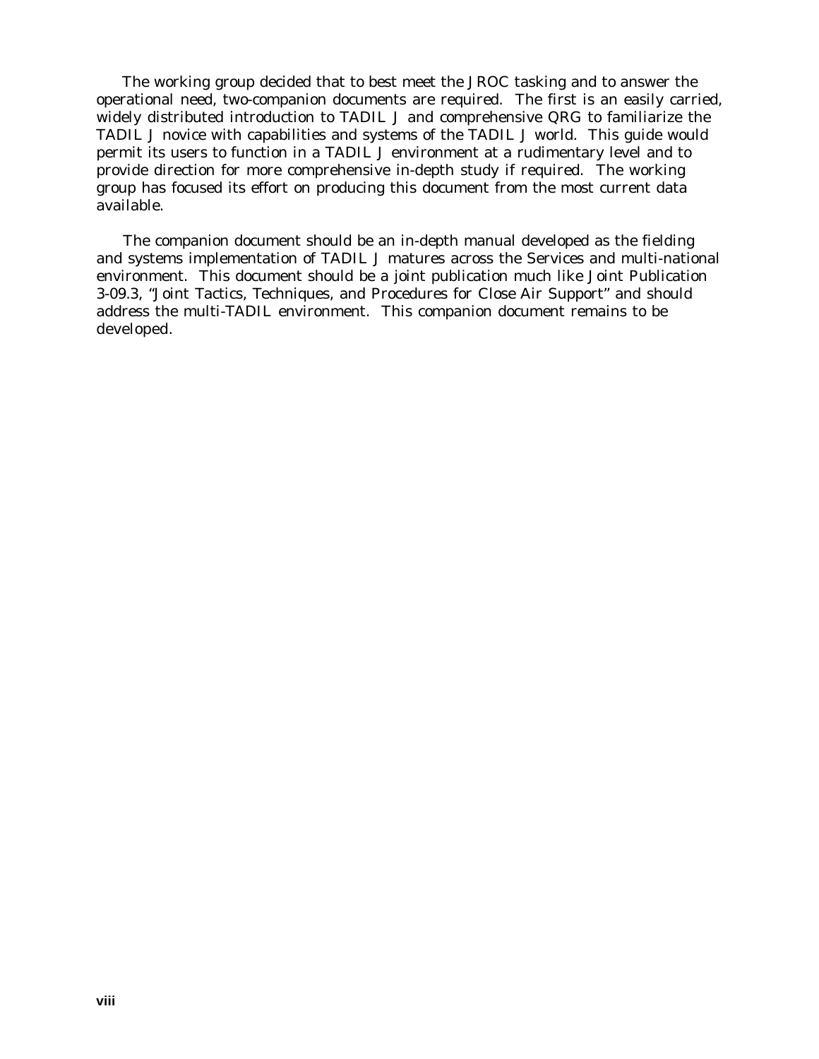The working group decided that to best meet the JROC tasking and to answer the operational need, two-companion documents are required. The first is an easily carried, widely distributed introduction to TADIL J and comprehensive QRG to familiarize the TADIL J novice with capabilities and systems of the TADIL J world. This guide would permit its users to function in a TADIL J environment at a rudimentary level and to provide direction for more comprehensive in-depth study if required. The working group has focused its effort on producing this document from the most current data available.

The companion document should be an in-depth manual developed as the fielding and systems implementation of TADIL J matures across the Services and multi-national environment. This document should be a joint publication much like Joint Publication 3-09.3, "Joint Tactics, Techniques, and Procedures for Close Air Support" and should address the multi-TADIL environment. This companion document remains to be developed.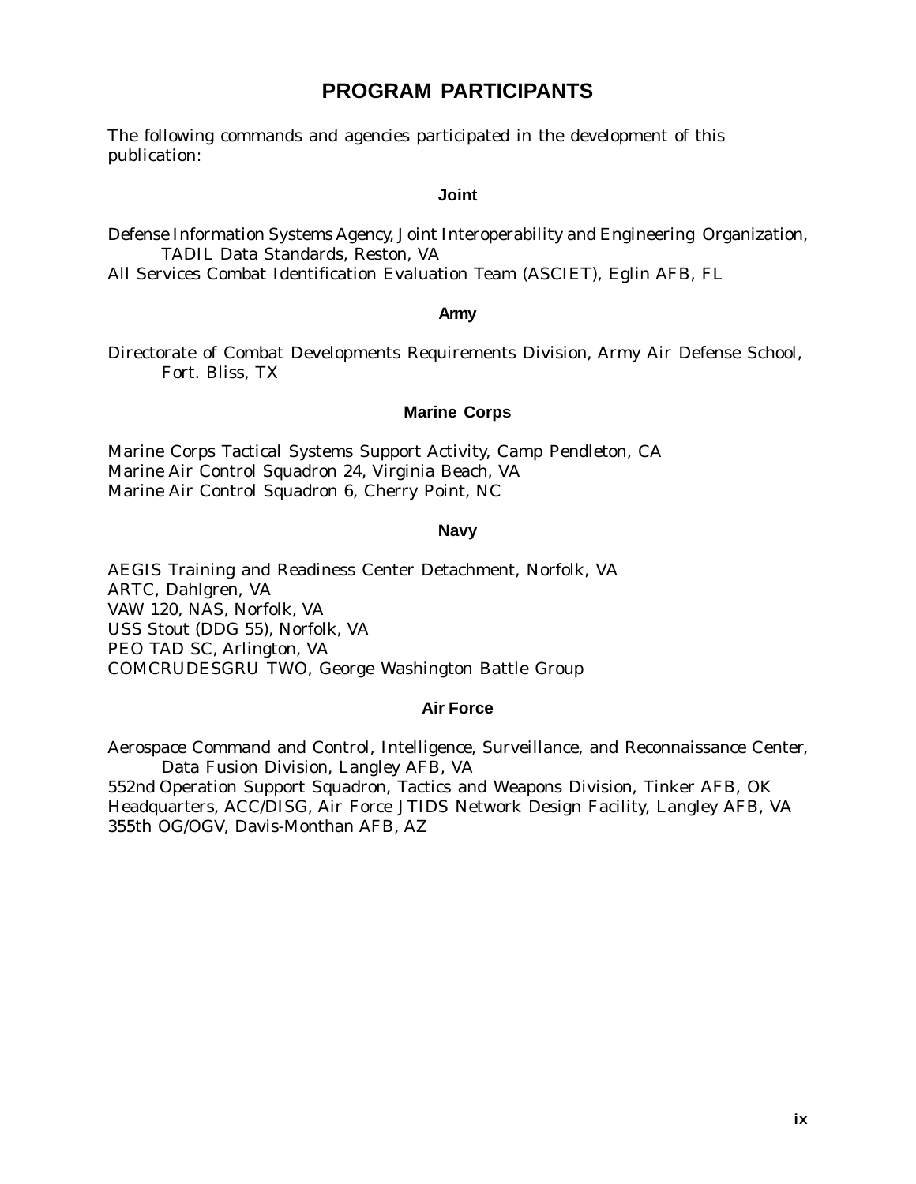# PROGRAM PARTICIPANTS

The following commands and agencies participated in the development of this publication:

### Joint

Defense Information Systems Agency, Joint Interoperability and Engineering Organization, TADIL Data Standards, Reston, VA
All Services Combat Identification Evaluation Team (ASCIET), Eglin AFB, FL

### Army

Directorate of Combat Developments Requirements Division, Army Air Defense School, Fort. Bliss, TX

### Marine Corps

Marine Corps Tactical Systems Support Activity, Camp Pendleton, CA
Marine Air Control Squadron 24, Virginia Beach, VA
Marine Air Control Squadron 6, Cherry Point, NC

### Navy

AEGIS Training and Readiness Center Detachment, Norfolk, VA
ARTC, Dahlgren, VA
VAW 120, NAS, Norfolk, VA
USS Stout (DDG 55), Norfolk, VA
PEO TAD SC, Arlington, VA
COMCRUDESGRU TWO, George Washington Battle Group

### Air Force

Aerospace Command and Control, Intelligence, Surveillance, and Reconnaissance Center, Data Fusion Division, Langley AFB, VA
552nd Operation Support Squadron, Tactics and Weapons Division, Tinker AFB, OK
Headquarters, ACC/DISG, Air Force JTIDS Network Design Facility, Langley AFB, VA
355th OG/OGV, Davis-Monthan AFB, AZ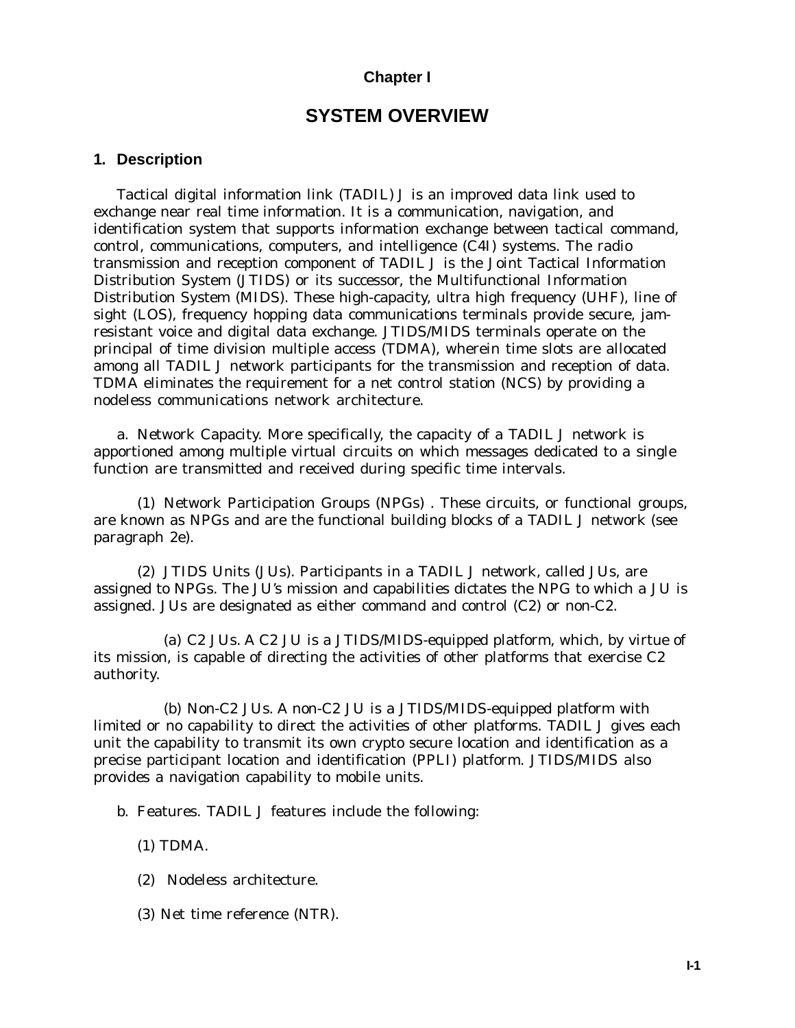# Chapter I

## SYSTEM OVERVIEW

### 1. Description

Tactical digital information link (TADIL) J is an improved data link used to exchange near real time information. It is a communication, navigation, and identification system that supports information exchange between tactical command, control, communications, computers, and intelligence (C4I) systems. The radio transmission and reception component of TADIL J is the Joint Tactical Information Distribution System (JTIDS) or its successor, the Multifunctional Information Distribution System (MIDS). These high-capacity, ultra high frequency (UHF), line of sight (LOS), frequency hopping data communications terminals provide secure, jam-resistant voice and digital data exchange. JTIDS/MIDS terminals operate on the principal of time division multiple access (TDMA), wherein time slots are allocated among all TADIL J network participants for the transmission and reception of data. TDMA eliminates the requirement for a net control station (NCS) by providing a nodeless communications network architecture.

a. Network Capacity. More specifically, the capacity of a TADIL J network is apportioned among multiple virtual circuits on which messages dedicated to a single function are transmitted and received during specific time intervals.

(1) Network Participation Groups (NPGs) . These circuits, or functional groups, are known as NPGs and are the functional building blocks of a TADIL J network (see paragraph 2e).

(2) JTIDS Units (JUs). Participants in a TADIL J network, called JUs, are assigned to NPGs. The JU's mission and capabilities dictates the NPG to which a JU is assigned. JUs are designated as either command and control (C2) or non-C2.

(a) C2 JUs. A C2 JU is a JTIDS/MIDS-equipped platform, which, by virtue of its mission, is capable of directing the activities of other platforms that exercise C2 authority.

(b) Non-C2 JUs. A non-C2 JU is a JTIDS/MIDS-equipped platform with limited or no capability to direct the activities of other platforms. TADIL J gives each unit the capability to transmit its own crypto secure location and identification as a precise participant location and identification (PPLI) platform. JTIDS/MIDS also provides a navigation capability to mobile units.

b. Features. TADIL J features include the following:

(1) TDMA.

(2) Nodeless architecture.

(3) Net time reference (NTR).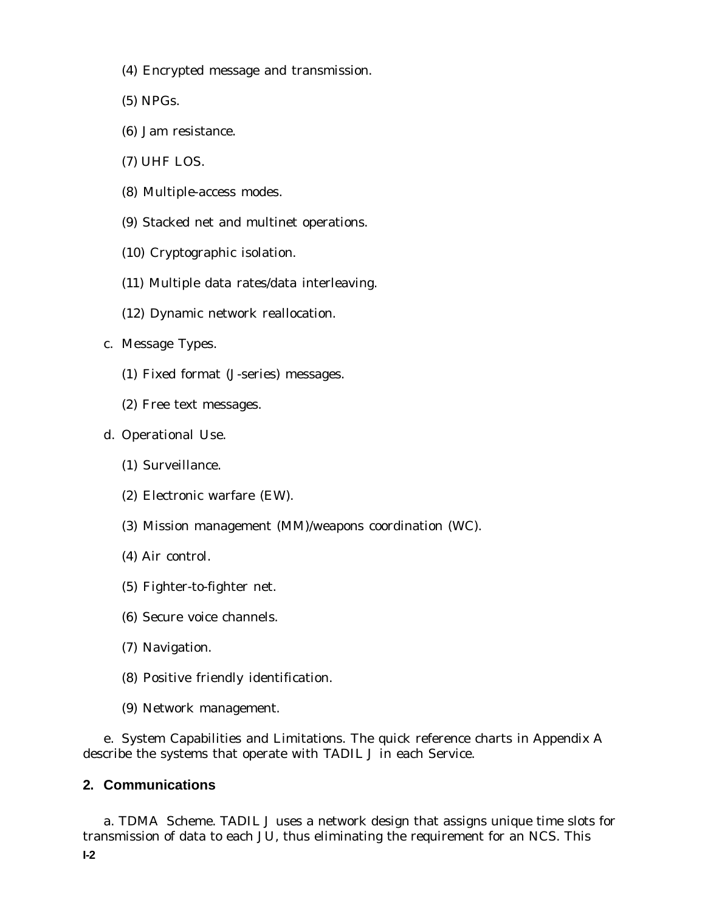(4) Encrypted message and transmission.

(5) NPGs.

(6) Jam resistance.

(7) UHF LOS.

(8) Multiple-access modes.

(9) Stacked net and multinet operations.

(10) Cryptographic isolation.

(11) Multiple data rates/data interleaving.

(12) Dynamic network reallocation.

c. Message Types.

(1) Fixed format (J-series) messages.

(2) Free text messages.

d. Operational Use.

(1) Surveillance.

(2) Electronic warfare (EW).

(3) Mission management (MM)/weapons coordination (WC).

(4) Air control.

(5) Fighter-to-fighter net.

(6) Secure voice channels.

(7) Navigation.

(8) Positive friendly identification.

(9) Network management.

e. System Capabilities and Limitations. The quick reference charts in Appendix A describe the systems that operate with TADIL J in each Service.

## 2. Communications

a. TDMA Scheme. TADIL J uses a network design that assigns unique time slots for transmission of data to each JU, thus eliminating the requirement for an NCS. This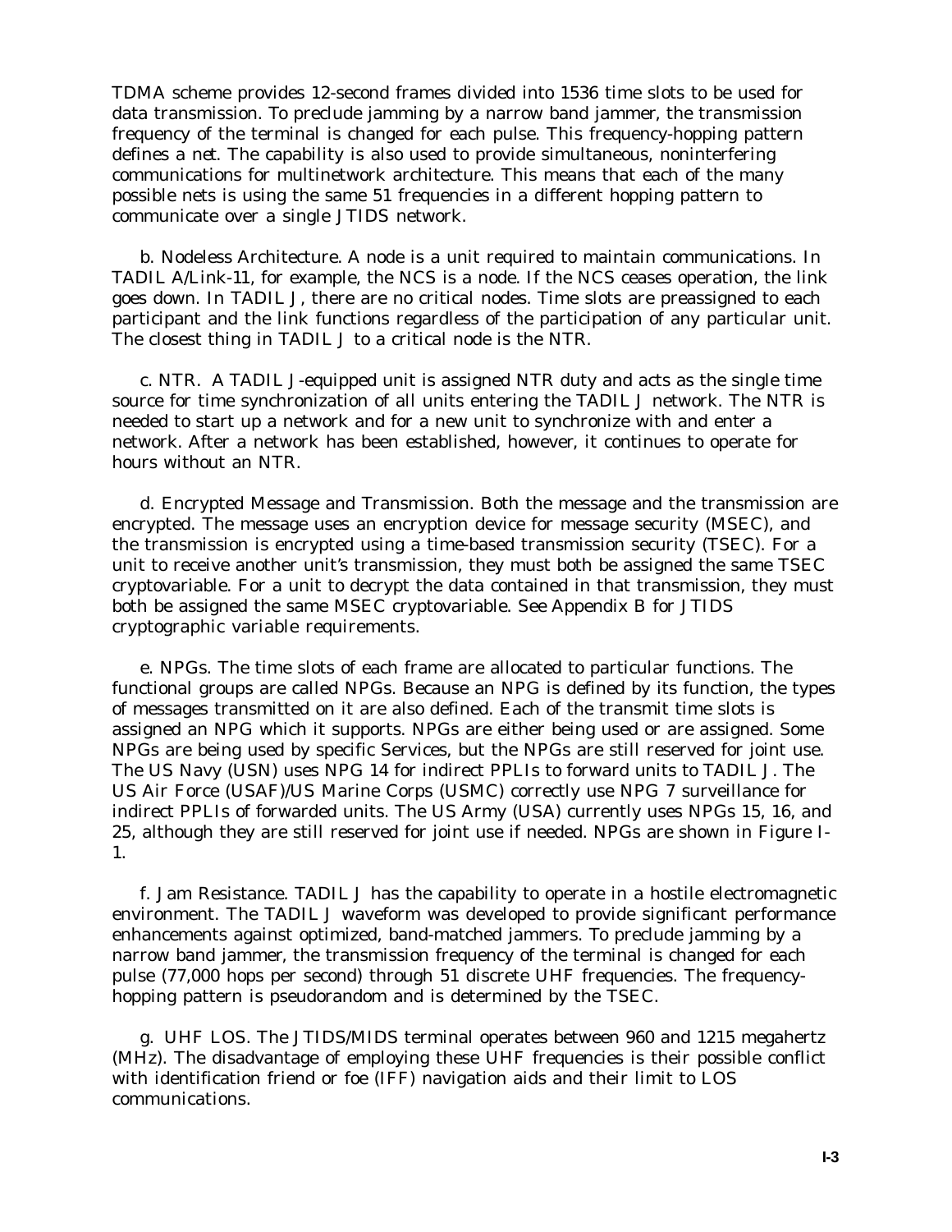TDMA scheme provides 12-second frames divided into 1536 time slots to be used for data transmission. To preclude jamming by a narrow band jammer, the transmission frequency of the terminal is changed for each pulse. This frequency-hopping pattern defines a *net*. The capability is also used to provide simultaneous, noninterfering communications for multinetwork architecture. This means that each of the many possible nets is using the same 51 frequencies in a different hopping pattern to communicate over a single JTIDS network.

b. Nodeless Architecture. A node is a unit required to maintain communications. In TADIL A/Link-11, for example, the NCS is a node. If the NCS ceases operation, the link goes down. In TADIL J, there are no critical nodes. Time slots are preassigned to each participant and the link functions regardless of the participation of any particular unit. The closest thing in TADIL J to a critical node is the NTR.

c. NTR. A TADIL J-equipped unit is assigned NTR duty and acts as the single time source for time synchronization of all units entering the TADIL J network. The NTR is needed to start up a network and for a new unit to synchronize with and enter a network. After a network has been established, however, it continues to operate for hours without an NTR.

d. Encrypted Message and Transmission. Both the message and the transmission are encrypted. The message uses an encryption device for message security (MSEC), and the transmission is encrypted using a time-based transmission security (TSEC). For a unit to receive another unit's transmission, they must both be assigned the same TSEC cryptovariable. For a unit to decrypt the data contained in that transmission, they must both be assigned the same MSEC cryptovariable. See Appendix B for JTIDS cryptographic variable requirements.

e. NPGs. The time slots of each frame are allocated to particular functions. The functional groups are called NPGs. Because an NPG is defined by its function, the types of messages transmitted on it are also defined. Each of the transmit time slots is assigned an NPG which it supports. NPGs are either being used or are assigned. Some NPGs are being used by specific Services, but the NPGs are still reserved for joint use. The US Navy (USN) uses NPG 14 for indirect PPLIs to forward units to TADIL J. The US Air Force (USAF)/US Marine Corps (USMC) correctly use NPG 7 surveillance for indirect PPLIs of forwarded units. The US Army (USA) currently uses NPGs 15, 16, and 25, although they are still reserved for joint use if needed. NPGs are shown in Figure I-1.

f. Jam Resistance. TADIL J has the capability to operate in a hostile electromagnetic environment. The TADIL J waveform was developed to provide significant performance enhancements against optimized, band-matched jammers. To preclude jamming by a narrow band jammer, the transmission frequency of the terminal is changed for each pulse (77,000 hops per second) through 51 discrete UHF frequencies. The frequency-hopping pattern is pseudorandom and is determined by the TSEC.

g. UHF LOS. The JTIDS/MIDS terminal operates between 960 and 1215 megahertz (MHz). The disadvantage of employing these UHF frequencies is their possible conflict with identification friend or foe (IFF) navigation aids and their limit to LOS communications.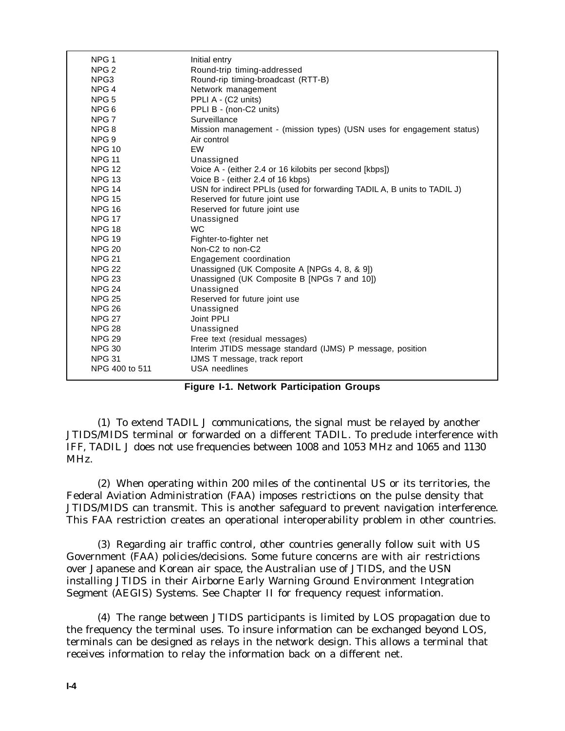| | |
|---|---|
| NPG 1 | Initial entry |
| NPG 2 | Round-trip timing-addressed |
| NPG3 | Round-rip timing-broadcast (RTT-B) |
| NPG 4 | Network management |
| NPG 5 | PPLI A - (C2 units) |
| NPG 6 | PPLI B - (non-C2 units) |
| NPG 7 | Surveillance |
| NPG 8 | Mission management - (mission types) (USN uses for engagement status) |
| NPG 9 | Air control |
| NPG 10 | EW |
| NPG 11 | Unassigned |
| NPG 12 | Voice A - (either 2.4 or 16 kilobits per second [kbps]) |
| NPG 13 | Voice B - (either 2.4 of 16 kbps) |
| NPG 14 | USN for indirect PPLIs (used for forwarding TADIL A, B units to TADIL J) |
| NPG 15 | Reserved for future joint use |
| NPG 16 | Reserved for future joint use |
| NPG 17 | Unassigned |
| NPG 18 | WC |
| NPG 19 | Fighter-to-fighter net |
| NPG 20 | Non-C2 to non-C2 |
| NPG 21 | Engagement coordination |
| NPG 22 | Unassigned (UK Composite A [NPGs 4, 8, & 9]) |
| NPG 23 | Unassigned (UK Composite B [NPGs 7 and 10]) |
| NPG 24 | Unassigned |
| NPG 25 | Reserved for future joint use |
| NPG 26 | Unassigned |
| NPG 27 | Joint PPLI |
| NPG 28 | Unassigned |
| NPG 29 | Free text (residual messages) |
| NPG 30 | Interim JTIDS message standard (IJMS) P message, position |
| NPG 31 | IJMS T message, track report |
| NPG 400 to 511 | USA needlines |

**Figure I-1. Network Participation Groups**

(1) To extend TADIL J communications, the signal must be relayed by another JTIDS/MIDS terminal or forwarded on a different TADIL. To preclude interference with IFF, TADIL J does not use frequencies between 1008 and 1053 MHz and 1065 and 1130 MHz.

(2) When operating within 200 miles of the continental US or its territories, the Federal Aviation Administration (FAA) imposes restrictions on the pulse density that JTIDS/MIDS can transmit. This is another safeguard to prevent navigation interference. This FAA restriction creates an operational interoperability problem in other countries.

(3) Regarding air traffic control, other countries generally follow suit with US Government (FAA) policies/decisions. Some future concerns are with air restrictions over Japanese and Korean air space, the Australian use of JTIDS, and the USN installing JTIDS in their Airborne Early Warning Ground Environment Integration Segment (AEGIS) Systems. See Chapter II for frequency request information.

(4) The range between JTIDS participants is limited by LOS propagation due to the frequency the terminal uses. To insure information can be exchanged beyond LOS, terminals can be designed as relays in the network design. This allows a terminal that receives information to relay the information back on a different net.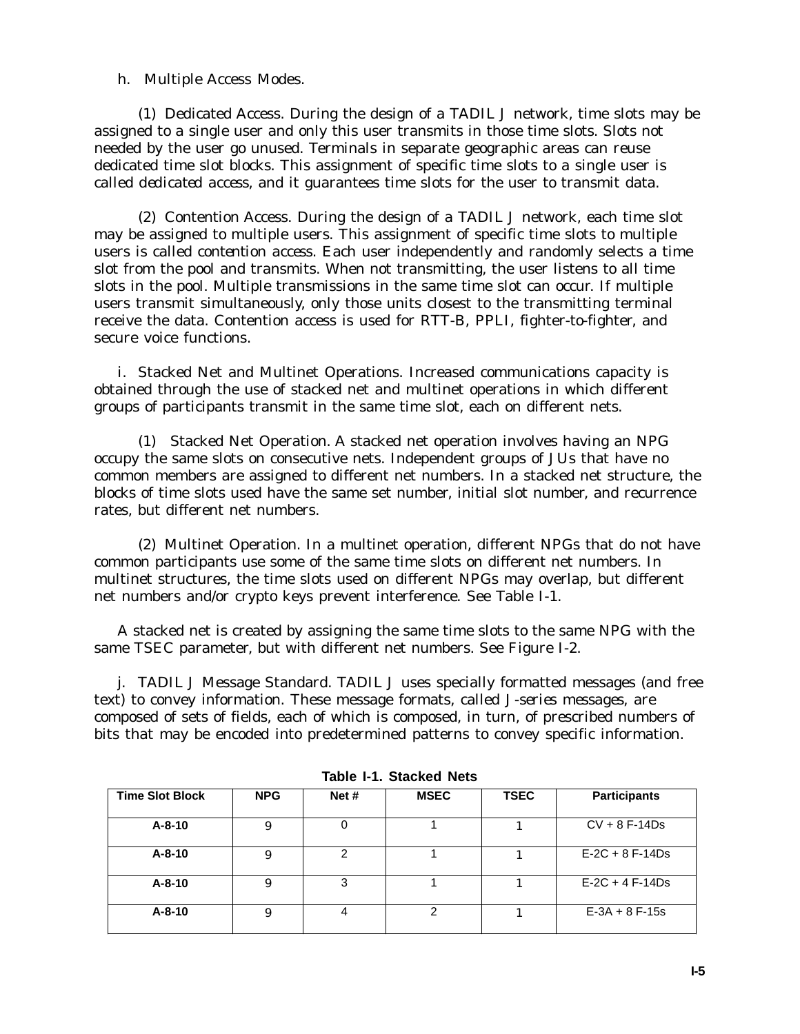h. Multiple Access Modes.

(1) Dedicated Access. During the design of a TADIL J network, time slots may be assigned to a single user and only this user transmits in those time slots. Slots not needed by the user go unused. Terminals in separate geographic areas can reuse dedicated time slot blocks. This assignment of specific time slots to a single user is called *dedicated access*, and it guarantees time slots for the user to transmit data.

(2) Contention Access. During the design of a TADIL J network, each time slot may be assigned to multiple users. This assignment of specific time slots to multiple users is called *contention access*. Each user independently and randomly selects a time slot from the pool and transmits. When not transmitting, the user listens to all time slots in the pool. Multiple transmissions in the same time slot can occur. If multiple users transmit simultaneously, only those units closest to the transmitting terminal receive the data. Contention access is used for RTT-B, PPLI, fighter-to-fighter, and secure voice functions.

i. Stacked Net and Multinet Operations. Increased communications capacity is obtained through the use of stacked net and multinet operations in which different groups of participants transmit in the same time slot, each on different nets.

(1) Stacked Net Operation. A stacked net operation involves having an NPG occupy the same slots on consecutive nets. Independent groups of JUs that have no common members are assigned to different net numbers. In a stacked net structure, the blocks of time slots used have the same set number, initial slot number, and recurrence rates, but different net numbers.

(2) Multinet Operation. In a multinet operation, different NPGs that do not have common participants use some of the same time slots on different net numbers. In multinet structures, the time slots used on different NPGs may overlap, but different net numbers and/or crypto keys prevent interference. See Table I-1.

A stacked net is created by assigning the same time slots to the same NPG with the same TSEC parameter, but with different net numbers. See Figure I-2.

j. TADIL J Message Standard. TADIL J uses specially formatted messages (and free text) to convey information. These message formats, called *J-series messages*, are composed of sets of fields, each of which is composed, in turn, of prescribed numbers of bits that may be encoded into predetermined patterns to convey specific information.

**Table I-1. Stacked Nets**

| Time Slot Block | NPG | Net # | MSEC | TSEC | Participants |
|---|---|---|---|---|---|
| A-8-10 | 9 | 0 | 1 | 1 | CV + 8 F-14Ds |
| A-8-10 | 9 | 2 | 1 | 1 | E-2C + 8 F-14Ds |
| A-8-10 | 9 | 3 | 1 | 1 | E-2C + 4 F-14Ds |
| A-8-10 | 9 | 4 | 2 | 1 | E-3A + 8 F-15s |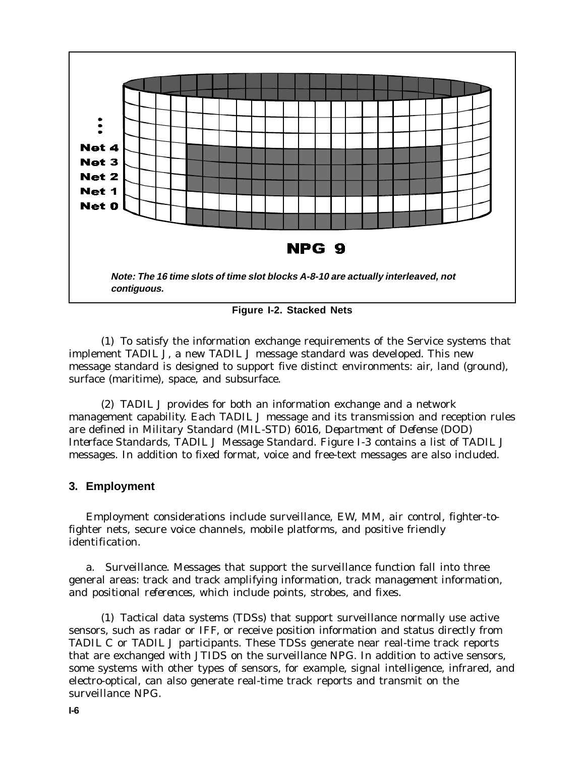Net 4
Net 3
Net 2
Net 1
Net 0

NPG 9

***Note: The 16 time slots of time slot blocks A-8-10 are actually interleaved, not contiguous.***

**Figure I-2. Stacked Nets**

(1) To satisfy the information exchange requirements of the Service systems that implement TADIL J, a new TADIL J message standard was developed. This new message standard is designed to support five distinct environments: air, land (ground), surface (maritime), space, and subsurface.

(2) TADIL J provides for both an information exchange and a network management capability. Each TADIL J message and its transmission and reception rules are defined in Military Standard (MIL-STD) 6016, *Department of Defense (DOD) Interface Standards, TADIL J Message Standard*. Figure I-3 contains a list of TADIL J messages. In addition to fixed format, voice and free-text messages are also included.

## 3. Employment

Employment considerations include surveillance, EW, MM, air control, fighter-to-fighter nets, secure voice channels, mobile platforms, and positive friendly identification.

a. Surveillance. Messages that support the surveillance function fall into three general areas: track and track amplifying information, track management information, and positional references, which include points, strobes, and fixes.

(1) Tactical data systems (TDSs) that support surveillance normally use active sensors, such as radar or IFF, or receive position information and status directly from TADIL C or TADIL J participants. These TDSs generate near real-time track reports that are exchanged with JTIDS on the surveillance NPG. In addition to active sensors, some systems with other types of sensors, for example, signal intelligence, infrared, and electro-optical, can also generate real-time track reports and transmit on the surveillance NPG.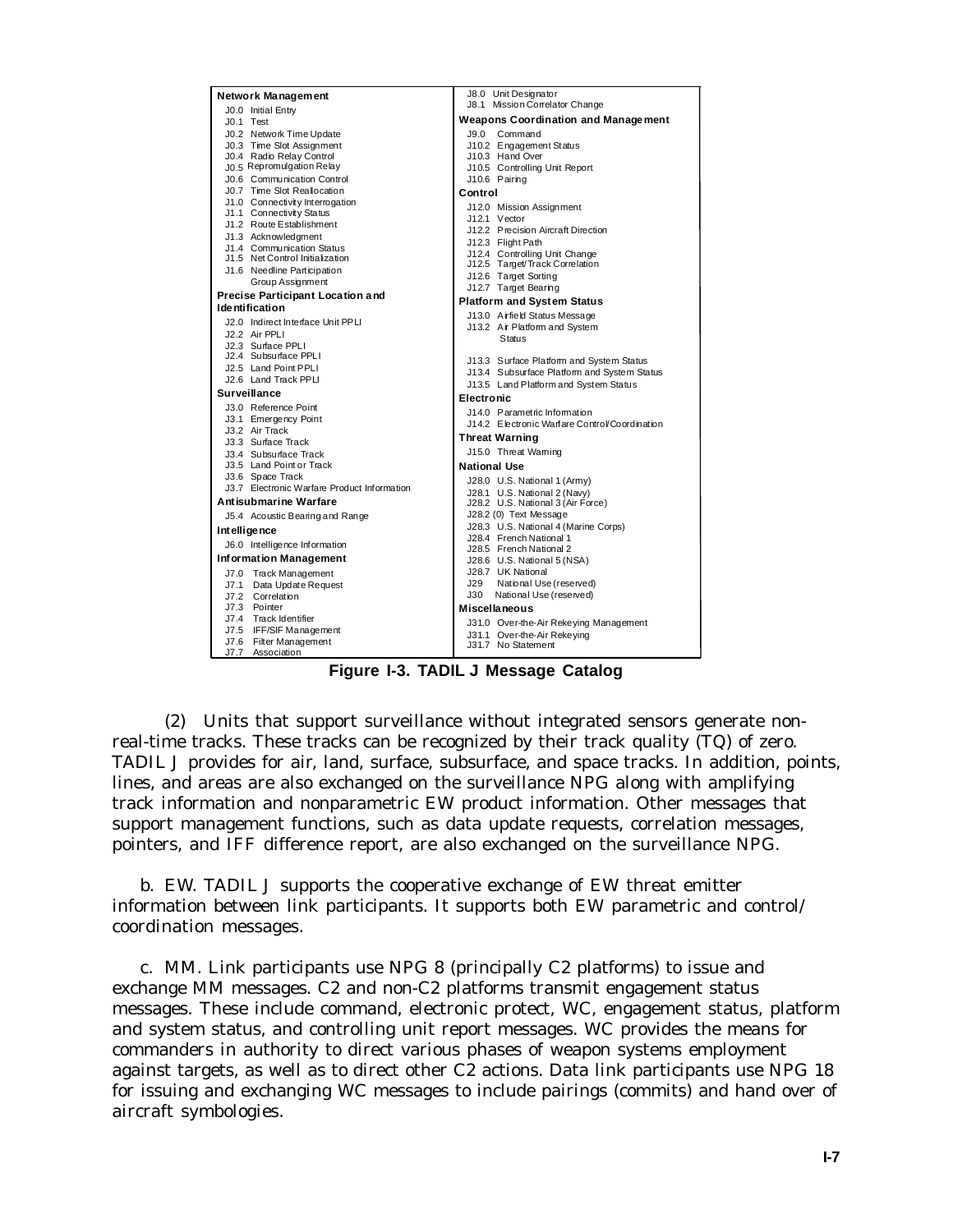| Network Management | J8.0 Unit Designator |
|---|---|
| J0.0 Initial Entry | J8.1 Mission Correlator Change |
| J0.1 Test | **Weapons Coordination and Management** |
| J0.2 Network Time Update | J9.0 Command |
| J0.3 Time Slot Assignment | J10.2 Engagement Status |
| J0.4 Radio Relay Control | J10.3 Hand Over |
| J0.5 Repromulgation Relay | J10.5 Controlling Unit Report |
| J0.6 Communication Control | J10.6 Pairing |
| J0.7 Time Slot Reallocation | **Control** |
| J1.0 Connectivity Interrogation | J12.0 Mission Assignment |
| J1.1 Connectivity Status | J12.1 Vector |
| J1.2 Route Establishment | J12.2 Precision Aircraft Direction |
| J1.3 Acknowledgment | J12.3 Flight Path |
| J1.4 Communication Status | J12.4 Controlling Unit Change |
| J1.5 Net Control Initialization | J12.5 Target/Track Correlation |
| J1.6 Needline Participation Group Assignment | J12.6 Target Sorting |
| **Precise Participant Location and Identification** | J12.7 Target Bearing |
| J2.0 Indirect Interface Unit PPLI | **Platform and System Status** |
| J2.2 Air PPLI | J13.0 Airfield Status Message |
| J2.3 Surface PPLI | J13.2 Air Platform and System Status |
| J2.4 Subsurface PPLI | J13.3 Surface Platform and System Status |
| J2.5 Land Point PPLI | J13.4 Subsurface Platform and System Status |
| J2.6 Land Track PPLI | J13.5 Land Platform and System Status |
| **Surveillance** | **Electronic** |
| J3.0 Reference Point | J14.0 Parametric Information |
| J3.1 Emergency Point | J14.2 Electronic Warfare Control/Coordination |
| J3.2 Air Track | **Threat Warning** |
| J3.3 Surface Track | J15.0 Threat Warning |
| J3.4 Subsurface Track | **National Use** |
| J3.5 Land Point or Track | J28.0 U.S. National 1 (Army) |
| J3.6 Space Track | J28.1 U.S. National 2 (Navy) |
| J3.7 Electronic Warfare Product Information | J28.2 U.S. National 3 (Air Force) |
| **Antisubmarine Warfare** | J28.2 (0) Text Message |
| J5.4 Acoustic Bearing and Range | J28.3 U.S. National 4 (Marine Corps) |
| **Intelligence** | J28.4 French National 1 |
| J6.0 Intelligence Information | J28.5 French National 2 |
| **Information Management** | J28.6 U.S. National 5 (NSA) |
| J7.0 Track Management | J28.7 UK National |
| J7.1 Data Update Request | J29 National Use (reserved) |
| J7.2 Correlation | J30 National Use (reserved) |
| J7.3 Pointer | **Miscellaneous** |
| J7.4 Track Identifier | J31.0 Over-the-Air Rekeying Management |
| J7.5 IFF/SIF Management | J31.1 Over-the-Air Rekeying |
| J7.6 Filter Management | J31.7 No Statement |
| J7.7 Association | |

**Figure I-3. TADIL J Message Catalog**

(2) Units that support surveillance without integrated sensors generate non-real-time tracks. These tracks can be recognized by their track quality (TQ) of zero. TADIL J provides for air, land, surface, subsurface, and space tracks. In addition, points, lines, and areas are also exchanged on the surveillance NPG along with amplifying track information and nonparametric EW product information. Other messages that support management functions, such as data update requests, correlation messages, pointers, and IFF difference report, are also exchanged on the surveillance NPG.

b. EW. TADIL J supports the cooperative exchange of EW threat emitter information between link participants. It supports both EW parametric and control/coordination messages.

c. MM. Link participants use NPG 8 (principally C2 platforms) to issue and exchange MM messages. C2 and non-C2 platforms transmit engagement status messages. These include command, electronic protect, WC, engagement status, platform and system status, and controlling unit report messages. WC provides the means for commanders in authority to direct various phases of weapon systems employment against targets, as well as to direct other C2 actions. Data link participants use NPG 18 for issuing and exchanging WC messages to include pairings (commits) and hand over of aircraft symbologies.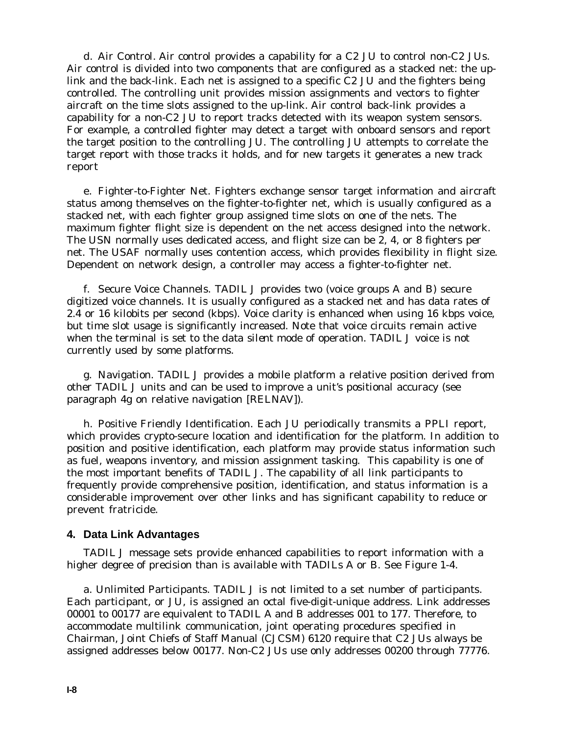d. Air Control. Air control provides a capability for a C2 JU to control non-C2 JUs. Air control is divided into two components that are configured as a stacked net: the up-link and the back-link. Each net is assigned to a specific C2 JU and the fighters being controlled. The controlling unit provides mission assignments and vectors to fighter aircraft on the time slots assigned to the up-link. Air control back-link provides a capability for a non-C2 JU to report tracks detected with its weapon system sensors. For example, a controlled fighter may detect a target with onboard sensors and report the target position to the controlling JU. The controlling JU attempts to correlate the target report with those tracks it holds, and for new targets it generates a new track report

e. Fighter-to-Fighter Net. Fighters exchange sensor target information and aircraft status among themselves on the fighter-to-fighter net, which is usually configured as a stacked net, with each fighter group assigned time slots on one of the nets. The maximum fighter flight size is dependent on the net access designed into the network. The USN normally uses dedicated access, and flight size can be 2, 4, or 8 fighters per net. The USAF normally uses contention access, which provides flexibility in flight size. Dependent on network design, a controller may access a fighter-to-fighter net.

f. Secure Voice Channels. TADIL J provides two (voice groups A and B) secure digitized voice channels. It is usually configured as a stacked net and has data rates of 2.4 or 16 kilobits per second (kbps). Voice clarity is enhanced when using 16 kbps voice, but time slot usage is significantly increased. Note that voice circuits remain active when the terminal is set to the *data silent mode* of operation. TADIL J voice is not currently used by some platforms.

g. Navigation. TADIL J provides a mobile platform a relative position derived from other TADIL J units and can be used to improve a unit's positional accuracy (see paragraph 4g on relative navigation [RELNAV]).

h. Positive Friendly Identification. Each JU periodically transmits a PPLI report, which provides crypto-secure location and identification for the platform. In addition to position and positive identification, each platform may provide status information such as fuel, weapons inventory, and mission assignment tasking. This capability is one of the most important benefits of TADIL J. The capability of all link participants to frequently provide comprehensive position, identification, and status information is a considerable improvement over other links and has significant capability to reduce or prevent fratricide.

## 4. Data Link Advantages

TADIL J message sets provide enhanced capabilities to report information with a higher degree of precision than is available with TADILs A or B. See Figure 1-4.

a. Unlimited Participants. TADIL J is not limited to a set number of participants. Each participant, or JU, is assigned an octal five-digit-unique address. Link addresses 00001 to 00177 are equivalent to TADIL A and B addresses 001 to 177. Therefore, to accommodate multilink communication, joint operating procedures specified in Chairman, Joint Chiefs of Staff Manual (CJCSM) 6120 require that C2 JUs always be assigned addresses below 00177. Non-C2 JUs use only addresses 00200 through 77776.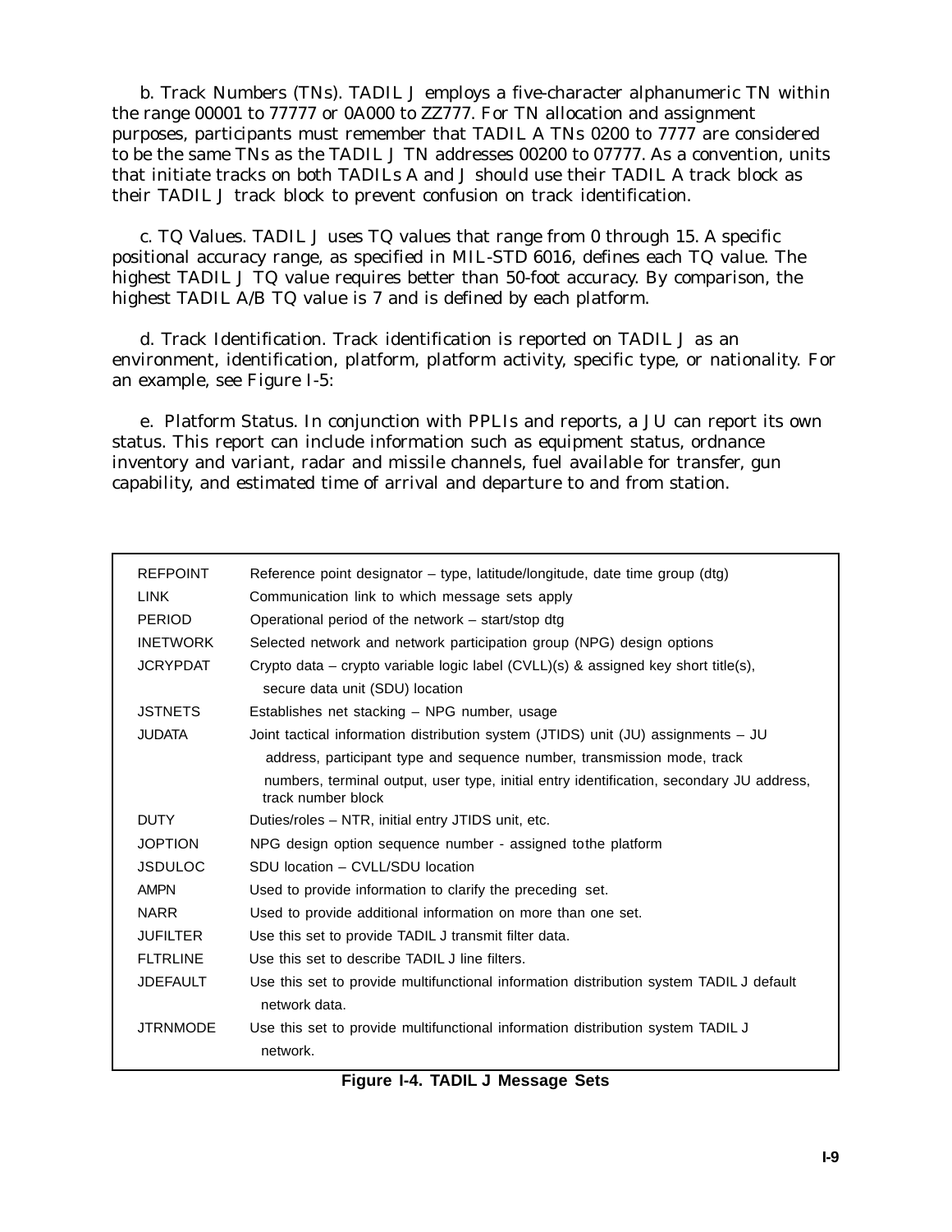b. Track Numbers (TNs). TADIL J employs a five-character alphanumeric TN within the range 00001 to 77777 or 0A000 to ZZ777. For TN allocation and assignment purposes, participants must remember that TADIL A TNs 0200 to 7777 are considered to be the same TNs as the TADIL J TN addresses 00200 to 07777. As a convention, units that initiate tracks on both TADILs A and J should use their TADIL A track block as their TADIL J track block to prevent confusion on track identification.

c. TQ Values. TADIL J uses TQ values that range from 0 through 15. A specific positional accuracy range, as specified in MIL-STD 6016, defines each TQ value. The highest TADIL J TQ value requires better than 50-foot accuracy. By comparison, the highest TADIL A/B TQ value is 7 and is defined by each platform.

d. Track Identification. Track identification is reported on TADIL J as an environment, identification, platform, platform activity, specific type, or nationality. For an example, see Figure I-5:

e. Platform Status. In conjunction with PPLIs and reports, a JU can report its own status. This report can include information such as equipment status, ordnance inventory and variant, radar and missile channels, fuel available for transfer, gun capability, and estimated time of arrival and departure to and from station.

| | |
|---|---|
| REFPOINT | Reference point designator – type, latitude/longitude, date time group (dtg) |
| LINK | Communication link to which message sets apply |
| PERIOD | Operational period of the network – start/stop dtg |
| INETWORK | Selected network and network participation group (NPG) design options |
| JCRYPDAT | Crypto data – crypto variable logic label (CVLL)(s) & assigned key short title(s), secure data unit (SDU) location |
| JSTNETS | Establishes net stacking – NPG number, usage |
| JUDATA | Joint tactical information distribution system (JTIDS) unit (JU) assignments – JU address, participant type and sequence number, transmission mode, track numbers, terminal output, user type, initial entry identification, secondary JU address, track number block |
| DUTY | Duties/roles – NTR, initial entry JTIDS unit, etc. |
| JOPTION | NPG design option sequence number - assigned to the platform |
| JSDULOC | SDU location – CVLL/SDU location |
| AMPN | Used to provide information to clarify the preceding set. |
| NARR | Used to provide additional information on more than one set. |
| JUFILTER | Use this set to provide TADIL J transmit filter data. |
| FLTRLINE | Use this set to describe TADIL J line filters. |
| JDEFAULT | Use this set to provide multifunctional information distribution system TADIL J default network data. |
| JTRNMODE | Use this set to provide multifunctional information distribution system TADIL J network. |

**Figure I-4. TADIL J Message Sets**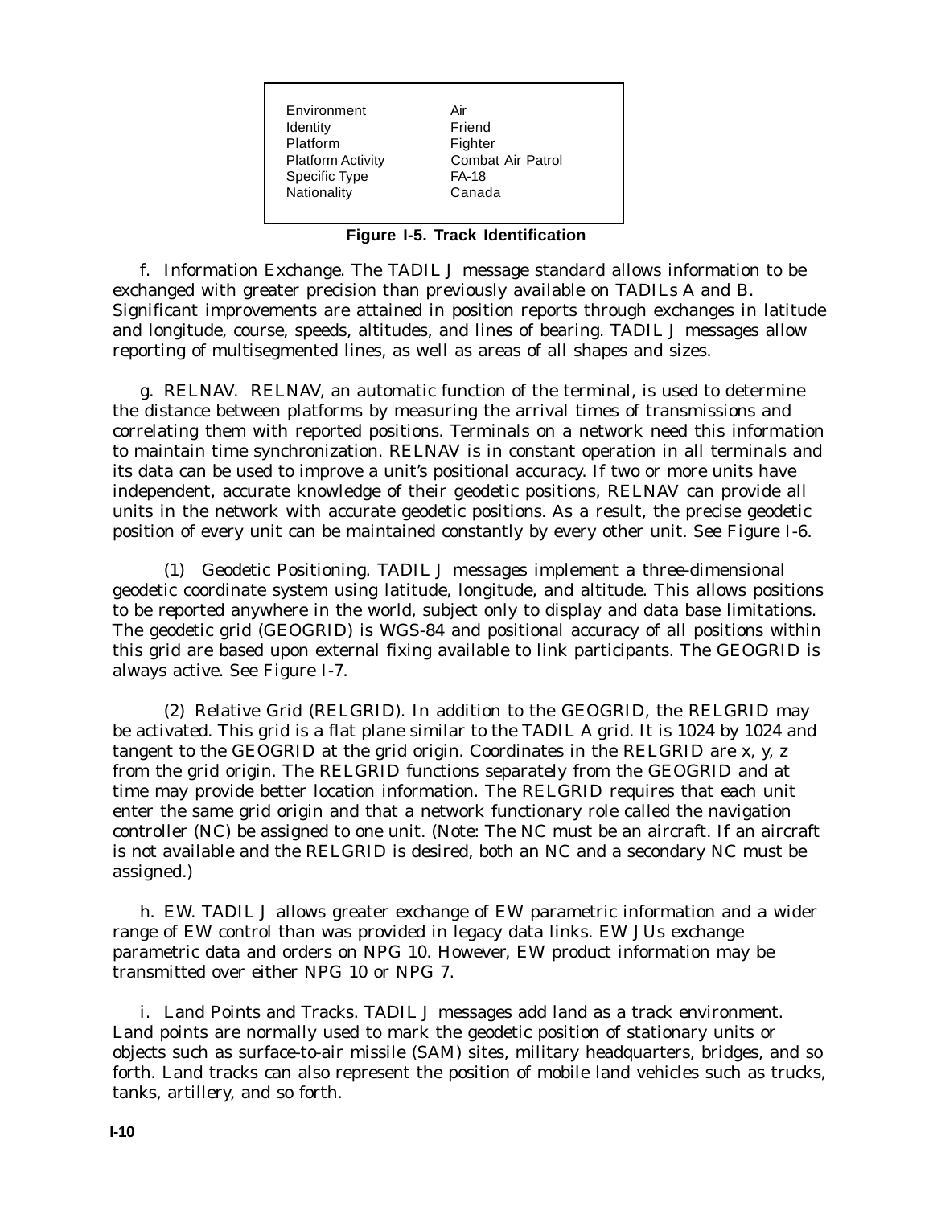| | |
|---|---|
| Environment | Air |
| Identity | Friend |
| Platform | Fighter |
| Platform Activity | Combat Air Patrol |
| Specific Type | FA-18 |
| Nationality | Canada |

**Figure I-5. Track Identification**

f. Information Exchange. The TADIL J message standard allows information to be exchanged with greater precision than previously available on TADILs A and B. Significant improvements are attained in position reports through exchanges in latitude and longitude, course, speeds, altitudes, and lines of bearing. TADIL J messages allow reporting of multisegmented lines, as well as areas of all shapes and sizes.

g. RELNAV. RELNAV, an automatic function of the terminal, is used to determine the distance between platforms by measuring the arrival times of transmissions and correlating them with reported positions. Terminals on a network need this information to maintain time synchronization. RELNAV is in constant operation in all terminals and its data can be used to improve a unit's positional accuracy. If two or more units have independent, accurate knowledge of their geodetic positions, RELNAV can provide all units in the network with accurate geodetic positions. As a result, the precise geodetic position of every unit can be maintained constantly by every other unit. See Figure I-6.

(1) Geodetic Positioning. TADIL J messages implement a three-dimensional geodetic coordinate system using latitude, longitude, and altitude. This allows positions to be reported anywhere in the world, subject only to display and data base limitations. The geodetic grid (GEOGRID) is WGS-84 and positional accuracy of all positions within this grid are based upon external fixing available to link participants. The GEOGRID is always active. See Figure I-7.

(2) Relative Grid (RELGRID). In addition to the GEOGRID, the RELGRID may be activated. This grid is a flat plane similar to the TADIL A grid. It is 1024 by 1024 and tangent to the GEOGRID at the grid origin. Coordinates in the RELGRID are x, y, z from the grid origin. The RELGRID functions separately from the GEOGRID and at time may provide better location information. The RELGRID requires that each unit enter the same grid origin and that a network functionary role called the navigation controller (NC) be assigned to one unit. (Note: The NC must be an aircraft. If an aircraft is not available and the RELGRID is desired, both an NC and a secondary NC must be assigned.)

h. EW. TADIL J allows greater exchange of EW parametric information and a wider range of EW control than was provided in legacy data links. EW JUs exchange parametric data and orders on NPG 10. However, EW product information may be transmitted over either NPG 10 or NPG 7.

i. Land Points and Tracks. TADIL J messages add land as a track environment. Land points are normally used to mark the geodetic position of stationary units or objects such as surface-to-air missile (SAM) sites, military headquarters, bridges, and so forth. Land tracks can also represent the position of mobile land vehicles such as trucks, tanks, artillery, and so forth.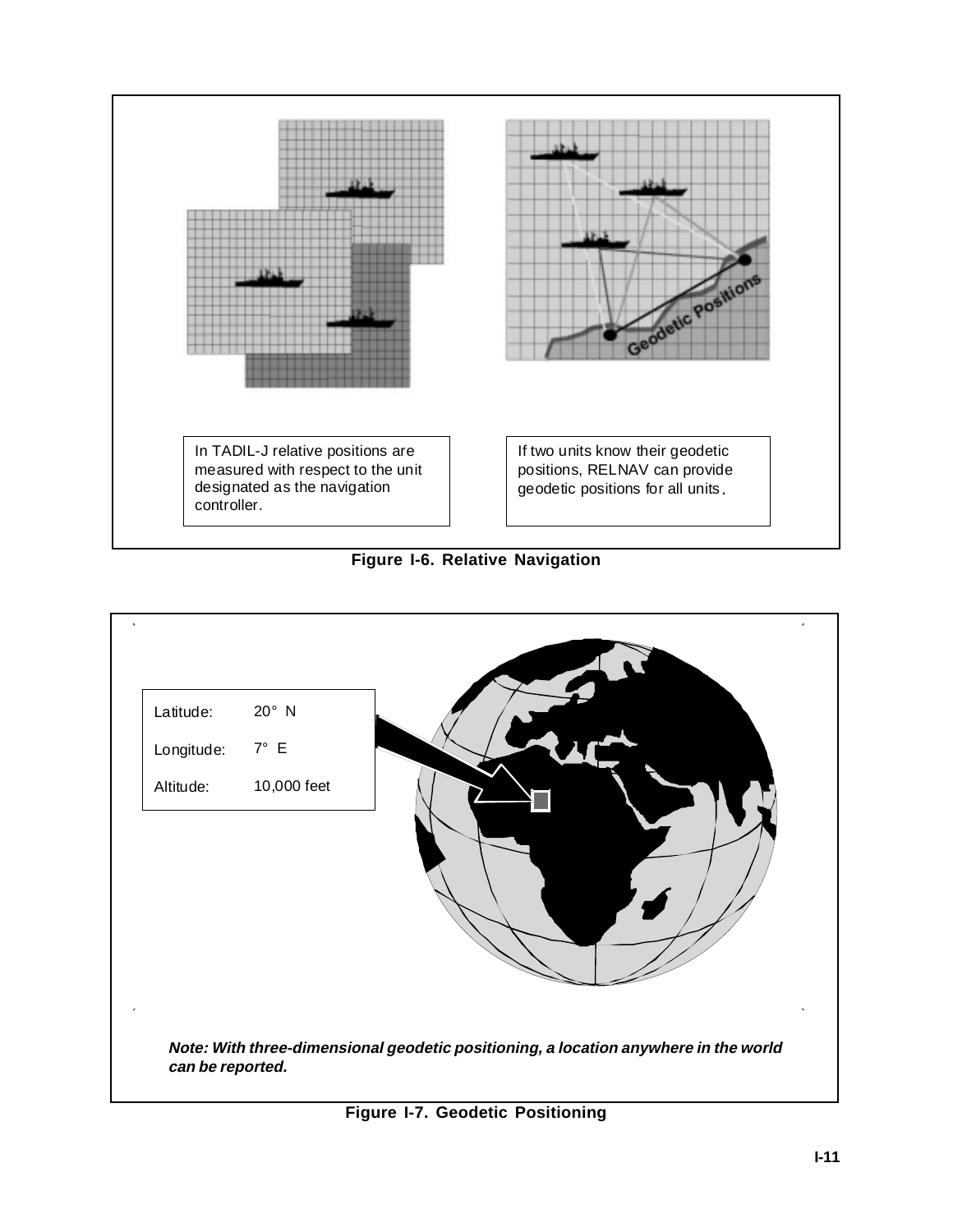In TADIL-J relative positions are measured with respect to the unit designated as the navigation controller.

If two units know their geodetic positions, RELNAV can provide geodetic positions for all units.

**Figure I-6. Relative Navigation**

| | |
|---|---|
| Latitude: | 20° N |
| Longitude: | 7° E |
| Altitude: | 10,000 feet |

***Note: With three-dimensional geodetic positioning, a location anywhere in the world can be reported.***

**Figure I-7. Geodetic Positioning**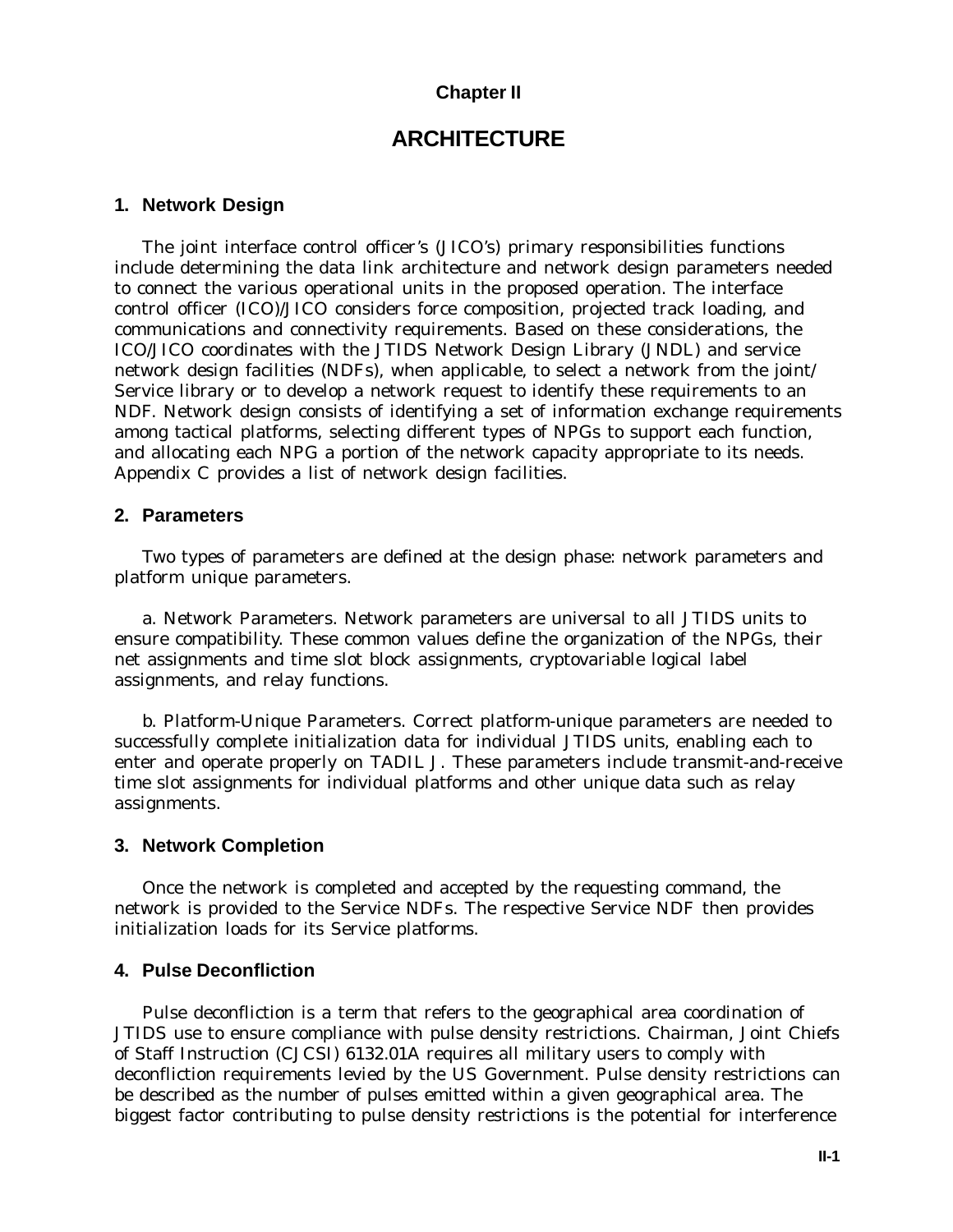# Chapter II

# ARCHITECTURE

## 1. Network Design

The joint interface control officer's (JICO's) primary responsibilities functions include determining the data link architecture and network design parameters needed to connect the various operational units in the proposed operation. The interface control officer (ICO)/JICO considers force composition, projected track loading, and communications and connectivity requirements. Based on these considerations, the ICO/JICO coordinates with the JTIDS Network Design Library (JNDL) and service network design facilities (NDFs), when applicable, to select a network from the joint/ Service library or to develop a network request to identify these requirements to an NDF. Network design consists of identifying a set of information exchange requirements among tactical platforms, selecting different types of NPGs to support each function, and allocating each NPG a portion of the network capacity appropriate to its needs. Appendix C provides a list of network design facilities.

## 2. Parameters

Two types of parameters are defined at the design phase: network parameters and platform unique parameters.

a. Network Parameters. Network parameters are universal to all JTIDS units to ensure compatibility. These common values define the organization of the NPGs, their net assignments and time slot block assignments, cryptovariable logical label assignments, and relay functions.

b. Platform-Unique Parameters. Correct platform-unique parameters are needed to successfully complete initialization data for individual JTIDS units, enabling each to enter and operate properly on TADIL J. These parameters include transmit-and-receive time slot assignments for individual platforms and other unique data such as relay assignments.

## 3. Network Completion

Once the network is completed and accepted by the requesting command, the network is provided to the Service NDFs. The respective Service NDF then provides initialization loads for its Service platforms.

## 4. Pulse Deconfliction

Pulse deconfliction is a term that refers to the geographical area coordination of JTIDS use to ensure compliance with pulse density restrictions. Chairman, Joint Chiefs of Staff Instruction (CJCSI) 6132.01A requires all military users to comply with deconfliction requirements levied by the US Government. Pulse density restrictions can be described as the number of pulses emitted within a given geographical area. The biggest factor contributing to pulse density restrictions is the potential for interference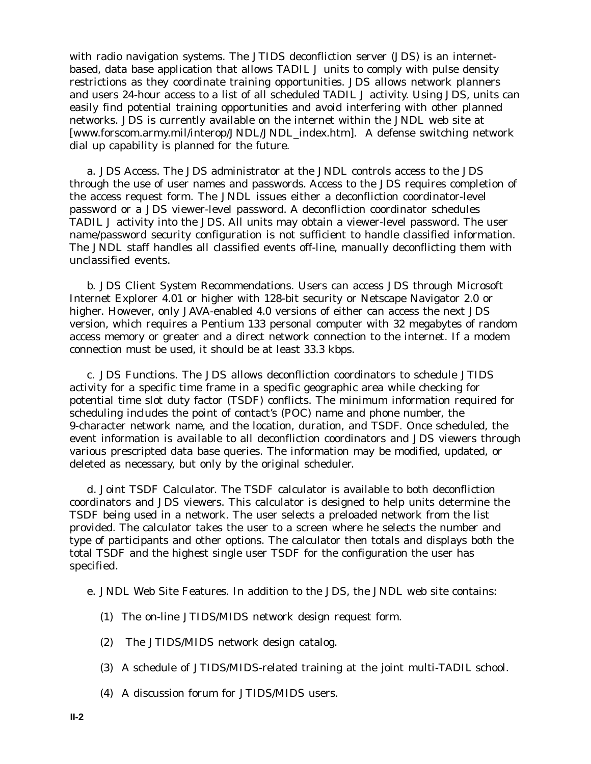with radio navigation systems. The JTIDS deconfliction server (JDS) is an internet-based, data base application that allows TADIL J units to comply with pulse density restrictions as they coordinate training opportunities. JDS allows network planners and users 24-hour access to a list of all scheduled TADIL J activity. Using JDS, units can easily find potential training opportunities and avoid interfering with other planned networks. JDS is currently available on the internet within the JNDL web site at [www.forscom.army.mil/interop/JNDL/JNDL_index.htm]. A defense switching network dial up capability is planned for the future.

a. JDS Access. The JDS administrator at the JNDL controls access to the JDS through the use of user names and passwords. Access to the JDS requires completion of the access request form. The JNDL issues either a deconfliction coordinator-level password or a JDS viewer-level password. A deconfliction coordinator schedules TADIL J activity into the JDS. All units may obtain a viewer-level password. The user name/password security configuration is not sufficient to handle classified information. The JNDL staff handles all classified events off-line, manually deconflicting them with unclassified events.

b. JDS Client System Recommendations. Users can access JDS through Microsoft Internet Explorer 4.01 or higher with 128-bit security or Netscape Navigator 2.0 or higher. However, only JAVA-enabled 4.0 versions of either can access the next JDS version, which requires a Pentium 133 personal computer with 32 megabytes of random access memory or greater and a direct network connection to the internet. If a modem connection must be used, it should be at least 33.3 kbps.

c. JDS Functions. The JDS allows deconfliction coordinators to schedule JTIDS activity for a specific time frame in a specific geographic area while checking for potential time slot duty factor (TSDF) conflicts. The minimum information required for scheduling includes the point of contact's (POC) name and phone number, the 9-character network name, and the location, duration, and TSDF. Once scheduled, the event information is available to all deconfliction coordinators and JDS viewers through various prescripted data base queries. The information may be modified, updated, or deleted as necessary, but only by the original scheduler.

d. Joint TSDF Calculator. The TSDF calculator is available to both deconfliction coordinators and JDS viewers. This calculator is designed to help units determine the TSDF being used in a network. The user selects a preloaded network from the list provided. The calculator takes the user to a screen where he selects the number and type of participants and other options. The calculator then totals and displays both the total TSDF and the highest single user TSDF for the configuration the user has specified.

e. JNDL Web Site Features. In addition to the JDS, the JNDL web site contains:

(1) The on-line JTIDS/MIDS network design request form.

(2) The JTIDS/MIDS network design catalog.

(3) A schedule of JTIDS/MIDS-related training at the joint multi-TADIL school.

(4) A discussion forum for JTIDS/MIDS users.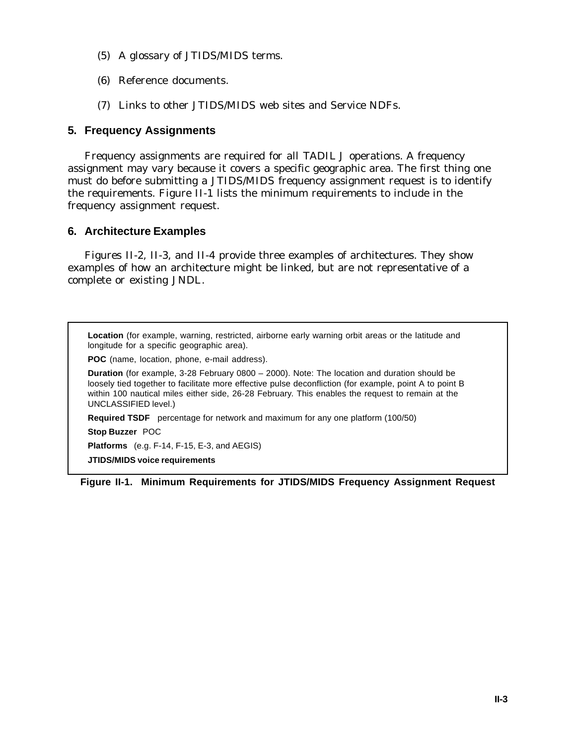(5) A glossary of JTIDS/MIDS terms.

(6) Reference documents.

(7) Links to other JTIDS/MIDS web sites and Service NDFs.

## 5. Frequency Assignments

Frequency assignments are required for all TADIL J operations. A frequency assignment may vary because it covers a specific geographic area. The first thing one must do before submitting a JTIDS/MIDS frequency assignment request is to identify the requirements. Figure II-1 lists the minimum requirements to include in the frequency assignment request.

## 6. Architecture Examples

Figures II-2, II-3, and II-4 provide three examples of architectures. They show examples of how an architecture might be linked, but are not representative of a complete or existing JNDL.

**Location** (for example, warning, restricted, airborne early warning orbit areas or the latitude and longitude for a specific geographic area).

**POC** (name, location, phone, e-mail address).

**Duration** (for example, 3-28 February 0800 – 2000). Note: The location and duration should be loosely tied together to facilitate more effective pulse deconfliction (for example, point A to point B within 100 nautical miles either side, 26-28 February. This enables the request to remain at the UNCLASSIFIED level.)

**Required TSDF** percentage for network and maximum for any one platform (100/50)

**Stop Buzzer** POC

**Platforms** (e.g. F-14, F-15, E-3, and AEGIS)

**JTIDS/MIDS voice requirements**

**Figure II-1. Minimum Requirements for JTIDS/MIDS Frequency Assignment Request**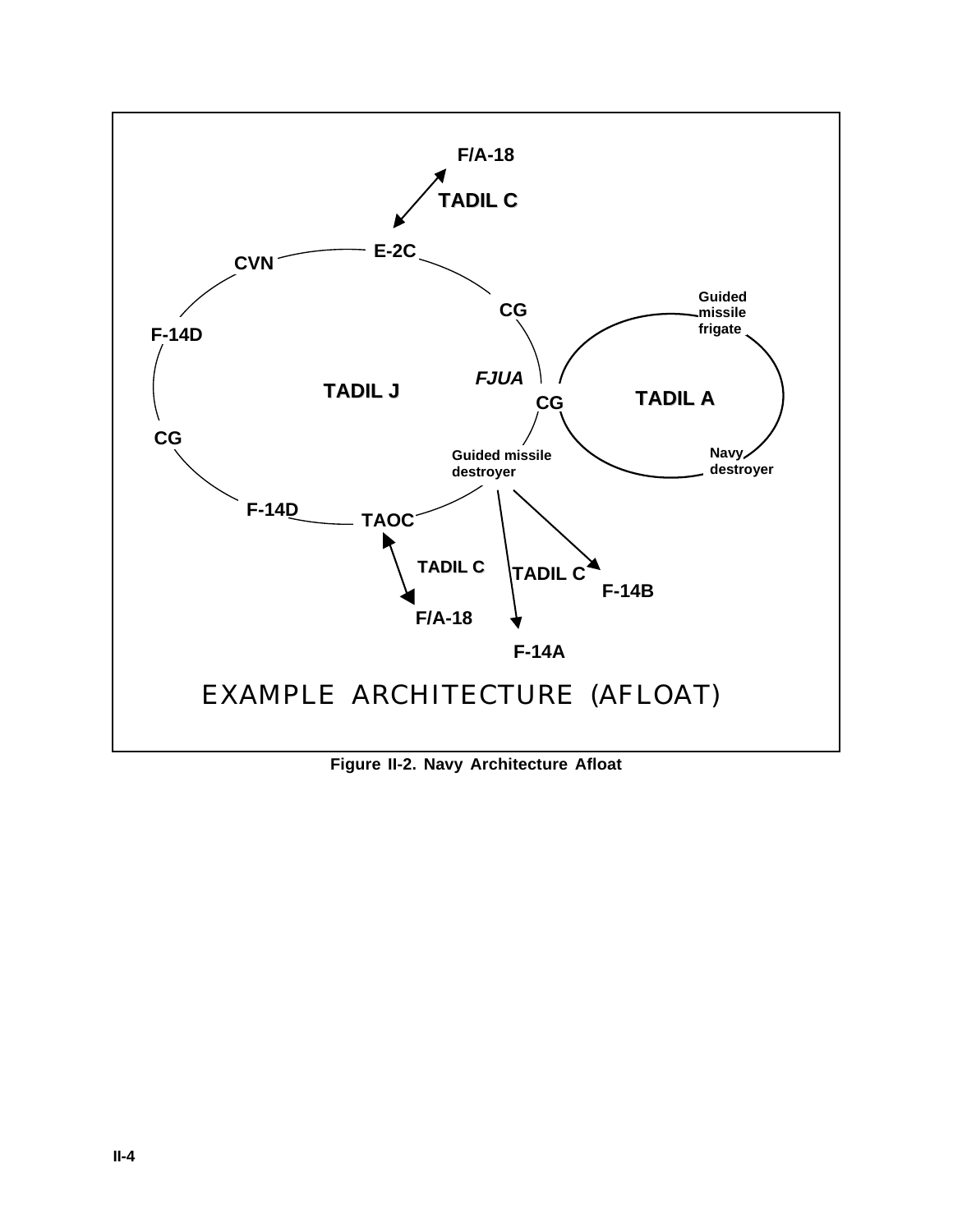F/A-18

TADIL C

E-2C

CVN

CG

Guided missile frigate

F-14D

FJUA

TADIL J

CG

TADIL A

CG

Guided missile destroyer

Navy destroyer

F-14D

TAOC

TADIL C

TADIL C

F-14B

F/A-18

F-14A

EXAMPLE ARCHITECTURE (AFLOAT)

**Figure II-2. Navy Architecture Afloat**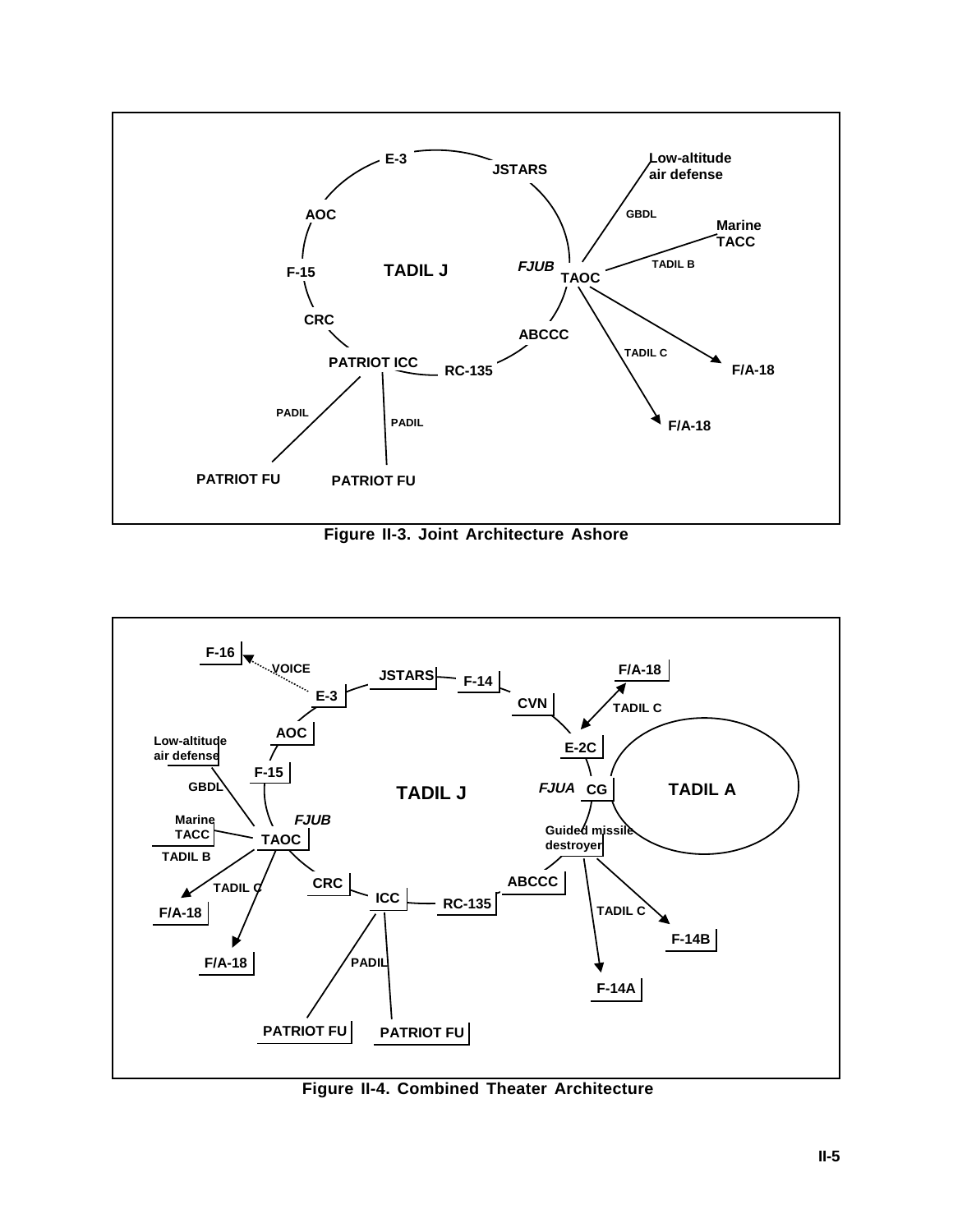Figure II-3. Joint Architecture Ashore

Figure II-4. Combined Theater Architecture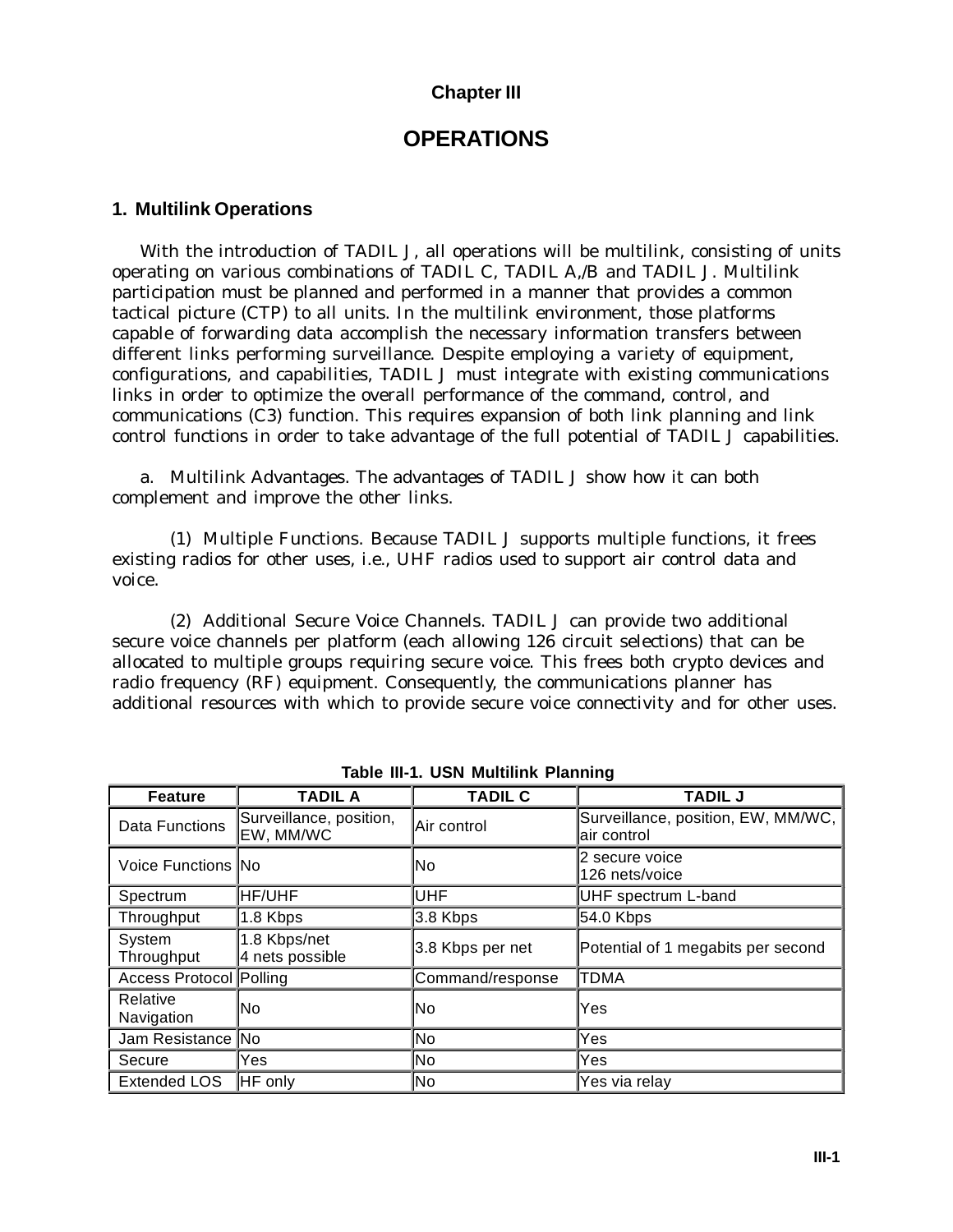# Chapter III

# OPERATIONS

## 1. Multilink Operations

With the introduction of TADIL J, all operations will be multilink, consisting of units operating on various combinations of TADIL C, TADIL A,/B and TADIL J. Multilink participation must be planned and performed in a manner that provides a common tactical picture (CTP) to all units. In the multilink environment, those platforms capable of forwarding data accomplish the necessary information transfers between different links performing surveillance. Despite employing a variety of equipment, configurations, and capabilities, TADIL J must integrate with existing communications links in order to optimize the overall performance of the command, control, and communications (C3) function. This requires expansion of both link planning and link control functions in order to take advantage of the full potential of TADIL J capabilities.

a. Multilink Advantages. The advantages of TADIL J show how it can both complement and improve the other links.

(1) Multiple Functions. Because TADIL J supports multiple functions, it frees existing radios for other uses, i.e., UHF radios used to support air control data and voice.

(2) Additional Secure Voice Channels. TADIL J can provide two additional secure voice channels per platform (each allowing 126 circuit selections) that can be allocated to multiple groups requiring secure voice. This frees both crypto devices and radio frequency (RF) equipment. Consequently, the communications planner has additional resources with which to provide secure voice connectivity and for other uses.

**Table III-1. USN Multilink Planning**

| Feature | TADIL A | TADIL C | TADIL J |
|---|---|---|---|
| Data Functions | Surveillance, position, EW, MM/WC | Air control | Surveillance, position, EW, MM/WC, air control |
| Voice Functions | No | No | 2 secure voice<br>126 nets/voice |
| Spectrum | HF/UHF | UHF | UHF spectrum L-band |
| Throughput | 1.8 Kbps | 3.8 Kbps | 54.0 Kbps |
| System Throughput | 1.8 Kbps/net<br>4 nets possible | 3.8 Kbps per net | Potential of 1 megabits per second |
| Access Protocol | Polling | Command/response | TDMA |
| Relative Navigation | No | No | Yes |
| Jam Resistance | No | No | Yes |
| Secure | Yes | No | Yes |
| Extended LOS | HF only | No | Yes via relay |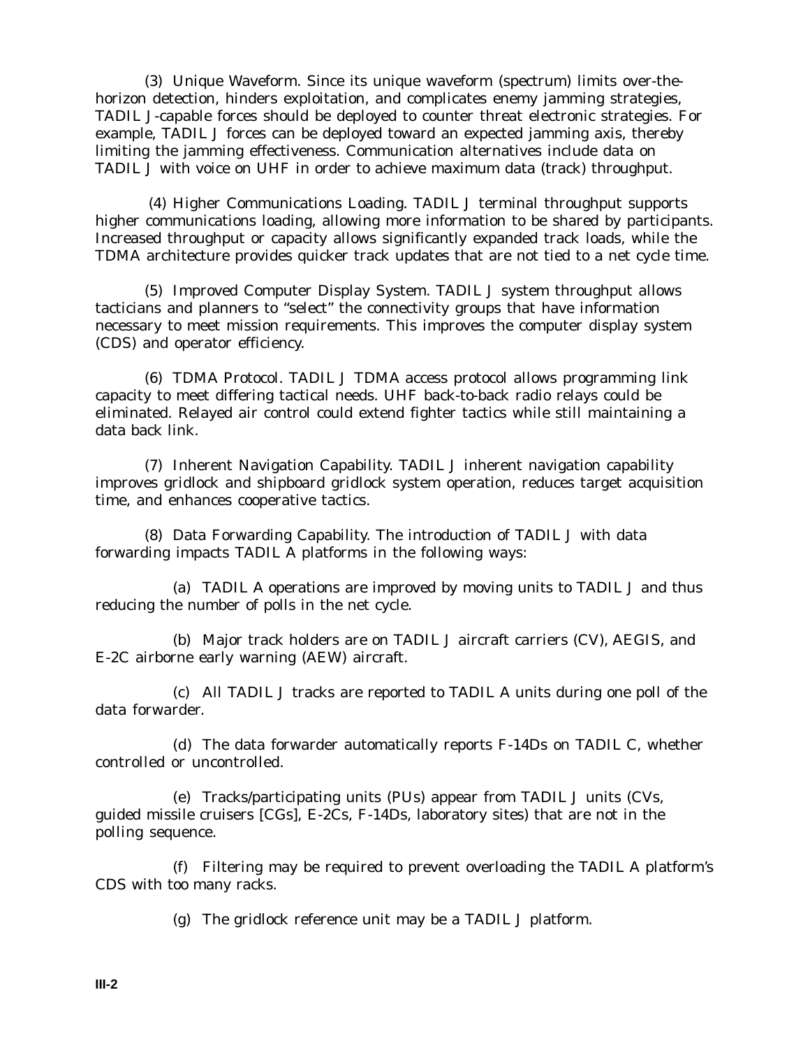(3) Unique Waveform. Since its unique waveform (spectrum) limits over-the-horizon detection, hinders exploitation, and complicates enemy jamming strategies, TADIL J-capable forces should be deployed to counter threat electronic strategies. For example, TADIL J forces can be deployed toward an expected jamming axis, thereby limiting the jamming effectiveness. Communication alternatives include data on TADIL J with voice on UHF in order to achieve maximum data (track) throughput.

(4) Higher Communications Loading. TADIL J terminal throughput supports higher communications loading, allowing more information to be shared by participants. Increased throughput or capacity allows significantly expanded track loads, while the TDMA architecture provides quicker track updates that are not tied to a net cycle time.

(5) Improved Computer Display System. TADIL J system throughput allows tacticians and planners to "select" the connectivity groups that have information necessary to meet mission requirements. This improves the computer display system (CDS) and operator efficiency.

(6) TDMA Protocol. TADIL J TDMA access protocol allows programming link capacity to meet differing tactical needs. UHF back-to-back radio relays could be eliminated. Relayed air control could extend fighter tactics while still maintaining a data back link.

(7) Inherent Navigation Capability. TADIL J inherent navigation capability improves gridlock and shipboard gridlock system operation, reduces target acquisition time, and enhances cooperative tactics.

(8) Data Forwarding Capability. The introduction of TADIL J with data forwarding impacts TADIL A platforms in the following ways:

(a) TADIL A operations are improved by moving units to TADIL J and thus reducing the number of polls in the net cycle.

(b) Major track holders are on TADIL J aircraft carriers (CV), AEGIS, and E-2C airborne early warning (AEW) aircraft.

(c) All TADIL J tracks are reported to TADIL A units during one poll of the data forwarder.

(d) The data forwarder automatically reports F-14Ds on TADIL C, whether controlled or uncontrolled.

(e) Tracks/participating units (PUs) appear from TADIL J units (CVs, guided missile cruisers [CGs], E-2Cs, F-14Ds, laboratory sites) that are not in the polling sequence.

(f) Filtering may be required to prevent overloading the TADIL A platform's CDS with too many racks.

(g) The gridlock reference unit may be a TADIL J platform.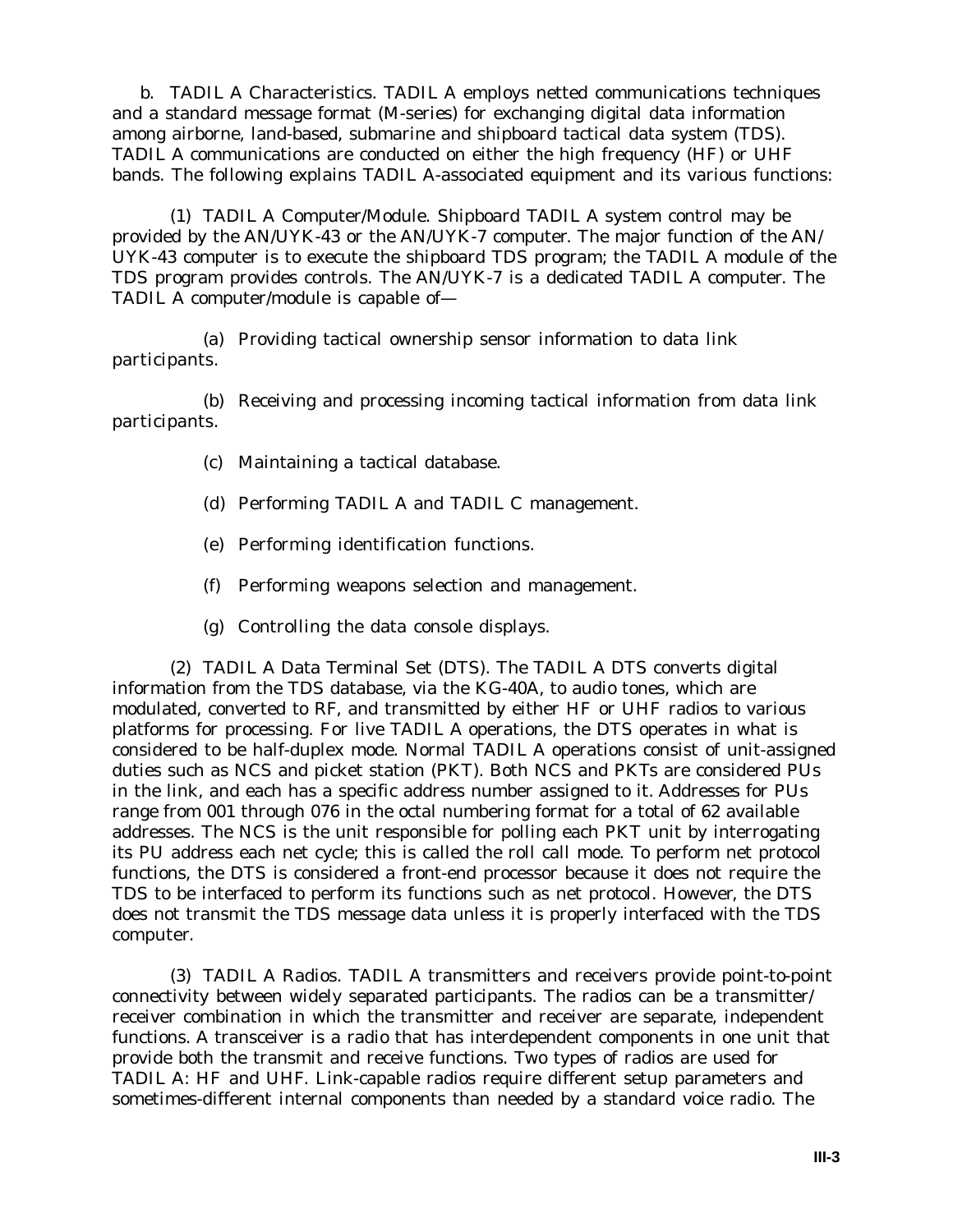b. TADIL A Characteristics. TADIL A employs netted communications techniques and a standard message format (M-series) for exchanging digital data information among airborne, land-based, submarine and shipboard tactical data system (TDS). TADIL A communications are conducted on either the high frequency (HF) or UHF bands. The following explains TADIL A-associated equipment and its various functions:

(1) TADIL A Computer/Module. Shipboard TADIL A system control may be provided by the AN/UYK-43 or the AN/UYK-7 computer. The major function of the AN/UYK-43 computer is to execute the shipboard TDS program; the TADIL A module of the TDS program provides controls. The AN/UYK-7 is a dedicated TADIL A computer. The TADIL A computer/module is capable of—

(a) Providing tactical ownership sensor information to data link participants.

(b) Receiving and processing incoming tactical information from data link participants.

(c) Maintaining a tactical database.

(d) Performing TADIL A and TADIL C management.

(e) Performing identification functions.

(f) Performing weapons selection and management.

(g) Controlling the data console displays.

(2) TADIL A Data Terminal Set (DTS). The TADIL A DTS converts digital information from the TDS database, via the KG-40A, to audio tones, which are modulated, converted to RF, and transmitted by either HF or UHF radios to various platforms for processing. For live TADIL A operations, the DTS operates in what is considered to be half-duplex mode. Normal TADIL A operations consist of unit-assigned duties such as NCS and picket station (PKT). Both NCS and PKTs are considered PUs in the link, and each has a specific address number assigned to it. Addresses for PUs range from 001 through 076 in the octal numbering format for a total of 62 available addresses. The NCS is the unit responsible for polling each PKT unit by interrogating its PU address each net cycle; this is called the roll call mode. To perform net protocol functions, the DTS is considered a front-end processor because it does not require the TDS to be interfaced to perform its functions such as net protocol. However, the DTS does not transmit the TDS message data unless it is properly interfaced with the TDS computer.

(3) TADIL A Radios. TADIL A transmitters and receivers provide point-to-point connectivity between widely separated participants. The radios can be a transmitter/receiver combination in which the transmitter and receiver are separate, independent functions. A transceiver is a radio that has interdependent components in one unit that provide both the transmit and receive functions. Two types of radios are used for TADIL A: HF and UHF. Link-capable radios require different setup parameters and sometimes-different internal components than needed by a standard voice radio. The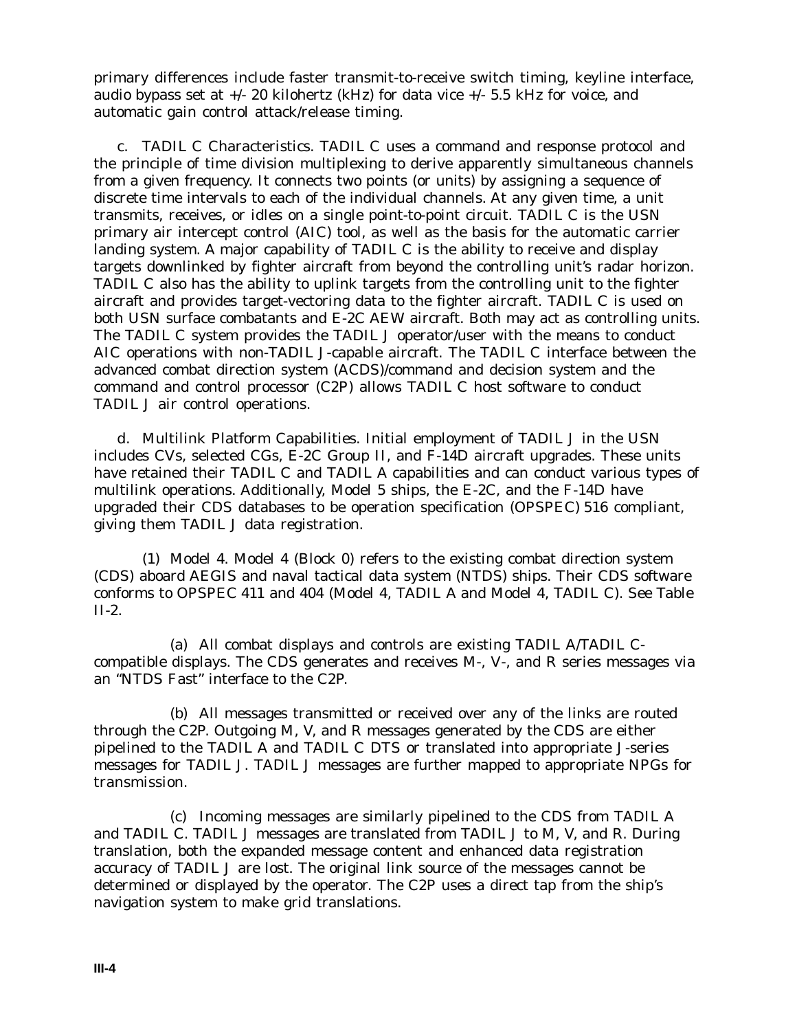primary differences include faster transmit-to-receive switch timing, keyline interface, audio bypass set at +/- 20 kilohertz (kHz) for data vice +/- 5.5 kHz for voice, and automatic gain control attack/release timing.

c. TADIL C Characteristics. TADIL C uses a command and response protocol and the principle of time division multiplexing to derive apparently simultaneous channels from a given frequency. It connects two points (or units) by assigning a sequence of discrete time intervals to each of the individual channels. At any given time, a unit transmits, receives, or idles on a single point-to-point circuit. TADIL C is the USN primary air intercept control (AIC) tool, as well as the basis for the automatic carrier landing system. A major capability of TADIL C is the ability to receive and display targets downlinked by fighter aircraft from beyond the controlling unit's radar horizon. TADIL C also has the ability to uplink targets from the controlling unit to the fighter aircraft and provides target-vectoring data to the fighter aircraft. TADIL C is used on both USN surface combatants and E-2C AEW aircraft. Both may act as controlling units. The TADIL C system provides the TADIL J operator/user with the means to conduct AIC operations with non-TADIL J-capable aircraft. The TADIL C interface between the advanced combat direction system (ACDS)/command and decision system and the command and control processor (C2P) allows TADIL C host software to conduct TADIL J air control operations.

d. Multilink Platform Capabilities. Initial employment of TADIL J in the USN includes CVs, selected CGs, E-2C Group II, and F-14D aircraft upgrades. These units have retained their TADIL C and TADIL A capabilities and can conduct various types of multilink operations. Additionally, Model 5 ships, the E-2C, and the F-14D have upgraded their CDS databases to be operation specification (OPSPEC) 516 compliant, giving them TADIL J data registration.

(1) Model 4. Model 4 (Block 0) refers to the existing combat direction system (CDS) aboard AEGIS and naval tactical data system (NTDS) ships. Their CDS software conforms to OPSPEC 411 and 404 (Model 4, TADIL A and Model 4, TADIL C). See Table II-2.

(a) All combat displays and controls are existing TADIL A/TADIL C-compatible displays. The CDS generates and receives M-, V-, and R series messages via an "NTDS Fast" interface to the C2P.

(b) All messages transmitted or received over any of the links are routed through the C2P. Outgoing M, V, and R messages generated by the CDS are either pipelined to the TADIL A and TADIL C DTS or translated into appropriate J-series messages for TADIL J. TADIL J messages are further mapped to appropriate NPGs for transmission.

(c) Incoming messages are similarly pipelined to the CDS from TADIL A and TADIL C. TADIL J messages are translated from TADIL J to M, V, and R. During translation, both the expanded message content and enhanced data registration accuracy of TADIL J are lost. The original link source of the messages cannot be determined or displayed by the operator. The C2P uses a direct tap from the ship's navigation system to make grid translations.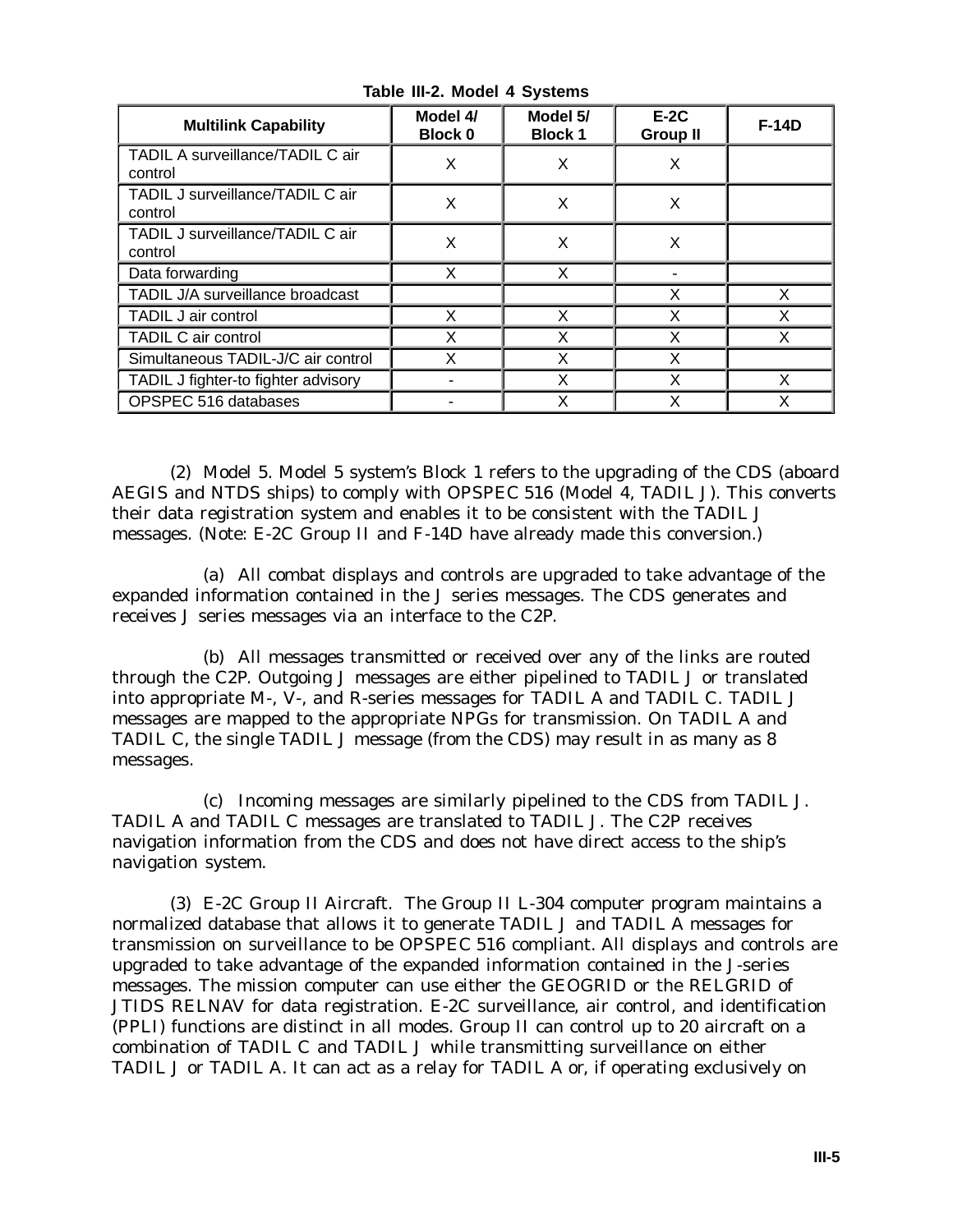**Table III-2. Model 4 Systems**

| Multilink Capability | Model 4/ Block 0 | Model 5/ Block 1 | E-2C Group II | F-14D |
|---|---|---|---|---|
| TADIL A surveillance/TADIL C air control | X | X | X | |
| TADIL J surveillance/TADIL C air control | X | X | X | |
| TADIL J surveillance/TADIL C air control | X | X | X | |
| Data forwarding | X | X | - | |
| TADIL J/A surveillance broadcast | | | X | X |
| TADIL J air control | X | X | X | X |
| TADIL C air control | X | X | X | X |
| Simultaneous TADIL-J/C air control | X | X | X | |
| TADIL J fighter-to fighter advisory | - | X | X | X |
| OPSPEC 516 databases | - | X | X | X |

(2) Model 5. Model 5 system's Block 1 refers to the upgrading of the CDS (aboard AEGIS and NTDS ships) to comply with OPSPEC 516 (Model 4, TADIL J). This converts their data registration system and enables it to be consistent with the TADIL J messages. (Note: E-2C Group II and F-14D have already made this conversion.)

(a) All combat displays and controls are upgraded to take advantage of the expanded information contained in the J series messages. The CDS generates and receives J series messages via an interface to the C2P.

(b) All messages transmitted or received over any of the links are routed through the C2P. Outgoing J messages are either pipelined to TADIL J or translated into appropriate M-, V-, and R-series messages for TADIL A and TADIL C. TADIL J messages are mapped to the appropriate NPGs for transmission. On TADIL A and TADIL C, the single TADIL J message (from the CDS) may result in as many as 8 messages.

(c) Incoming messages are similarly pipelined to the CDS from TADIL J. TADIL A and TADIL C messages are translated to TADIL J. The C2P receives navigation information from the CDS and does not have direct access to the ship's navigation system.

(3) E-2C Group II Aircraft. The Group II L-304 computer program maintains a normalized database that allows it to generate TADIL J and TADIL A messages for transmission on surveillance to be OPSPEC 516 compliant. All displays and controls are upgraded to take advantage of the expanded information contained in the J-series messages. The mission computer can use either the GEOGRID or the RELGRID of JTIDS RELNAV for data registration. E-2C surveillance, air control, and identification (PPLI) functions are distinct in all modes. Group II can control up to 20 aircraft on a combination of TADIL C and TADIL J while transmitting surveillance on either TADIL J or TADIL A. It can act as a relay for TADIL A or, if operating exclusively on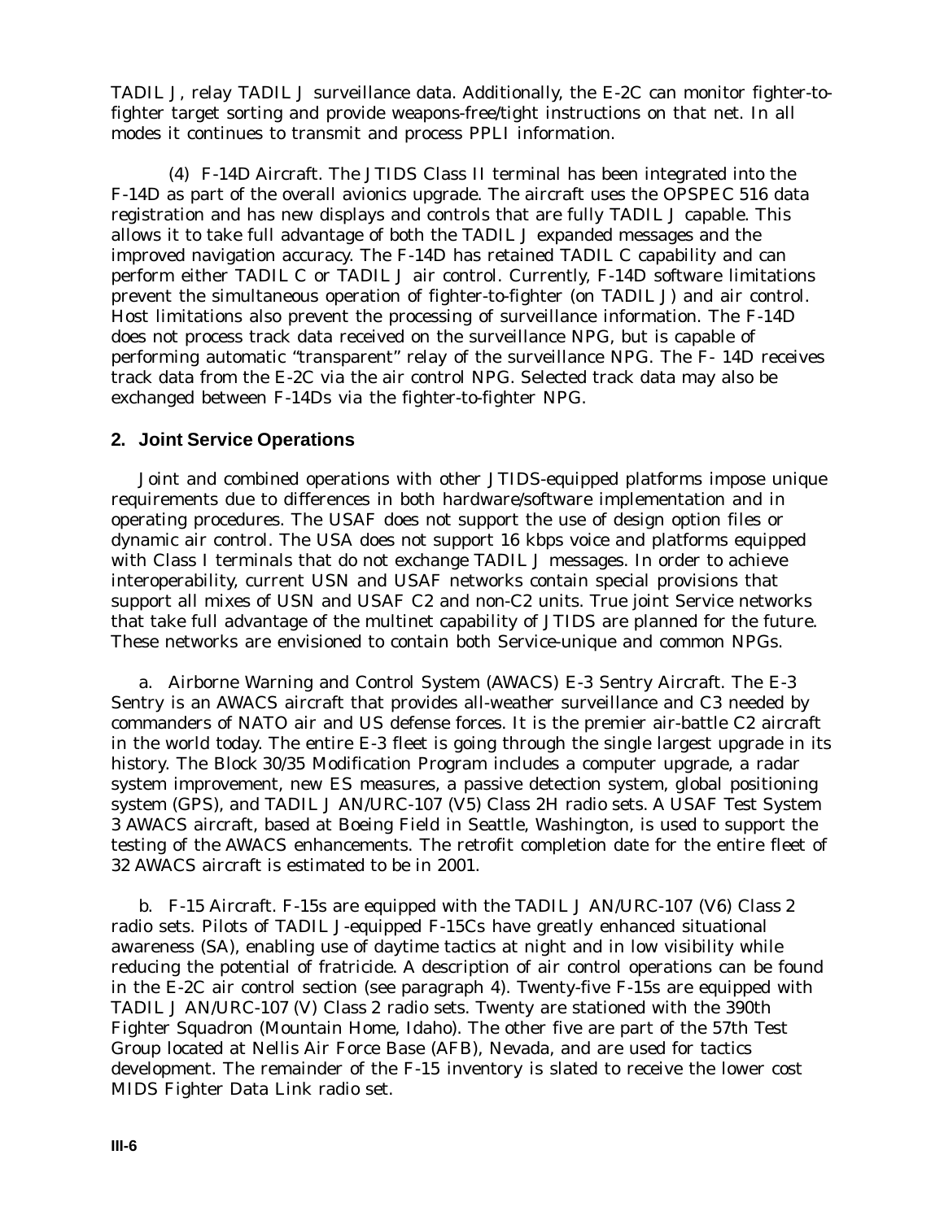TADIL J, relay TADIL J surveillance data. Additionally, the E-2C can monitor fighter-to-fighter target sorting and provide weapons-free/tight instructions on that net. In all modes it continues to transmit and process PPLI information.

(4) F-14D Aircraft. The JTIDS Class II terminal has been integrated into the F-14D as part of the overall avionics upgrade. The aircraft uses the OPSPEC 516 data registration and has new displays and controls that are fully TADIL J capable. This allows it to take full advantage of both the TADIL J expanded messages and the improved navigation accuracy. The F-14D has retained TADIL C capability and can perform either TADIL C or TADIL J air control. Currently, F-14D software limitations prevent the simultaneous operation of fighter-to-fighter (on TADIL J) and air control. Host limitations also prevent the processing of surveillance information. The F-14D does not process track data received on the surveillance NPG, but is capable of performing automatic "transparent" relay of the surveillance NPG. The F- 14D receives track data from the E-2C via the air control NPG. Selected track data may also be exchanged between F-14Ds via the fighter-to-fighter NPG.

## 2. Joint Service Operations

Joint and combined operations with other JTIDS-equipped platforms impose unique requirements due to differences in both hardware/software implementation and in operating procedures. The USAF does not support the use of design option files or dynamic air control. The USA does not support 16 kbps voice and platforms equipped with Class I terminals that do not exchange TADIL J messages. In order to achieve interoperability, current USN and USAF networks contain special provisions that support all mixes of USN and USAF C2 and non-C2 units. True joint Service networks that take full advantage of the multinet capability of JTIDS are planned for the future. These networks are envisioned to contain both Service-unique and common NPGs.

a. Airborne Warning and Control System (AWACS) E-3 Sentry Aircraft. The E-3 Sentry is an AWACS aircraft that provides all-weather surveillance and C3 needed by commanders of NATO air and US defense forces. It is the premier air-battle C2 aircraft in the world today. The entire E-3 fleet is going through the single largest upgrade in its history. The Block 30/35 Modification Program includes a computer upgrade, a radar system improvement, new ES measures, a passive detection system, global positioning system (GPS), and TADIL J AN/URC-107 (V5) Class 2H radio sets. A USAF Test System 3 AWACS aircraft, based at Boeing Field in Seattle, Washington, is used to support the testing of the AWACS enhancements. The retrofit completion date for the entire fleet of 32 AWACS aircraft is estimated to be in 2001.

b. F-15 Aircraft. F-15s are equipped with the TADIL J AN/URC-107 (V6) Class 2 radio sets. Pilots of TADIL J-equipped F-15Cs have greatly enhanced situational awareness (SA), enabling use of daytime tactics at night and in low visibility while reducing the potential of fratricide. A description of air control operations can be found in the E-2C air control section (see paragraph 4). Twenty-five F-15s are equipped with TADIL J AN/URC-107 (V) Class 2 radio sets. Twenty are stationed with the 390th Fighter Squadron (Mountain Home, Idaho). The other five are part of the 57th Test Group located at Nellis Air Force Base (AFB), Nevada, and are used for tactics development. The remainder of the F-15 inventory is slated to receive the lower cost MIDS Fighter Data Link radio set.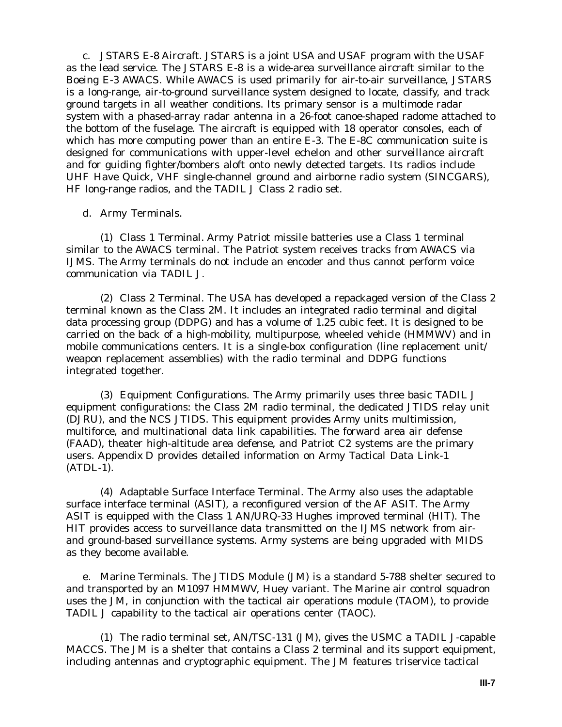c. JSTARS E-8 Aircraft. JSTARS is a joint USA and USAF program with the USAF as the lead service. The JSTARS E-8 is a wide-area surveillance aircraft similar to the Boeing E-3 AWACS. While AWACS is used primarily for air-to-air surveillance, JSTARS is a long-range, air-to-ground surveillance system designed to locate, classify, and track ground targets in all weather conditions. Its primary sensor is a multimode radar system with a phased-array radar antenna in a 26-foot canoe-shaped radome attached to the bottom of the fuselage. The aircraft is equipped with 18 operator consoles, each of which has more computing power than an entire E-3. The E-8C communication suite is designed for communications with upper-level echelon and other surveillance aircraft and for guiding fighter/bombers aloft onto newly detected targets. Its radios include UHF Have Quick, VHF single-channel ground and airborne radio system (SINCGARS), HF long-range radios, and the TADIL J Class 2 radio set.

d. Army Terminals.

(1) Class 1 Terminal. Army Patriot missile batteries use a Class 1 terminal similar to the AWACS terminal. The Patriot system receives tracks from AWACS via IJMS. The Army terminals do not include an encoder and thus cannot perform voice communication via TADIL J.

(2) Class 2 Terminal. The USA has developed a repackaged version of the Class 2 terminal known as the Class 2M. It includes an integrated radio terminal and digital data processing group (DDPG) and has a volume of 1.25 cubic feet. It is designed to be carried on the back of a high-mobility, multipurpose, wheeled vehicle (HMMWV) and in mobile communications centers. It is a single-box configuration (line replacement unit/ weapon replacement assemblies) with the radio terminal and DDPG functions integrated together.

(3) Equipment Configurations. The Army primarily uses three basic TADIL J equipment configurations: the Class 2M radio terminal, the dedicated JTIDS relay unit (DJRU), and the NCS JTIDS. This equipment provides Army units multimission, multiforce, and multinational data link capabilities. The forward area air defense (FAAD), theater high-altitude area defense, and Patriot C2 systems are the primary users. Appendix D provides detailed information on Army Tactical Data Link-1 (ATDL-1).

(4) Adaptable Surface Interface Terminal. The Army also uses the adaptable surface interface terminal (ASIT), a reconfigured version of the AF ASIT. The Army ASIT is equipped with the Class 1 AN/URQ-33 Hughes improved terminal (HIT). The HIT provides access to surveillance data transmitted on the IJMS network from air- and ground-based surveillance systems. Army systems are being upgraded with MIDS as they become available.

e. Marine Terminals. The JTIDS Module (JM) is a standard 5-788 shelter secured to and transported by an M1097 HMMWV, Huey variant. The Marine air control squadron uses the JM, in conjunction with the tactical air operations module (TAOM), to provide TADIL J capability to the tactical air operations center (TAOC).

(1) The radio terminal set, AN/TSC-131 (JM), gives the USMC a TADIL J-capable MACCS. The JM is a shelter that contains a Class 2 terminal and its support equipment, including antennas and cryptographic equipment. The JM features triservice tactical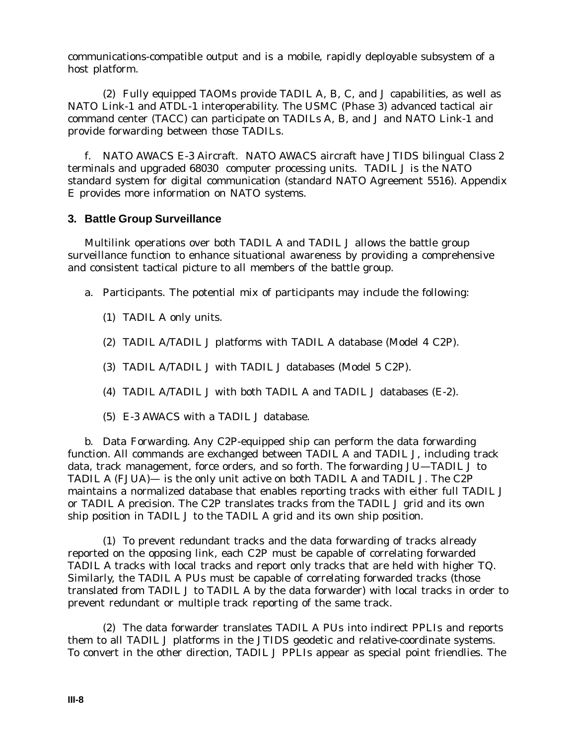communications-compatible output and is a mobile, rapidly deployable subsystem of a host platform.

(2) Fully equipped TAOMs provide TADIL A, B, C, and J capabilities, as well as NATO Link-1 and ATDL-1 interoperability. The USMC (Phase 3) advanced tactical air command center (TACC) can participate on TADILs A, B, and J and NATO Link-1 and provide forwarding between those TADILs.

f. NATO AWACS E-3 Aircraft. NATO AWACS aircraft have JTIDS bilingual Class 2 terminals and upgraded 68030 computer processing units. TADIL J is the NATO standard system for digital communication (standard NATO Agreement 5516). Appendix E provides more information on NATO systems.

## 3. Battle Group Surveillance

Multilink operations over both TADIL A and TADIL J allows the battle group surveillance function to enhance situational awareness by providing a comprehensive and consistent tactical picture to all members of the battle group.

a. Participants. The potential mix of participants may include the following:

(1) TADIL A only units.

(2) TADIL A/TADIL J platforms with TADIL A database (Model 4 C2P).

(3) TADIL A/TADIL J with TADIL J databases (Model 5 C2P).

(4) TADIL A/TADIL J with both TADIL A and TADIL J databases (E-2).

(5) E-3 AWACS with a TADIL J database.

b. Data Forwarding. Any C2P-equipped ship can perform the data forwarding function. All commands are exchanged between TADIL A and TADIL J, including track data, track management, force orders, and so forth. The forwarding JU—TADIL J to TADIL A (FJUA)— is the only unit active on both TADIL A and TADIL J. The C2P maintains a normalized database that enables reporting tracks with either full TADIL J or TADIL A precision. The C2P translates tracks from the TADIL J grid and its own ship position in TADIL J to the TADIL A grid and its own ship position.

(1) To prevent redundant tracks and the data forwarding of tracks already reported on the opposing link, each C2P must be capable of correlating forwarded TADIL A tracks with local tracks and report only tracks that are held with higher TQ. Similarly, the TADIL A PUs must be capable of correlating forwarded tracks (those translated from TADIL J to TADIL A by the data forwarder) with local tracks in order to prevent redundant or multiple track reporting of the same track.

(2) The data forwarder translates TADIL A PUs into indirect PPLIs and reports them to all TADIL J platforms in the JTIDS geodetic and relative-coordinate systems. To convert in the other direction, TADIL J PPLIs appear as special point friendlies. The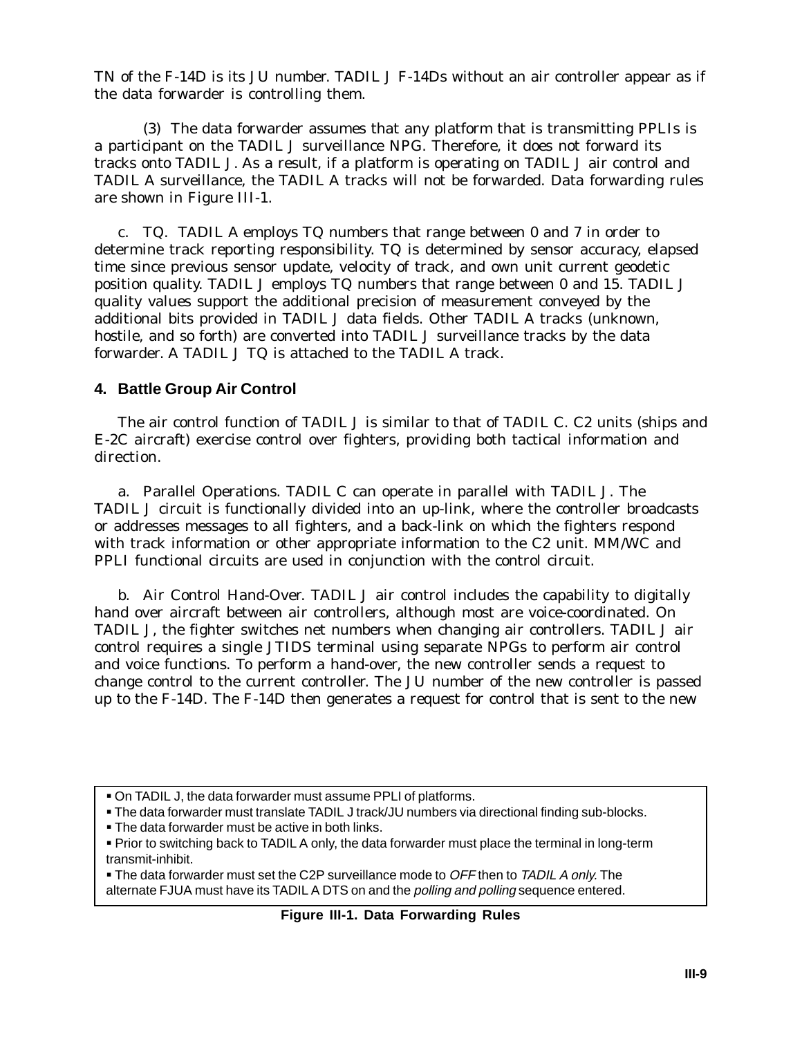TN of the F-14D is its JU number. TADIL J F-14Ds without an air controller appear as if the data forwarder is controlling them.

(3) The data forwarder assumes that any platform that is transmitting PPLIs is a participant on the TADIL J surveillance NPG. Therefore, it does not forward its tracks onto TADIL J. As a result, if a platform is operating on TADIL J air control and TADIL A surveillance, the TADIL A tracks will not be forwarded. Data forwarding rules are shown in Figure III-1.

c. TQ. TADIL A employs TQ numbers that range between 0 and 7 in order to determine track reporting responsibility. TQ is determined by sensor accuracy, elapsed time since previous sensor update, velocity of track, and own unit current geodetic position quality. TADIL J employs TQ numbers that range between 0 and 15. TADIL J quality values support the additional precision of measurement conveyed by the additional bits provided in TADIL J data fields. Other TADIL A tracks (unknown, hostile, and so forth) are converted into TADIL J surveillance tracks by the data forwarder. A TADIL J TQ is attached to the TADIL A track.

## 4. Battle Group Air Control

The air control function of TADIL J is similar to that of TADIL C. C2 units (ships and E-2C aircraft) exercise control over fighters, providing both tactical information and direction.

a. Parallel Operations. TADIL C can operate in parallel with TADIL J. The TADIL J circuit is functionally divided into an up-link, where the controller broadcasts or addresses messages to all fighters, and a back-link on which the fighters respond with track information or other appropriate information to the C2 unit. MM/WC and PPLI functional circuits are used in conjunction with the control circuit.

b. Air Control Hand-Over. TADIL J air control includes the capability to digitally hand over aircraft between air controllers, although most are voice-coordinated. On TADIL J, the fighter switches net numbers when changing air controllers. TADIL J air control requires a single JTIDS terminal using separate NPGs to perform air control and voice functions. To perform a hand-over, the new controller sends a request to change control to the current controller. The JU number of the new controller is passed up to the F-14D. The F-14D then generates a request for control that is sent to the new

- On TADIL J, the data forwarder must assume PPLI of platforms.
- The data forwarder must translate TADIL J track/JU numbers via directional finding sub-blocks.
- The data forwarder must be active in both links.
- Prior to switching back to TADIL A only, the data forwarder must place the terminal in long-term transmit-inhibit.
- The data forwarder must set the C2P surveillance mode to *OFF* then to *TADIL A only.* The alternate FJUA must have its TADIL A DTS on and the *polling and polling* sequence entered.

**Figure III-1. Data Forwarding Rules**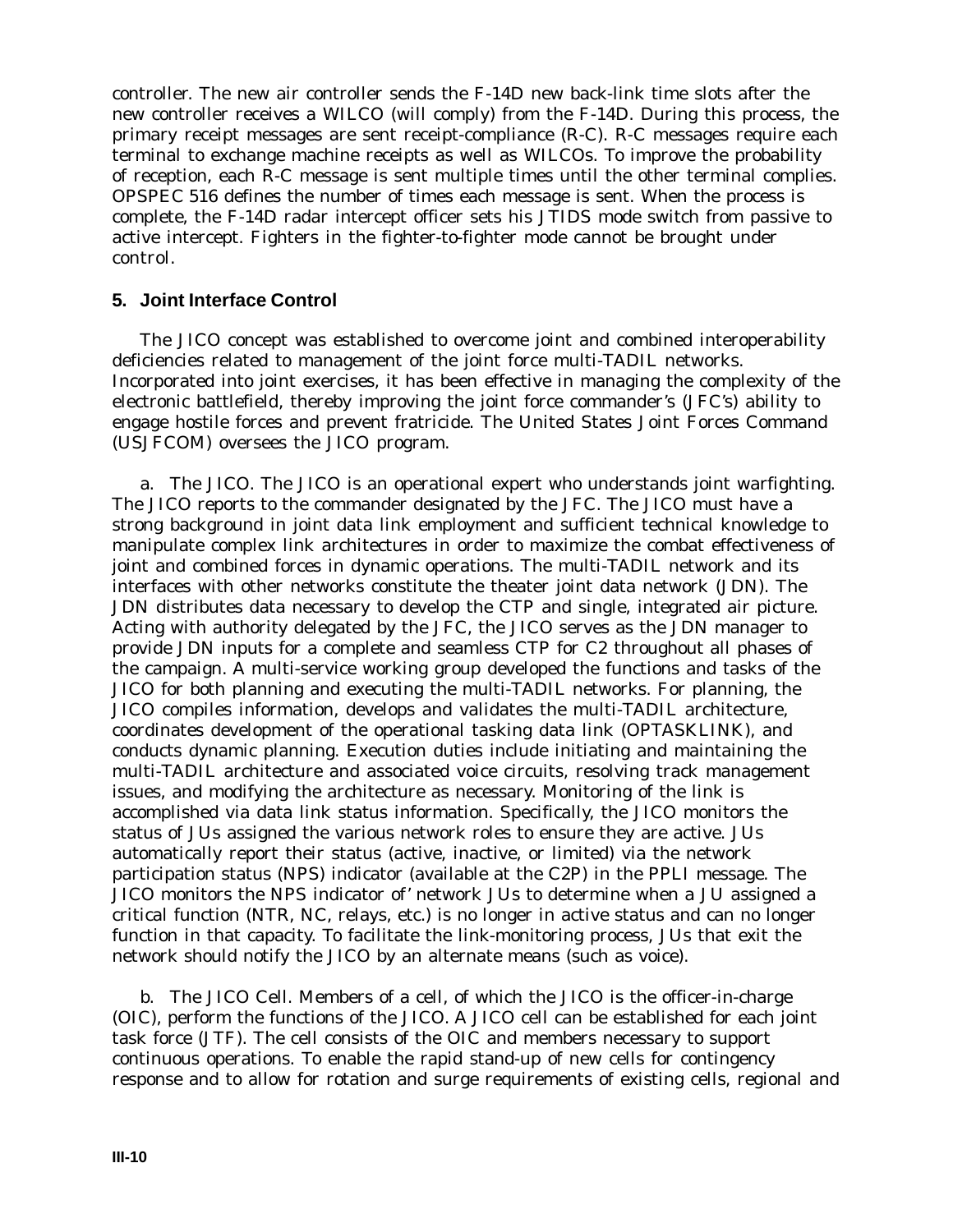controller. The new air controller sends the F-14D new back-link time slots after the new controller receives a WILCO (will comply) from the F-14D. During this process, the primary receipt messages are sent receipt-compliance (R-C). R-C messages require each terminal to exchange machine receipts as well as WILCOs. To improve the probability of reception, each R-C message is sent multiple times until the other terminal complies. OPSPEC 516 defines the number of times each message is sent. When the process is complete, the F-14D radar intercept officer sets his JTIDS mode switch from passive to active intercept. Fighters in the fighter-to-fighter mode cannot be brought under control.

## 5. Joint Interface Control

The JICO concept was established to overcome joint and combined interoperability deficiencies related to management of the joint force multi-TADIL networks. Incorporated into joint exercises, it has been effective in managing the complexity of the electronic battlefield, thereby improving the joint force commander's (JFC's) ability to engage hostile forces and prevent fratricide. The United States Joint Forces Command (USJFCOM) oversees the JICO program.

a. The JICO. The JICO is an operational expert who understands joint warfighting. The JICO reports to the commander designated by the JFC. The JICO must have a strong background in joint data link employment and sufficient technical knowledge to manipulate complex link architectures in order to maximize the combat effectiveness of joint and combined forces in dynamic operations. The multi-TADIL network and its interfaces with other networks constitute the theater joint data network (JDN). The JDN distributes data necessary to develop the CTP and single, integrated air picture. Acting with authority delegated by the JFC, the JICO serves as the JDN manager to provide JDN inputs for a complete and seamless CTP for C2 throughout all phases of the campaign. A multi-service working group developed the functions and tasks of the JICO for both planning and executing the multi-TADIL networks. For planning, the JICO compiles information, develops and validates the multi-TADIL architecture, coordinates development of the operational tasking data link (OPTASKLINK), and conducts dynamic planning. Execution duties include initiating and maintaining the multi-TADIL architecture and associated voice circuits, resolving track management issues, and modifying the architecture as necessary. Monitoring of the link is accomplished via data link status information. Specifically, the JICO monitors the status of JUs assigned the various network roles to ensure they are active. JUs automatically report their status (active, inactive, or limited) via the network participation status (NPS) indicator (available at the C2P) in the PPLI message. The JICO monitors the NPS indicator of' network JUs to determine when a JU assigned a critical function (NTR, NC, relays, etc.) is no longer in active status and can no longer function in that capacity. To facilitate the link-monitoring process, JUs that exit the network should notify the JICO by an alternate means (such as voice).

b. The JICO Cell. Members of a cell, of which the JICO is the officer-in-charge (OIC), perform the functions of the JICO. A JICO cell can be established for each joint task force (JTF). The cell consists of the OIC and members necessary to support continuous operations. To enable the rapid stand-up of new cells for contingency response and to allow for rotation and surge requirements of existing cells, regional and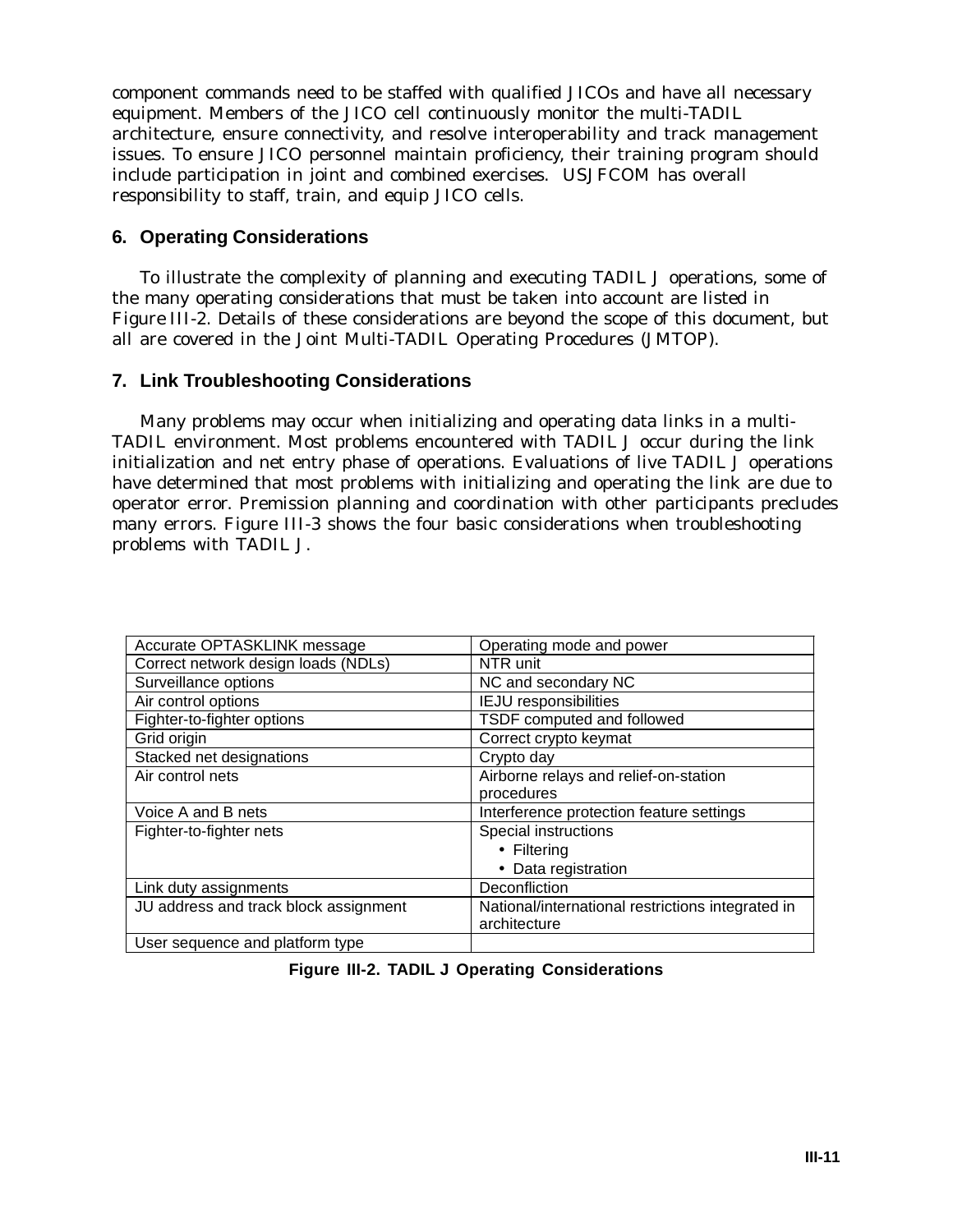component commands need to be staffed with qualified JICOs and have all necessary equipment. Members of the JICO cell continuously monitor the multi-TADIL architecture, ensure connectivity, and resolve interoperability and track management issues. To ensure JICO personnel maintain proficiency, their training program should include participation in joint and combined exercises. USJFCOM has overall responsibility to staff, train, and equip JICO cells.

## 6. Operating Considerations

To illustrate the complexity of planning and executing TADIL J operations, some of the many operating considerations that must be taken into account are listed in Figure III-2. Details of these considerations are beyond the scope of this document, but all are covered in the Joint Multi-TADIL Operating Procedures (JMTOP).

## 7. Link Troubleshooting Considerations

Many problems may occur when initializing and operating data links in a multi-TADIL environment. Most problems encountered with TADIL J occur during the link initialization and net entry phase of operations. Evaluations of live TADIL J operations have determined that most problems with initializing and operating the link are due to operator error. Premission planning and coordination with other participants precludes many errors. Figure III-3 shows the four basic considerations when troubleshooting problems with TADIL J.

| | |
|---|---|
| Accurate OPTASKLINK message | Operating mode and power |
| Correct network design loads (NDLs) | NTR unit |
| Surveillance options | NC and secondary NC |
| Air control options | IEJU responsibilities |
| Fighter-to-fighter options | TSDF computed and followed |
| Grid origin | Correct crypto keymat |
| Stacked net designations | Crypto day |
| Air control nets | Airborne relays and relief-on-station procedures |
| Voice A and B nets | Interference protection feature settings |
| Fighter-to-fighter nets | Special instructions<br>• Filtering<br>• Data registration |
| Link duty assignments | Deconfliction |
| JU address and track block assignment | National/international restrictions integrated in architecture |
| User sequence and platform type | |

**Figure III-2. TADIL J Operating Considerations**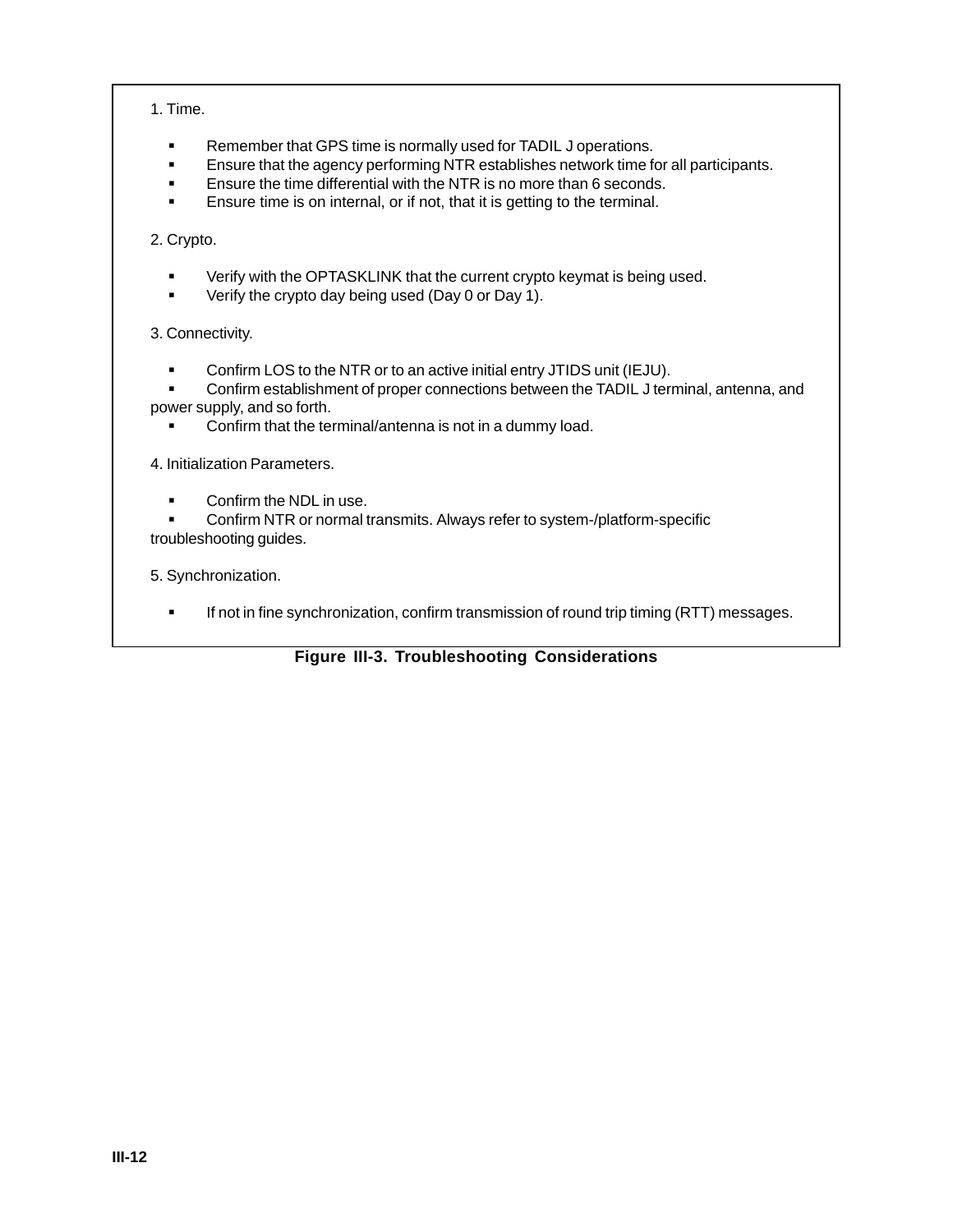1. Time.

- Remember that GPS time is normally used for TADIL J operations.
- Ensure that the agency performing NTR establishes network time for all participants.
- Ensure the time differential with the NTR is no more than 6 seconds.
- Ensure time is on internal, or if not, that it is getting to the terminal.

2. Crypto.

- Verify with the OPTASKLINK that the current crypto keymat is being used.
- Verify the crypto day being used (Day 0 or Day 1).

3. Connectivity.

- Confirm LOS to the NTR or to an active initial entry JTIDS unit (IEJU).
- Confirm establishment of proper connections between the TADIL J terminal, antenna, and power supply, and so forth.
- Confirm that the terminal/antenna is not in a dummy load.

4. Initialization Parameters.

- Confirm the NDL in use.
- Confirm NTR or normal transmits. Always refer to system-/platform-specific troubleshooting guides.

5. Synchronization.

- If not in fine synchronization, confirm transmission of round trip timing (RTT) messages.

**Figure III-3. Troubleshooting Considerations**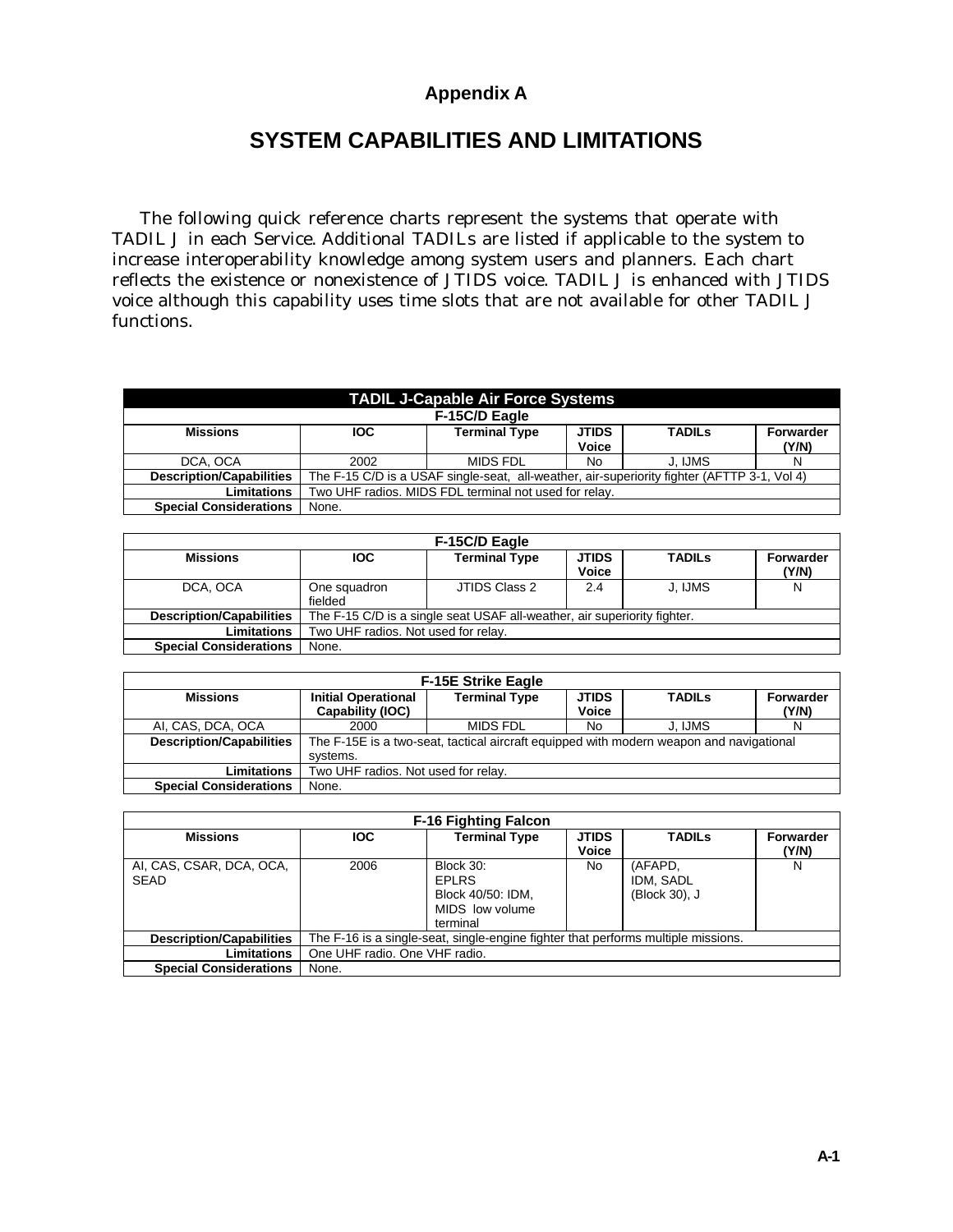**Appendix A**

# SYSTEM CAPABILITIES AND LIMITATIONS

The following quick reference charts represent the systems that operate with TADIL J in each Service. Additional TADILs are listed if applicable to the system to increase interoperability knowledge among system users and planners. Each chart reflects the existence or nonexistence of JTIDS voice. TADIL J is enhanced with JTIDS voice although this capability uses time slots that are not available for other TADIL J functions.

| **TADIL J-Capable Air Force Systems** | | | | | |
|---|---|---|---|---|---|
| **F-15C/D Eagle** | | | | | |
| **Missions** | **IOC** | **Terminal Type** | **JTIDS Voice** | **TADILs** | **Forwarder (Y/N)** |
| DCA, OCA | 2002 | MIDS FDL | No | J, IJMS | N |
| **Description/Capabilities** | The F-15 C/D is a USAF single-seat, all-weather, air-superiority fighter (AFTTP 3-1, Vol 4) | | | | |
| **Limitations** | Two UHF radios. MIDS FDL terminal not used for relay. | | | | |
| **Special Considerations** | None. | | | | |

| **F-15C/D Eagle** | | | | | |
|---|---|---|---|---|---|
| **Missions** | **IOC** | **Terminal Type** | **JTIDS Voice** | **TADILs** | **Forwarder (Y/N)** |
| DCA, OCA | One squadron fielded | JTIDS Class 2 | 2.4 | J, IJMS | N |
| **Description/Capabilities** | The F-15 C/D is a single seat USAF all-weather, air superiority fighter. | | | | |
| **Limitations** | Two UHF radios. Not used for relay. | | | | |
| **Special Considerations** | None. | | | | |

| **F-15E Strike Eagle** | | | | | |
|---|---|---|---|---|---|
| **Missions** | **Initial Operational Capability (IOC)** | **Terminal Type** | **JTIDS Voice** | **TADILs** | **Forwarder (Y/N)** |
| AI, CAS, DCA, OCA | 2000 | MIDS FDL | No | J, IJMS | N |
| **Description/Capabilities** | The F-15E is a two-seat, tactical aircraft equipped with modern weapon and navigational systems. | | | | |
| **Limitations** | Two UHF radios. Not used for relay. | | | | |
| **Special Considerations** | None. | | | | |

| **F-16 Fighting Falcon** | | | | | |
|---|---|---|---|---|---|
| **Missions** | **IOC** | **Terminal Type** | **JTIDS Voice** | **TADILs** | **Forwarder (Y/N)** |
| AI, CAS, CSAR, DCA, OCA, SEAD | 2006 | Block 30: EPLRS Block 40/50: IDM, MIDS low volume terminal | No | (AFAPD, IDM, SADL (Block 30), J | N |
| **Description/Capabilities** | The F-16 is a single-seat, single-engine fighter that performs multiple missions. | | | | |
| **Limitations** | One UHF radio. One VHF radio. | | | | |
| **Special Considerations** | None. | | | | |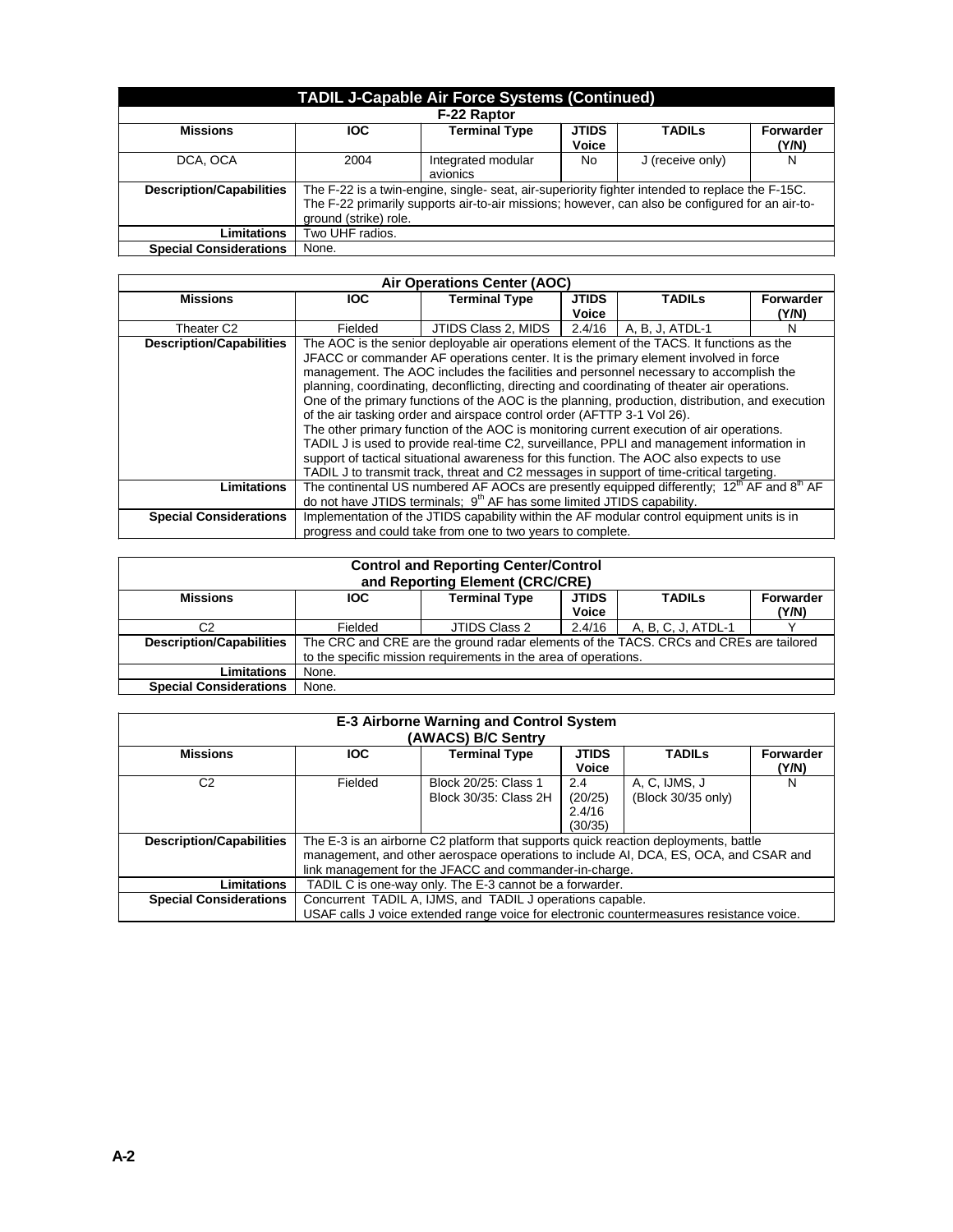**TADIL J-Capable Air Force Systems (Continued)**

**F-22 Raptor**

| Missions | IOC | Terminal Type | JTIDS Voice | TADILs | Forwarder (Y/N) |
|---|---|---|---|---|---|
| DCA, OCA | 2004 | Integrated modular avionics | No | J (receive only) | N |
| **Description/Capabilities** | The F-22 is a twin-engine, single- seat, air-superiority fighter intended to replace the F-15C. The F-22 primarily supports air-to-air missions; however, can also be configured for an air-to-ground (strike) role. | | | | |
| **Limitations** | Two UHF radios. | | | | |
| **Special Considerations** | None. | | | | |

**Air Operations Center (AOC)**

| Missions | IOC | Terminal Type | JTIDS Voice | TADILs | Forwarder (Y/N) |
|---|---|---|---|---|---|
| Theater C2 | Fielded | JTIDS Class 2, MIDS | 2.4/16 | A, B, J, ATDL-1 | N |
| **Description/Capabilities** | The AOC is the senior deployable air operations element of the TACS. It functions as the JFACC or commander AF operations center. It is the primary element involved in force management. The AOC includes the facilities and personnel necessary to accomplish the planning, coordinating, deconflicting, directing and coordinating of theater air operations. One of the primary functions of the AOC is the planning, production, distribution, and execution of the air tasking order and airspace control order (AFTTP 3-1 Vol 26). The other primary function of the AOC is monitoring current execution of air operations. TADIL J is used to provide real-time C2, surveillance, PPLI and management information in support of tactical situational awareness for this function. The AOC also expects to use TADIL J to transmit track, threat and C2 messages in support of time-critical targeting. | | | | |
| **Limitations** | The continental US numbered AF AOCs are presently equipped differently; 12th AF and 8th AF do not have JTIDS terminals; 9th AF has some limited JTIDS capability. | | | | |
| **Special Considerations** | Implementation of the JTIDS capability within the AF modular control equipment units is in progress and could take from one to two years to complete. | | | | |

**Control and Reporting Center/Control and Reporting Element (CRC/CRE)**

| Missions | IOC | Terminal Type | JTIDS Voice | TADILs | Forwarder (Y/N) |
|---|---|---|---|---|---|
| C2 | Fielded | JTIDS Class 2 | 2.4/16 | A, B, C, J, ATDL-1 | Y |
| **Description/Capabilities** | The CRC and CRE are the ground radar elements of the TACS. CRCs and CREs are tailored to the specific mission requirements in the area of operations. | | | | |
| **Limitations** | None. | | | | |
| **Special Considerations** | None. | | | | |

**E-3 Airborne Warning and Control System (AWACS) B/C Sentry**

| Missions | IOC | Terminal Type | JTIDS Voice | TADILs | Forwarder (Y/N) |
|---|---|---|---|---|---|
| C2 | Fielded | Block 20/25: Class 1<br>Block 30/35: Class 2H | 2.4 (20/25)<br>2.4/16 (30/35) | A, C, IJMS, J (Block 30/35 only) | N |
| **Description/Capabilities** | The E-3 is an airborne C2 platform that supports quick reaction deployments, battle management, and other aerospace operations to include AI, DCA, ES, OCA, and CSAR and link management for the JFACC and commander-in-charge. | | | | |
| **Limitations** | TADIL C is one-way only. The E-3 cannot be a forwarder. | | | | |
| **Special Considerations** | Concurrent TADIL A, IJMS, and TADIL J operations capable.<br>USAF calls J voice extended range voice for electronic countermeasures resistance voice. | | | | |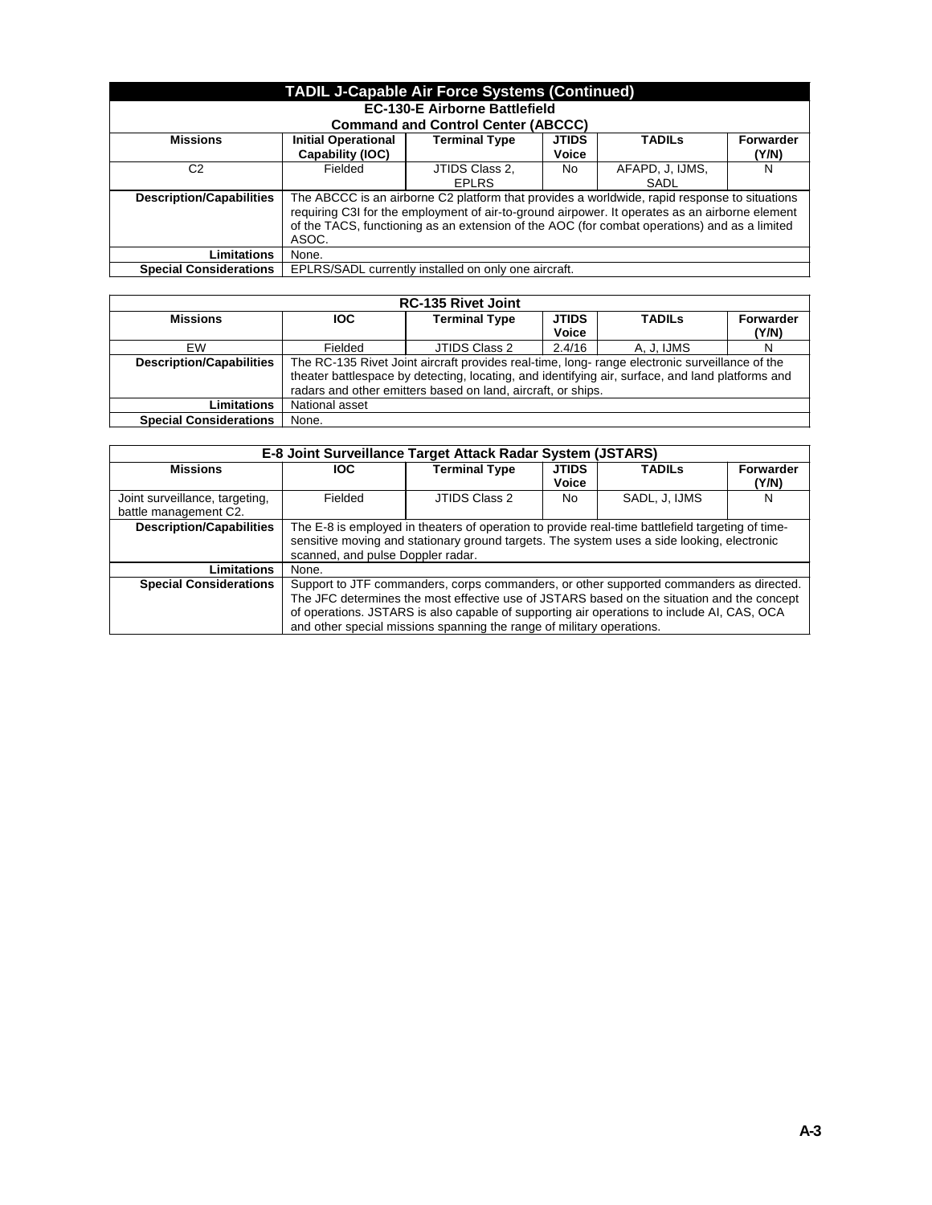## TADIL J-Capable Air Force Systems (Continued)

| EC-130-E Airborne Battlefield Command and Control Center (ABCCC) | | | | | |
|---|---|---|---|---|---|
| **Missions** | **Initial Operational Capability (IOC)** | **Terminal Type** | **JTIDS Voice** | **TADILs** | **Forwarder (Y/N)** |
| C2 | Fielded | JTIDS Class 2, EPLRS | No | AFAPD, J, IJMS, SADL | N |
| **Description/Capabilities** | The ABCCC is an airborne C2 platform that provides a worldwide, rapid response to situations requiring C3I for the employment of air-to-ground airpower. It operates as an airborne element of the TACS, functioning as an extension of the AOC (for combat operations) and as a limited ASOC. | | | | |
| **Limitations** | None. | | | | |
| **Special Considerations** | EPLRS/SADL currently installed on only one aircraft. | | | | |

| RC-135 Rivet Joint | | | | | |
|---|---|---|---|---|---|
| **Missions** | **IOC** | **Terminal Type** | **JTIDS Voice** | **TADILs** | **Forwarder (Y/N)** |
| EW | Fielded | JTIDS Class 2 | 2.4/16 | A, J, IJMS | N |
| **Description/Capabilities** | The RC-135 Rivet Joint aircraft provides real-time, long- range electronic surveillance of the theater battlespace by detecting, locating, and identifying air, surface, and land platforms and radars and other emitters based on land, aircraft, or ships. | | | | |
| **Limitations** | National asset | | | | |
| **Special Considerations** | None. | | | | |

| E-8 Joint Surveillance Target Attack Radar System (JSTARS) | | | | | |
|---|---|---|---|---|---|
| **Missions** | **IOC** | **Terminal Type** | **JTIDS Voice** | **TADILs** | **Forwarder (Y/N)** |
| Joint surveillance, targeting, battle management C2. | Fielded | JTIDS Class 2 | No | SADL, J, IJMS | N |
| **Description/Capabilities** | The E-8 is employed in theaters of operation to provide real-time battlefield targeting of time-sensitive moving and stationary ground targets. The system uses a side looking, electronic scanned, and pulse Doppler radar. | | | | |
| **Limitations** | None. | | | | |
| **Special Considerations** | Support to JTF commanders, corps commanders, or other supported commanders as directed. The JFC determines the most effective use of JSTARS based on the situation and the concept of operations. JSTARS is also capable of supporting air operations to include AI, CAS, OCA and other special missions spanning the range of military operations. | | | | |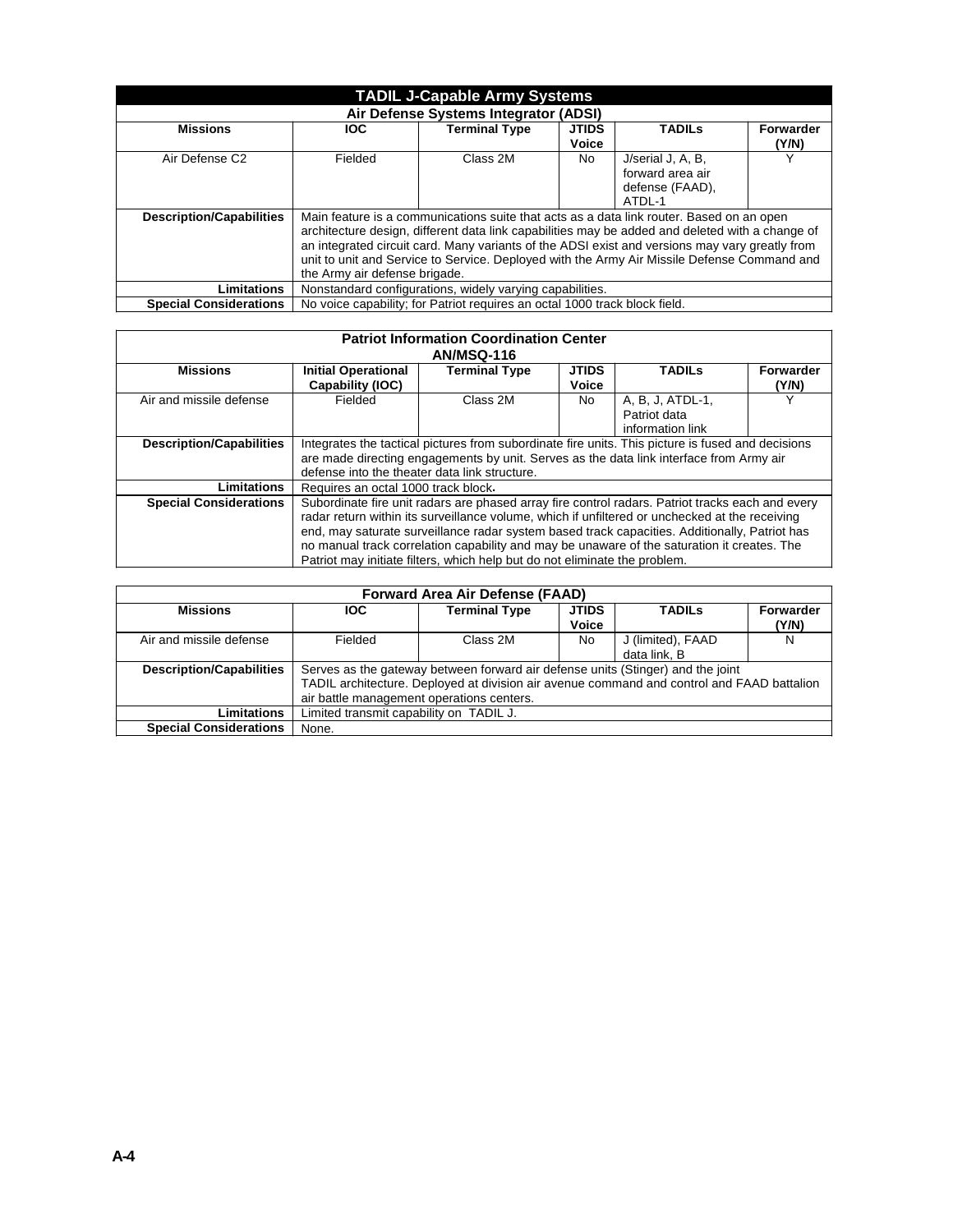## TADIL J-Capable Army Systems

### Air Defense Systems Integrator (ADSI)

| Missions | IOC | Terminal Type | JTIDS Voice | TADILs | Forwarder (Y/N) |
|---|---|---|---|---|---|
| Air Defense C2 | Fielded | Class 2M | No | J/serial J, A, B, forward area air defense (FAAD), ATDL-1 | Y |
| **Description/Capabilities** | Main feature is a communications suite that acts as a data link router. Based on an open architecture design, different data link capabilities may be added and deleted with a change of an integrated circuit card. Many variants of the ADSI exist and versions may vary greatly from unit to unit and Service to Service. Deployed with the Army Air Missile Defense Command and the Army air defense brigade. | | | | |
| **Limitations** | Nonstandard configurations, widely varying capabilities. | | | | |
| **Special Considerations** | No voice capability; for Patriot requires an octal 1000 track block field. | | | | |

### Patriot Information Coordination Center AN/MSQ-116

| Missions | Initial Operational Capability (IOC) | Terminal Type | JTIDS Voice | TADILs | Forwarder (Y/N) |
|---|---|---|---|---|---|
| Air and missile defense | Fielded | Class 2M | No | A, B, J, ATDL-1, Patriot data information link | Y |
| **Description/Capabilities** | Integrates the tactical pictures from subordinate fire units. This picture is fused and decisions are made directing engagements by unit. Serves as the data link interface from Army air defense into the theater data link structure. | | | | |
| **Limitations** | Requires an octal 1000 track block. | | | | |
| **Special Considerations** | Subordinate fire unit radars are phased array fire control radars. Patriot tracks each and every radar return within its surveillance volume, which if unfiltered or unchecked at the receiving end, may saturate surveillance radar system based track capacities. Additionally, Patriot has no manual track correlation capability and may be unaware of the saturation it creates. The Patriot may initiate filters, which help but do not eliminate the problem. | | | | |

### Forward Area Air Defense (FAAD)

| Missions | IOC | Terminal Type | JTIDS Voice | TADILs | Forwarder (Y/N) |
|---|---|---|---|---|---|
| Air and missile defense | Fielded | Class 2M | No | J (limited), FAAD data link, B | N |
| **Description/Capabilities** | Serves as the gateway between forward air defense units (Stinger) and the joint TADIL architecture. Deployed at division air avenue command and control and FAAD battalion air battle management operations centers. | | | | |
| **Limitations** | Limited transmit capability on TADIL J. | | | | |
| **Special Considerations** | None. | | | | |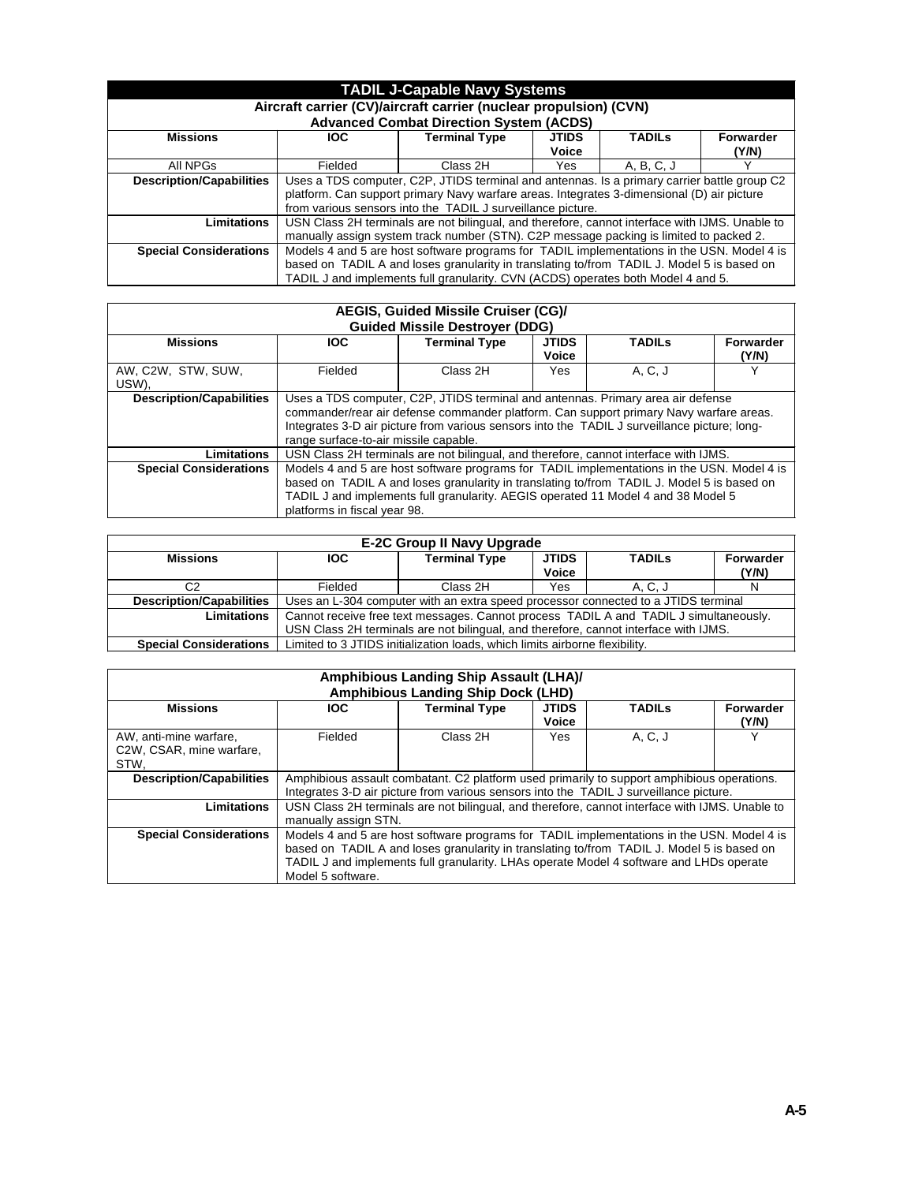## TADIL J-Capable Navy Systems

| Aircraft carrier (CV)/aircraft carrier (nuclear propulsion) (CVN) Advanced Combat Direction System (ACDS) | | | | | |
|---|---|---|---|---|---|
| **Missions** | **IOC** | **Terminal Type** | **JTIDS Voice** | **TADILs** | **Forwarder (Y/N)** |
| All NPGs | Fielded | Class 2H | Yes | A, B, C, J | Y |
| **Description/Capabilities** | Uses a TDS computer, C2P, JTIDS terminal and antennas. Is a primary carrier battle group C2 platform. Can support primary Navy warfare areas. Integrates 3-dimensional (D) air picture from various sensors into the TADIL J surveillance picture. | | | | |
| **Limitations** | USN Class 2H terminals are not bilingual, and therefore, cannot interface with IJMS. Unable to manually assign system track number (STN). C2P message packing is limited to packed 2. | | | | |
| **Special Considerations** | Models 4 and 5 are host software programs for TADIL implementations in the USN. Model 4 is based on TADIL A and loses granularity in translating to/from TADIL J. Model 5 is based on TADIL J and implements full granularity. CVN (ACDS) operates both Model 4 and 5. | | | | |

| AEGIS, Guided Missile Cruiser (CG)/ Guided Missile Destroyer (DDG) | | | | | |
|---|---|---|---|---|---|
| **Missions** | **IOC** | **Terminal Type** | **JTIDS Voice** | **TADILs** | **Forwarder (Y/N)** |
| AW, C2W, STW, SUW, USW), | Fielded | Class 2H | Yes | A, C, J | Y |
| **Description/Capabilities** | Uses a TDS computer, C2P, JTIDS terminal and antennas. Primary area air defense commander/rear air defense commander platform. Can support primary Navy warfare areas. Integrates 3-D air picture from various sensors into the TADIL J surveillance picture; long-range surface-to-air missile capable. | | | | |
| **Limitations** | USN Class 2H terminals are not bilingual, and therefore, cannot interface with IJMS. | | | | |
| **Special Considerations** | Models 4 and 5 are host software programs for TADIL implementations in the USN. Model 4 is based on TADIL A and loses granularity in translating to/from TADIL J. Model 5 is based on TADIL J and implements full granularity. AEGIS operated 11 Model 4 and 38 Model 5 platforms in fiscal year 98. | | | | |

| E-2C Group II Navy Upgrade | | | | | |
|---|---|---|---|---|---|
| **Missions** | **IOC** | **Terminal Type** | **JTIDS Voice** | **TADILs** | **Forwarder (Y/N)** |
| C2 | Fielded | Class 2H | Yes | A, C, J | N |
| **Description/Capabilities** | Uses an L-304 computer with an extra speed processor connected to a JTIDS terminal | | | | |
| **Limitations** | Cannot receive free text messages. Cannot process TADIL A and TADIL J simultaneously. USN Class 2H terminals are not bilingual, and therefore, cannot interface with IJMS. | | | | |
| **Special Considerations** | Limited to 3 JTIDS initialization loads, which limits airborne flexibility. | | | | |

| Amphibious Landing Ship Assault (LHA)/ Amphibious Landing Ship Dock (LHD) | | | | | |
|---|---|---|---|---|---|
| **Missions** | **IOC** | **Terminal Type** | **JTIDS Voice** | **TADILs** | **Forwarder (Y/N)** |
| AW, anti-mine warfare, C2W, CSAR, mine warfare, STW, | Fielded | Class 2H | Yes | A, C, J | Y |
| **Description/Capabilities** | Amphibious assault combatant. C2 platform used primarily to support amphibious operations. Integrates 3-D air picture from various sensors into the TADIL J surveillance picture. | | | | |
| **Limitations** | USN Class 2H terminals are not bilingual, and therefore, cannot interface with IJMS. Unable to manually assign STN. | | | | |
| **Special Considerations** | Models 4 and 5 are host software programs for TADIL implementations in the USN. Model 4 is based on TADIL A and loses granularity in translating to/from TADIL J. Model 5 is based on TADIL J and implements full granularity. LHAs operate Model 4 software and LHDs operate Model 5 software. | | | | |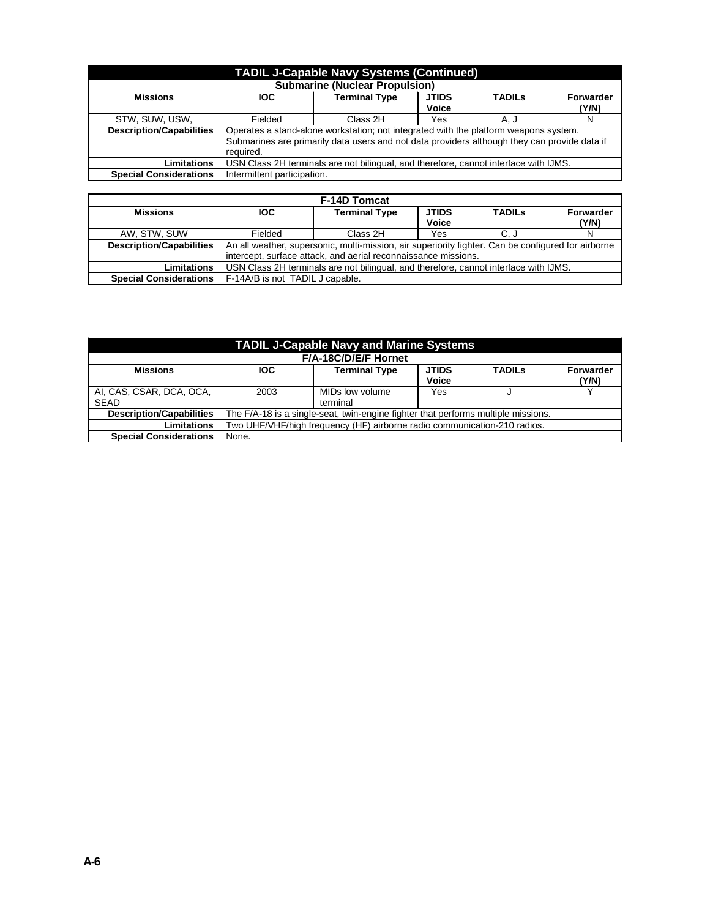## TADIL J-Capable Navy Systems (Continued)

### Submarine (Nuclear Propulsion)

| Missions | IOC | Terminal Type | JTIDS Voice | TADILs | Forwarder (Y/N) |
|---|---|---|---|---|---|
| STW, SUW, USW, | Fielded | Class 2H | Yes | A, J | N |
| **Description/Capabilities** | Operates a stand-alone workstation; not integrated with the platform weapons system. Submarines are primarily data users and not data providers although they can provide data if required. | | | | |
| **Limitations** | USN Class 2H terminals are not bilingual, and therefore, cannot interface with IJMS. | | | | |
| **Special Considerations** | Intermittent participation. | | | | |

### F-14D Tomcat

| Missions | IOC | Terminal Type | JTIDS Voice | TADILs | Forwarder (Y/N) |
|---|---|---|---|---|---|
| AW, STW, SUW | Fielded | Class 2H | Yes | C, J | N |
| **Description/Capabilities** | An all weather, supersonic, multi-mission, air superiority fighter. Can be configured for airborne intercept, surface attack, and aerial reconnaissance missions. | | | | |
| **Limitations** | USN Class 2H terminals are not bilingual, and therefore, cannot interface with IJMS. | | | | |
| **Special Considerations** | F-14A/B is not TADIL J capable. | | | | |

## TADIL J-Capable Navy and Marine Systems

### F/A-18C/D/E/F Hornet

| Missions | IOC | Terminal Type | JTIDS Voice | TADILs | Forwarder (Y/N) |
|---|---|---|---|---|---|
| AI, CAS, CSAR, DCA, OCA, SEAD | 2003 | MIDs low volume terminal | Yes | J | Y |
| **Description/Capabilities** | The F/A-18 is a single-seat, twin-engine fighter that performs multiple missions. | | | | |
| **Limitations** | Two UHF/VHF/high frequency (HF) airborne radio communication-210 radios. | | | | |
| **Special Considerations** | None. | | | | |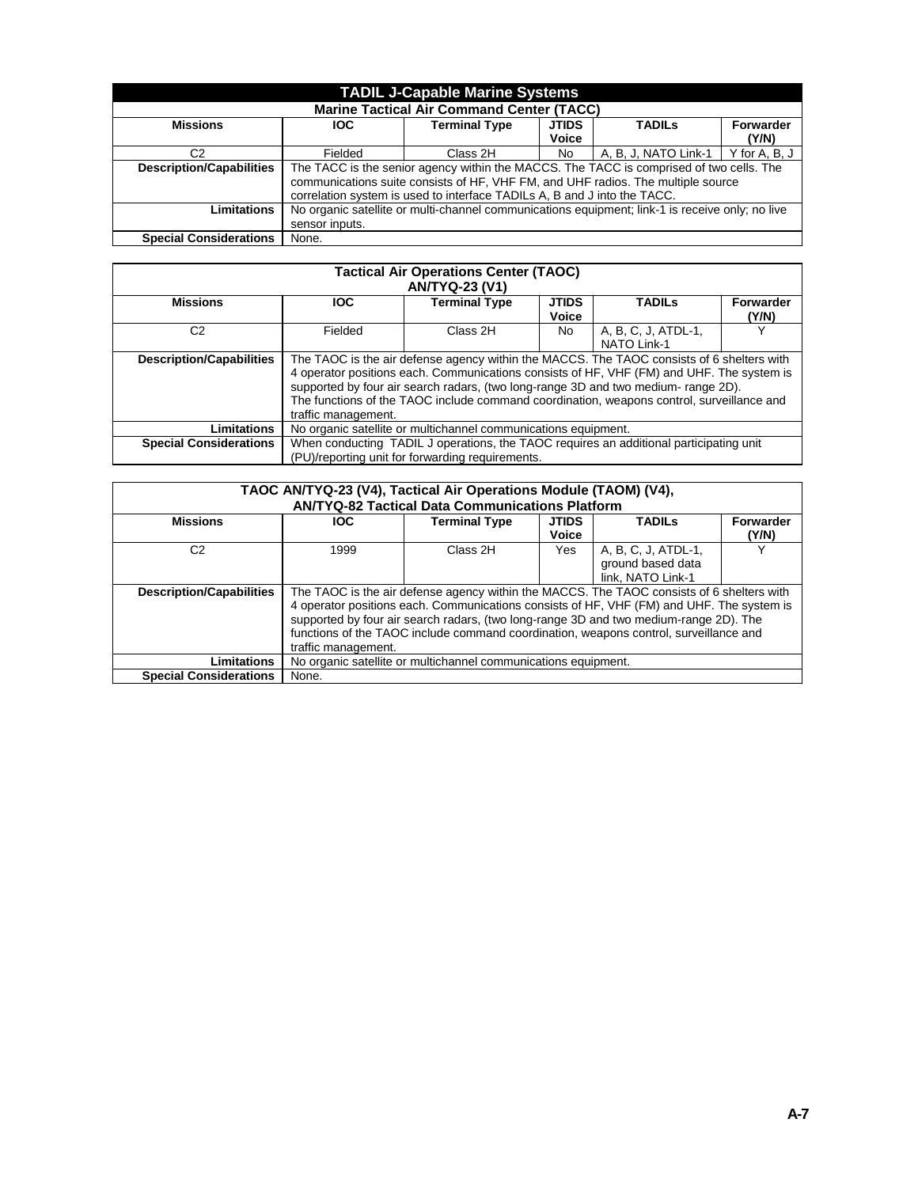## TADIL J-Capable Marine Systems

### Marine Tactical Air Command Center (TACC)

| Missions | IOC | Terminal Type | JTIDS Voice | TADILs | Forwarder (Y/N) |
|---|---|---|---|---|---|
| C2 | Fielded | Class 2H | No | A, B, J, NATO Link-1 | Y for A, B, J |
| **Description/Capabilities** | The TACC is the senior agency within the MACCS. The TACC is comprised of two cells. The communications suite consists of HF, VHF FM, and UHF radios. The multiple source correlation system is used to interface TADILs A, B and J into the TACC. | | | | |
| **Limitations** | No organic satellite or multi-channel communications equipment; link-1 is receive only; no live sensor inputs. | | | | |
| **Special Considerations** | None. | | | | |

### Tactical Air Operations Center (TAOC) AN/TYQ-23 (V1)

| Missions | IOC | Terminal Type | JTIDS Voice | TADILs | Forwarder (Y/N) |
|---|---|---|---|---|---|
| C2 | Fielded | Class 2H | No | A, B, C, J, ATDL-1, NATO Link-1 | Y |
| **Description/Capabilities** | The TAOC is the air defense agency within the MACCS. The TAOC consists of 6 shelters with 4 operator positions each. Communications consists of HF, VHF (FM) and UHF. The system is supported by four air search radars, (two long-range 3D and two medium- range 2D). The functions of the TAOC include command coordination, weapons control, surveillance and traffic management. | | | | |
| **Limitations** | No organic satellite or multichannel communications equipment. | | | | |
| **Special Considerations** | When conducting TADIL J operations, the TAOC requires an additional participating unit (PU)/reporting unit for forwarding requirements. | | | | |

### TAOC AN/TYQ-23 (V4), Tactical Air Operations Module (TAOM) (V4), AN/TYQ-82 Tactical Data Communications Platform

| Missions | IOC | Terminal Type | JTIDS Voice | TADILs | Forwarder (Y/N) |
|---|---|---|---|---|---|
| C2 | 1999 | Class 2H | Yes | A, B, C, J, ATDL-1, ground based data link, NATO Link-1 | Y |
| **Description/Capabilities** | The TAOC is the air defense agency within the MACCS. The TAOC consists of 6 shelters with 4 operator positions each. Communications consists of HF, VHF (FM) and UHF. The system is supported by four air search radars, (two long-range 3D and two medium-range 2D). The functions of the TAOC include command coordination, weapons control, surveillance and traffic management. | | | | |
| **Limitations** | No organic satellite or multichannel communications equipment. | | | | |
| **Special Considerations** | None. | | | | |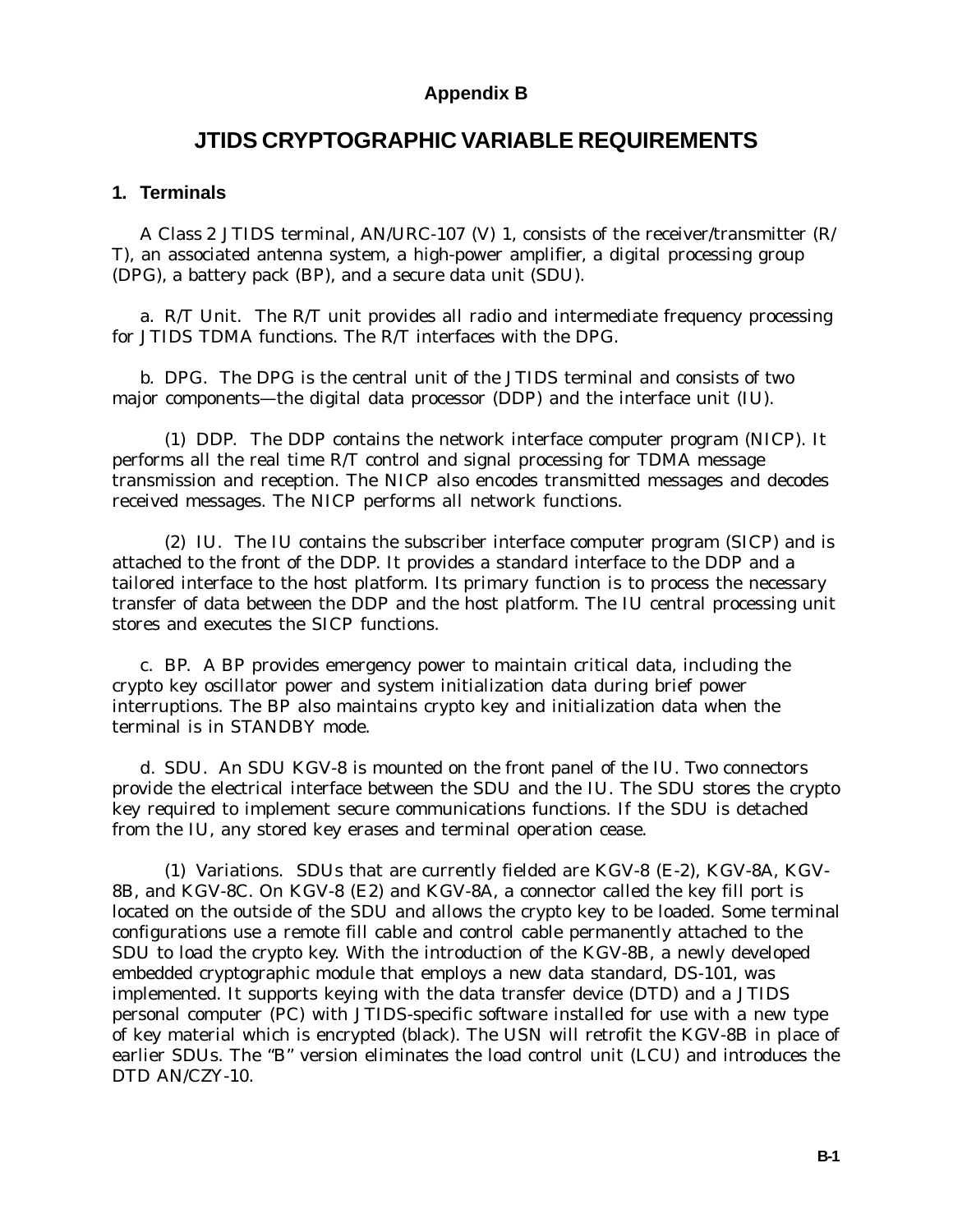# Appendix B

# JTIDS CRYPTOGRAPHIC VARIABLE REQUIREMENTS

## 1. Terminals

A Class 2 JTIDS terminal, AN/URC-107 (V) 1, consists of the receiver/transmitter (R/T), an associated antenna system, a high-power amplifier, a digital processing group (DPG), a battery pack (BP), and a secure data unit (SDU).

a. R/T Unit. The R/T unit provides all radio and intermediate frequency processing for JTIDS TDMA functions. The R/T interfaces with the DPG.

b. DPG. The DPG is the central unit of the JTIDS terminal and consists of two major components—the digital data processor (DDP) and the interface unit (IU).

(1) DDP. The DDP contains the network interface computer program (NICP). It performs all the real time R/T control and signal processing for TDMA message transmission and reception. The NICP also encodes transmitted messages and decodes received messages. The NICP performs all network functions.

(2) IU. The IU contains the subscriber interface computer program (SICP) and is attached to the front of the DDP. It provides a standard interface to the DDP and a tailored interface to the host platform. Its primary function is to process the necessary transfer of data between the DDP and the host platform. The IU central processing unit stores and executes the SICP functions.

c. BP. A BP provides emergency power to maintain critical data, including the crypto key oscillator power and system initialization data during brief power interruptions. The BP also maintains crypto key and initialization data when the terminal is in STANDBY mode.

d. SDU. An SDU KGV-8 is mounted on the front panel of the IU. Two connectors provide the electrical interface between the SDU and the IU. The SDU stores the crypto key required to implement secure communications functions. If the SDU is detached from the IU, any stored key erases and terminal operation cease.

(1) Variations. SDUs that are currently fielded are KGV-8 (E-2), KGV-8A, KGV-8B, and KGV-8C. On KGV-8 (E2) and KGV-8A, a connector called the key fill port is located on the outside of the SDU and allows the crypto key to be loaded. Some terminal configurations use a remote fill cable and control cable permanently attached to the SDU to load the crypto key. With the introduction of the KGV-8B, a newly developed embedded cryptographic module that employs a new data standard, DS-101, was implemented. It supports keying with the data transfer device (DTD) and a JTIDS personal computer (PC) with JTIDS-specific software installed for use with a new type of key material which is encrypted (black). The USN will retrofit the KGV-8B in place of earlier SDUs. The "B" version eliminates the load control unit (LCU) and introduces the DTD AN/CZY-10.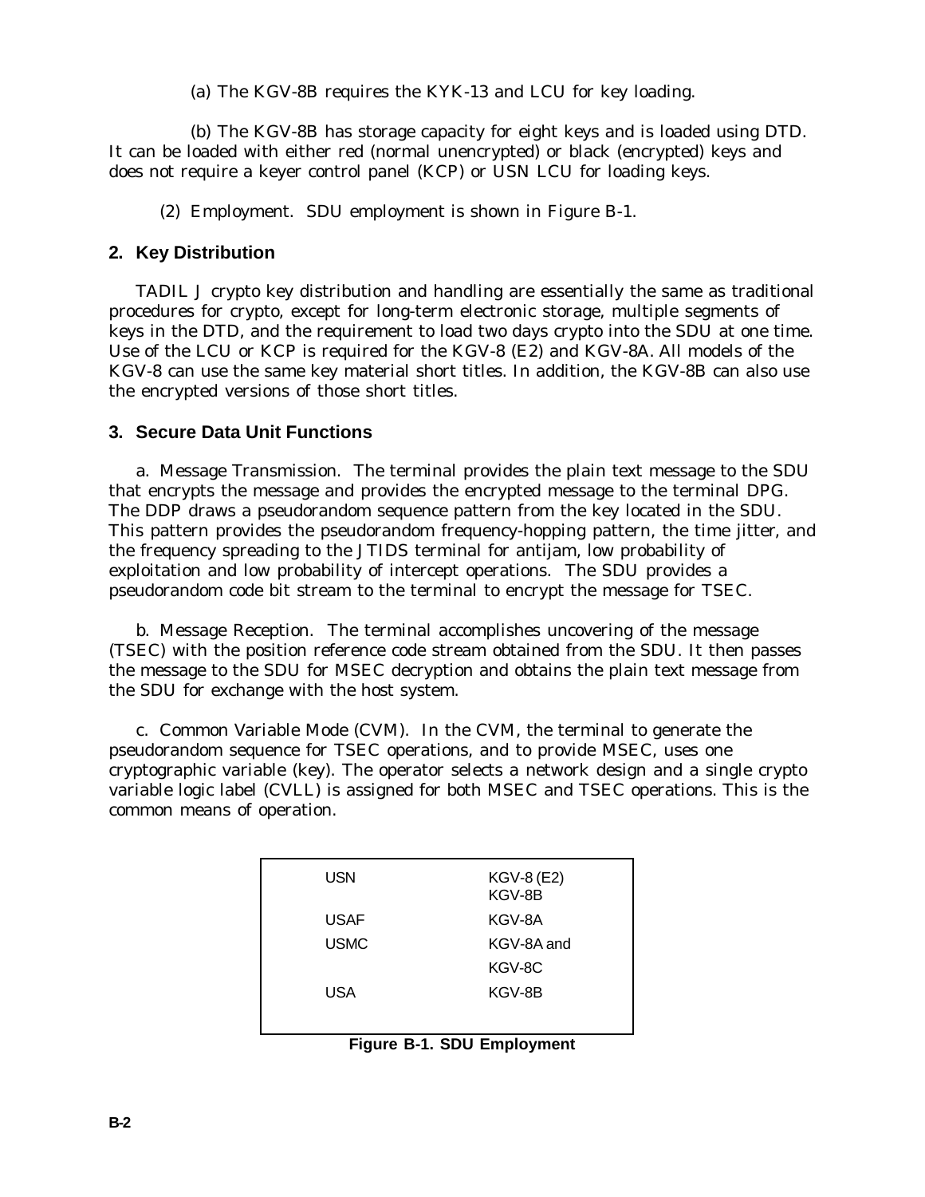(a) The KGV-8B requires the KYK-13 and LCU for key loading.

(b) The KGV-8B has storage capacity for eight keys and is loaded using DTD. It can be loaded with either red (normal unencrypted) or black (encrypted) keys and does not require a keyer control panel (KCP) or USN LCU for loading keys.

(2) Employment. SDU employment is shown in Figure B-1.

## 2. Key Distribution

TADIL J crypto key distribution and handling are essentially the same as traditional procedures for crypto, except for long-term electronic storage, multiple segments of keys in the DTD, and the requirement to load two days crypto into the SDU at one time. Use of the LCU or KCP is required for the KGV-8 (E2) and KGV-8A. All models of the KGV-8 can use the same key material short titles. In addition, the KGV-8B can also use the encrypted versions of those short titles.

## 3. Secure Data Unit Functions

a. Message Transmission. The terminal provides the plain text message to the SDU that encrypts the message and provides the encrypted message to the terminal DPG. The DDP draws a pseudorandom sequence pattern from the key located in the SDU. This pattern provides the pseudorandom frequency-hopping pattern, the time jitter, and the frequency spreading to the JTIDS terminal for antijam, low probability of exploitation and low probability of intercept operations. The SDU provides a pseudorandom code bit stream to the terminal to encrypt the message for TSEC.

b. Message Reception. The terminal accomplishes uncovering of the message (TSEC) with the position reference code stream obtained from the SDU. It then passes the message to the SDU for MSEC decryption and obtains the plain text message from the SDU for exchange with the host system.

c. Common Variable Mode (CVM). In the CVM, the terminal to generate the pseudorandom sequence for TSEC operations, and to provide MSEC, uses one cryptographic variable (key). The operator selects a network design and a single crypto variable logic label (CVLL) is assigned for both MSEC and TSEC operations. This is the common means of operation.

| | |
|---|---|
| USN | KGV-8 (E2)<br>KGV-8B |
| USAF | KGV-8A |
| USMC | KGV-8A and<br>KGV-8C |
| USA | KGV-8B |

**Figure B-1. SDU Employment**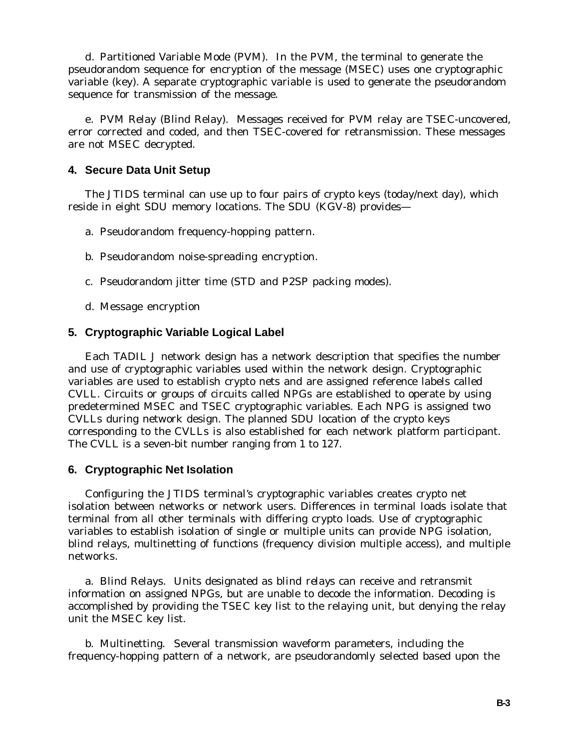d. Partitioned Variable Mode (PVM). In the PVM, the terminal to generate the pseudorandom sequence for encryption of the message (MSEC) uses one cryptographic variable (key). A separate cryptographic variable is used to generate the pseudorandom sequence for transmission of the message.

e. PVM Relay (Blind Relay). Messages received for PVM relay are TSEC-uncovered, error corrected and coded, and then TSEC-covered for retransmission. These messages are not MSEC decrypted.

## 4. Secure Data Unit Setup

The JTIDS terminal can use up to four pairs of crypto keys (today/next day), which reside in eight SDU memory locations. The SDU (KGV-8) provides—

a. Pseudorandom frequency-hopping pattern.

b. Pseudorandom noise-spreading encryption.

c. Pseudorandom jitter time (STD and P2SP packing modes).

d. Message encryption

## 5. Cryptographic Variable Logical Label

Each TADIL J network design has a network description that specifies the number and use of cryptographic variables used within the network design. Cryptographic variables are used to establish crypto nets and are assigned reference labels called CVLL. Circuits or groups of circuits called NPGs are established to operate by using predetermined MSEC and TSEC cryptographic variables. Each NPG is assigned two CVLLs during network design. The planned SDU location of the crypto keys corresponding to the CVLLs is also established for each network platform participant. The CVLL is a seven-bit number ranging from 1 to 127.

## 6. Cryptographic Net Isolation

Configuring the JTIDS terminal's cryptographic variables creates crypto net isolation between networks or network users. Differences in terminal loads isolate that terminal from all other terminals with differing crypto loads. Use of cryptographic variables to establish isolation of single or multiple units can provide NPG isolation, blind relays, multinetting of functions (frequency division multiple access), and multiple networks.

a. Blind Relays. Units designated as blind relays can receive and retransmit information on assigned NPGs, but are unable to decode the information. Decoding is accomplished by providing the TSEC key list to the relaying unit, but denying the relay unit the MSEC key list.

b. Multinetting. Several transmission waveform parameters, including the frequency-hopping pattern of a network, are pseudorandomly selected based upon the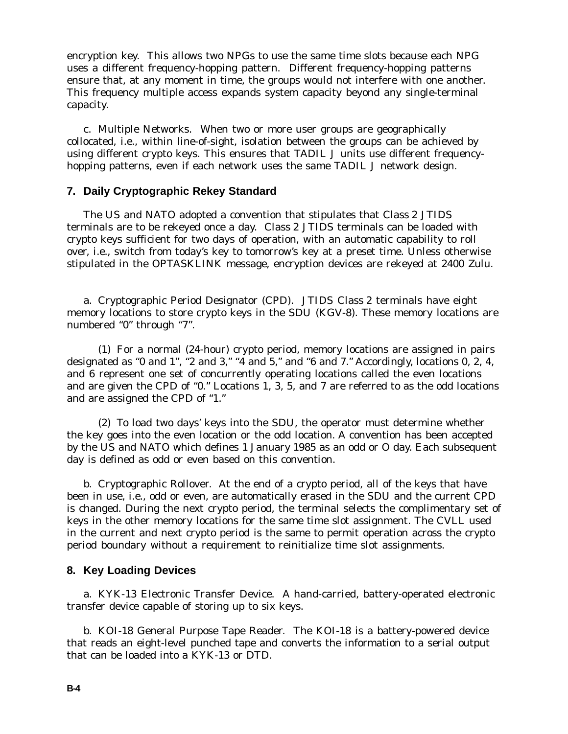encryption key. This allows two NPGs to use the same time slots because each NPG uses a different frequency-hopping pattern. Different frequency-hopping patterns ensure that, at any moment in time, the groups would not interfere with one another. This frequency multiple access expands system capacity beyond any single-terminal capacity.

c. Multiple Networks. When two or more user groups are geographically collocated, i.e., within line-of-sight, isolation between the groups can be achieved by using different crypto keys. This ensures that TADIL J units use different frequency-hopping patterns, even if each network uses the same TADIL J network design.

## 7. Daily Cryptographic Rekey Standard

The US and NATO adopted a convention that stipulates that Class 2 JTIDS terminals are to be rekeyed once a day. Class 2 JTIDS terminals can be loaded with crypto keys sufficient for two days of operation, with an automatic capability to roll over, i.e., switch from today's key to tomorrow's key at a preset time. Unless otherwise stipulated in the OPTASKLINK message, encryption devices are rekeyed at 2400 Zulu.

a. Cryptographic Period Designator (CPD). JTIDS Class 2 terminals have eight memory locations to store crypto keys in the SDU (KGV-8). These memory locations are numbered "0" through "7".

(1) For a normal (24-hour) crypto period, memory locations are assigned in pairs designated as "0 and 1", "2 and 3," "4 and 5," and "6 and 7." Accordingly, locations 0, 2, 4, and 6 represent one set of concurrently operating locations called the even locations and are given the CPD of "0." Locations 1, 3, 5, and 7 are referred to as the odd locations and are assigned the CPD of "1."

(2) To load two days' keys into the SDU, the operator must determine whether the key goes into the even location or the odd location. A convention has been accepted by the US and NATO which defines 1 January 1985 as an odd or O day. Each subsequent day is defined as odd or even based on this convention.

b. Cryptographic Rollover. At the end of a crypto period, all of the keys that have been in use, i.e., odd or even, are automatically erased in the SDU and the current CPD is changed. During the next crypto period, the terminal selects the complimentary set of keys in the other memory locations for the same time slot assignment. The CVLL used in the current and next crypto period is the same to permit operation across the crypto period boundary without a requirement to reinitialize time slot assignments.

## 8. Key Loading Devices

a. KYK-13 Electronic Transfer Device. A hand-carried, battery-operated electronic transfer device capable of storing up to six keys.

b. KOI-18 General Purpose Tape Reader. The KOI-18 is a battery-powered device that reads an eight-level punched tape and converts the information to a serial output that can be loaded into a KYK-13 or DTD.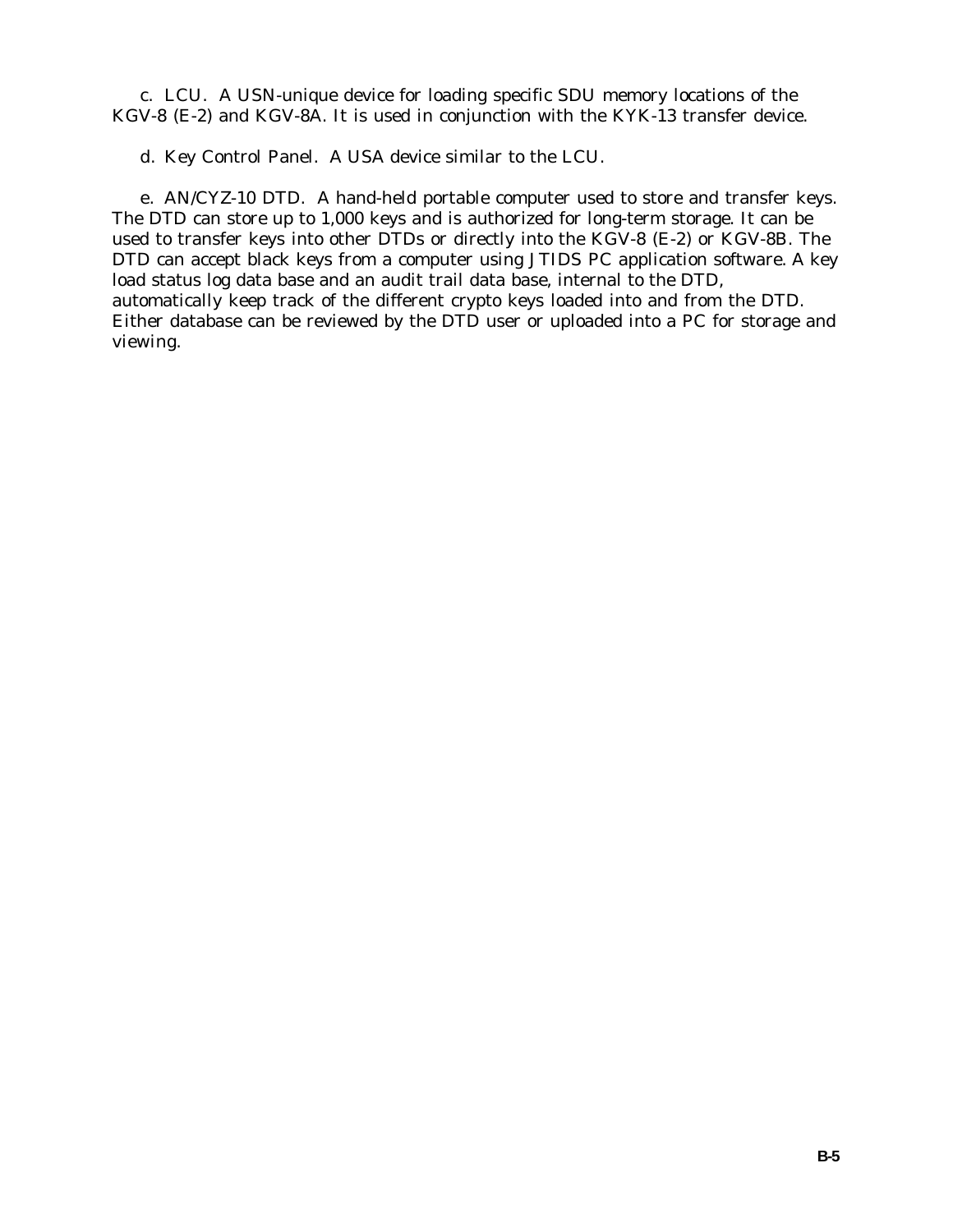c. LCU. A USN-unique device for loading specific SDU memory locations of the KGV-8 (E-2) and KGV-8A. It is used in conjunction with the KYK-13 transfer device.

d. Key Control Panel. A USA device similar to the LCU.

e. AN/CYZ-10 DTD. A hand-held portable computer used to store and transfer keys. The DTD can store up to 1,000 keys and is authorized for long-term storage. It can be used to transfer keys into other DTDs or directly into the KGV-8 (E-2) or KGV-8B. The DTD can accept black keys from a computer using JTIDS PC application software. A key load status log data base and an audit trail data base, internal to the DTD, automatically keep track of the different crypto keys loaded into and from the DTD. Either database can be reviewed by the DTD user or uploaded into a PC for storage and viewing.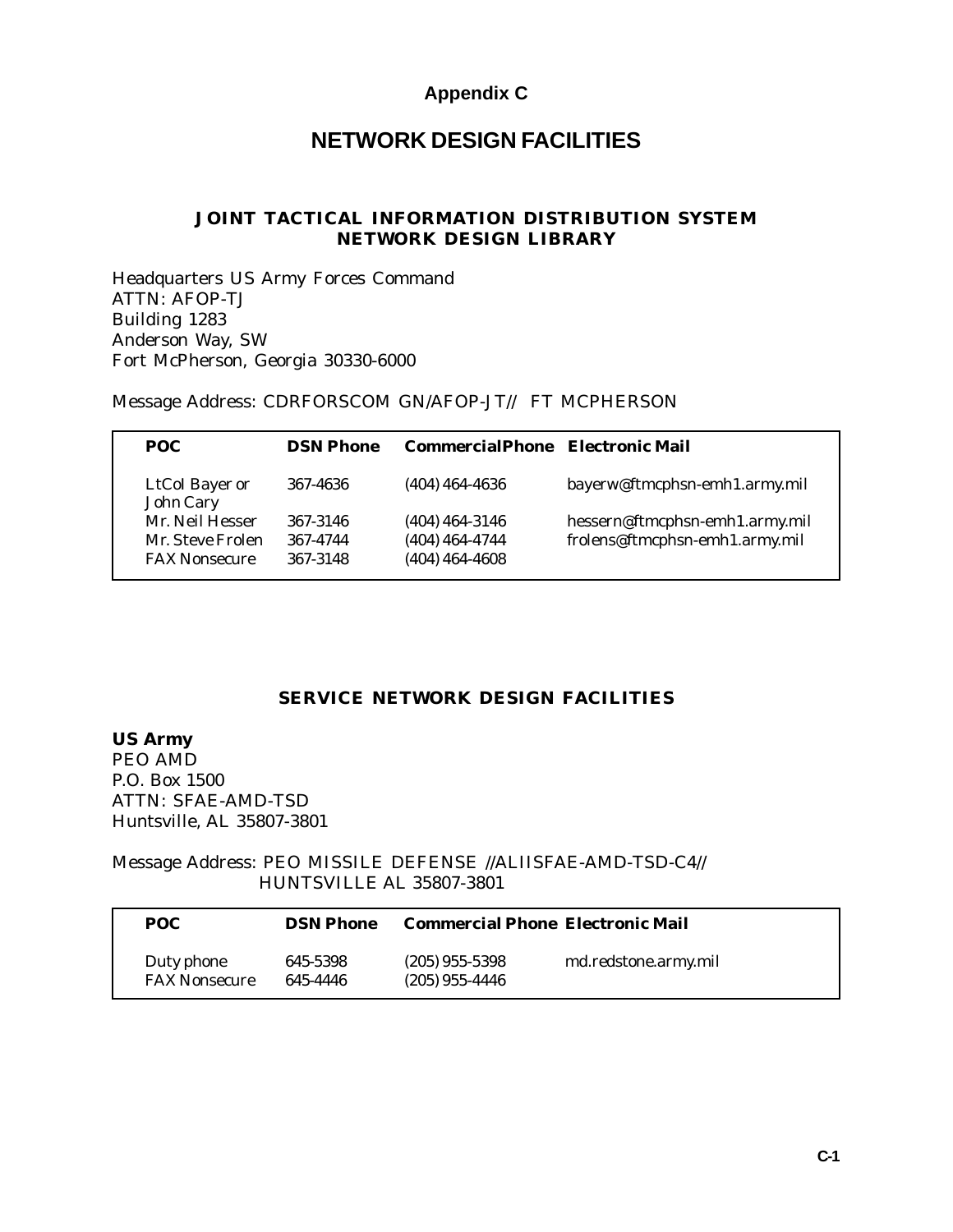# Appendix C

# NETWORK DESIGN FACILITIES

## JOINT TACTICAL INFORMATION DISTRIBUTION SYSTEM NETWORK DESIGN LIBRARY

Headquarters US Army Forces Command
ATTN: AFOP-TJ
Building 1283
Anderson Way, SW
Fort McPherson, Georgia 30330-6000

Message Address: CDRFORSCOM GN/AFOP-JT// FT MCPHERSON

| POC | DSN Phone | CommercialPhone | Electronic Mail |
|---|---|---|---|
| LtCol Bayer or John Cary | 367-4636 | (404) 464-4636 | bayerw@ftmcphsn-emh1.army.mil |
| Mr. Neil Hesser | 367-3146 | (404) 464-3146 | hessern@ftmcphsn-emh1.army.mil |
| Mr. Steve Frolen | 367-4744 | (404) 464-4744 | frolens@ftmcphsn-emh1.army.mil |
| FAX Nonsecure | 367-3148 | (404) 464-4608 | |

## SERVICE NETWORK DESIGN FACILITIES

**US Army**
PEO AMD
P.O. Box 1500
ATTN: SFAE-AMD-TSD
Huntsville, AL 35807-3801

Message Address: PEO MISSILE DEFENSE //ALIISFAE-AMD-TSD-C4//
HUNTSVILLE AL 35807-3801

| POC | DSN Phone | Commercial Phone | Electronic Mail |
|---|---|---|---|
| Duty phone | 645-5398 | (205) 955-5398 | md.redstone.army.mil |
| FAX Nonsecure | 645-4446 | (205) 955-4446 | |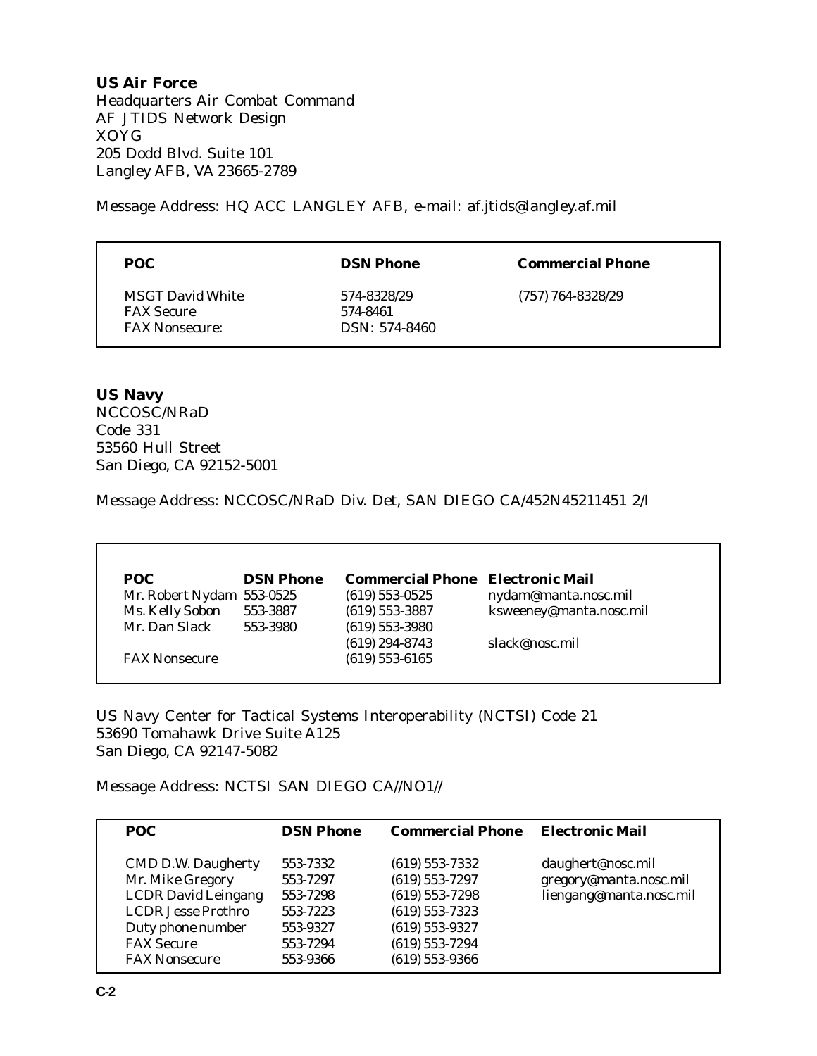**US Air Force**
Headquarters Air Combat Command
AF JTIDS Network Design
XOYG
205 Dodd Blvd. Suite 101
Langley AFB, VA 23665-2789

Message Address: HQ ACC LANGLEY AFB, e-mail: af.jtids@langley.af.mil

| POC | DSN Phone | Commercial Phone |
|---|---|---|
| MSGT David White | 574-8328/29 | (757) 764-8328/29 |
| FAX Secure | 574-8461 | |
| FAX Nonsecure: | DSN: 574-8460 | |

**US Navy**
NCCOSC/NRaD
Code 331
53560 Hull Street
San Diego, CA 92152-5001

Message Address: NCCOSC/NRaD Div. Det, SAN DIEGO CA/452N45211451 2/I

| POC | DSN Phone | Commercial Phone | Electronic Mail |
|---|---|---|---|
| Mr. Robert Nydam | 553-0525 | (619) 553-0525 | nydam@manta.nosc.mil |
| Ms. Kelly Sobon | 553-3887 | (619) 553-3887 | ksweeney@manta.nosc.mil |
| Mr. Dan Slack | 553-3980 | (619) 553-3980 | |
| | | (619) 294-8743 | slack@nosc.mil |
| FAX Nonsecure | | (619) 553-6165 | |

US Navy Center for Tactical Systems Interoperability (NCTSI) Code 21
53690 Tomahawk Drive Suite A125
San Diego, CA 92147-5082

Message Address: NCTSI SAN DIEGO CA//NO1//

| POC | DSN Phone | Commercial Phone | Electronic Mail |
|---|---|---|---|
| CMD D.W. Daugherty | 553-7332 | (619) 553-7332 | daughert@nosc.mil |
| Mr. Mike Gregory | 553-7297 | (619) 553-7297 | gregory@manta.nosc.mil |
| LCDR David Leingang | 553-7298 | (619) 553-7298 | liengang@manta.nosc.mil |
| LCDR Jesse Prothro | 553-7223 | (619) 553-7323 | |
| Duty phone number | 553-9327 | (619) 553-9327 | |
| FAX Secure | 553-7294 | (619) 553-7294 | |
| FAX Nonsecure | 553-9366 | (619) 553-9366 | |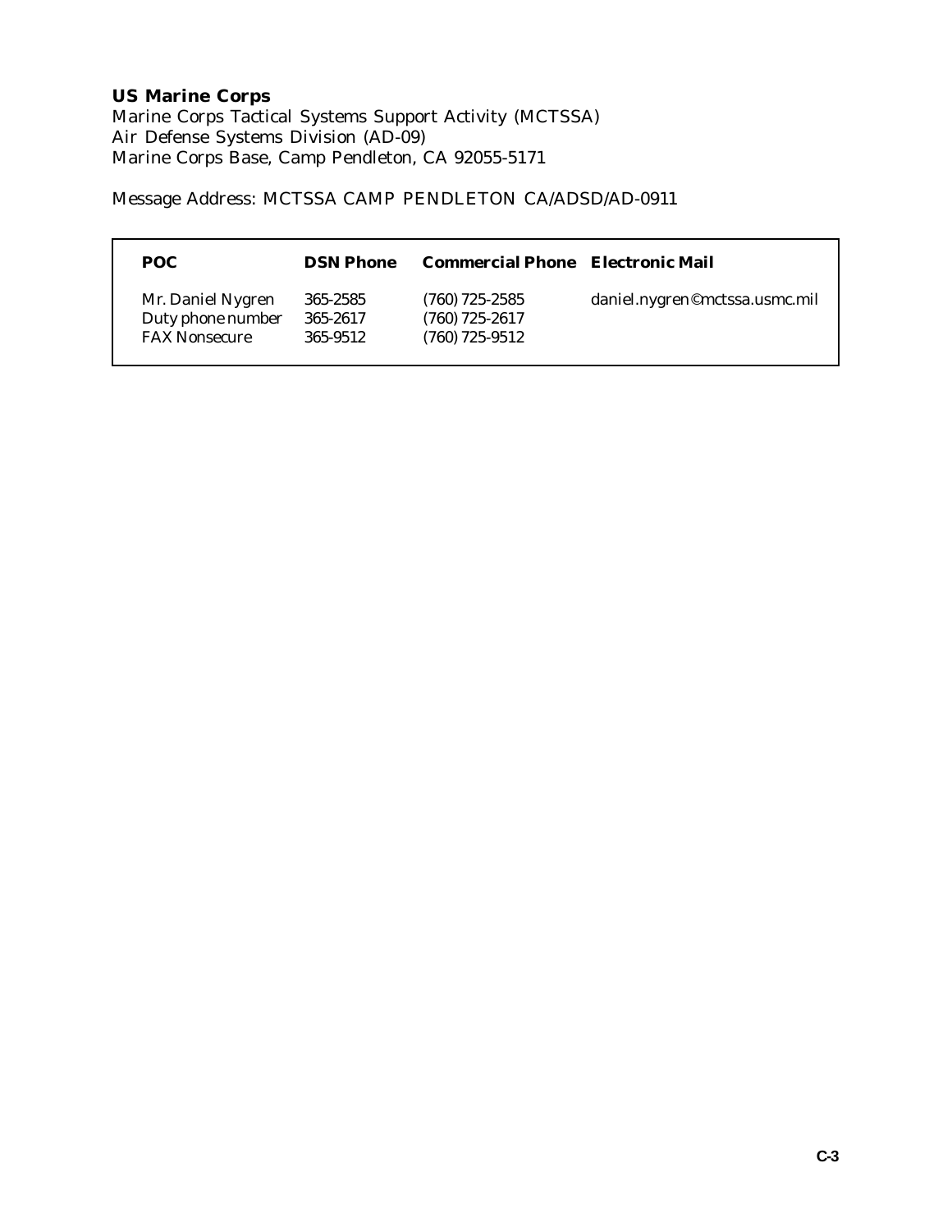**US Marine Corps**
Marine Corps Tactical Systems Support Activity (MCTSSA)
Air Defense Systems Division (AD-09)
Marine Corps Base, Camp Pendleton, CA 92055-5171

Message Address: MCTSSA CAMP PENDLETON CA/ADSD/AD-0911

| POC | DSN Phone | Commercial Phone | Electronic Mail |
|---|---|---|---|
| Mr. Daniel Nygren | 365-2585 | (760) 725-2585 | daniel.nygren©mctssa.usmc.mil |
| Duty phone number | 365-2617 | (760) 725-2617 | |
| FAX Nonsecure | 365-9512 | (760) 725-9512 | |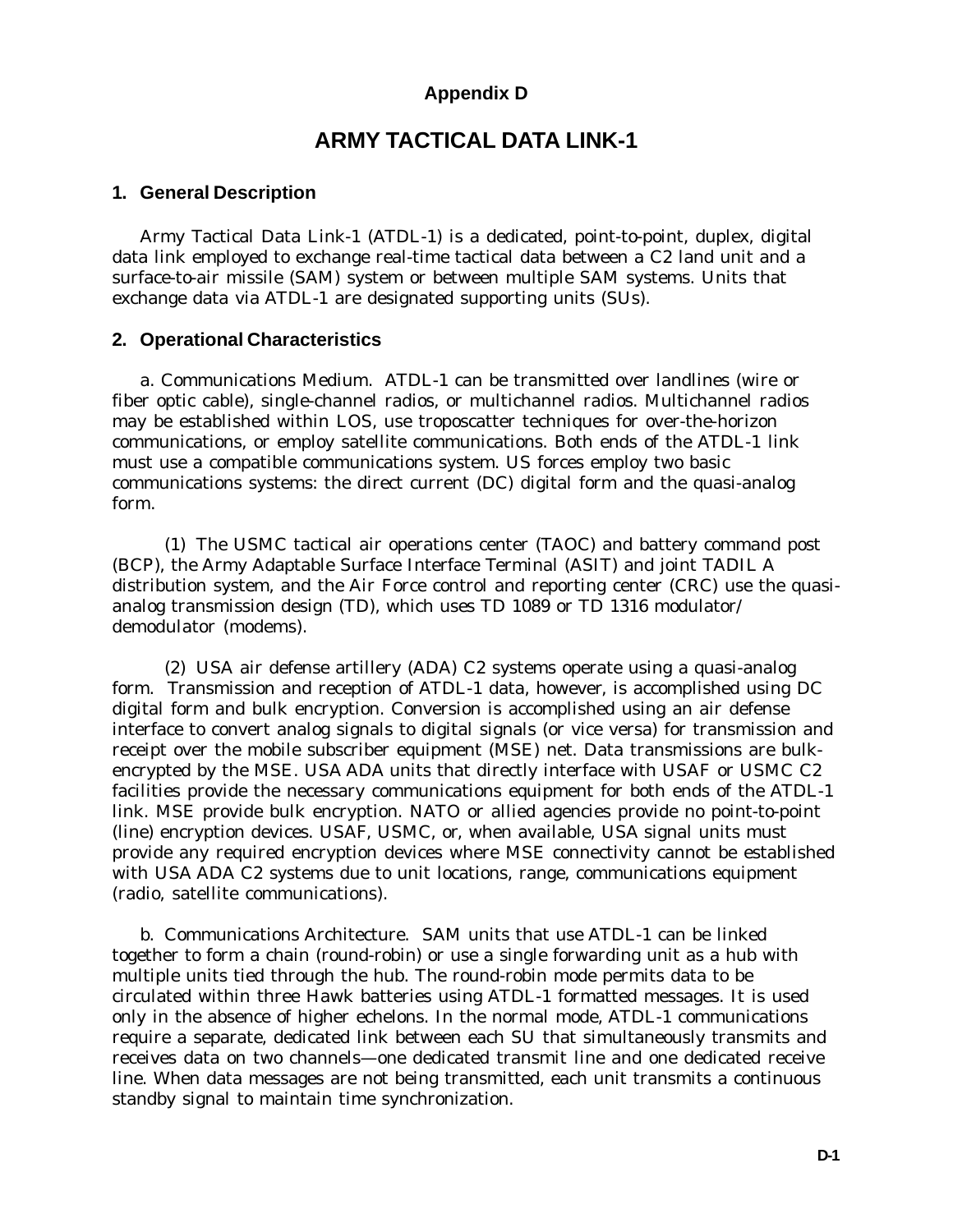## Appendix D

# ARMY TACTICAL DATA LINK-1

### 1. General Description

Army Tactical Data Link-1 (ATDL-1) is a dedicated, point-to-point, duplex, digital data link employed to exchange real-time tactical data between a C2 land unit and a surface-to-air missile (SAM) system or between multiple SAM systems. Units that exchange data via ATDL-1 are designated supporting units (SUs).

### 2. Operational Characteristics

a. Communications Medium. ATDL-1 can be transmitted over landlines (wire or fiber optic cable), single-channel radios, or multichannel radios. Multichannel radios may be established within LOS, use troposcatter techniques for over-the-horizon communications, or employ satellite communications. Both ends of the ATDL-1 link must use a compatible communications system. US forces employ two basic communications systems: the direct current (DC) digital form and the quasi-analog form.

(1) The USMC tactical air operations center (TAOC) and battery command post (BCP), the Army Adaptable Surface Interface Terminal (ASIT) and joint TADIL A distribution system, and the Air Force control and reporting center (CRC) use the quasi-analog transmission design (TD), which uses TD 1089 or TD 1316 modulator/demodulator (modems).

(2) USA air defense artillery (ADA) C2 systems operate using a quasi-analog form. Transmission and reception of ATDL-1 data, however, is accomplished using DC digital form and bulk encryption. Conversion is accomplished using an air defense interface to convert analog signals to digital signals (or vice versa) for transmission and receipt over the mobile subscriber equipment (MSE) net. Data transmissions are bulk-encrypted by the MSE. USA ADA units that directly interface with USAF or USMC C2 facilities provide the necessary communications equipment for both ends of the ATDL-1 link. MSE provide bulk encryption. NATO or allied agencies provide no point-to-point (line) encryption devices. USAF, USMC, or, when available, USA signal units must provide any required encryption devices where MSE connectivity cannot be established with USA ADA C2 systems due to unit locations, range, communications equipment (radio, satellite communications).

b. Communications Architecture. SAM units that use ATDL-1 can be linked together to form a chain (round-robin) or use a single forwarding unit as a hub with multiple units tied through the hub. The round-robin mode permits data to be circulated within three Hawk batteries using ATDL-1 formatted messages. It is used only in the absence of higher echelons. In the normal mode, ATDL-1 communications require a separate, dedicated link between each SU that simultaneously transmits and receives data on two channels—one dedicated transmit line and one dedicated receive line. When data messages are not being transmitted, each unit transmits a continuous standby signal to maintain time synchronization.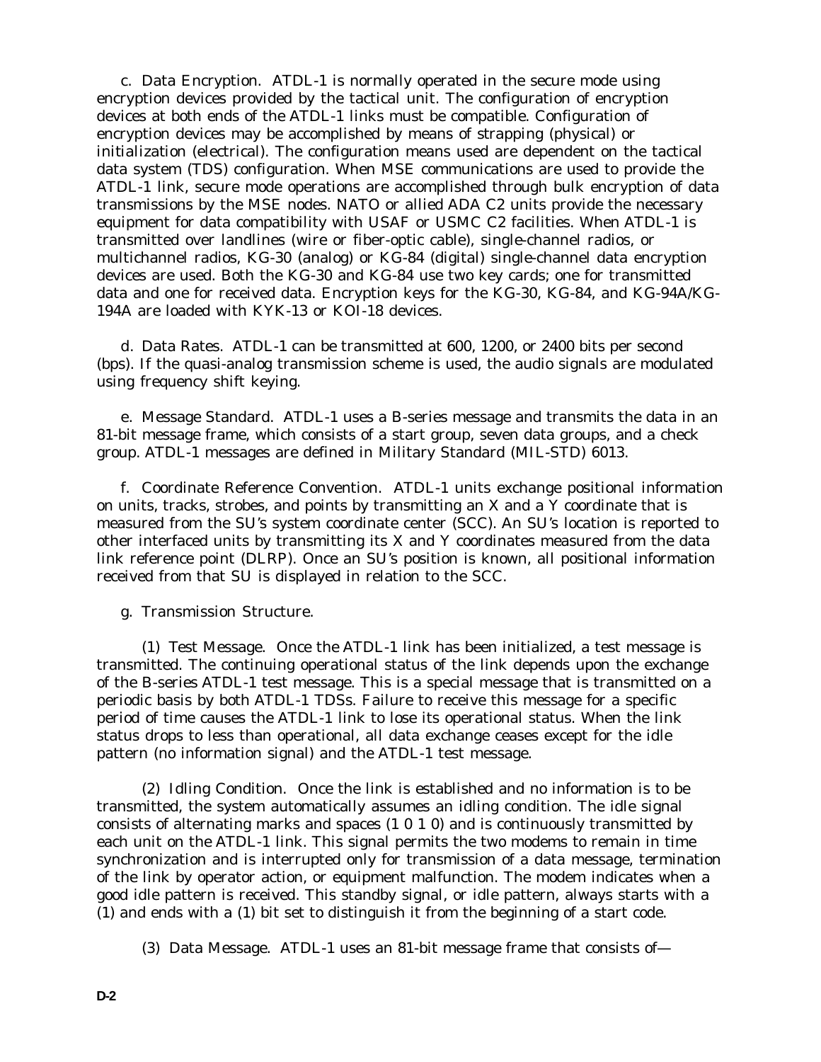c. Data Encryption. ATDL-1 is normally operated in the secure mode using encryption devices provided by the tactical unit. The configuration of encryption devices at both ends of the ATDL-1 links must be compatible. Configuration of encryption devices may be accomplished by means of strapping (physical) or initialization (electrical). The configuration means used are dependent on the tactical data system (TDS) configuration. When MSE communications are used to provide the ATDL-1 link, secure mode operations are accomplished through bulk encryption of data transmissions by the MSE nodes. NATO or allied ADA C2 units provide the necessary equipment for data compatibility with USAF or USMC C2 facilities. When ATDL-1 is transmitted over landlines (wire or fiber-optic cable), single-channel radios, or multichannel radios, KG-30 (analog) or KG-84 (digital) single-channel data encryption devices are used. Both the KG-30 and KG-84 use two key cards; one for transmitted data and one for received data. Encryption keys for the KG-30, KG-84, and KG-94A/KG-194A are loaded with KYK-13 or KOI-18 devices.

d. Data Rates. ATDL-1 can be transmitted at 600, 1200, or 2400 bits per second (bps). If the quasi-analog transmission scheme is used, the audio signals are modulated using frequency shift keying.

e. Message Standard. ATDL-1 uses a B-series message and transmits the data in an 81-bit message frame, which consists of a start group, seven data groups, and a check group. ATDL-1 messages are defined in Military Standard (MIL-STD) 6013.

f. Coordinate Reference Convention. ATDL-1 units exchange positional information on units, tracks, strobes, and points by transmitting an X and a Y coordinate that is measured from the SU's system coordinate center (SCC). An SU's location is reported to other interfaced units by transmitting its X and Y coordinates measured from the data link reference point (DLRP). Once an SU's position is known, all positional information received from that SU is displayed in relation to the SCC.

g. Transmission Structure.

(1) Test Message. Once the ATDL-1 link has been initialized, a test message is transmitted. The continuing operational status of the link depends upon the exchange of the B-series ATDL-1 test message. This is a special message that is transmitted on a periodic basis by both ATDL-1 TDSs. Failure to receive this message for a specific period of time causes the ATDL-1 link to lose its operational status. When the link status drops to less than operational, all data exchange ceases except for the idle pattern (no information signal) and the ATDL-1 test message.

(2) Idling Condition. Once the link is established and no information is to be transmitted, the system automatically assumes an idling condition. The idle signal consists of alternating marks and spaces (1 0 1 0) and is continuously transmitted by each unit on the ATDL-1 link. This signal permits the two modems to remain in time synchronization and is interrupted only for transmission of a data message, termination of the link by operator action, or equipment malfunction. The modem indicates when a good idle pattern is received. This standby signal, or idle pattern, always starts with a (1) and ends with a (1) bit set to distinguish it from the beginning of a start code.

(3) Data Message. ATDL-1 uses an 81-bit message frame that consists of—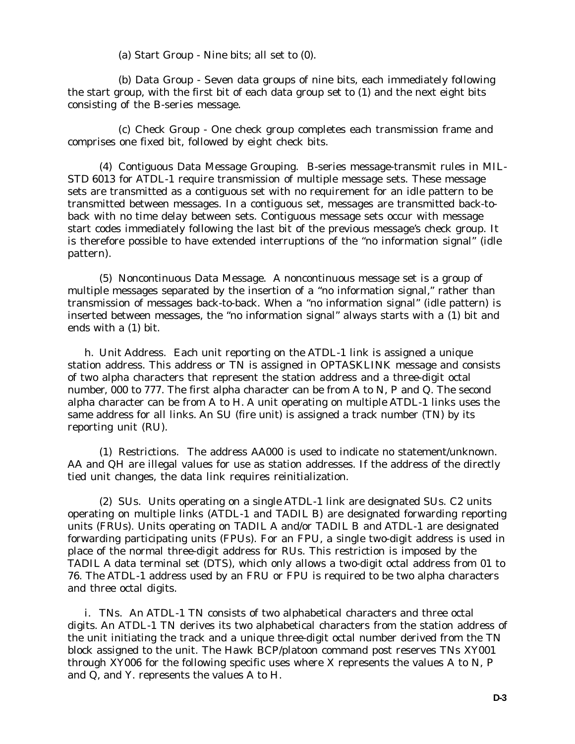(a) Start Group - Nine bits; all set to (0).

(b) Data Group - Seven data groups of nine bits, each immediately following the start group, with the first bit of each data group set to (1) and the next eight bits consisting of the B-series message.

(c) Check Group - One check group completes each transmission frame and comprises one fixed bit, followed by eight check bits.

(4) Contiguous Data Message Grouping. B-series message-transmit rules in MIL-STD 6013 for ATDL-1 require transmission of multiple message sets. These message sets are transmitted as a contiguous set with no requirement for an idle pattern to be transmitted between messages. In a contiguous set, messages are transmitted back-to-back with no time delay between sets. Contiguous message sets occur with message start codes immediately following the last bit of the previous message's check group. It is therefore possible to have extended interruptions of the "no information signal" (idle pattern).

(5) Noncontinuous Data Message. A noncontinuous message set is a group of multiple messages separated by the insertion of a "no information signal," rather than transmission of messages back-to-back. When a "no information signal" (idle pattern) is inserted between messages, the "no information signal" always starts with a (1) bit and ends with a (1) bit.

h. Unit Address. Each unit reporting on the ATDL-1 link is assigned a unique station address. This address or TN is assigned in OPTASKLINK message and consists of two alpha characters that represent the station address and a three-digit octal number, 000 to 777. The first alpha character can be from A to N, P and Q. The second alpha character can be from A to H. A unit operating on multiple ATDL-1 links uses the same address for all links. An SU (fire unit) is assigned a track number (TN) by its reporting unit (RU).

(1) Restrictions. The address AA000 is used to indicate no statement/unknown. AA and QH are illegal values for use as station addresses. If the address of the directly tied unit changes, the data link requires reinitialization.

(2) SUs. Units operating on a single ATDL-1 link are designated SUs. C2 units operating on multiple links (ATDL-1 and TADIL B) are designated forwarding reporting units (FRUs). Units operating on TADIL A and/or TADIL B and ATDL-1 are designated forwarding participating units (FPUs). For an FPU, a single two-digit address is used in place of the normal three-digit address for RUs. This restriction is imposed by the TADIL A data terminal set (DTS), which only allows a two-digit octal address from 01 to 76. The ATDL-1 address used by an FRU or FPU is required to be two alpha characters and three octal digits.

i. TNs. An ATDL-1 TN consists of two alphabetical characters and three octal digits. An ATDL-1 TN derives its two alphabetical characters from the station address of the unit initiating the track and a unique three-digit octal number derived from the TN block assigned to the unit. The Hawk BCP/platoon command post reserves TNs XY001 through XY006 for the following specific uses where X represents the values A to N, P and Q, and Y. represents the values A to H.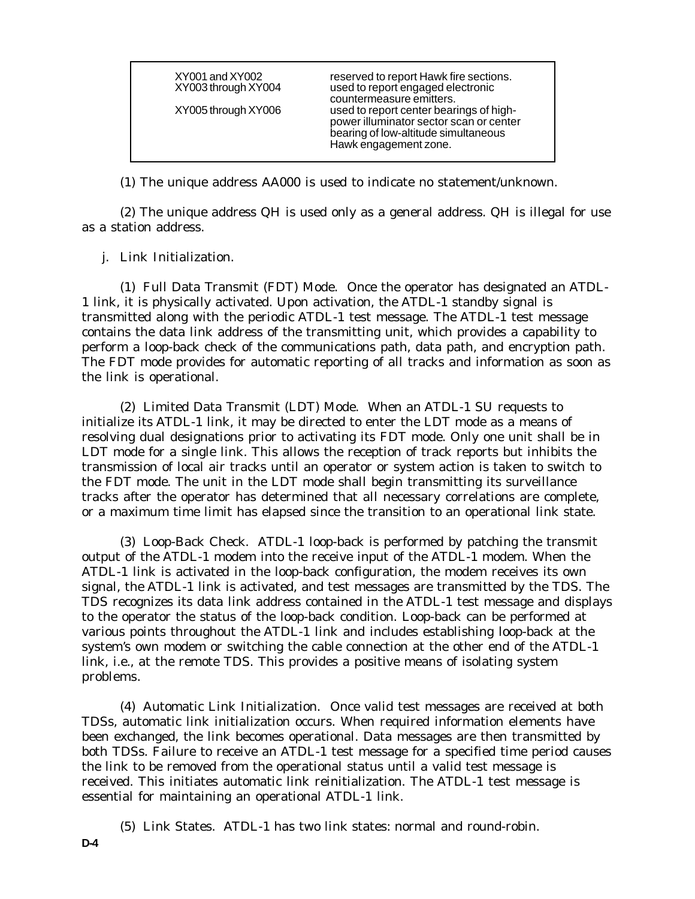| | |
|---|---|
| XY001 and XY002 | reserved to report Hawk fire sections. |
| XY003 through XY004 | used to report engaged electronic countermeasure emitters. |
| XY005 through XY006 | used to report center bearings of high-power illuminator sector scan or center bearing of low-altitude simultaneous Hawk engagement zone. |

(1) The unique address AA000 is used to indicate no statement/unknown.

(2) The unique address QH is used only as a general address. QH is illegal for use as a station address.

j. Link Initialization.

(1) Full Data Transmit (FDT) Mode. Once the operator has designated an ATDL-1 link, it is physically activated. Upon activation, the ATDL-1 standby signal is transmitted along with the periodic ATDL-1 test message. The ATDL-1 test message contains the data link address of the transmitting unit, which provides a capability to perform a loop-back check of the communications path, data path, and encryption path. The FDT mode provides for automatic reporting of all tracks and information as soon as the link is operational.

(2) Limited Data Transmit (LDT) Mode. When an ATDL-1 SU requests to initialize its ATDL-1 link, it may be directed to enter the LDT mode as a means of resolving dual designations prior to activating its FDT mode. Only one unit shall be in LDT mode for a single link. This allows the reception of track reports but inhibits the transmission of local air tracks until an operator or system action is taken to switch to the FDT mode. The unit in the LDT mode shall begin transmitting its surveillance tracks after the operator has determined that all necessary correlations are complete, or a maximum time limit has elapsed since the transition to an operational link state.

(3) Loop-Back Check. ATDL-1 loop-back is performed by patching the transmit output of the ATDL-1 modem into the receive input of the ATDL-1 modem. When the ATDL-1 link is activated in the loop-back configuration, the modem receives its own signal, the ATDL-1 link is activated, and test messages are transmitted by the TDS. The TDS recognizes its data link address contained in the ATDL-1 test message and displays to the operator the status of the loop-back condition. Loop-back can be performed at various points throughout the ATDL-1 link and includes establishing loop-back at the system's own modem or switching the cable connection at the other end of the ATDL-1 link, i.e., at the remote TDS. This provides a positive means of isolating system problems.

(4) Automatic Link Initialization. Once valid test messages are received at both TDSs, automatic link initialization occurs. When required information elements have been exchanged, the link becomes operational. Data messages are then transmitted by both TDSs. Failure to receive an ATDL-1 test message for a specified time period causes the link to be removed from the operational status until a valid test message is received. This initiates automatic link reinitialization. The ATDL-1 test message is essential for maintaining an operational ATDL-1 link.

(5) Link States. ATDL-1 has two link states: normal and round-robin.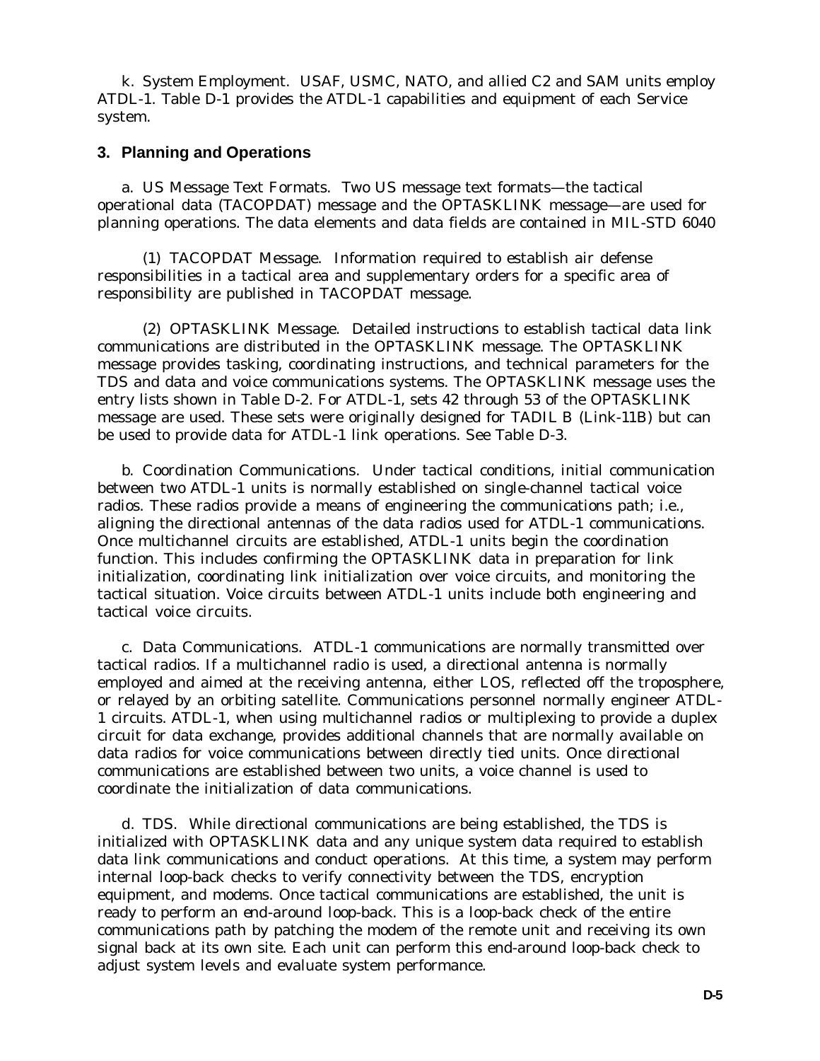k. System Employment. USAF, USMC, NATO, and allied C2 and SAM units employ ATDL-1. Table D-1 provides the ATDL-1 capabilities and equipment of each Service system.

## 3. Planning and Operations

a. US Message Text Formats. Two US message text formats—the tactical operational data (TACOPDAT) message and the OPTASKLINK message—are used for planning operations. The data elements and data fields are contained in MIL-STD 6040

(1) TACOPDAT Message. Information required to establish air defense responsibilities in a tactical area and supplementary orders for a specific area of responsibility are published in TACOPDAT message.

(2) OPTASKLINK Message. Detailed instructions to establish tactical data link communications are distributed in the OPTASKLINK message. The OPTASKLINK message provides tasking, coordinating instructions, and technical parameters for the TDS and data and voice communications systems. The OPTASKLINK message uses the entry lists shown in Table D-2. For ATDL-1, sets 42 through 53 of the OPTASKLINK message are used. These sets were originally designed for TADIL B (Link-11B) but can be used to provide data for ATDL-1 link operations. See Table D-3.

b. Coordination Communications. Under tactical conditions, initial communication between two ATDL-1 units is normally established on single-channel tactical voice radios. These radios provide a means of engineering the communications path; i.e., aligning the directional antennas of the data radios used for ATDL-1 communications. Once multichannel circuits are established, ATDL-1 units begin the coordination function. This includes confirming the OPTASKLINK data in preparation for link initialization, coordinating link initialization over voice circuits, and monitoring the tactical situation. Voice circuits between ATDL-1 units include both engineering and tactical voice circuits.

c. Data Communications. ATDL-1 communications are normally transmitted over tactical radios. If a multichannel radio is used, a directional antenna is normally employed and aimed at the receiving antenna, either LOS, reflected off the troposphere, or relayed by an orbiting satellite. Communications personnel normally engineer ATDL-1 circuits. ATDL-1, when using multichannel radios or multiplexing to provide a duplex circuit for data exchange, provides additional channels that are normally available on data radios for voice communications between directly tied units. Once directional communications are established between two units, a voice channel is used to coordinate the initialization of data communications.

d. TDS. While directional communications are being established, the TDS is initialized with OPTASKLINK data and any unique system data required to establish data link communications and conduct operations. At this time, a system may perform internal loop-back checks to verify connectivity between the TDS, encryption equipment, and modems. Once tactical communications are established, the unit is ready to perform an end-around loop-back. This is a loop-back check of the entire communications path by patching the modem of the remote unit and receiving its own signal back at its own site. Each unit can perform this end-around loop-back check to adjust system levels and evaluate system performance.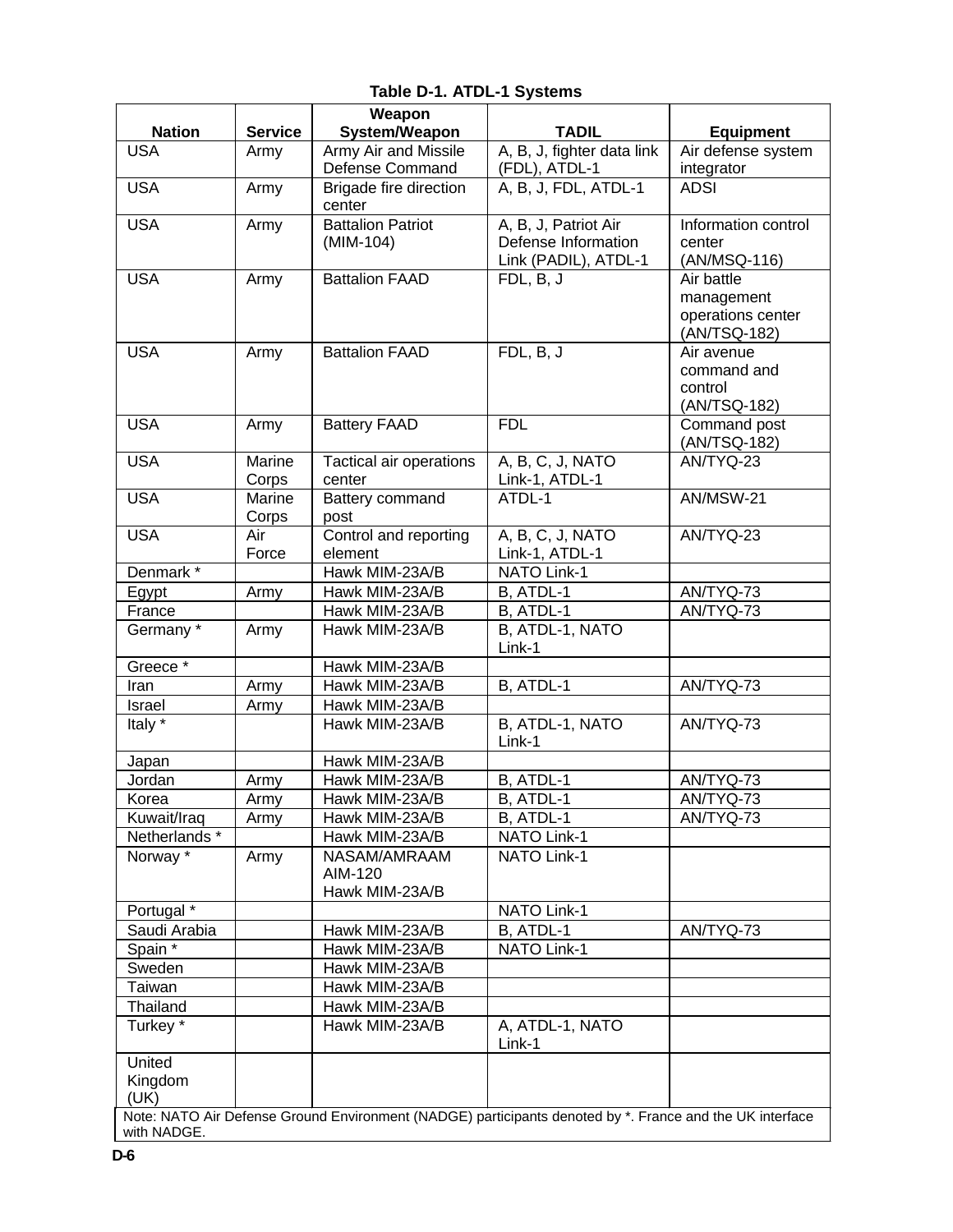**Table D-1. ATDL-1 Systems**

| Nation | Service | Weapon System/Weapon | TADIL | Equipment |
|---|---|---|---|---|
| USA | Army | Army Air and Missile Defense Command | A, B, J, fighter data link (FDL), ATDL-1 | Air defense system integrator |
| USA | Army | Brigade fire direction center | A, B, J, FDL, ATDL-1 | ADSI |
| USA | Army | Battalion Patriot (MIM-104) | A, B, J, Patriot Air Defense Information Link (PADIL), ATDL-1 | Information control center (AN/MSQ-116) |
| USA | Army | Battalion FAAD | FDL, B, J | Air battle management operations center (AN/TSQ-182) |
| USA | Army | Battalion FAAD | FDL, B, J | Air avenue command and control (AN/TSQ-182) |
| USA | Army | Battery FAAD | FDL | Command post (AN/TSQ-182) |
| USA | Marine Corps | Tactical air operations center | A, B, C, J, NATO Link-1, ATDL-1 | AN/TYQ-23 |
| USA | Marine Corps | Battery command post | ATDL-1 | AN/MSW-21 |
| USA | Air Force | Control and reporting element | A, B, C, J, NATO Link-1, ATDL-1 | AN/TYQ-23 |
| Denmark * | | Hawk MIM-23A/B | NATO Link-1 | |
| Egypt | Army | Hawk MIM-23A/B | B, ATDL-1 | AN/TYQ-73 |
| France | | Hawk MIM-23A/B | B, ATDL-1 | AN/TYQ-73 |
| Germany * | Army | Hawk MIM-23A/B | B, ATDL-1, NATO Link-1 | |
| Greece * | | Hawk MIM-23A/B | | |
| Iran | Army | Hawk MIM-23A/B | B, ATDL-1 | AN/TYQ-73 |
| Israel | Army | Hawk MIM-23A/B | | |
| Italy * | | Hawk MIM-23A/B | B, ATDL-1, NATO Link-1 | AN/TYQ-73 |
| Japan | | Hawk MIM-23A/B | | |
| Jordan | Army | Hawk MIM-23A/B | B, ATDL-1 | AN/TYQ-73 |
| Korea | Army | Hawk MIM-23A/B | B, ATDL-1 | AN/TYQ-73 |
| Kuwait/Iraq | Army | Hawk MIM-23A/B | B, ATDL-1 | AN/TYQ-73 |
| Netherlands * | | Hawk MIM-23A/B | NATO Link-1 | |
| Norway * | Army | NASAM/AMRAAM AIM-120 Hawk MIM-23A/B | NATO Link-1 | |
| Portugal * | | | NATO Link-1 | |
| Saudi Arabia | | Hawk MIM-23A/B | B, ATDL-1 | AN/TYQ-73 |
| Spain * | | Hawk MIM-23A/B | NATO Link-1 | |
| Sweden | | Hawk MIM-23A/B | | |
| Taiwan | | Hawk MIM-23A/B | | |
| Thailand | | Hawk MIM-23A/B | | |
| Turkey * | | Hawk MIM-23A/B | A, ATDL-1, NATO Link-1 | |
| United Kingdom (UK) | | | | |

Note: NATO Air Defense Ground Environment (NADGE) participants denoted by *. France and the UK interface with NADGE.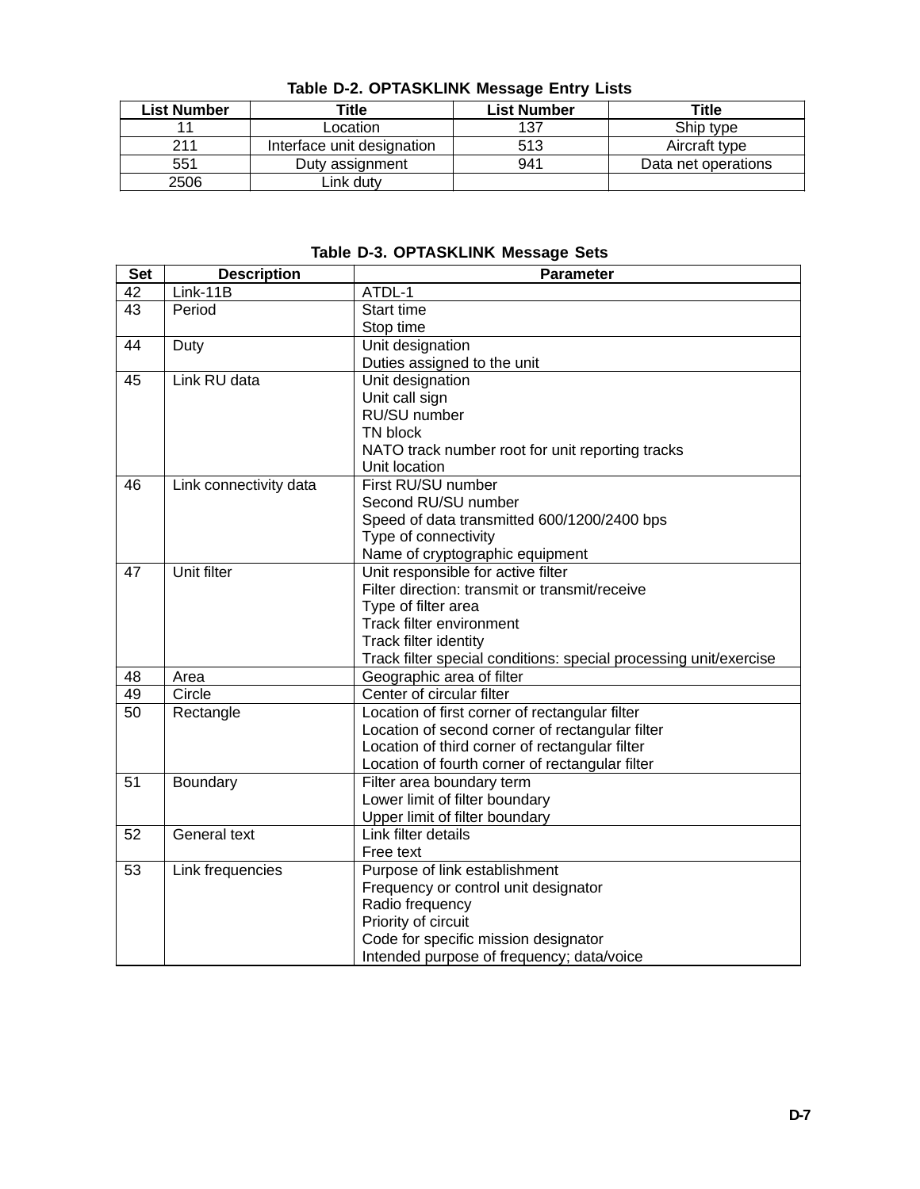**Table D-2. OPTASKLINK Message Entry Lists**

| List Number | Title | List Number | Title |
|---|---|---|---|
| 11 | Location | 137 | Ship type |
| 211 | Interface unit designation | 513 | Aircraft type |
| 551 | Duty assignment | 941 | Data net operations |
| 2506 | Link duty | | |

**Table D-3. OPTASKLINK Message Sets**

| Set | Description | Parameter |
|---|---|---|
| 42 | Link-11B | ATDL-1 |
| 43 | Period | Start time<br>Stop time |
| 44 | Duty | Unit designation<br>Duties assigned to the unit |
| 45 | Link RU data | Unit designation<br>Unit call sign<br>RU/SU number<br>TN block<br>NATO track number root for unit reporting tracks<br>Unit location |
| 46 | Link connectivity data | First RU/SU number<br>Second RU/SU number<br>Speed of data transmitted 600/1200/2400 bps<br>Type of connectivity<br>Name of cryptographic equipment |
| 47 | Unit filter | Unit responsible for active filter<br>Filter direction: transmit or transmit/receive<br>Type of filter area<br>Track filter environment<br>Track filter identity<br>Track filter special conditions: special processing unit/exercise |
| 48 | Area | Geographic area of filter |
| 49 | Circle | Center of circular filter |
| 50 | Rectangle | Location of first corner of rectangular filter<br>Location of second corner of rectangular filter<br>Location of third corner of rectangular filter<br>Location of fourth corner of rectangular filter |
| 51 | Boundary | Filter area boundary term<br>Lower limit of filter boundary<br>Upper limit of filter boundary |
| 52 | General text | Link filter details<br>Free text |
| 53 | Link frequencies | Purpose of link establishment<br>Frequency or control unit designator<br>Radio frequency<br>Priority of circuit<br>Code for specific mission designator<br>Intended purpose of frequency; data/voice |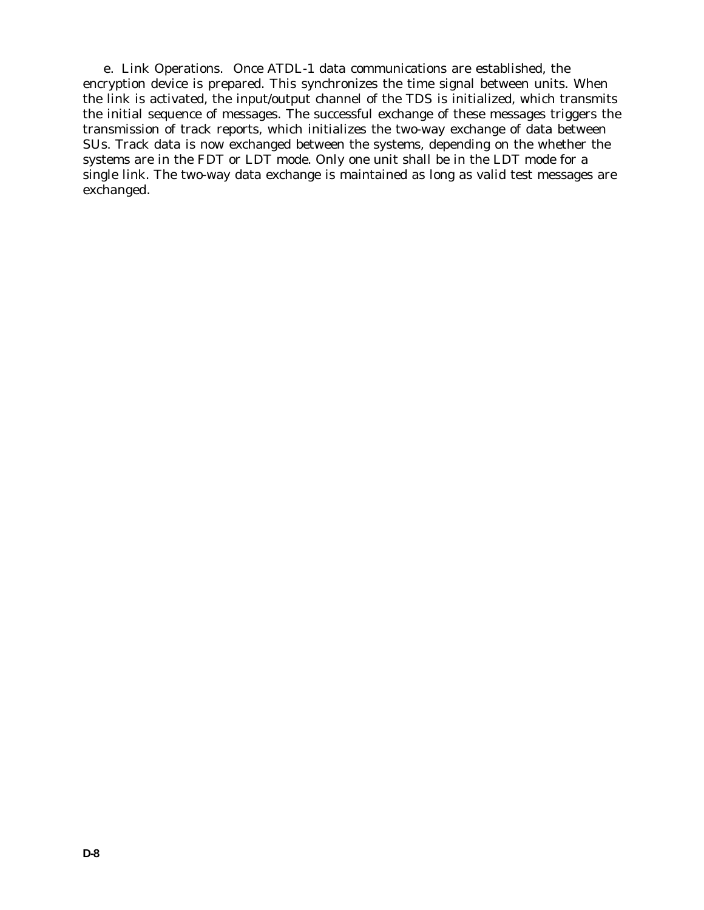e. Link Operations. Once ATDL-1 data communications are established, the encryption device is prepared. This synchronizes the time signal between units. When the link is activated, the input/output channel of the TDS is initialized, which transmits the initial sequence of messages. The successful exchange of these messages triggers the transmission of track reports, which initializes the two-way exchange of data between SUs. Track data is now exchanged between the systems, depending on the whether the systems are in the FDT or LDT mode. Only one unit shall be in the LDT mode for a single link. The two-way data exchange is maintained as long as valid test messages are exchanged.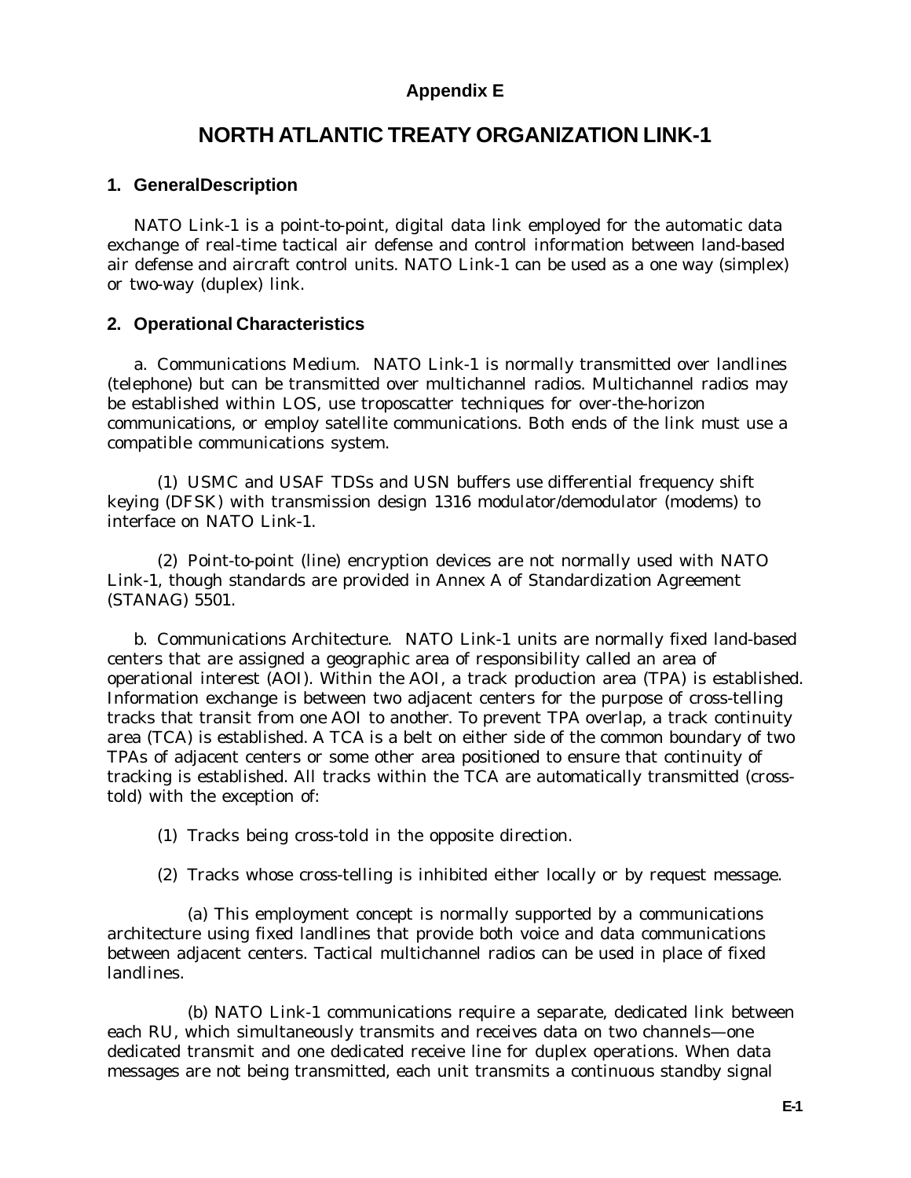# Appendix E

## NORTH ATLANTIC TREATY ORGANIZATION LINK-1

### 1. GeneralDescription

NATO Link-1 is a point-to-point, digital data link employed for the automatic data exchange of real-time tactical air defense and control information between land-based air defense and aircraft control units. NATO Link-1 can be used as a one way (simplex) or two-way (duplex) link.

### 2. Operational Characteristics

a. Communications Medium. NATO Link-1 is normally transmitted over landlines (telephone) but can be transmitted over multichannel radios. Multichannel radios may be established within LOS, use troposcatter techniques for over-the-horizon communications, or employ satellite communications. Both ends of the link must use a compatible communications system.

(1) USMC and USAF TDSs and USN buffers use differential frequency shift keying (DFSK) with transmission design 1316 modulator/demodulator (modems) to interface on NATO Link-1.

(2) Point-to-point (line) encryption devices are not normally used with NATO Link-1, though standards are provided in Annex A of Standardization Agreement (STANAG) 5501.

b. Communications Architecture. NATO Link-1 units are normally fixed land-based centers that are assigned a geographic area of responsibility called an area of operational interest (AOI). Within the AOI, a track production area (TPA) is established. Information exchange is between two adjacent centers for the purpose of cross-telling tracks that transit from one AOI to another. To prevent TPA overlap, a track continuity area (TCA) is established. A TCA is a belt on either side of the common boundary of two TPAs of adjacent centers or some other area positioned to ensure that continuity of tracking is established. All tracks within the TCA are automatically transmitted (cross-told) with the exception of:

(1) Tracks being cross-told in the opposite direction.

(2) Tracks whose cross-telling is inhibited either locally or by request message.

(a) This employment concept is normally supported by a communications architecture using fixed landlines that provide both voice and data communications between adjacent centers. Tactical multichannel radios can be used in place of fixed landlines.

(b) NATO Link-1 communications require a separate, dedicated link between each RU, which simultaneously transmits and receives data on two channels—one dedicated transmit and one dedicated receive line for duplex operations. When data messages are not being transmitted, each unit transmits a continuous standby signal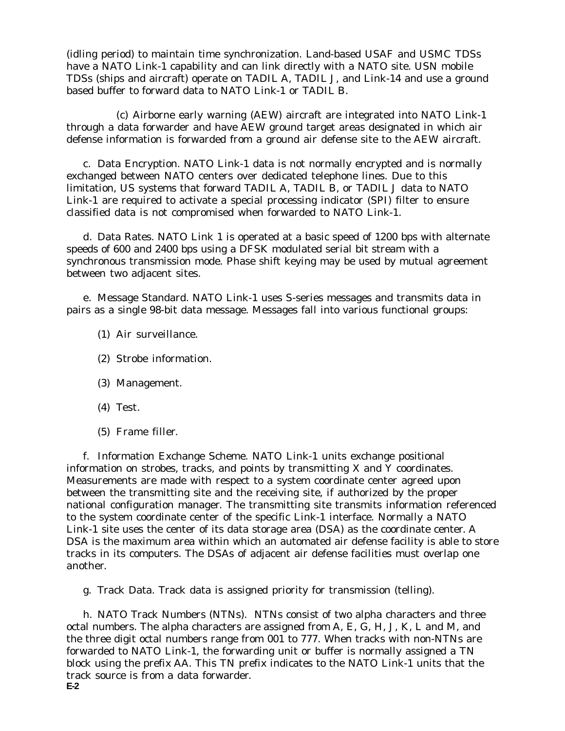(idling period) to maintain time synchronization. Land-based USAF and USMC TDSs have a NATO Link-1 capability and can link directly with a NATO site. USN mobile TDSs (ships and aircraft) operate on TADIL A, TADIL J, and Link-14 and use a ground based buffer to forward data to NATO Link-1 or TADIL B.

(c) Airborne early warning (AEW) aircraft are integrated into NATO Link-1 through a data forwarder and have AEW ground target areas designated in which air defense information is forwarded from a ground air defense site to the AEW aircraft.

c. Data Encryption. NATO Link-1 data is not normally encrypted and is normally exchanged between NATO centers over dedicated telephone lines. Due to this limitation, US systems that forward TADIL A, TADIL B, or TADIL J data to NATO Link-1 are required to activate a special processing indicator (SPI) filter to ensure classified data is not compromised when forwarded to NATO Link-1.

d. Data Rates. NATO Link 1 is operated at a basic speed of 1200 bps with alternate speeds of 600 and 2400 bps using a DFSK modulated serial bit stream with a synchronous transmission mode. Phase shift keying may be used by mutual agreement between two adjacent sites.

e. Message Standard. NATO Link-1 uses S-series messages and transmits data in pairs as a single 98-bit data message. Messages fall into various functional groups:

(1) Air surveillance.

(2) Strobe information.

(3) Management.

(4) Test.

(5) Frame filler.

f. Information Exchange Scheme. NATO Link-1 units exchange positional information on strobes, tracks, and points by transmitting X and Y coordinates. Measurements are made with respect to a system coordinate center agreed upon between the transmitting site and the receiving site, if authorized by the proper national configuration manager. The transmitting site transmits information referenced to the system coordinate center of the specific Link-1 interface. Normally a NATO Link-1 site uses the center of its data storage area (DSA) as the coordinate center. A DSA is the maximum area within which an automated air defense facility is able to store tracks in its computers. The DSAs of adjacent air defense facilities must overlap one another.

g. Track Data. Track data is assigned priority for transmission (telling).

h. NATO Track Numbers (NTNs). NTNs consist of two alpha characters and three octal numbers. The alpha characters are assigned from A, E, G, H, J, K, L and M, and the three digit octal numbers range from 001 to 777. When tracks with non-NTNs are forwarded to NATO Link-1, the forwarding unit or buffer is normally assigned a TN block using the prefix AA. This TN prefix indicates to the NATO Link-1 units that the track source is from a data forwarder.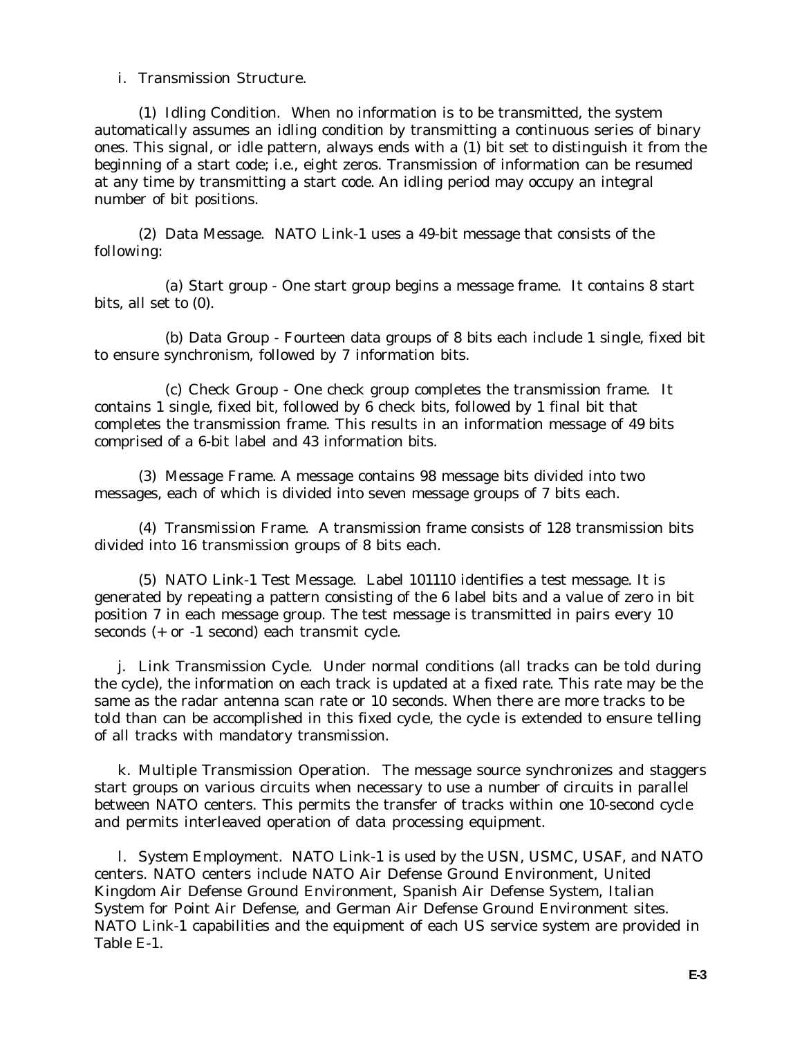i. Transmission Structure.

(1) Idling Condition. When no information is to be transmitted, the system automatically assumes an idling condition by transmitting a continuous series of binary ones. This signal, or idle pattern, always ends with a (1) bit set to distinguish it from the beginning of a start code; i.e., eight zeros. Transmission of information can be resumed at any time by transmitting a start code. An idling period may occupy an integral number of bit positions.

(2) Data Message. NATO Link-1 uses a 49-bit message that consists of the following:

(a) Start group - One start group begins a message frame. It contains 8 start bits, all set to (0).

(b) Data Group - Fourteen data groups of 8 bits each include 1 single, fixed bit to ensure synchronism, followed by 7 information bits.

(c) Check Group - One check group completes the transmission frame. It contains 1 single, fixed bit, followed by 6 check bits, followed by 1 final bit that completes the transmission frame. This results in an information message of 49 bits comprised of a 6-bit label and 43 information bits.

(3) Message Frame. A message contains 98 message bits divided into two messages, each of which is divided into seven message groups of 7 bits each.

(4) Transmission Frame. A transmission frame consists of 128 transmission bits divided into 16 transmission groups of 8 bits each.

(5) NATO Link-1 Test Message. Label 101110 identifies a test message. It is generated by repeating a pattern consisting of the 6 label bits and a value of zero in bit position 7 in each message group. The test message is transmitted in pairs every 10 seconds (+ or -1 second) each transmit cycle.

j. Link Transmission Cycle. Under normal conditions (all tracks can be told during the cycle), the information on each track is updated at a fixed rate. This rate may be the same as the radar antenna scan rate or 10 seconds. When there are more tracks to be told than can be accomplished in this fixed cycle, the cycle is extended to ensure telling of all tracks with mandatory transmission.

k. Multiple Transmission Operation. The message source synchronizes and staggers start groups on various circuits when necessary to use a number of circuits in parallel between NATO centers. This permits the transfer of tracks within one 10-second cycle and permits interleaved operation of data processing equipment.

l. System Employment. NATO Link-1 is used by the USN, USMC, USAF, and NATO centers. NATO centers include NATO Air Defense Ground Environment, United Kingdom Air Defense Ground Environment, Spanish Air Defense System, Italian System for Point Air Defense, and German Air Defense Ground Environment sites. NATO Link-1 capabilities and the equipment of each US service system are provided in Table E-1.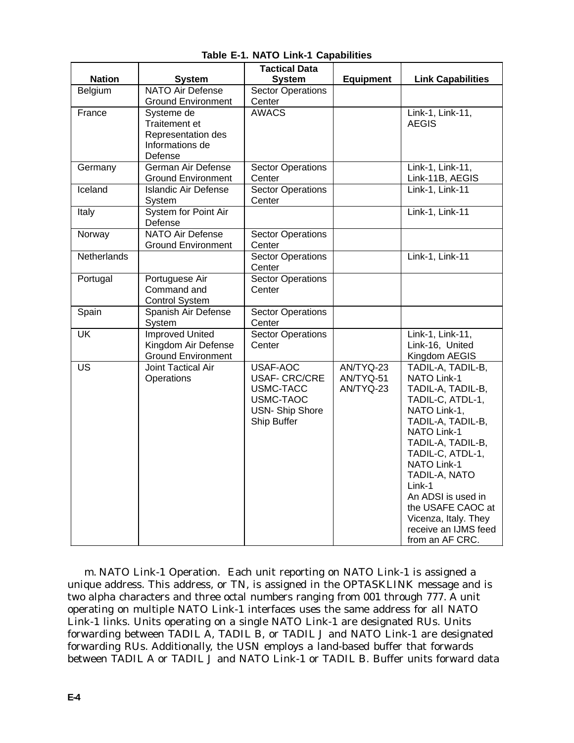**Table E-1. NATO Link-1 Capabilities**

| Nation | System | Tactical Data System | Equipment | Link Capabilities |
|---|---|---|---|---|
| Belgium | NATO Air Defense Ground Environment | Sector Operations Center | | |
| France | Systeme de Traitement et Representation des Informations de Defense | AWACS | | Link-1, Link-11, AEGIS |
| Germany | German Air Defense Ground Environment | Sector Operations Center | | Link-1, Link-11, Link-11B, AEGIS |
| Iceland | Islandic Air Defense System | Sector Operations Center | | Link-1, Link-11 |
| Italy | System for Point Air Defense | | | Link-1, Link-11 |
| Norway | NATO Air Defense Ground Environment | Sector Operations Center | | |
| Netherlands | | Sector Operations Center | | Link-1, Link-11 |
| Portugal | Portuguese Air Command and Control System | Sector Operations Center | | |
| Spain | Spanish Air Defense System | Sector Operations Center | | |
| UK | Improved United Kingdom Air Defense Ground Environment | Sector Operations Center | | Link-1, Link-11, Link-16, United Kingdom AEGIS |
| US | Joint Tactical Air Operations | USAF-AOC<br>USAF- CRC/CRE<br>USMC-TACC<br>USMC-TAOC<br>USN- Ship Shore Ship Buffer | AN/TYQ-23<br>AN/TYQ-51<br>AN/TYQ-23 | TADIL-A, TADIL-B, NATO Link-1<br>TADIL-A, TADIL-B, TADIL-C, ATDL-1, NATO Link-1,<br>TADIL-A, TADIL-B, NATO Link-1<br>TADIL-A, TADIL-B, TADIL-C, ATDL-1, NATO Link-1<br>TADIL-A, NATO Link-1<br>An ADSI is used in the USAFE CAOC at Vicenza, Italy. They receive an IJMS feed from an AF CRC. |

m. NATO Link-1 Operation. Each unit reporting on NATO Link-1 is assigned a unique address. This address, or TN, is assigned in the OPTASKLINK message and is two alpha characters and three octal numbers ranging from 001 through 777. A unit operating on multiple NATO Link-1 interfaces uses the same address for all NATO Link-1 links. Units operating on a single NATO Link-1 are designated RUs. Units forwarding between TADIL A, TADIL B, or TADIL J and NATO Link-1 are designated forwarding RUs. Additionally, the USN employs a land-based buffer that forwards between TADIL A or TADIL J and NATO Link-1 or TADIL B. Buffer units forward data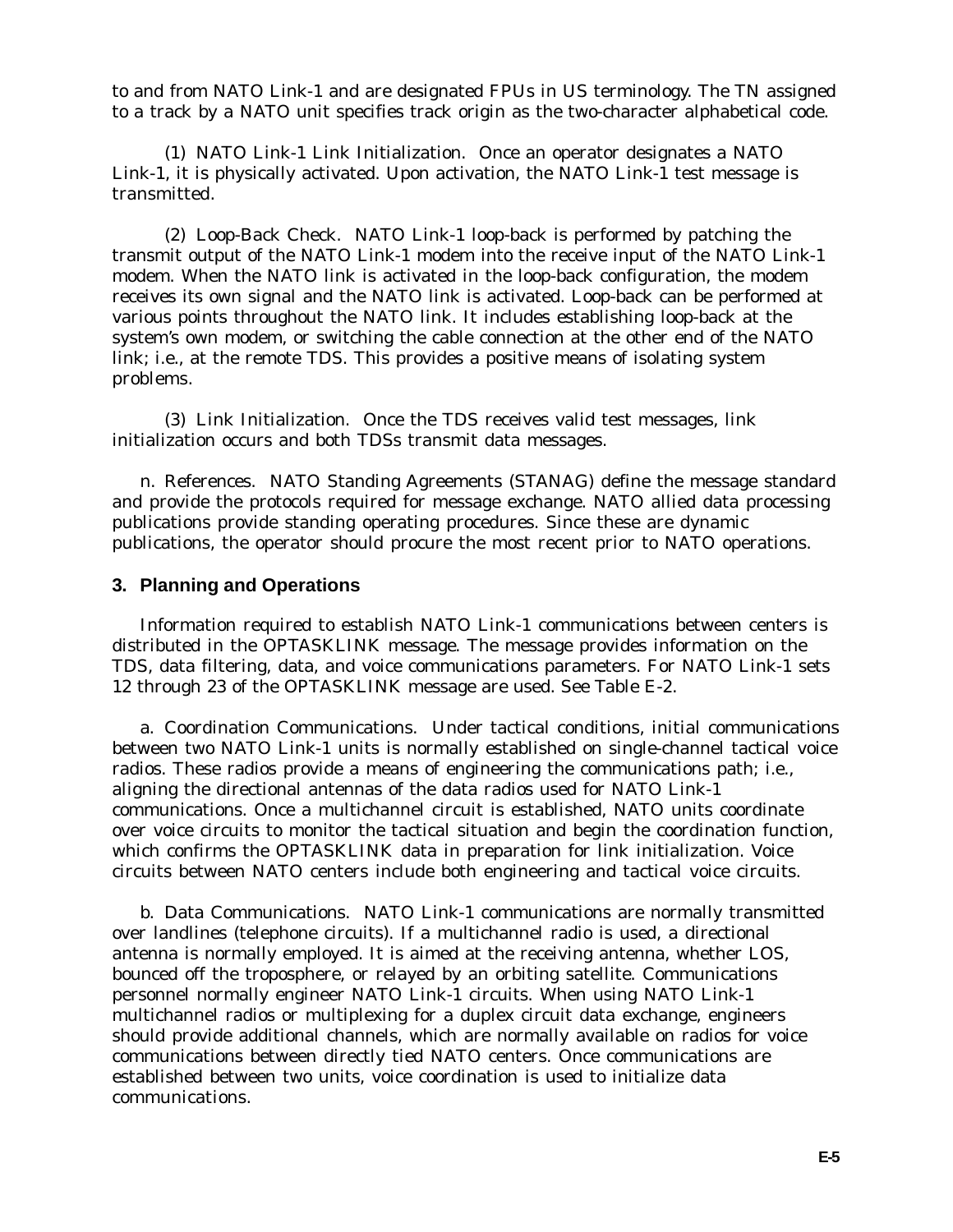to and from NATO Link-1 and are designated FPUs in US terminology. The TN assigned to a track by a NATO unit specifies track origin as the two-character alphabetical code.

(1) NATO Link-1 Link Initialization. Once an operator designates a NATO Link-1, it is physically activated. Upon activation, the NATO Link-1 test message is transmitted.

(2) Loop-Back Check. NATO Link-1 loop-back is performed by patching the transmit output of the NATO Link-1 modem into the receive input of the NATO Link-1 modem. When the NATO link is activated in the loop-back configuration, the modem receives its own signal and the NATO link is activated. Loop-back can be performed at various points throughout the NATO link. It includes establishing loop-back at the system's own modem, or switching the cable connection at the other end of the NATO link; i.e., at the remote TDS. This provides a positive means of isolating system problems.

(3) Link Initialization. Once the TDS receives valid test messages, link initialization occurs and both TDSs transmit data messages.

n. References. NATO Standing Agreements (STANAG) define the message standard and provide the protocols required for message exchange. NATO allied data processing publications provide standing operating procedures. Since these are dynamic publications, the operator should procure the most recent prior to NATO operations.

## 3. Planning and Operations

Information required to establish NATO Link-1 communications between centers is distributed in the OPTASKLINK message. The message provides information on the TDS, data filtering, data, and voice communications parameters. For NATO Link-1 sets 12 through 23 of the OPTASKLINK message are used. See Table E-2.

a. Coordination Communications. Under tactical conditions, initial communications between two NATO Link-1 units is normally established on single-channel tactical voice radios. These radios provide a means of engineering the communications path; i.e., aligning the directional antennas of the data radios used for NATO Link-1 communications. Once a multichannel circuit is established, NATO units coordinate over voice circuits to monitor the tactical situation and begin the coordination function, which confirms the OPTASKLINK data in preparation for link initialization. Voice circuits between NATO centers include both engineering and tactical voice circuits.

b. Data Communications. NATO Link-1 communications are normally transmitted over landlines (telephone circuits). If a multichannel radio is used, a directional antenna is normally employed. It is aimed at the receiving antenna, whether LOS, bounced off the troposphere, or relayed by an orbiting satellite. Communications personnel normally engineer NATO Link-1 circuits. When using NATO Link-1 multichannel radios or multiplexing for a duplex circuit data exchange, engineers should provide additional channels, which are normally available on radios for voice communications between directly tied NATO centers. Once communications are established between two units, voice coordination is used to initialize data communications.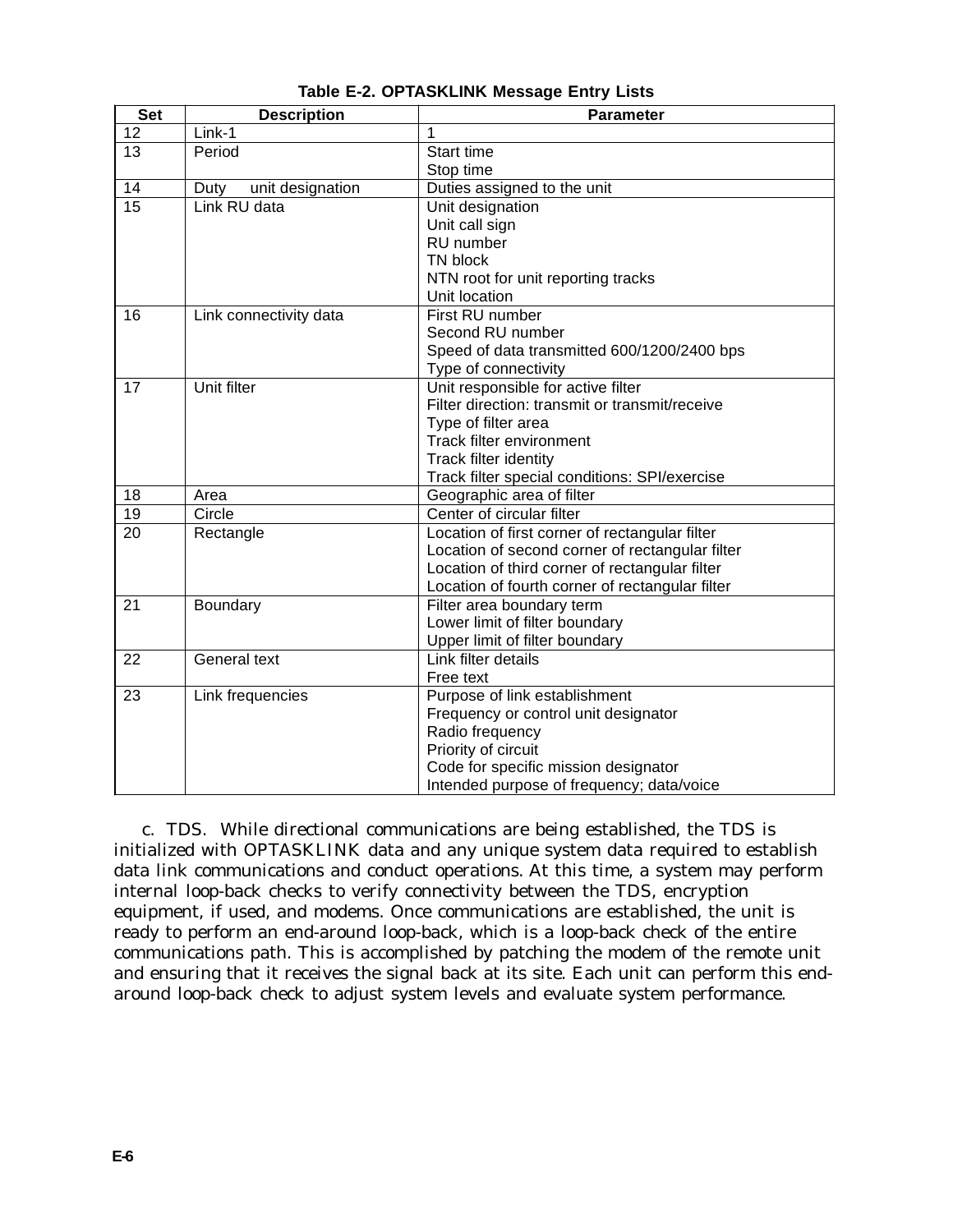**Table E-2. OPTASKLINK Message Entry Lists**

| Set | Description | Parameter |
|---|---|---|
| 12 | Link-1 | 1 |
| 13 | Period | Start time<br>Stop time |
| 14 | Duty unit designation | Duties assigned to the unit |
| 15 | Link RU data | Unit designation<br>Unit call sign<br>RU number<br>TN block<br>NTN root for unit reporting tracks<br>Unit location |
| 16 | Link connectivity data | First RU number<br>Second RU number<br>Speed of data transmitted 600/1200/2400 bps<br>Type of connectivity |
| 17 | Unit filter | Unit responsible for active filter<br>Filter direction: transmit or transmit/receive<br>Type of filter area<br>Track filter environment<br>Track filter identity<br>Track filter special conditions: SPI/exercise |
| 18 | Area | Geographic area of filter |
| 19 | Circle | Center of circular filter |
| 20 | Rectangle | Location of first corner of rectangular filter<br>Location of second corner of rectangular filter<br>Location of third corner of rectangular filter<br>Location of fourth corner of rectangular filter |
| 21 | Boundary | Filter area boundary term<br>Lower limit of filter boundary<br>Upper limit of filter boundary |
| 22 | General text | Link filter details<br>Free text |
| 23 | Link frequencies | Purpose of link establishment<br>Frequency or control unit designator<br>Radio frequency<br>Priority of circuit<br>Code for specific mission designator<br>Intended purpose of frequency; data/voice |

c. TDS. While directional communications are being established, the TDS is initialized with OPTASKLINK data and any unique system data required to establish data link communications and conduct operations. At this time, a system may perform internal loop-back checks to verify connectivity between the TDS, encryption equipment, if used, and modems. Once communications are established, the unit is ready to perform an end-around loop-back, which is a loop-back check of the entire communications path. This is accomplished by patching the modem of the remote unit and ensuring that it receives the signal back at its site. Each unit can perform this end-around loop-back check to adjust system levels and evaluate system performance.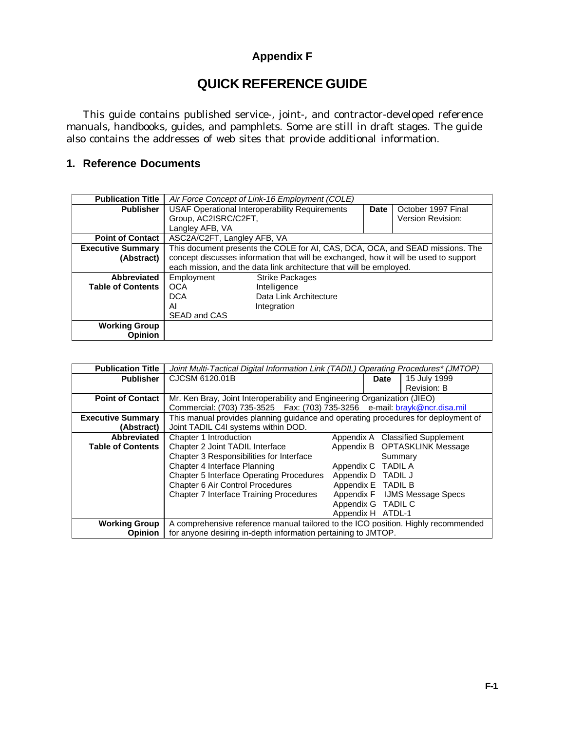# Appendix F

# QUICK REFERENCE GUIDE

This guide contains published service-, joint-, and contractor-developed reference manuals, handbooks, guides, and pamphlets. Some are still in draft stages. The guide also contains the addresses of web sites that provide additional information.

## 1. Reference Documents

| **Publication Title** | *Air Force Concept of Link-16 Employment (COLE)* | | |
|---|---|---|---|
| **Publisher** | USAF Operational Interoperability Requirements Group, AC2ISRC/C2FT, Langley AFB, VA | **Date** | October 1997 Final Version Revision: |
| **Point of Contact** | ASC2A/C2FT, Langley AFB, VA | | |
| **Executive Summary (Abstract)** | This document presents the COLE for AI, CAS, DCA, OCA, and SEAD missions. The concept discusses information that will be exchanged, how it will be used to support each mission, and the data link architecture that will be employed. | | |
| **Abbreviated Table of Contents** | Employment<br>OCA<br>DCA<br>AI<br>SEAD and CAS<br>Strike Packages<br>Intelligence<br>Data Link Architecture<br>Integration | | |
| **Working Group Opinion** | | | |

| **Publication Title** | *Joint Multi-Tactical Digital Information Link (TADIL) Operating Procedures\* (JMTOP)* | | |
|---|---|---|---|
| **Publisher** | CJCSM 6120.01B | **Date** | 15 July 1999<br>Revision: B |
| **Point of Contact** | Mr. Ken Bray, Joint Interoperability and Engineering Organization (JIEO)<br>Commercial: (703) 735-3525 Fax: (703) 735-3256 e-mail: brayk@ncr.disa.mil | | |
| **Executive Summary (Abstract)** | This manual provides planning guidance and operating procedures for deployment of Joint TADIL C4I systems within DOD. | | |
| **Abbreviated Table of Contents** | Chapter 1 Introduction<br>Chapter 2 Joint TADIL Interface<br>Chapter 3 Responsibilities for Interface<br>Chapter 4 Interface Planning<br>Chapter 5 Interface Operating Procedures<br>Chapter 6 Air Control Procedures<br>Chapter 7 Interface Training Procedures<br>Appendix A Classified Supplement<br>Appendix B OPTASKLINK Message Summary<br>Appendix C TADIL A<br>Appendix D TADIL J<br>Appendix E TADIL B<br>Appendix F IJMS Message Specs<br>Appendix G TADIL C<br>Appendix H ATDL-1 | | |
| **Working Group Opinion** | A comprehensive reference manual tailored to the ICO position. Highly recommended for anyone desiring in-depth information pertaining to JMTOP. | | |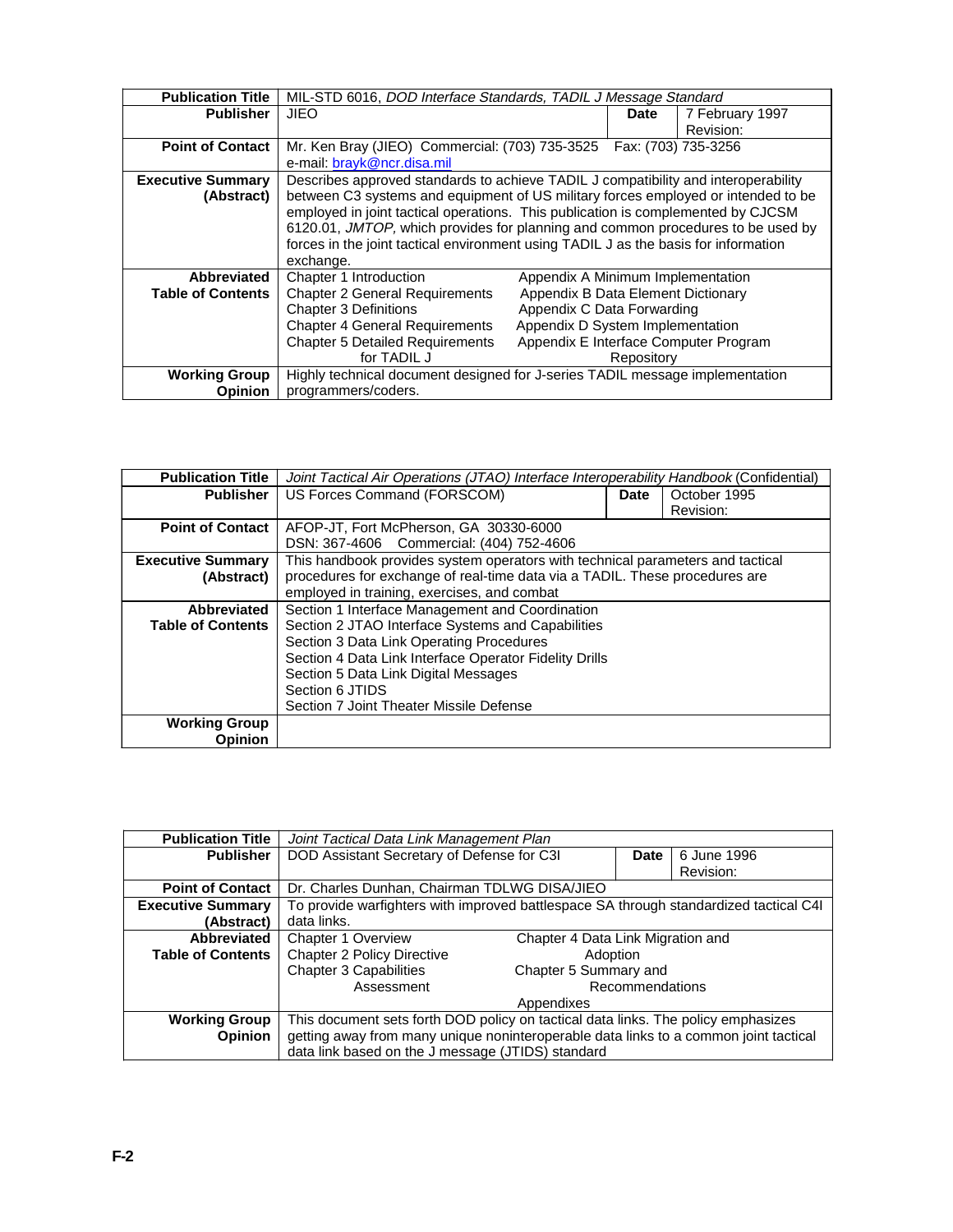| Publication Title | MIL-STD 6016, *DOD Interface Standards, TADIL J Message Standard* | | |
|---|---|---|---|
| **Publisher** | JIEO | **Date** | 7 February 1997<br>Revision: |
| **Point of Contact** | Mr. Ken Bray (JIEO) Commercial: (703) 735-3525 Fax: (703) 735-3256<br>e-mail: brayk@ncr.disa.mil | | |
| **Executive Summary (Abstract)** | Describes approved standards to achieve TADIL J compatibility and interoperability between C3 systems and equipment of US military forces employed or intended to be employed in joint tactical operations. This publication is complemented by CJCSM 6120.01, *JMTOP,* which provides for planning and common procedures to be used by forces in the joint tactical environment using TADIL J as the basis for information exchange. | | |
| **Abbreviated Table of Contents** | Chapter 1 Introduction<br>Chapter 2 General Requirements<br>Chapter 3 Definitions<br>Chapter 4 General Requirements<br>Chapter 5 Detailed Requirements for TADIL J<br>Appendix A Minimum Implementation<br>Appendix B Data Element Dictionary<br>Appendix C Data Forwarding<br>Appendix D System Implementation<br>Appendix E Interface Computer Program Repository | | |
| **Working Group Opinion** | Highly technical document designed for J-series TADIL message implementation programmers/coders. | | |

| Publication Title | *Joint Tactical Air Operations (JTAO) Interface Interoperability Handbook* (Confidential) | | |
|---|---|---|---|
| **Publisher** | US Forces Command (FORSCOM) | **Date** | October 1995<br>Revision: |
| **Point of Contact** | AFOP-JT, Fort McPherson, GA 30330-6000<br>DSN: 367-4606 Commercial: (404) 752-4606 | | |
| **Executive Summary (Abstract)** | This handbook provides system operators with technical parameters and tactical procedures for exchange of real-time data via a TADIL. These procedures are employed in training, exercises, and combat | | |
| **Abbreviated Table of Contents** | Section 1 Interface Management and Coordination<br>Section 2 JTAO Interface Systems and Capabilities<br>Section 3 Data Link Operating Procedures<br>Section 4 Data Link Interface Operator Fidelity Drills<br>Section 5 Data Link Digital Messages<br>Section 6 JTIDS<br>Section 7 Joint Theater Missile Defense | | |
| **Working Group Opinion** | | | |

| Publication Title | *Joint Tactical Data Link Management Plan* | | |
|---|---|---|---|
| **Publisher** | DOD Assistant Secretary of Defense for C3I | **Date** | 6 June 1996<br>Revision: |
| **Point of Contact** | Dr. Charles Dunhan, Chairman TDLWG DISA/JIEO | | |
| **Executive Summary (Abstract)** | To provide warfighters with improved battlespace SA through standardized tactical C4I data links. | | |
| **Abbreviated Table of Contents** | Chapter 1 Overview<br>Chapter 2 Policy Directive<br>Chapter 3 Capabilities Assessment<br>Chapter 4 Data Link Migration and Adoption<br>Chapter 5 Summary and Recommendations<br>Appendixes | | |
| **Working Group Opinion** | This document sets forth DOD policy on tactical data links. The policy emphasizes getting away from many unique noninteroperable data links to a common joint tactical data link based on the J message (JTIDS) standard | | |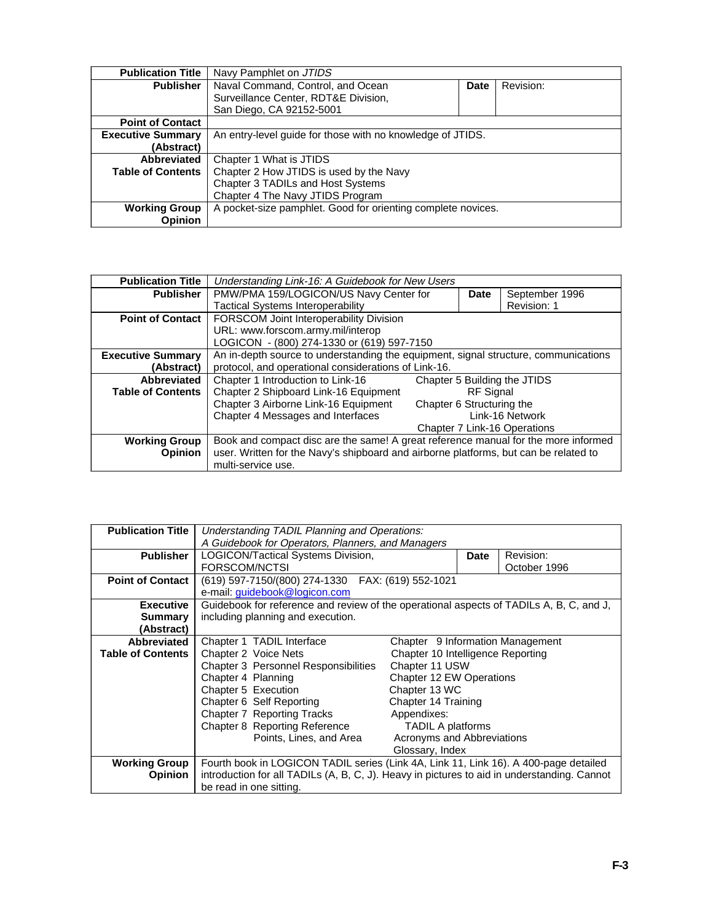| Publication Title | Navy Pamphlet on *JTIDS* | | |
|---|---|---|---|
| **Publisher** | Naval Command, Control, and Ocean Surveillance Center, RDT&E Division, San Diego, CA 92152-5001 | **Date** | Revision: |
| **Point of Contact** | | | |
| **Executive Summary (Abstract)** | An entry-level guide for those with no knowledge of JTIDS. | | |
| **Abbreviated Table of Contents** | Chapter 1 What is JTIDS<br>Chapter 2 How JTIDS is used by the Navy<br>Chapter 3 TADILs and Host Systems<br>Chapter 4 The Navy JTIDS Program | | |
| **Working Group Opinion** | A pocket-size pamphlet. Good for orienting complete novices. | | |

| Publication Title | *Understanding Link-16: A Guidebook for New Users* | | |
|---|---|---|---|
| **Publisher** | PMW/PMA 159/LOGICON/US Navy Center for Tactical Systems Interoperability | **Date** | September 1996<br>Revision: 1 |
| **Point of Contact** | FORSCOM Joint Interoperability Division<br>URL: www.forscom.army.mil/interop<br>LOGICON - (800) 274-1330 or (619) 597-7150 | | |
| **Executive Summary (Abstract)** | An in-depth source to understanding the equipment, signal structure, communications protocol, and operational considerations of Link-16. | | |
| **Abbreviated Table of Contents** | Chapter 1 Introduction to Link-16<br>Chapter 2 Shipboard Link-16 Equipment<br>Chapter 3 Airborne Link-16 Equipment<br>Chapter 4 Messages and Interfaces<br>Chapter 5 Building the JTIDS RF Signal<br>Chapter 6 Structuring the Link-16 Network<br>Chapter 7 Link-16 Operations | | |
| **Working Group Opinion** | Book and compact disc are the same! A great reference manual for the more informed user. Written for the Navy's shipboard and airborne platforms, but can be related to multi-service use. | | |

| Publication Title | *Understanding TADIL Planning and Operations: A Guidebook for Operators, Planners, and Managers* | | |
|---|---|---|---|
| **Publisher** | LOGICON/Tactical Systems Division, FORSCOM/NCTSI | **Date** | Revision:<br>October 1996 |
| **Point of Contact** | (619) 597-7150/(800) 274-1330 FAX: (619) 552-1021<br>e-mail: guidebook@logicon.com | | |
| **Executive Summary (Abstract)** | Guidebook for reference and review of the operational aspects of TADILs A, B, C, and J, including planning and execution. | | |
| **Abbreviated Table of Contents** | Chapter 1 TADIL Interface<br>Chapter 2 Voice Nets<br>Chapter 3 Personnel Responsibilities<br>Chapter 4 Planning<br>Chapter 5 Execution<br>Chapter 6 Self Reporting<br>Chapter 7 Reporting Tracks<br>Chapter 8 Reporting Reference Points, Lines, and Area<br>Chapter 9 Information Management<br>Chapter 10 Intelligence Reporting<br>Chapter 11 USW<br>Chapter 12 EW Operations<br>Chapter 13 WC<br>Chapter 14 Training<br>Appendixes:<br>TADIL A platforms<br>Acronyms and Abbreviations<br>Glossary, Index | | |
| **Working Group Opinion** | Fourth book in LOGICON TADIL series (Link 4A, Link 11, Link 16). A 400-page detailed introduction for all TADILs (A, B, C, J). Heavy in pictures to aid in understanding. Cannot be read in one sitting. | | |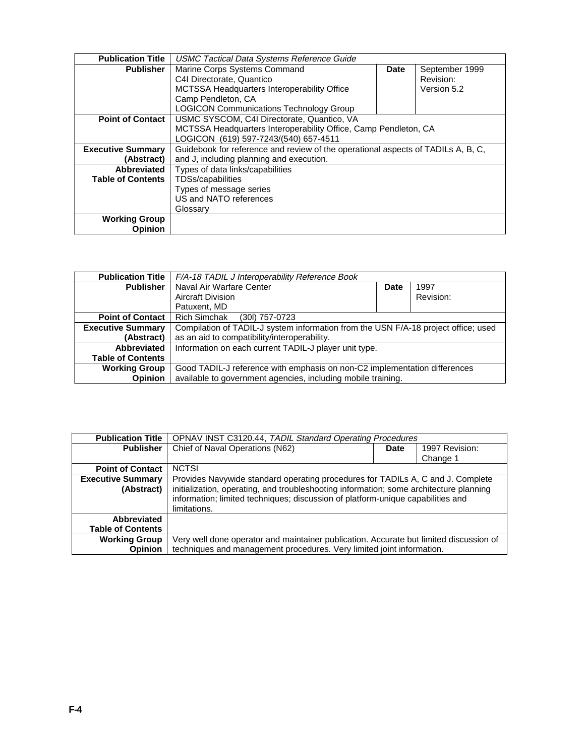| | | | |
|---|---|---|---|
| **Publication Title** | *USMC Tactical Data Systems Reference Guide* | | |
| **Publisher** | Marine Corps Systems Command<br>C4I Directorate, Quantico<br>MCTSSA Headquarters Interoperability Office<br>Camp Pendleton, CA<br>LOGICON Communications Technology Group | **Date** | September 1999<br>Revision:<br>Version 5.2 |
| **Point of Contact** | USMC SYSCOM, C4I Directorate, Quantico, VA<br>MCTSSA Headquarters Interoperability Office, Camp Pendleton, CA<br>LOGICON (619) 597-7243/(540) 657-4511 | | |
| **Executive Summary (Abstract)** | Guidebook for reference and review of the operational aspects of TADILs A, B, C, and J, including planning and execution. | | |
| **Abbreviated Table of Contents** | Types of data links/capabilities<br>TDSs/capabilities<br>Types of message series<br>US and NATO references<br>Glossary | | |
| **Working Group Opinion** | | | |

| | | | |
|---|---|---|---|
| **Publication Title** | *F/A-18 TADIL J Interoperability Reference Book* | | |
| **Publisher** | Naval Air Warfare Center<br>Aircraft Division<br>Patuxent, MD | **Date** | 1997<br>Revision: |
| **Point of Contact** | Rich Simchak (30l) 757-0723 | | |
| **Executive Summary (Abstract)** | Compilation of TADIL-J system information from the USN F/A-18 project office; used as an aid to compatibility/interoperability. | | |
| **Abbreviated Table of Contents** | Information on each current TADIL-J player unit type. | | |
| **Working Group Opinion** | Good TADIL-J reference with emphasis on non-C2 implementation differences available to government agencies, including mobile training. | | |

| | | | |
|---|---|---|---|
| **Publication Title** | OPNAV INST C3120.44, *TADIL Standard Operating Procedures* | | |
| **Publisher** | Chief of Naval Operations (N62) | **Date** | 1997 Revision:<br>Change 1 |
| **Point of Contact** | NCTSI | | |
| **Executive Summary (Abstract)** | Provides Navywide standard operating procedures for TADILs A, C and J. Complete initialization, operating, and troubleshooting information; some architecture planning information; limited techniques; discussion of platform-unique capabilities and limitations. | | |
| **Abbreviated Table of Contents** | | | |
| **Working Group Opinion** | Very well done operator and maintainer publication. Accurate but limited discussion of techniques and management procedures. Very limited joint information. | | |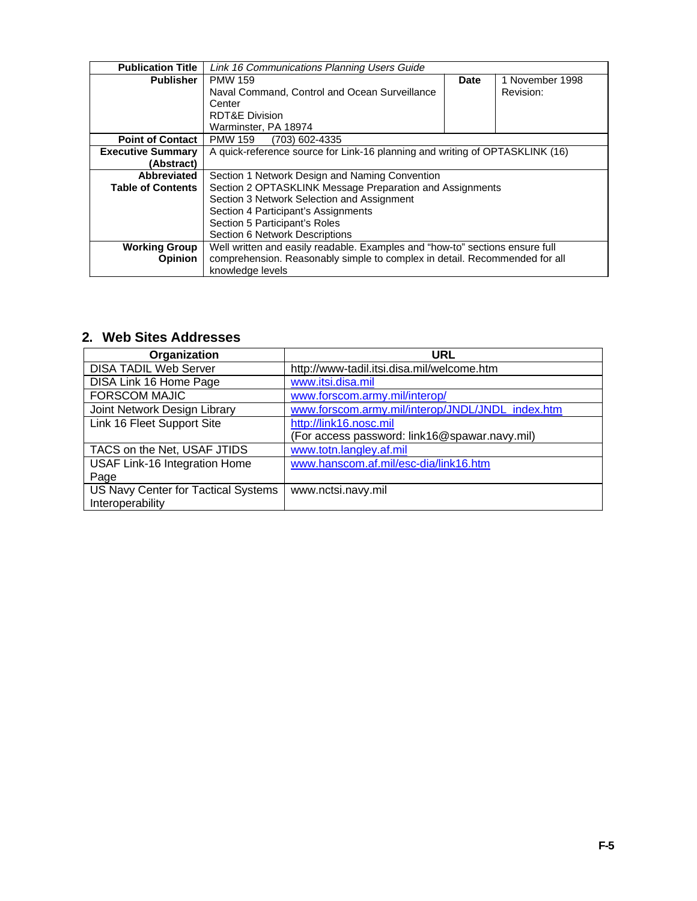| Publication Title | *Link 16 Communications Planning Users Guide* | | |
|---|---|---|---|
| **Publisher** | PMW 159<br>Naval Command, Control and Ocean Surveillance Center<br>RDT&E Division<br>Warminster, PA 18974 | **Date** | 1 November 1998<br>Revision: |
| **Point of Contact** | PMW 159 (703) 602-4335 | | |
| **Executive Summary (Abstract)** | A quick-reference source for Link-16 planning and writing of OPTASKLINK (16) | | |
| **Abbreviated Table of Contents** | Section 1 Network Design and Naming Convention<br>Section 2 OPTASKLINK Message Preparation and Assignments<br>Section 3 Network Selection and Assignment<br>Section 4 Participant's Assignments<br>Section 5 Participant's Roles<br>Section 6 Network Descriptions | | |
| **Working Group Opinion** | Well written and easily readable. Examples and "how-to" sections ensure full comprehension. Reasonably simple to complex in detail. Recommended for all knowledge levels | | |

## 2. Web Sites Addresses

| Organization | URL |
|---|---|
| DISA TADIL Web Server | http://www-tadil.itsi.disa.mil/welcome.htm |
| DISA Link 16 Home Page | www.itsi.disa.mil |
| FORSCOM MAJIC | www.forscom.army.mil/interop/ |
| Joint Network Design Library | www.forscom.army.mil/interop/JNDL/JNDL_index.htm |
| Link 16 Fleet Support Site | http://link16.nosc.mil<br>(For access password: link16@spawar.navy.mil) |
| TACS on the Net, USAF JTIDS | www.totn.langley.af.mil |
| USAF Link-16 Integration Home Page | www.hanscom.af.mil/esc-dia/link16.htm |
| US Navy Center for Tactical Systems Interoperability | www.nctsi.navy.mil |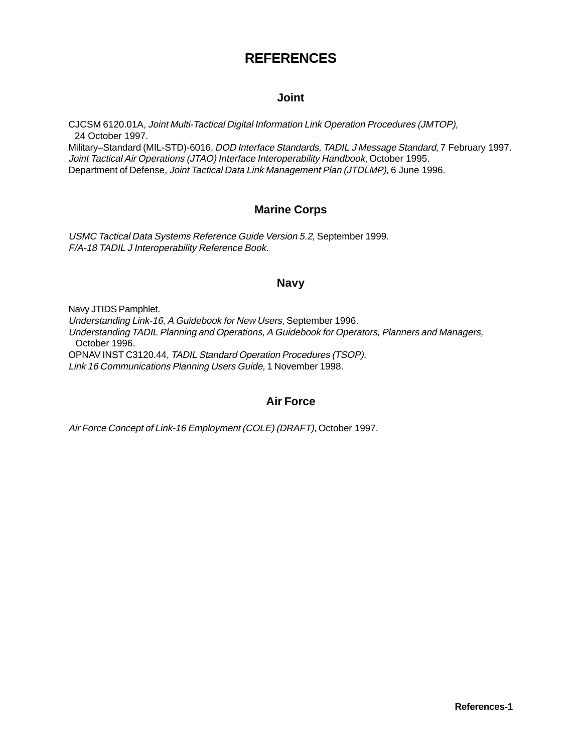# REFERENCES

## Joint

CJCSM 6120.01A, *Joint Multi-Tactical Digital Information Link Operation Procedures (JMTOP),* 24 October 1997.
Military–Standard (MIL-STD)-6016, *DOD Interface Standards, TADIL J Message Standard,* 7 February 1997.
*Joint Tactical Air Operations (JTAO) Interface Interoperability Handbook,* October 1995.
Department of Defense, *Joint Tactical Data Link Management Plan (JTDLMP),* 6 June 1996.

## Marine Corps

*USMC Tactical Data Systems Reference Guide Version 5.2,* September 1999.
*F/A-18 TADIL J Interoperability Reference Book.*

## Navy

Navy JTIDS Pamphlet.
*Understanding Link-16, A Guidebook for New Users,* September 1996.
*Understanding TADIL Planning and Operations, A Guidebook for Operators, Planners and Managers,* October 1996.
OPNAV INST C3120.44, *TADIL Standard Operation Procedures (TSOP).*
*Link 16 Communications Planning Users Guide,* 1 November 1998.

## Air Force

*Air Force Concept of Link-16 Employment (COLE) (DRAFT),* October 1997.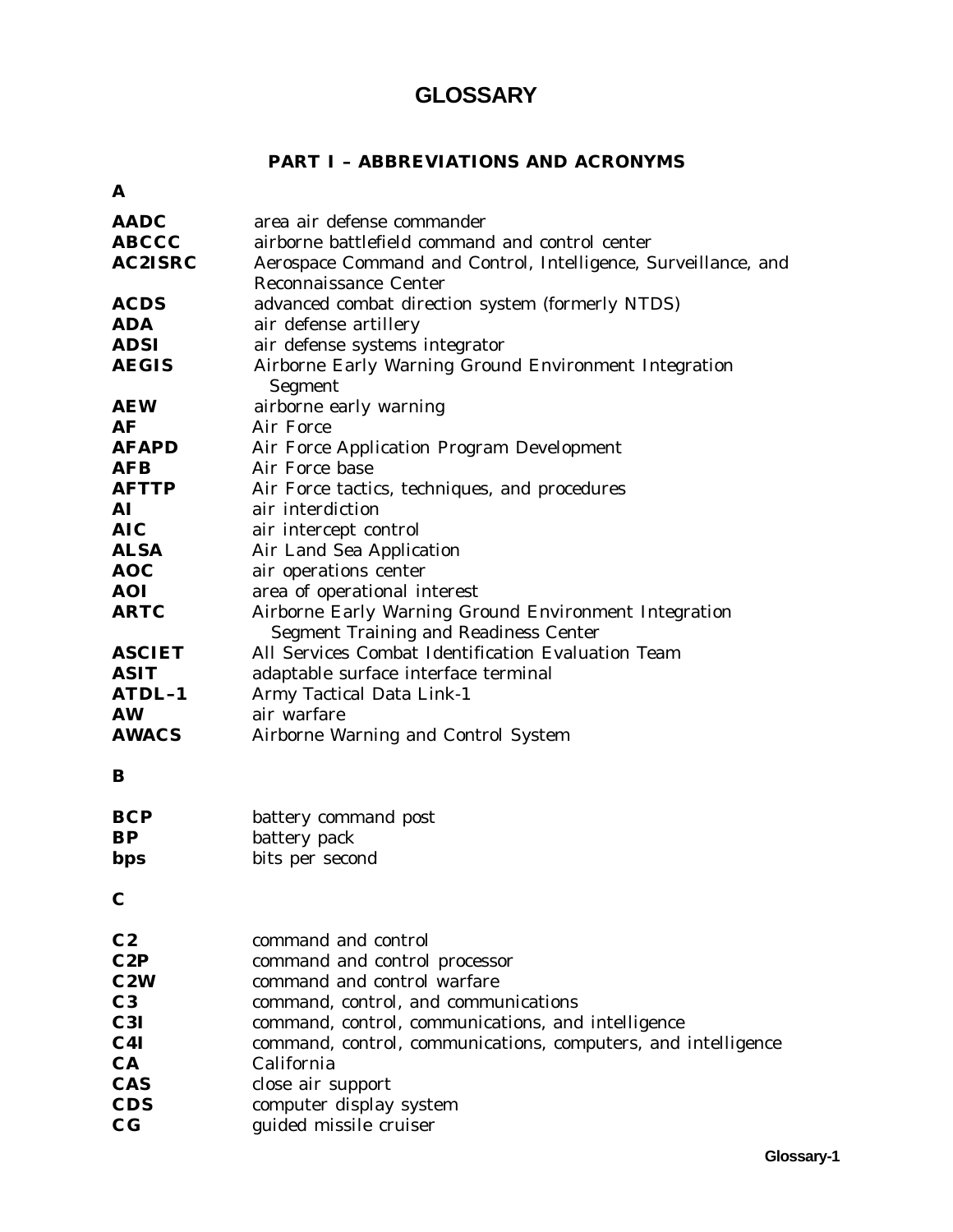# GLOSSARY

## PART I – ABBREVIATIONS AND ACRONYMS

### A

| | |
|---|---|
| **AADC** | area air defense commander |
| **ABCCC** | airborne battlefield command and control center |
| **AC2ISRC** | Aerospace Command and Control, Intelligence, Surveillance, and Reconnaissance Center |
| **ACDS** | advanced combat direction system (formerly NTDS) |
| **ADA** | air defense artillery |
| **ADSI** | air defense systems integrator |
| **AEGIS** | Airborne Early Warning Ground Environment Integration Segment |
| **AEW** | airborne early warning |
| **AF** | Air Force |
| **AFAPD** | Air Force Application Program Development |
| **AFB** | Air Force base |
| **AFTTP** | Air Force tactics, techniques, and procedures |
| **AI** | air interdiction |
| **AIC** | air intercept control |
| **ALSA** | Air Land Sea Application |
| **AOC** | air operations center |
| **AOI** | area of operational interest |
| **ARTC** | Airborne Early Warning Ground Environment Integration Segment Training and Readiness Center |
| **ASCIET** | All Services Combat Identification Evaluation Team |
| **ASIT** | adaptable surface interface terminal |
| **ATDL–1** | Army Tactical Data Link-1 |
| **AW** | air warfare |
| **AWACS** | Airborne Warning and Control System |

### B

| | |
|---|---|
| **BCP** | battery command post |
| **BP** | battery pack |
| **bps** | bits per second |

### C

| | |
|---|---|
| **C2** | command and control |
| **C2P** | command and control processor |
| **C2W** | command and control warfare |
| **C3** | command, control, and communications |
| **C3I** | command, control, communications, and intelligence |
| **C4I** | command, control, communications, computers, and intelligence |
| **CA** | California |
| **CAS** | close air support |
| **CDS** | computer display system |
| **CG** | guided missile cruiser |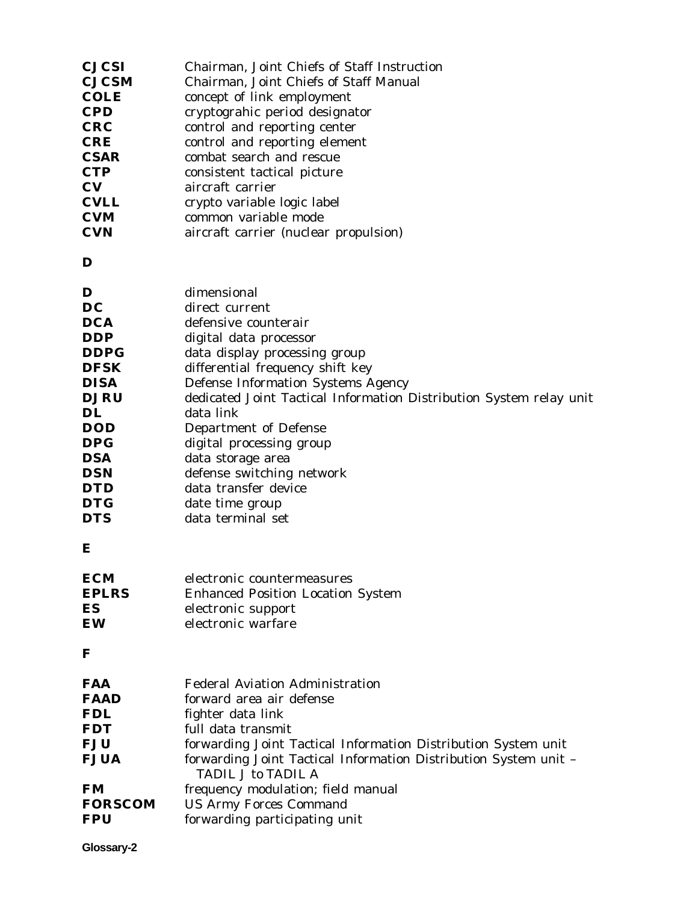| | |
|---|---|
| **CJCSI** | Chairman, Joint Chiefs of Staff Instruction |
| **CJCSM** | Chairman, Joint Chiefs of Staff Manual |
| **COLE** | concept of link employment |
| **CPD** | cryptograhic period designator |
| **CRC** | control and reporting center |
| **CRE** | control and reporting element |
| **CSAR** | combat search and rescue |
| **CTP** | consistent tactical picture |
| **CV** | aircraft carrier |
| **CVLL** | crypto variable logic label |
| **CVM** | common variable mode |
| **CVN** | aircraft carrier (nuclear propulsion) |

## D

| | |
|---|---|
| **D** | dimensional |
| **DC** | direct current |
| **DCA** | defensive counterair |
| **DDP** | digital data processor |
| **DDPG** | data display processing group |
| **DFSK** | differential frequency shift key |
| **DISA** | Defense Information Systems Agency |
| **DJRU** | dedicated Joint Tactical Information Distribution System relay unit |
| **DL** | data link |
| **DOD** | Department of Defense |
| **DPG** | digital processing group |
| **DSA** | data storage area |
| **DSN** | defense switching network |
| **DTD** | data transfer device |
| **DTG** | date time group |
| **DTS** | data terminal set |

## E

| | |
|---|---|
| **ECM** | electronic countermeasures |
| **EPLRS** | Enhanced Position Location System |
| **ES** | electronic support |
| **EW** | electronic warfare |

## F

| | |
|---|---|
| **FAA** | Federal Aviation Administration |
| **FAAD** | forward area air defense |
| **FDL** | fighter data link |
| **FDT** | full data transmit |
| **FJU** | forwarding Joint Tactical Information Distribution System unit |
| **FJUA** | forwarding Joint Tactical Information Distribution System unit – TADIL J to TADIL A |
| **FM** | frequency modulation; field manual |
| **FORSCOM** | US Army Forces Command |
| **FPU** | forwarding participating unit |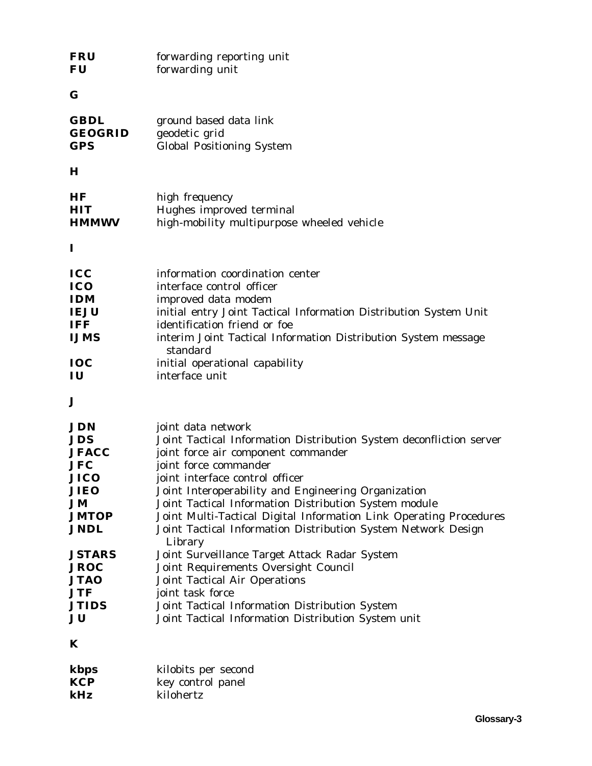| | |
|---|---|
| **FRU** | forwarding reporting unit |
| **FU** | forwarding unit |

## G

| | |
|---|---|
| **GBDL** | ground based data link |
| **GEOGRID** | geodetic grid |
| **GPS** | Global Positioning System |

## H

| | |
|---|---|
| **HF** | high frequency |
| **HIT** | Hughes improved terminal |
| **HMMWV** | high-mobility multipurpose wheeled vehicle |

## I

| | |
|---|---|
| **ICC** | information coordination center |
| **ICO** | interface control officer |
| **IDM** | improved data modem |
| **IEJU** | initial entry Joint Tactical Information Distribution System Unit |
| **IFF** | identification friend or foe |
| **IJMS** | interim Joint Tactical Information Distribution System message standard |
| **IOC** | initial operational capability |
| **IU** | interface unit |

## J

| | |
|---|---|
| **JDN** | joint data network |
| **JDS** | Joint Tactical Information Distribution System deconfliction server |
| **JFACC** | joint force air component commander |
| **JFC** | joint force commander |
| **JICO** | joint interface control officer |
| **JIEO** | Joint Interoperability and Engineering Organization |
| **JM** | Joint Tactical Information Distribution System module |
| **JMTOP** | Joint Multi-Tactical Digital Information Link Operating Procedures |
| **JNDL** | Joint Tactical Information Distribution System Network Design Library |
| **JSTARS** | Joint Surveillance Target Attack Radar System |
| **JROC** | Joint Requirements Oversight Council |
| **JTAO** | Joint Tactical Air Operations |
| **JTF** | joint task force |
| **JTIDS** | Joint Tactical Information Distribution System |
| **JU** | Joint Tactical Information Distribution System unit |

## K

| | |
|---|---|
| **kbps** | kilobits per second |
| **KCP** | key control panel |
| **kHz** | kilohertz |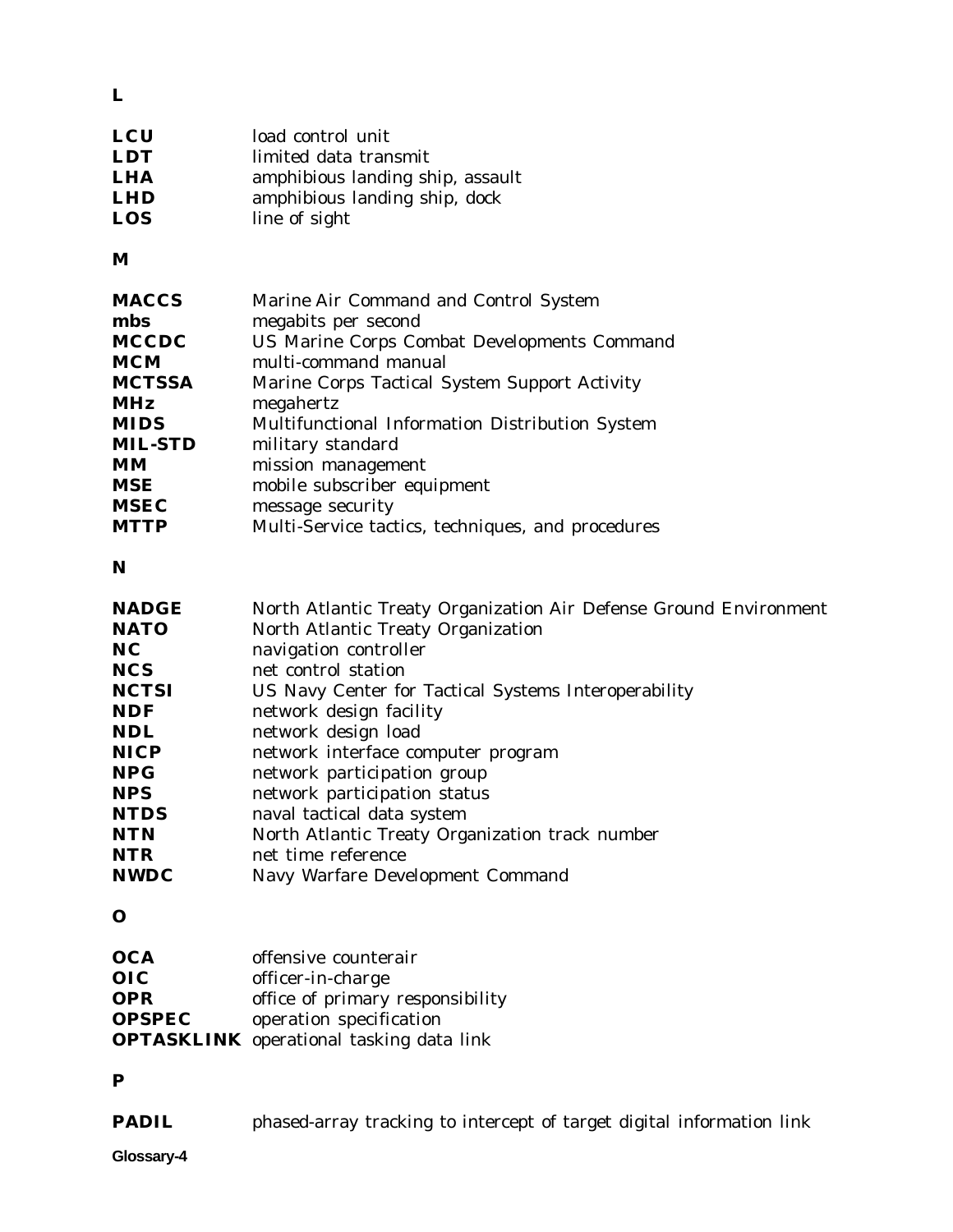**L**

**LCU** load control unit
**LDT** limited data transmit
**LHA** amphibious landing ship, assault
**LHD** amphibious landing ship, dock
**LOS** line of sight

**M**

**MACCS** Marine Air Command and Control System
**mbs** megabits per second
**MCCDC** US Marine Corps Combat Developments Command
**MCM** multi-command manual
**MCTSSA** Marine Corps Tactical System Support Activity
**MHz** megahertz
**MIDS** Multifunctional Information Distribution System
**MIL-STD** military standard
**MM** mission management
**MSE** mobile subscriber equipment
**MSEC** message security
**MTTP** Multi-Service tactics, techniques, and procedures

**N**

**NADGE** North Atlantic Treaty Organization Air Defense Ground Environment
**NATO** North Atlantic Treaty Organization
**NC** navigation controller
**NCS** net control station
**NCTSI** US Navy Center for Tactical Systems Interoperability
**NDF** network design facility
**NDL** network design load
**NICP** network interface computer program
**NPG** network participation group
**NPS** network participation status
**NTDS** naval tactical data system
**NTN** North Atlantic Treaty Organization track number
**NTR** net time reference
**NWDC** Navy Warfare Development Command

**O**

**OCA** offensive counterair
**OIC** officer-in-charge
**OPR** office of primary responsibility
**OPSPEC** operation specification
**OPTASKLINK** operational tasking data link

**P**

**PADIL** phased-array tracking to intercept of target digital information link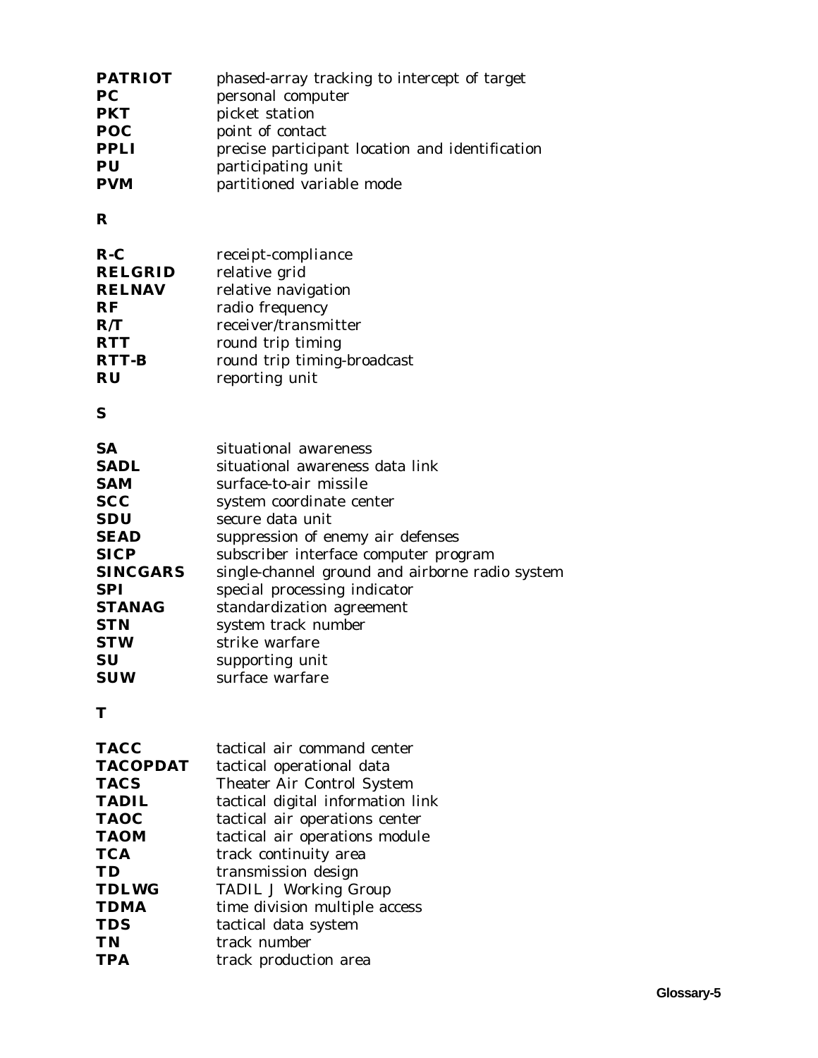**PATRIOT** phased-array tracking to intercept of target
**PC** personal computer
**PKT** picket station
**POC** point of contact
**PPLI** precise participant location and identification
**PU** participating unit
**PVM** partitioned variable mode

## R

**R-C** receipt-compliance
**RELGRID** relative grid
**RELNAV** relative navigation
**RF** radio frequency
**R/T** receiver/transmitter
**RTT** round trip timing
**RTT-B** round trip timing-broadcast
**RU** reporting unit

## S

**SA** situational awareness
**SADL** situational awareness data link
**SAM** surface-to-air missile
**SCC** system coordinate center
**SDU** secure data unit
**SEAD** suppression of enemy air defenses
**SICP** subscriber interface computer program
**SINCGARS** single-channel ground and airborne radio system
**SPI** special processing indicator
**STANAG** standardization agreement
**STN** system track number
**STW** strike warfare
**SU** supporting unit
**SUW** surface warfare

## T

**TACC** tactical air command center
**TACOPDAT** tactical operational data
**TACS** Theater Air Control System
**TADIL** tactical digital information link
**TAOC** tactical air operations center
**TAOM** tactical air operations module
**TCA** track continuity area
**TD** transmission design
**TDLWG** TADIL J Working Group
**TDMA** time division multiple access
**TDS** tactical data system
**TN** track number
**TPA** track production area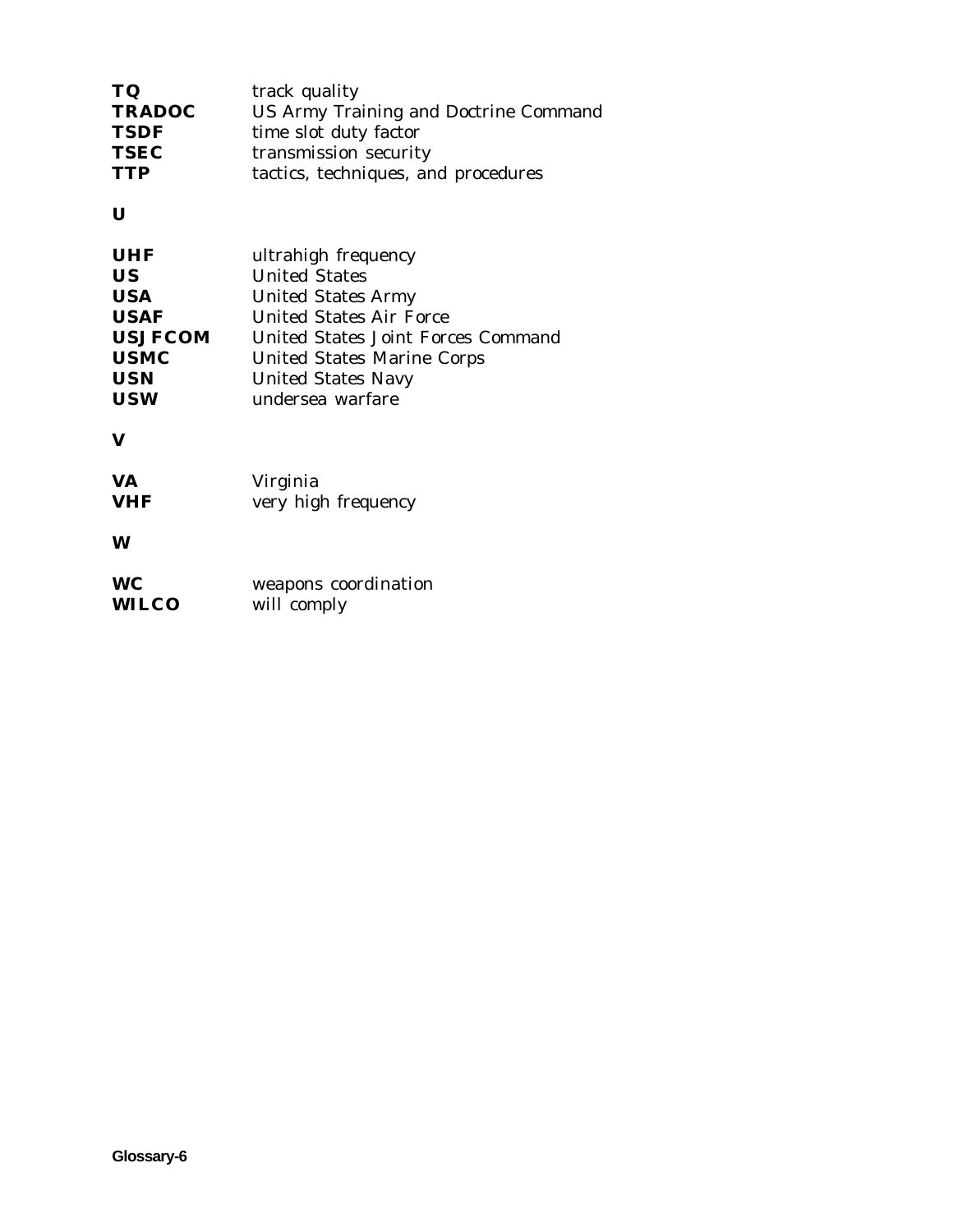**TQ** track quality
**TRADOC** US Army Training and Doctrine Command
**TSDF** time slot duty factor
**TSEC** transmission security
**TTP** tactics, techniques, and procedures

**U**

**UHF** ultrahigh frequency
**US** United States
**USA** United States Army
**USAF** United States Air Force
**USJFCOM** United States Joint Forces Command
**USMC** United States Marine Corps
**USN** United States Navy
**USW** undersea warfare

**V**

**VA** Virginia
**VHF** very high frequency

**W**

**WC** weapons coordination
**WILCO** will comply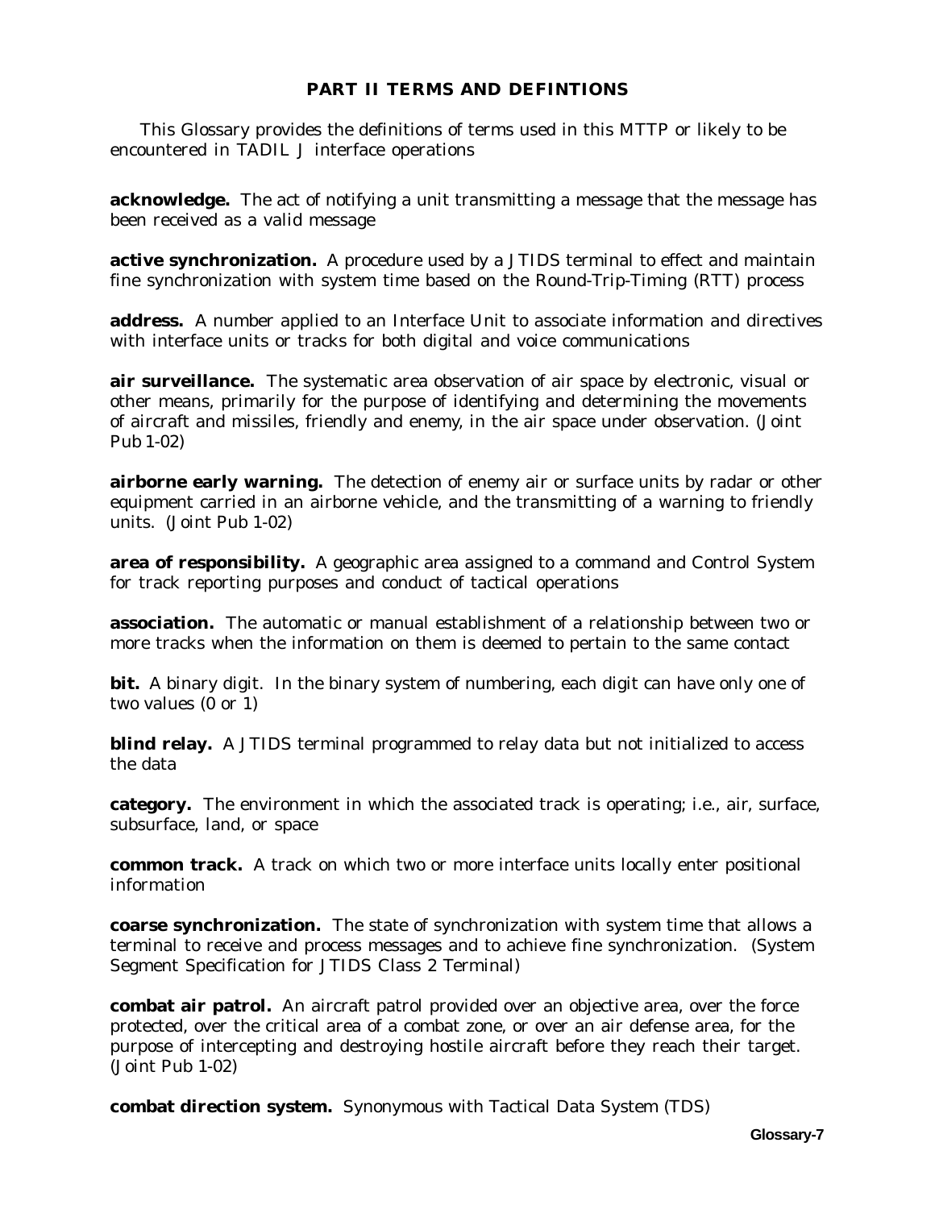## PART II TERMS AND DEFINTIONS

This Glossary provides the definitions of terms used in this MTTP or likely to be encountered in TADIL J interface operations

**acknowledge.** The act of notifying a unit transmitting a message that the message has been received as a valid message

**active synchronization.** A procedure used by a JTIDS terminal to effect and maintain fine synchronization with system time based on the Round-Trip-Timing (RTT) process

**address.** A number applied to an Interface Unit to associate information and directives with interface units or tracks for both digital and voice communications

**air surveillance.** The systematic area observation of air space by electronic, visual or other means, primarily for the purpose of identifying and determining the movements of aircraft and missiles, friendly and enemy, in the air space under observation. (Joint Pub 1-02)

**airborne early warning.** The detection of enemy air or surface units by radar or other equipment carried in an airborne vehicle, and the transmitting of a warning to friendly units. (Joint Pub 1-02)

**area of responsibility.** A geographic area assigned to a command and Control System for track reporting purposes and conduct of tactical operations

**association.** The automatic or manual establishment of a relationship between two or more tracks when the information on them is deemed to pertain to the same contact

**bit.** A binary digit. In the binary system of numbering, each digit can have only one of two values (0 or 1)

**blind relay.** A JTIDS terminal programmed to relay data but not initialized to access the data

**category.** The environment in which the associated track is operating; i.e., air, surface, subsurface, land, or space

**common track.** A track on which two or more interface units locally enter positional information

**coarse synchronization.** The state of synchronization with system time that allows a terminal to receive and process messages and to achieve fine synchronization. (System Segment Specification for JTIDS Class 2 Terminal)

**combat air patrol.** An aircraft patrol provided over an objective area, over the force protected, over the critical area of a combat zone, or over an air defense area, for the purpose of intercepting and destroying hostile aircraft before they reach their target. (Joint Pub 1-02)

**combat direction system.** Synonymous with Tactical Data System (TDS)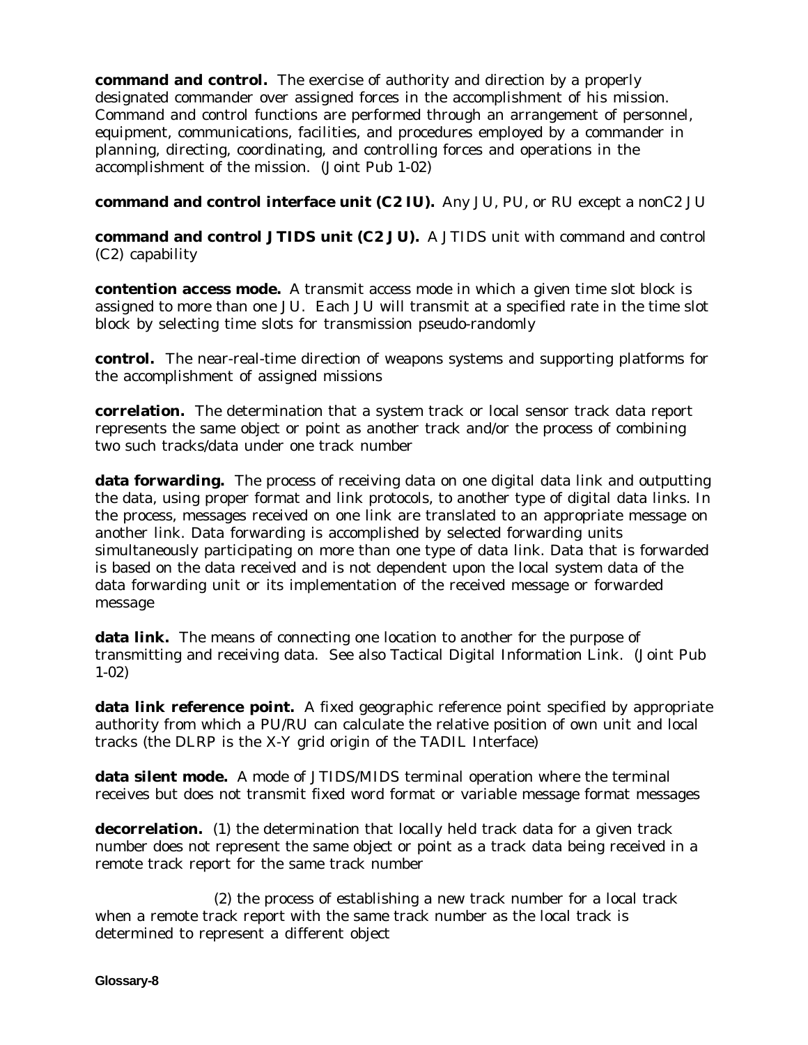**command and control.** The exercise of authority and direction by a properly designated commander over assigned forces in the accomplishment of his mission. Command and control functions are performed through an arrangement of personnel, equipment, communications, facilities, and procedures employed by a commander in planning, directing, coordinating, and controlling forces and operations in the accomplishment of the mission. (Joint Pub 1-02)

**command and control interface unit (C2 IU).** Any JU, PU, or RU except a nonC2 JU

**command and control JTIDS unit (C2 JU).** A JTIDS unit with command and control (C2) capability

**contention access mode.** A transmit access mode in which a given time slot block is assigned to more than one JU. Each JU will transmit at a specified rate in the time slot block by selecting time slots for transmission pseudo-randomly

**control.** The near-real-time direction of weapons systems and supporting platforms for the accomplishment of assigned missions

**correlation.** The determination that a system track or local sensor track data report represents the same object or point as another track and/or the process of combining two such tracks/data under one track number

**data forwarding.** The process of receiving data on one digital data link and outputting the data, using proper format and link protocols, to another type of digital data links. In the process, messages received on one link are translated to an appropriate message on another link. Data forwarding is accomplished by selected forwarding units simultaneously participating on more than one type of data link. Data that is forwarded is based on the data received and is not dependent upon the local system data of the data forwarding unit or its implementation of the received message or forwarded message

**data link.** The means of connecting one location to another for the purpose of transmitting and receiving data. See also Tactical Digital Information Link. (Joint Pub 1-02)

**data link reference point.** A fixed geographic reference point specified by appropriate authority from which a PU/RU can calculate the relative position of own unit and local tracks (the DLRP is the X-Y grid origin of the TADIL Interface)

**data silent mode.** A mode of JTIDS/MIDS terminal operation where the terminal receives but does not transmit fixed word format or variable message format messages

**decorrelation.** (1) the determination that locally held track data for a given track number does not represent the same object or point as a track data being received in a remote track report for the same track number

(2) the process of establishing a new track number for a local track when a remote track report with the same track number as the local track is determined to represent a different object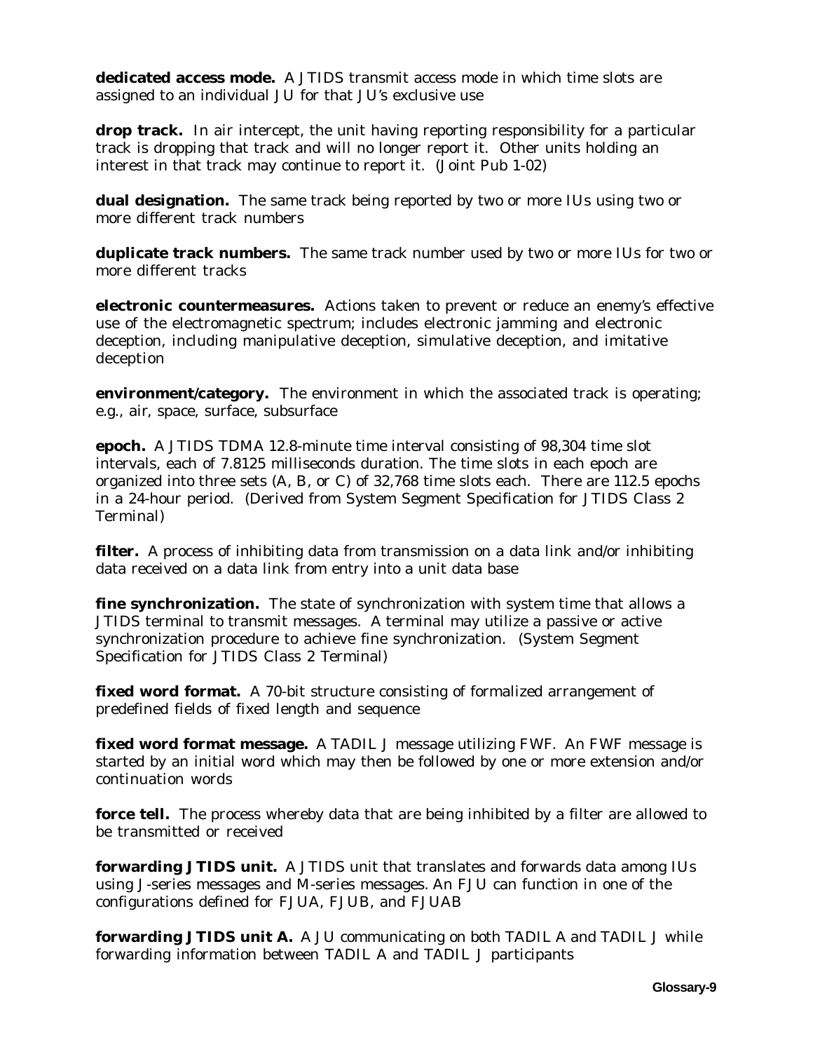**dedicated access mode.** A JTIDS transmit access mode in which time slots are assigned to an individual JU for that JU's exclusive use

**drop track.** In air intercept, the unit having reporting responsibility for a particular track is dropping that track and will no longer report it. Other units holding an interest in that track may continue to report it. (Joint Pub 1-02)

**dual designation.** The same track being reported by two or more IUs using two or more different track numbers

**duplicate track numbers.** The same track number used by two or more IUs for two or more different tracks

**electronic countermeasures.** Actions taken to prevent or reduce an enemy's effective use of the electromagnetic spectrum; includes electronic jamming and electronic deception, including manipulative deception, simulative deception, and imitative deception

**environment/category.** The environment in which the associated track is operating; e.g., air, space, surface, subsurface

**epoch.** A JTIDS TDMA 12.8-minute time interval consisting of 98,304 time slot intervals, each of 7.8125 milliseconds duration. The time slots in each epoch are organized into three sets (A, B, or C) of 32,768 time slots each. There are 112.5 epochs in a 24-hour period. (Derived from System Segment Specification for JTIDS Class 2 Terminal)

**filter.** A process of inhibiting data from transmission on a data link and/or inhibiting data received on a data link from entry into a unit data base

**fine synchronization.** The state of synchronization with system time that allows a JTIDS terminal to transmit messages. A terminal may utilize a passive or active synchronization procedure to achieve fine synchronization. (System Segment Specification for JTIDS Class 2 Terminal)

**fixed word format.** A 70-bit structure consisting of formalized arrangement of predefined fields of fixed length and sequence

**fixed word format message.** A TADIL J message utilizing FWF. An FWF message is started by an initial word which may then be followed by one or more extension and/or continuation words

**force tell.** The process whereby data that are being inhibited by a filter are allowed to be transmitted or received

**forwarding JTIDS unit.** A JTIDS unit that translates and forwards data among IUs using J-series messages and M-series messages. An FJU can function in one of the configurations defined for FJUA, FJUB, and FJUAB

**forwarding JTIDS unit A.** A JU communicating on both TADIL A and TADIL J while forwarding information between TADIL A and TADIL J participants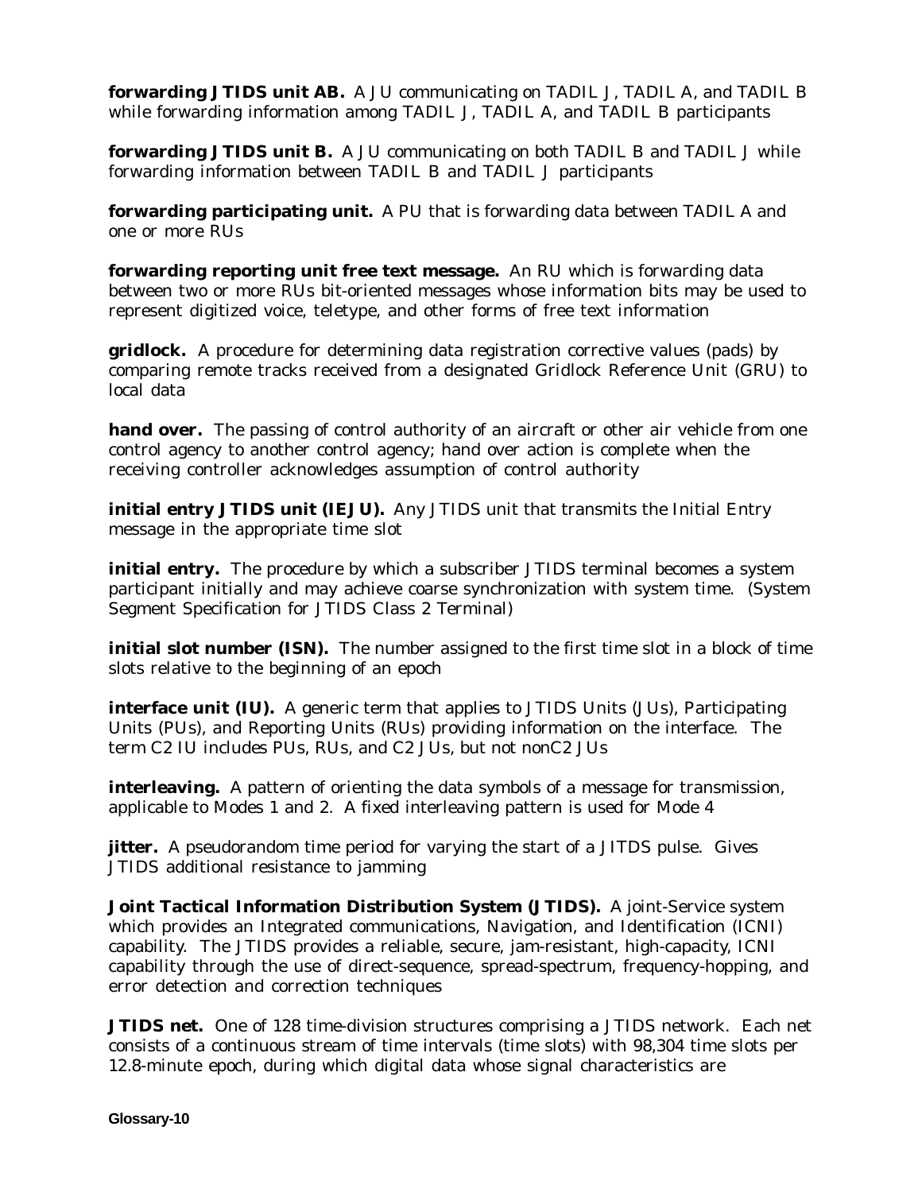**forwarding JTIDS unit AB.** A JU communicating on TADIL J, TADIL A, and TADIL B while forwarding information among TADIL J, TADIL A, and TADIL B participants

**forwarding JTIDS unit B.** A JU communicating on both TADIL B and TADIL J while forwarding information between TADIL B and TADIL J participants

**forwarding participating unit.** A PU that is forwarding data between TADIL A and one or more RUs

**forwarding reporting unit free text message.** An RU which is forwarding data between two or more RUs bit-oriented messages whose information bits may be used to represent digitized voice, teletype, and other forms of free text information

**gridlock.** A procedure for determining data registration corrective values (pads) by comparing remote tracks received from a designated Gridlock Reference Unit (GRU) to local data

**hand over.** The passing of control authority of an aircraft or other air vehicle from one control agency to another control agency; hand over action is complete when the receiving controller acknowledges assumption of control authority

**initial entry JTIDS unit (IEJU).** Any JTIDS unit that transmits the Initial Entry message in the appropriate time slot

**initial entry.** The procedure by which a subscriber JTIDS terminal becomes a system participant initially and may achieve coarse synchronization with system time. (System Segment Specification for JTIDS Class 2 Terminal)

**initial slot number (ISN).** The number assigned to the first time slot in a block of time slots relative to the beginning of an epoch

**interface unit (IU).** A generic term that applies to JTIDS Units (JUs), Participating Units (PUs), and Reporting Units (RUs) providing information on the interface. The term C2 IU includes PUs, RUs, and C2 JUs, but not nonC2 JUs

**interleaving.** A pattern of orienting the data symbols of a message for transmission, applicable to Modes 1 and 2. A fixed interleaving pattern is used for Mode 4

**jitter.** A pseudorandom time period for varying the start of a JITDS pulse. Gives JTIDS additional resistance to jamming

**Joint Tactical Information Distribution System (JTIDS).** A joint-Service system which provides an Integrated communications, Navigation, and Identification (ICNI) capability. The JTIDS provides a reliable, secure, jam-resistant, high-capacity, ICNI capability through the use of direct-sequence, spread-spectrum, frequency-hopping, and error detection and correction techniques

**JTIDS net.** One of 128 time-division structures comprising a JTIDS network. Each net consists of a continuous stream of time intervals (time slots) with 98,304 time slots per 12.8-minute epoch, during which digital data whose signal characteristics are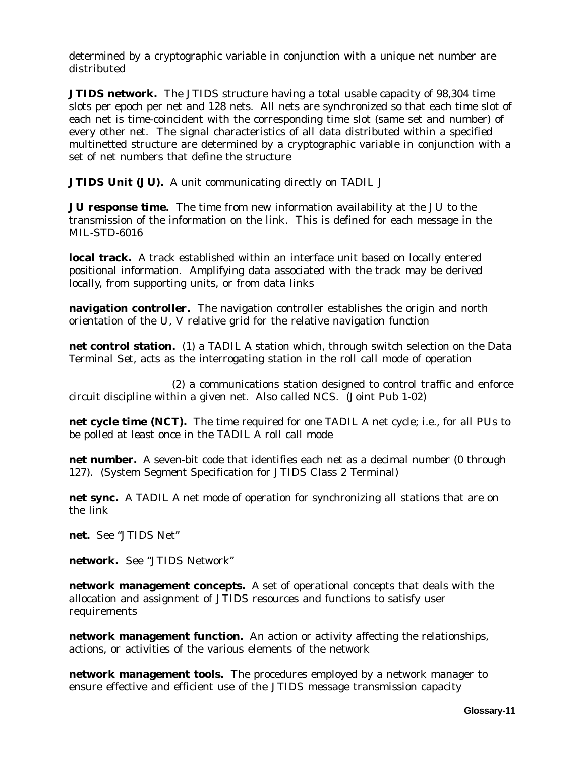determined by a cryptographic variable in conjunction with a unique net number are distributed

**JTIDS network.** The JTIDS structure having a total usable capacity of 98,304 time slots per epoch per net and 128 nets. All nets are synchronized so that each time slot of each net is time-coincident with the corresponding time slot (same set and number) of every other net. The signal characteristics of all data distributed within a specified multinetted structure are determined by a cryptographic variable in conjunction with a set of net numbers that define the structure

**JTIDS Unit (JU).** A unit communicating directly on TADIL J

**JU response time.** The time from new information availability at the JU to the transmission of the information on the link. This is defined for each message in the MIL-STD-6016

**local track.** A track established within an interface unit based on locally entered positional information. Amplifying data associated with the track may be derived locally, from supporting units, or from data links

**navigation controller.** The navigation controller establishes the origin and north orientation of the U, V relative grid for the relative navigation function

**net control station.** (1) a TADIL A station which, through switch selection on the Data Terminal Set, acts as the interrogating station in the roll call mode of operation

(2) a communications station designed to control traffic and enforce circuit discipline within a given net. Also called NCS. (Joint Pub 1-02)

**net cycle time (NCT).** The time required for one TADIL A net cycle; i.e., for all PUs to be polled at least once in the TADIL A roll call mode

**net number.** A seven-bit code that identifies each net as a decimal number (0 through 127). (System Segment Specification for JTIDS Class 2 Terminal)

**net sync.** A TADIL A net mode of operation for synchronizing all stations that are on the link

**net.** See "JTIDS Net"

**network.** See "JTIDS Network"

**network management concepts.** A set of operational concepts that deals with the allocation and assignment of JTIDS resources and functions to satisfy user requirements

**network management function.** An action or activity affecting the relationships, actions, or activities of the various elements of the network

**network management tools.** The procedures employed by a network manager to ensure effective and efficient use of the JTIDS message transmission capacity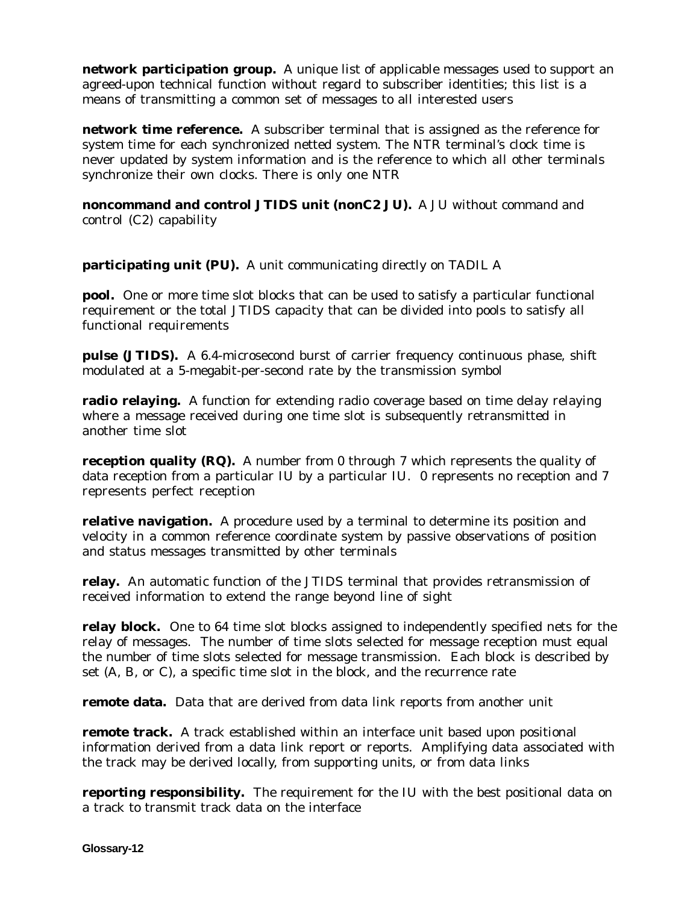**network participation group.** A unique list of applicable messages used to support an agreed-upon technical function without regard to subscriber identities; this list is a means of transmitting a common set of messages to all interested users

**network time reference.** A subscriber terminal that is assigned as the reference for system time for each synchronized netted system. The NTR terminal's clock time is never updated by system information and is the reference to which all other terminals synchronize their own clocks. There is only one NTR

**noncommand and control JTIDS unit (nonC2 JU).** A JU without command and control (C2) capability

**participating unit (PU).** A unit communicating directly on TADIL A

**pool.** One or more time slot blocks that can be used to satisfy a particular functional requirement or the total JTIDS capacity that can be divided into pools to satisfy all functional requirements

**pulse (JTIDS).** A 6.4-microsecond burst of carrier frequency continuous phase, shift modulated at a 5-megabit-per-second rate by the transmission symbol

**radio relaying.** A function for extending radio coverage based on time delay relaying where a message received during one time slot is subsequently retransmitted in another time slot

**reception quality (RQ).** A number from 0 through 7 which represents the quality of data reception from a particular IU by a particular IU. 0 represents no reception and 7 represents perfect reception

**relative navigation.** A procedure used by a terminal to determine its position and velocity in a common reference coordinate system by passive observations of position and status messages transmitted by other terminals

**relay.** An automatic function of the JTIDS terminal that provides retransmission of received information to extend the range beyond line of sight

**relay block.** One to 64 time slot blocks assigned to independently specified nets for the relay of messages. The number of time slots selected for message reception must equal the number of time slots selected for message transmission. Each block is described by set (A, B, or C), a specific time slot in the block, and the recurrence rate

**remote data.** Data that are derived from data link reports from another unit

**remote track.** A track established within an interface unit based upon positional information derived from a data link report or reports. Amplifying data associated with the track may be derived locally, from supporting units, or from data links

**reporting responsibility.** The requirement for the IU with the best positional data on a track to transmit track data on the interface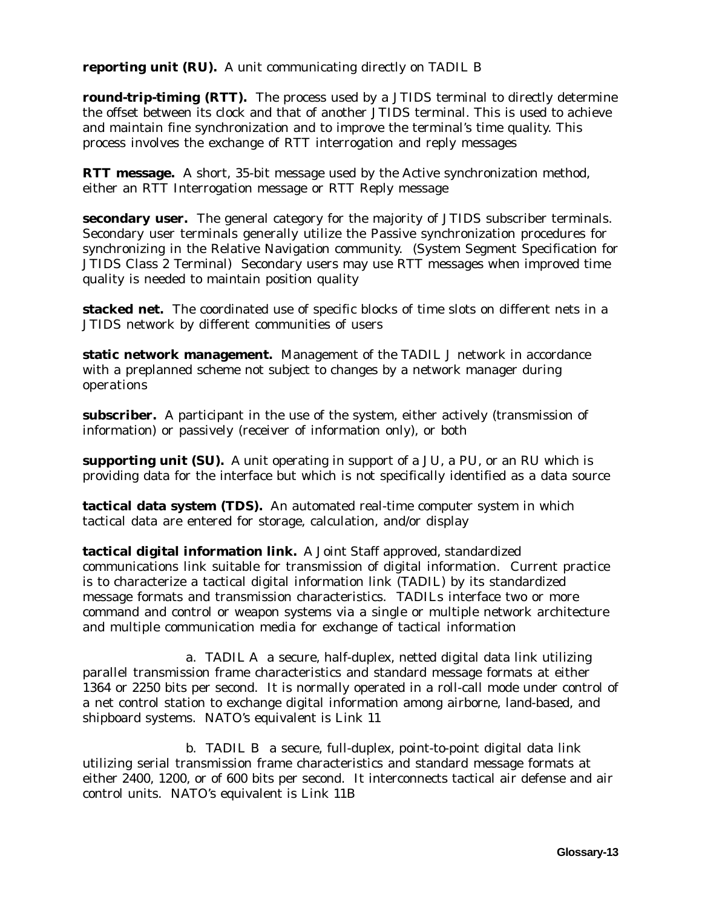**reporting unit (RU).** A unit communicating directly on TADIL B

**round-trip-timing (RTT).** The process used by a JTIDS terminal to directly determine the offset between its clock and that of another JTIDS terminal. This is used to achieve and maintain fine synchronization and to improve the terminal's time quality. This process involves the exchange of RTT interrogation and reply messages

**RTT message.** A short, 35-bit message used by the Active synchronization method, either an RTT Interrogation message or RTT Reply message

**secondary user.** The general category for the majority of JTIDS subscriber terminals. Secondary user terminals generally utilize the Passive synchronization procedures for synchronizing in the Relative Navigation community. (System Segment Specification for JTIDS Class 2 Terminal) Secondary users may use RTT messages when improved time quality is needed to maintain position quality

**stacked net.** The coordinated use of specific blocks of time slots on different nets in a JTIDS network by different communities of users

**static network management.** Management of the TADIL J network in accordance with a preplanned scheme not subject to changes by a network manager during operations

**subscriber.** A participant in the use of the system, either actively (transmission of information) or passively (receiver of information only), or both

**supporting unit (SU).** A unit operating in support of a JU, a PU, or an RU which is providing data for the interface but which is not specifically identified as a data source

**tactical data system (TDS).** An automated real-time computer system in which tactical data are entered for storage, calculation, and/or display

**tactical digital information link.** A Joint Staff approved, standardized communications link suitable for transmission of digital information. Current practice is to characterize a tactical digital information link (TADIL) by its standardized message formats and transmission characteristics. TADILs interface two or more command and control or weapon systems via a single or multiple network architecture and multiple communication media for exchange of tactical information

a. TADIL A a secure, half-duplex, netted digital data link utilizing parallel transmission frame characteristics and standard message formats at either 1364 or 2250 bits per second. It is normally operated in a roll-call mode under control of a net control station to exchange digital information among airborne, land-based, and shipboard systems. NATO's equivalent is Link 11

b. TADIL B a secure, full-duplex, point-to-point digital data link utilizing serial transmission frame characteristics and standard message formats at either 2400, 1200, or of 600 bits per second. It interconnects tactical air defense and air control units. NATO's equivalent is Link 11B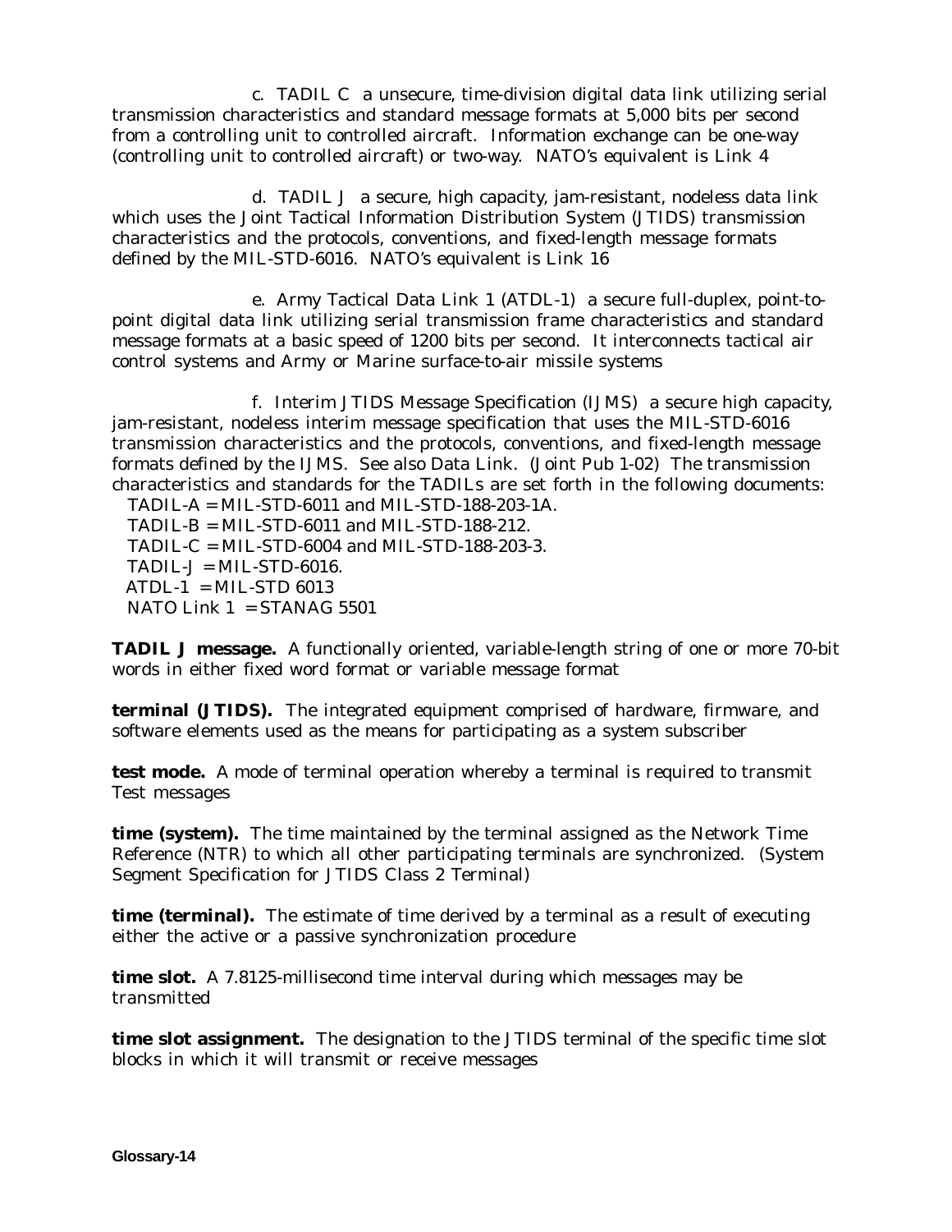c. TADIL C  a unsecure, time-division digital data link utilizing serial transmission characteristics and standard message formats at 5,000 bits per second from a controlling unit to controlled aircraft. Information exchange can be one-way (controlling unit to controlled aircraft) or two-way. NATO's equivalent is Link 4

d. TADIL J  a secure, high capacity, jam-resistant, nodeless data link which uses the Joint Tactical Information Distribution System (JTIDS) transmission characteristics and the protocols, conventions, and fixed-length message formats defined by the MIL-STD-6016. NATO's equivalent is Link 16

e. Army Tactical Data Link 1 (ATDL-1)  a secure full-duplex, point-to-point digital data link utilizing serial transmission frame characteristics and standard message formats at a basic speed of 1200 bits per second. It interconnects tactical air control systems and Army or Marine surface-to-air missile systems

f. Interim JTIDS Message Specification (IJMS)  a secure high capacity, jam-resistant, nodeless interim message specification that uses the MIL-STD-6016 transmission characteristics and the protocols, conventions, and fixed-length message formats defined by the IJMS. See also Data Link. (Joint Pub 1-02) The transmission characteristics and standards for the TADILs are set forth in the following documents:

TADIL-A = MIL-STD-6011 and MIL-STD-188-203-1A.
TADIL-B = MIL-STD-6011 and MIL-STD-188-212.
TADIL-C = MIL-STD-6004 and MIL-STD-188-203-3.
TADIL-J = MIL-STD-6016.
ATDL-1 = MIL-STD 6013
NATO Link 1 = STANAG 5501

**TADIL J message.** A functionally oriented, variable-length string of one or more 70-bit words in either fixed word format or variable message format

**terminal (JTIDS).** The integrated equipment comprised of hardware, firmware, and software elements used as the means for participating as a system subscriber

**test mode.** A mode of terminal operation whereby a terminal is required to transmit Test messages

**time (system).** The time maintained by the terminal assigned as the Network Time Reference (NTR) to which all other participating terminals are synchronized. (System Segment Specification for JTIDS Class 2 Terminal)

**time (terminal).** The estimate of time derived by a terminal as a result of executing either the active or a passive synchronization procedure

**time slot.** A 7.8125-millisecond time interval during which messages may be transmitted

**time slot assignment.** The designation to the JTIDS terminal of the specific time slot blocks in which it will transmit or receive messages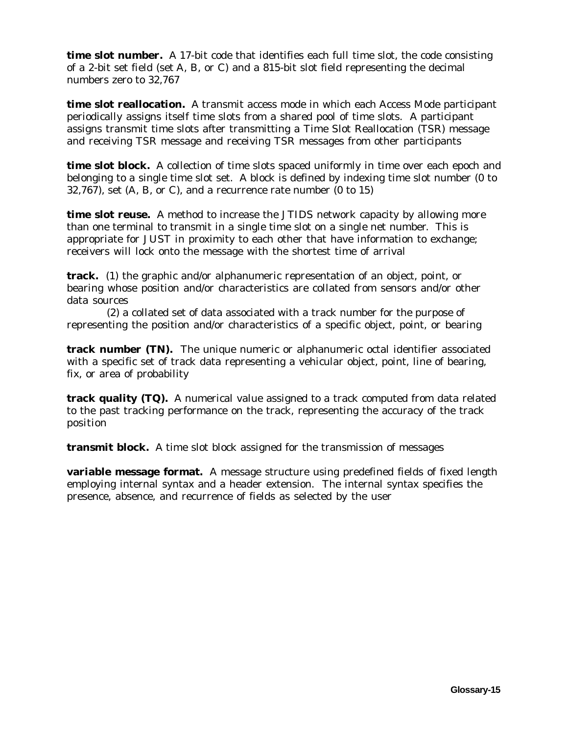**time slot number.** A 17-bit code that identifies each full time slot, the code consisting of a 2-bit set field (set A, B, or C) and a 815-bit slot field representing the decimal numbers zero to 32,767

**time slot reallocation.** A transmit access mode in which each Access Mode participant periodically assigns itself time slots from a shared pool of time slots. A participant assigns transmit time slots after transmitting a Time Slot Reallocation (TSR) message and receiving TSR message and receiving TSR messages from other participants

**time slot block.** A collection of time slots spaced uniformly in time over each epoch and belonging to a single time slot set. A block is defined by indexing time slot number (0 to 32,767), set (A, B, or C), and a recurrence rate number (0 to 15)

**time slot reuse.** A method to increase the JTIDS network capacity by allowing more than one terminal to transmit in a single time slot on a single net number. This is appropriate for JUST in proximity to each other that have information to exchange; receivers will lock onto the message with the shortest time of arrival

**track.** (1) the graphic and/or alphanumeric representation of an object, point, or bearing whose position and/or characteristics are collated from sensors and/or other data sources

(2) a collated set of data associated with a track number for the purpose of representing the position and/or characteristics of a specific object, point, or bearing

**track number (TN).** The unique numeric or alphanumeric octal identifier associated with a specific set of track data representing a vehicular object, point, line of bearing, fix, or area of probability

**track quality (TQ).** A numerical value assigned to a track computed from data related to the past tracking performance on the track, representing the accuracy of the track position

**transmit block.** A time slot block assigned for the transmission of messages

**variable message format.** A message structure using predefined fields of fixed length employing internal syntax and a header extension. The internal syntax specifies the presence, absence, and recurrence of fields as selected by the user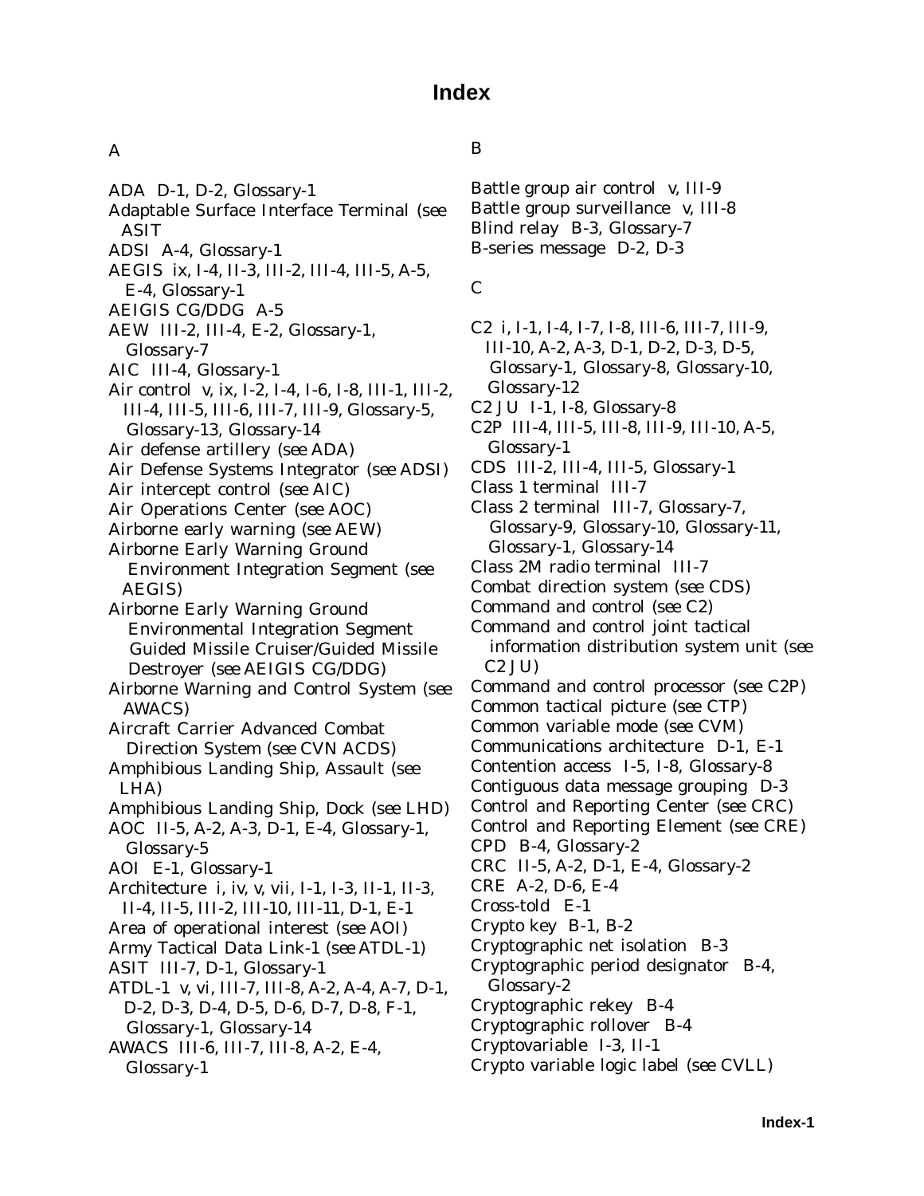# Index

## A

ADA D-1, D-2, Glossary-1
Adaptable Surface Interface Terminal (see ASIT
ADSI A-4, Glossary-1
AEGIS ix, I-4, II-3, III-2, III-4, III-5, A-5, E-4, Glossary-1
AEIGIS CG/DDG A-5
AEW III-2, III-4, E-2, Glossary-1, Glossary-7
AIC III-4, Glossary-1
Air control v, ix, I-2, I-4, I-6, I-8, III-1, III-2, III-4, III-5, III-6, III-7, III-9, Glossary-5, Glossary-13, Glossary-14
Air defense artillery (see ADA)
Air Defense Systems Integrator (see ADSI)
Air intercept control (see AIC)
Air Operations Center (see AOC)
Airborne early warning (see AEW)
Airborne Early Warning Ground Environment Integration Segment (see AEGIS)
Airborne Early Warning Ground Environmental Integration Segment Guided Missile Cruiser/Guided Missile Destroyer (see AEIGIS CG/DDG)
Airborne Warning and Control System (see AWACS)
Aircraft Carrier Advanced Combat Direction System (see CVN ACDS)
Amphibious Landing Ship, Assault (see LHA)
Amphibious Landing Ship, Dock (see LHD)
AOC II-5, A-2, A-3, D-1, E-4, Glossary-1, Glossary-5
AOI E-1, Glossary-1
Architecture i, iv, v, vii, I-1, I-3, II-1, II-3, II-4, II-5, III-2, III-10, III-11, D-1, E-1
Area of operational interest (see AOI)
Army Tactical Data Link-1 (see ATDL-1)
ASIT III-7, D-1, Glossary-1
ATDL-1 v, vi, III-7, III-8, A-2, A-4, A-7, D-1, D-2, D-3, D-4, D-5, D-6, D-7, D-8, F-1, Glossary-1, Glossary-14
AWACS III-6, III-7, III-8, A-2, E-4, Glossary-1

## B

Battle group air control v, III-9
Battle group surveillance v, III-8
Blind relay B-3, Glossary-7
B-series message D-2, D-3

## C

C2 i, I-1, I-4, I-7, I-8, III-6, III-7, III-9, III-10, A-2, A-3, D-1, D-2, D-3, D-5, Glossary-1, Glossary-8, Glossary-10, Glossary-12
C2 JU I-1, I-8, Glossary-8
C2P III-4, III-5, III-8, III-9, III-10, A-5, Glossary-1
CDS III-2, III-4, III-5, Glossary-1
Class 1 terminal III-7
Class 2 terminal III-7, Glossary-7, Glossary-9, Glossary-10, Glossary-11, Glossary-1, Glossary-14
Class 2M radio terminal III-7
Combat direction system (see CDS)
Command and control (see C2)
Command and control joint tactical information distribution system unit (see C2 JU)
Command and control processor (see C2P)
Common tactical picture (see CTP)
Common variable mode (see CVM)
Communications architecture D-1, E-1
Contention access I-5, I-8, Glossary-8
Contiguous data message grouping D-3
Control and Reporting Center (see CRC)
Control and Reporting Element (see CRE)
CPD B-4, Glossary-2
CRC II-5, A-2, D-1, E-4, Glossary-2
CRE A-2, D-6, E-4
Cross-told E-1
Crypto key B-1, B-2
Cryptographic net isolation B-3
Cryptographic period designator B-4, Glossary-2
Cryptographic rekey B-4
Cryptographic rollover B-4
Cryptovariable I-3, II-1
Crypto variable logic label (see CVLL)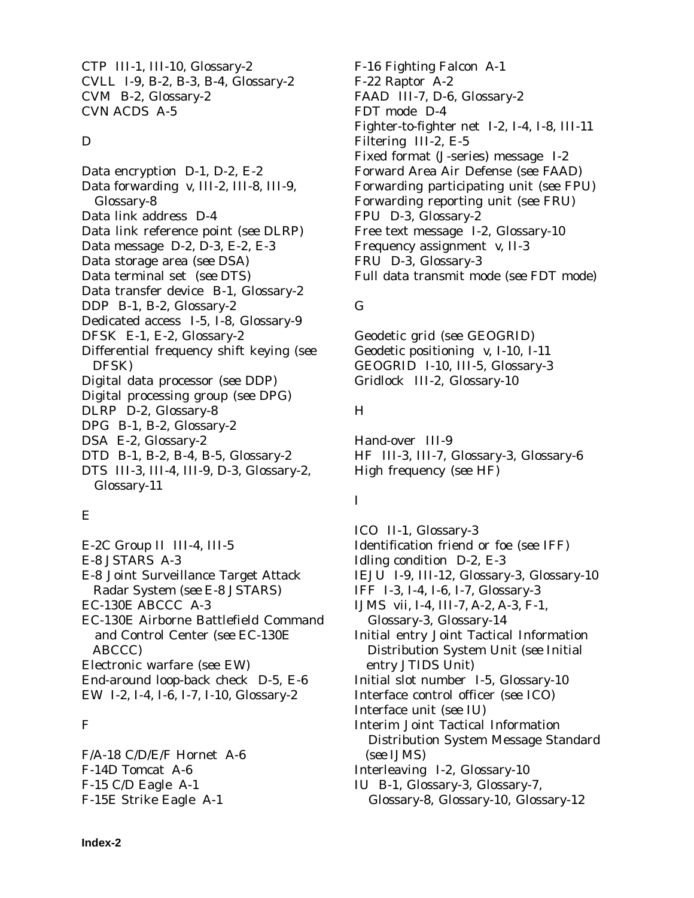CTP III-1, III-10, Glossary-2
CVLL I-9, B-2, B-3, B-4, Glossary-2
CVM B-2, Glossary-2
CVN ACDS A-5

D

Data encryption D-1, D-2, E-2
Data forwarding v, III-2, III-8, III-9, Glossary-8
Data link address D-4
Data link reference point (see DLRP)
Data message D-2, D-3, E-2, E-3
Data storage area (see DSA)
Data terminal set (see DTS)
Data transfer device B-1, Glossary-2
DDP B-1, B-2, Glossary-2
Dedicated access I-5, I-8, Glossary-9
DFSK E-1, E-2, Glossary-2
Differential frequency shift keying (see DFSK)
Digital data processor (see DDP)
Digital processing group (see DPG)
DLRP D-2, Glossary-8
DPG B-1, B-2, Glossary-2
DSA E-2, Glossary-2
DTD B-1, B-2, B-4, B-5, Glossary-2
DTS III-3, III-4, III-9, D-3, Glossary-2, Glossary-11

E

E-2C Group II III-4, III-5
E-8 JSTARS A-3
E-8 Joint Surveillance Target Attack Radar System (see E-8 JSTARS)
EC-130E ABCCC A-3
EC-130E Airborne Battlefield Command and Control Center (see EC-130E ABCCC)
Electronic warfare (see EW)
End-around loop-back check D-5, E-6
EW I-2, I-4, I-6, I-7, I-10, Glossary-2

F

F/A-18 C/D/E/F Hornet A-6
F-14D Tomcat A-6
F-15 C/D Eagle A-1
F-15E Strike Eagle A-1
F-16 Fighting Falcon A-1
F-22 Raptor A-2
FAAD III-7, D-6, Glossary-2
FDT mode D-4
Fighter-to-fighter net I-2, I-4, I-8, III-11
Filtering III-2, E-5
Fixed format (J-series) message I-2
Forward Area Air Defense (see FAAD)
Forwarding participating unit (see FPU)
Forwarding reporting unit (see FRU)
FPU D-3, Glossary-2
Free text message I-2, Glossary-10
Frequency assignment v, II-3
FRU D-3, Glossary-3
Full data transmit mode (see FDT mode)

G

Geodetic grid (see GEOGRID)
Geodetic positioning v, I-10, I-11
GEOGRID I-10, III-5, Glossary-3
Gridlock III-2, Glossary-10

H

Hand-over III-9
HF III-3, III-7, Glossary-3, Glossary-6
High frequency (see HF)

I

ICO II-1, Glossary-3
Identification friend or foe (see IFF)
Idling condition D-2, E-3
IEJU I-9, III-12, Glossary-3, Glossary-10
IFF I-3, I-4, I-6, I-7, Glossary-3
IJMS vii, I-4, III-7, A-2, A-3, F-1, Glossary-3, Glossary-14
Initial entry Joint Tactical Information Distribution System Unit (see Initial entry JTIDS Unit)
Initial slot number I-5, Glossary-10
Interface control officer (see ICO)
Interface unit (see IU)
Interim Joint Tactical Information Distribution System Message Standard (see IJMS)
Interleaving I-2, Glossary-10
IU B-1, Glossary-3, Glossary-7, Glossary-8, Glossary-10, Glossary-12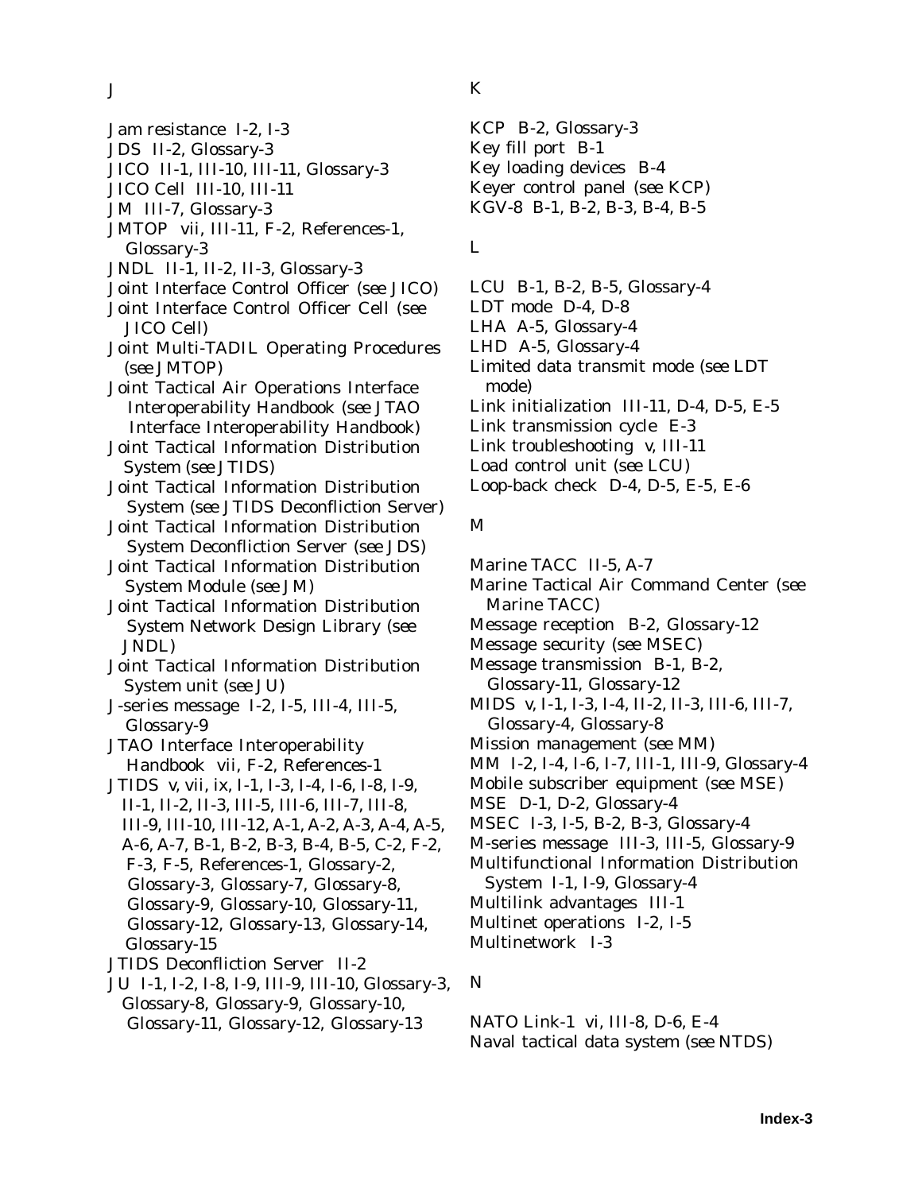## J

Jam resistance I-2, I-3
JDS II-2, Glossary-3
JICO II-1, III-10, III-11, Glossary-3
JICO Cell III-10, III-11
JM III-7, Glossary-3
JMTOP vii, III-11, F-2, References-1, Glossary-3
JNDL II-1, II-2, II-3, Glossary-3
Joint Interface Control Officer (see JICO)
Joint Interface Control Officer Cell (see JICO Cell)
Joint Multi-TADIL Operating Procedures (see JMTOP)
Joint Tactical Air Operations Interface Interoperability Handbook (see JTAO Interface Interoperability Handbook)
Joint Tactical Information Distribution System (see JTIDS)
Joint Tactical Information Distribution System (see JTIDS Deconfliction Server)
Joint Tactical Information Distribution System Deconfliction Server (see JDS)
Joint Tactical Information Distribution System Module (see JM)
Joint Tactical Information Distribution System Network Design Library (see JNDL)
Joint Tactical Information Distribution System unit (see JU)
J-series message I-2, I-5, III-4, III-5, Glossary-9
JTAO Interface Interoperability Handbook vii, F-2, References-1
JTIDS v, vii, ix, I-1, I-3, I-4, I-6, I-8, I-9, II-1, II-2, II-3, III-5, III-6, III-7, III-8, III-9, III-10, III-12, A-1, A-2, A-3, A-4, A-5, A-6, A-7, B-1, B-2, B-3, B-4, B-5, C-2, F-2, F-3, F-5, References-1, Glossary-2, Glossary-3, Glossary-7, Glossary-8, Glossary-9, Glossary-10, Glossary-11, Glossary-12, Glossary-13, Glossary-14, Glossary-15
JTIDS Deconfliction Server II-2
JU I-1, I-2, I-8, I-9, III-9, III-10, Glossary-3, Glossary-8, Glossary-9, Glossary-10, Glossary-11, Glossary-12, Glossary-13

## K

KCP B-2, Glossary-3
Key fill port B-1
Key loading devices B-4
Keyer control panel (see KCP)
KGV-8 B-1, B-2, B-3, B-4, B-5

## L

LCU B-1, B-2, B-5, Glossary-4
LDT mode D-4, D-8
LHA A-5, Glossary-4
LHD A-5, Glossary-4
Limited data transmit mode (see LDT mode)
Link initialization III-11, D-4, D-5, E-5
Link transmission cycle E-3
Link troubleshooting v, III-11
Load control unit (see LCU)
Loop-back check D-4, D-5, E-5, E-6

## M

Marine TACC II-5, A-7
Marine Tactical Air Command Center (see Marine TACC)
Message reception B-2, Glossary-12
Message security (see MSEC)
Message transmission B-1, B-2, Glossary-11, Glossary-12
MIDS v, I-1, I-3, I-4, II-2, II-3, III-6, III-7, Glossary-4, Glossary-8
Mission management (see MM)
MM I-2, I-4, I-6, I-7, III-1, III-9, Glossary-4
Mobile subscriber equipment (see MSE)
MSE D-1, D-2, Glossary-4
MSEC I-3, I-5, B-2, B-3, Glossary-4
M-series message III-3, III-5, Glossary-9
Multifunctional Information Distribution System I-1, I-9, Glossary-4
Multilink advantages III-1
Multinet operations I-2, I-5
Multinetwork I-3

## N

NATO Link-1 vi, III-8, D-6, E-4
Naval tactical data system (see NTDS)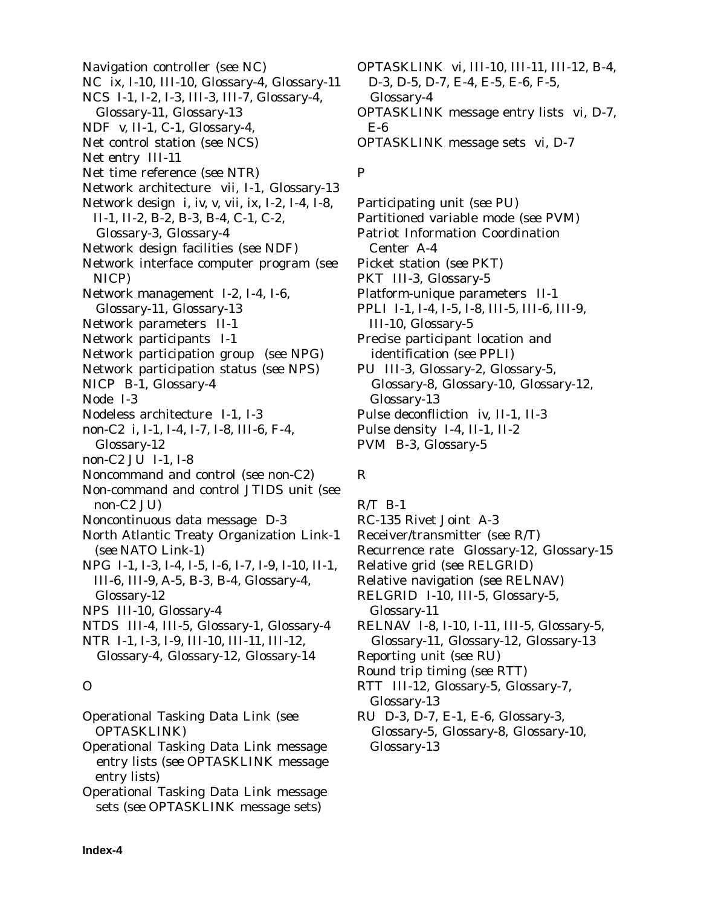Navigation controller (see NC)
NC ix, I-10, III-10, Glossary-4, Glossary-11
NCS I-1, I-2, I-3, III-3, III-7, Glossary-4, Glossary-11, Glossary-13
NDF v, II-1, C-1, Glossary-4,
Net control station (see NCS)
Net entry III-11
Net time reference (see NTR)
Network architecture vii, I-1, Glossary-13
Network design i, iv, v, vii, ix, I-2, I-4, I-8, II-1, II-2, B-2, B-3, B-4, C-1, C-2, Glossary-3, Glossary-4
Network design facilities (see NDF)
Network interface computer program (see NICP)
Network management I-2, I-4, I-6, Glossary-11, Glossary-13
Network parameters II-1
Network participants I-1
Network participation group (see NPG)
Network participation status (see NPS)
NICP B-1, Glossary-4
Node I-3
Nodeless architecture I-1, I-3
non-C2 i, I-1, I-4, I-7, I-8, III-6, F-4, Glossary-12
non-C2 JU I-1, I-8
Noncommand and control (see non-C2)
Non-command and control JTIDS unit (see non-C2 JU)
Noncontinuous data message D-3
North Atlantic Treaty Organization Link-1 (see NATO Link-1)
NPG I-1, I-3, I-4, I-5, I-6, I-7, I-9, I-10, II-1, III-6, III-9, A-5, B-3, B-4, Glossary-4, Glossary-12
NPS III-10, Glossary-4
NTDS III-4, III-5, Glossary-1, Glossary-4
NTR I-1, I-3, I-9, III-10, III-11, III-12, Glossary-4, Glossary-12, Glossary-14

O

Operational Tasking Data Link (see OPTASKLINK)
Operational Tasking Data Link message entry lists (see OPTASKLINK message entry lists)
Operational Tasking Data Link message sets (see OPTASKLINK message sets)
OPTASKLINK vi, III-10, III-11, III-12, B-4, D-3, D-5, D-7, E-4, E-5, E-6, F-5, Glossary-4
OPTASKLINK message entry lists vi, D-7, E-6
OPTASKLINK message sets vi, D-7

P

Participating unit (see PU)
Partitioned variable mode (see PVM)
Patriot Information Coordination Center A-4
Picket station (see PKT)
PKT III-3, Glossary-5
Platform-unique parameters II-1
PPLI I-1, I-4, I-5, I-8, III-5, III-6, III-9, III-10, Glossary-5
Precise participant location and identification (see PPLI)
PU III-3, Glossary-2, Glossary-5, Glossary-8, Glossary-10, Glossary-12, Glossary-13
Pulse deconfliction iv, II-1, II-3
Pulse density I-4, II-1, II-2
PVM B-3, Glossary-5

R

R/T B-1
RC-135 Rivet Joint A-3
Receiver/transmitter (see R/T)
Recurrence rate Glossary-12, Glossary-15
Relative grid (see RELGRID)
Relative navigation (see RELNAV)
RELGRID I-10, III-5, Glossary-5, Glossary-11
RELNAV I-8, I-10, I-11, III-5, Glossary-5, Glossary-11, Glossary-12, Glossary-13
Reporting unit (see RU)
Round trip timing (see RTT)
RTT III-12, Glossary-5, Glossary-7, Glossary-13
RU D-3, D-7, E-1, E-6, Glossary-3, Glossary-5, Glossary-8, Glossary-10, Glossary-13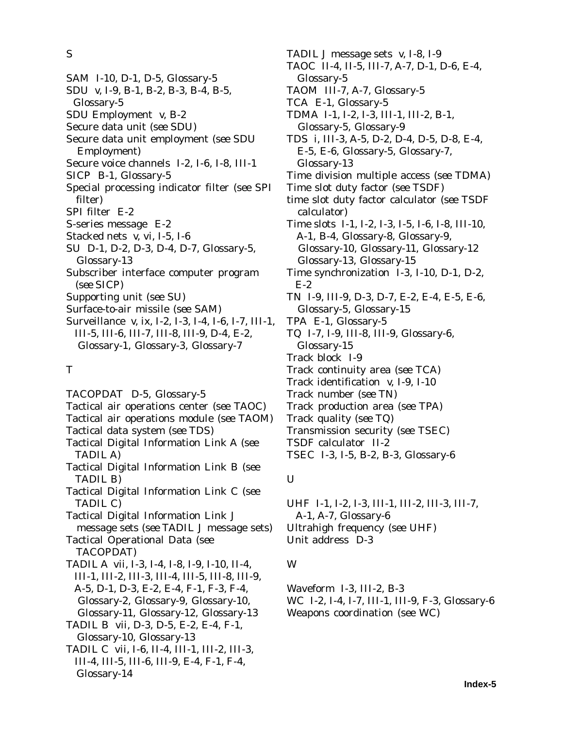## S

SAM I-10, D-1, D-5, Glossary-5
SDU v, I-9, B-1, B-2, B-3, B-4, B-5, Glossary-5
SDU Employment v, B-2
Secure data unit (see SDU)
Secure data unit employment (see SDU Employment)
Secure voice channels I-2, I-6, I-8, III-1
SICP B-1, Glossary-5
Special processing indicator filter (see SPI filter)
SPI filter E-2
S-series message E-2
Stacked nets v, vi, I-5, I-6
SU D-1, D-2, D-3, D-4, D-7, Glossary-5, Glossary-13
Subscriber interface computer program (see SICP)
Supporting unit (see SU)
Surface-to-air missile (see SAM)
Surveillance v, ix, I-2, I-3, I-4, I-6, I-7, III-1, III-5, III-6, III-7, III-8, III-9, D-4, E-2, Glossary-1, Glossary-3, Glossary-7

## T

TACOPDAT D-5, Glossary-5
Tactical air operations center (see TAOC)
Tactical air operations module (see TAOM)
Tactical data system (see TDS)
Tactical Digital Information Link A (see TADIL A)
Tactical Digital Information Link B (see TADIL B)
Tactical Digital Information Link C (see TADIL C)
Tactical Digital Information Link J message sets (see TADIL J message sets)
Tactical Operational Data (see TACOPDAT)
TADIL A vii, I-3, I-4, I-8, I-9, I-10, II-4, III-1, III-2, III-3, III-4, III-5, III-8, III-9, A-5, D-1, D-3, E-2, E-4, F-1, F-3, F-4, Glossary-2, Glossary-9, Glossary-10, Glossary-11, Glossary-12, Glossary-13
TADIL B vii, D-3, D-5, E-2, E-4, F-1, Glossary-10, Glossary-13
TADIL C vii, I-6, II-4, III-1, III-2, III-3, III-4, III-5, III-6, III-9, E-4, F-1, F-4, Glossary-14
TADIL J message sets v, I-8, I-9
TAOC II-4, II-5, III-7, A-7, D-1, D-6, E-4, Glossary-5
TAOM III-7, A-7, Glossary-5
TCA E-1, Glossary-5
TDMA I-1, I-2, I-3, III-1, III-2, B-1, Glossary-5, Glossary-9
TDS i, III-3, A-5, D-2, D-4, D-5, D-8, E-4, E-5, E-6, Glossary-5, Glossary-7, Glossary-13
Time division multiple access (see TDMA)
Time slot duty factor (see TSDF)
time slot duty factor calculator (see TSDF calculator)
Time slots I-1, I-2, I-3, I-5, I-6, I-8, III-10, A-1, B-4, Glossary-8, Glossary-9, Glossary-10, Glossary-11, Glossary-12 Glossary-13, Glossary-15
Time synchronization I-3, I-10, D-1, D-2, E-2
TN I-9, III-9, D-3, D-7, E-2, E-4, E-5, E-6, Glossary-5, Glossary-15
TPA E-1, Glossary-5
TQ I-7, I-9, III-8, III-9, Glossary-6, Glossary-15
Track block I-9
Track continuity area (see TCA)
Track identification v, I-9, I-10
Track number (see TN)
Track production area (see TPA)
Track quality (see TQ)
Transmission security (see TSEC)
TSDF calculator II-2
TSEC I-3, I-5, B-2, B-3, Glossary-6

## U

UHF I-1, I-2, I-3, III-1, III-2, III-3, III-7, A-1, A-7, Glossary-6
Ultrahigh frequency (see UHF)
Unit address D-3

## W

Waveform I-3, III-2, B-3
WC I-2, I-4, I-7, III-1, III-9, F-3, Glossary-6
Weapons coordination (see WC)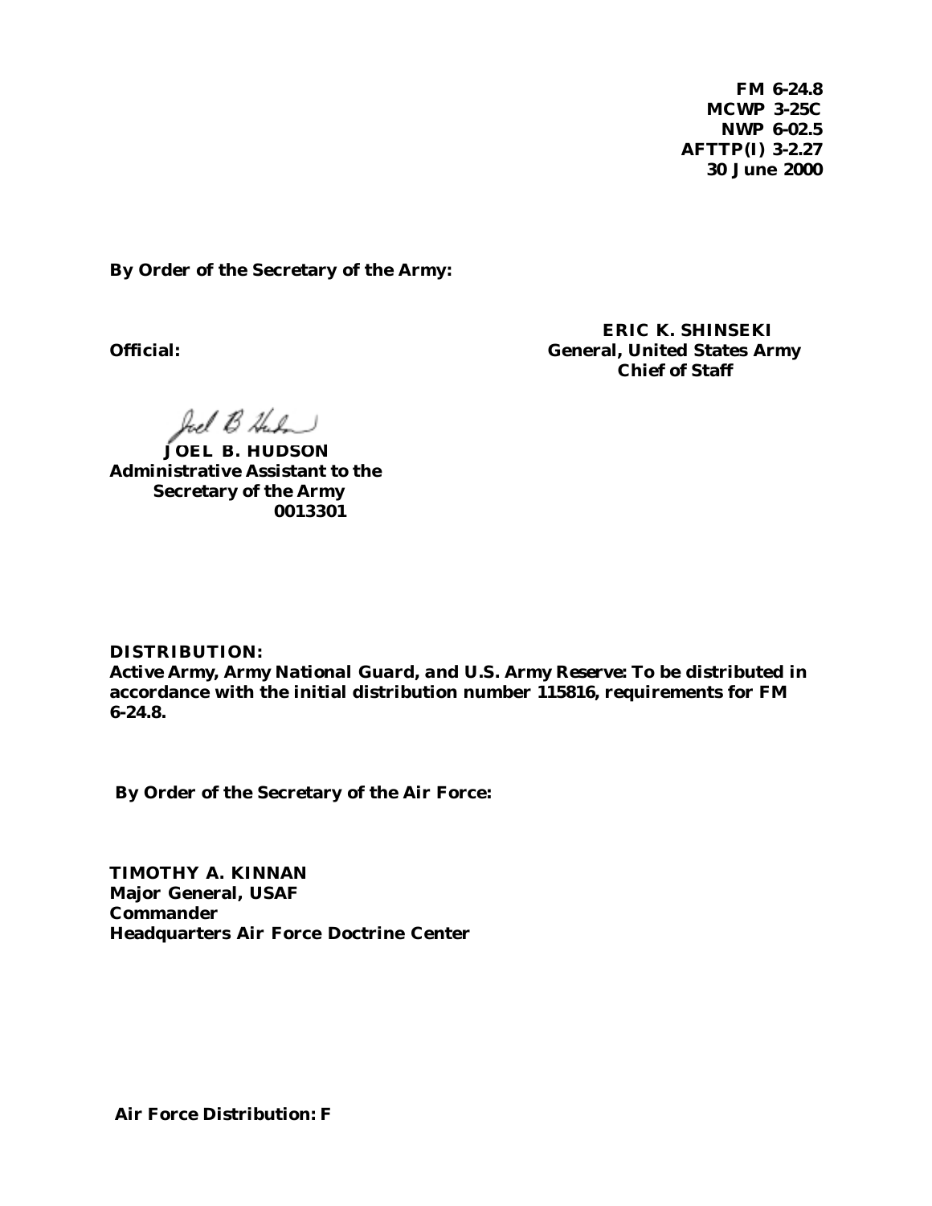**FM 6-24.8**
**MCWP 3-25C**
**NWP 6-02.5**
**AFTTP(I) 3-2.27**
**30 June 2000**

**By Order of the Secretary of the Army:**

**ERIC K. SHINSEKI**
**General, United States Army**
**Chief of Staff**

**Official:**

**JOEL B. HUDSON**
**Administrative Assistant to the**
**Secretary of the Army**
**0013301**

**DISTRIBUTION:**
**Active Army, Army National Guard, and U.S. Army Reserve: To be distributed in accordance with the initial distribution number 115816, requirements for FM 6-24.8.**

**By Order of the Secretary of the Air Force:**

**TIMOTHY A. KINNAN**
**Major General, USAF**
**Commander**
**Headquarters Air Force Doctrine Center**

**Air Force Distribution: F**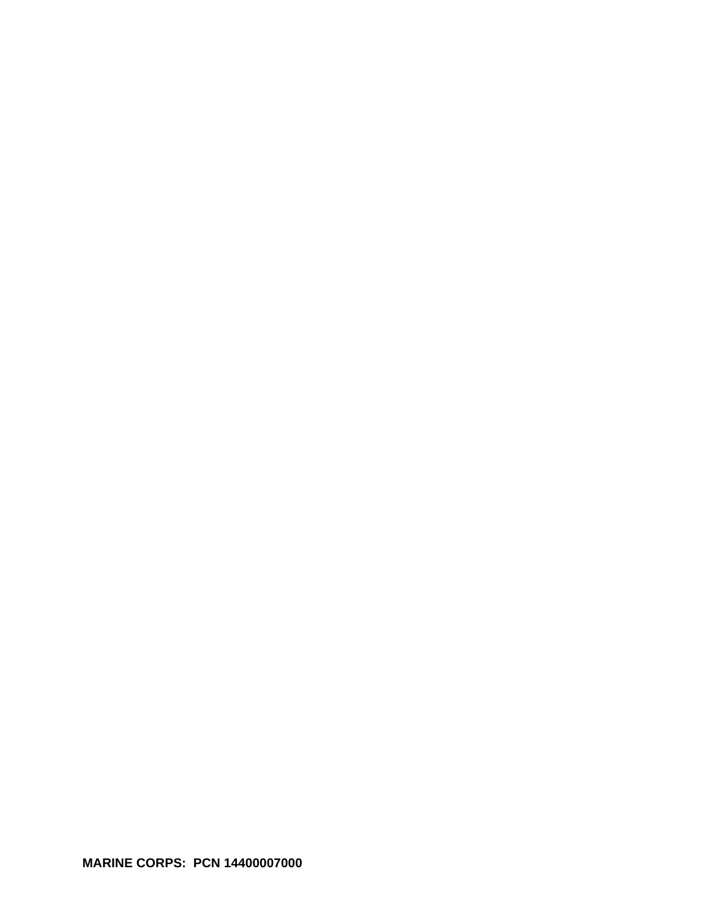**MARINE CORPS:  PCN 14400007000**